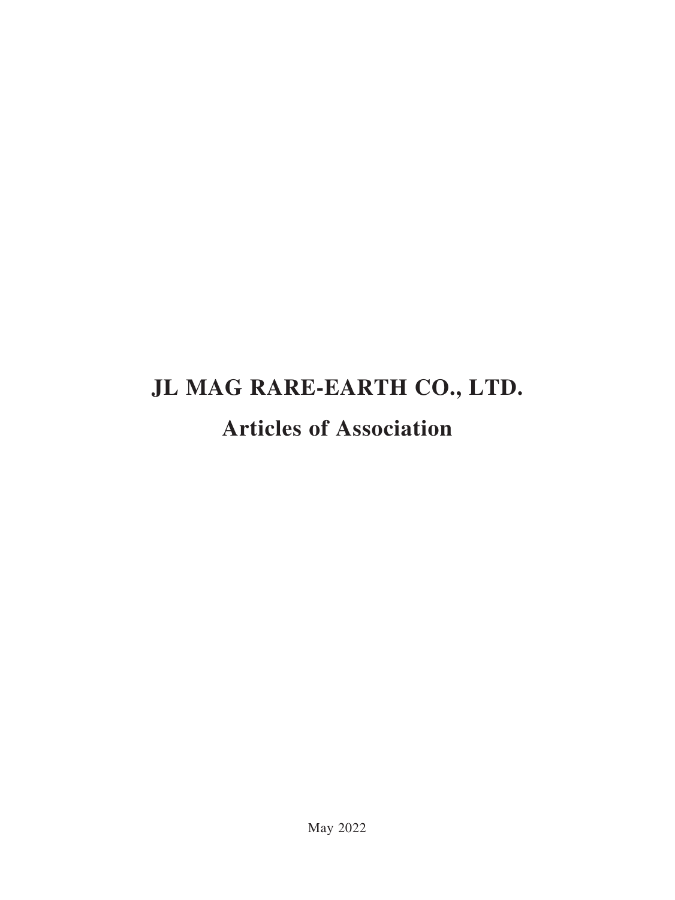# JL MAG RARE-EARTH CO., LTD.

## Articles of Association

May 2022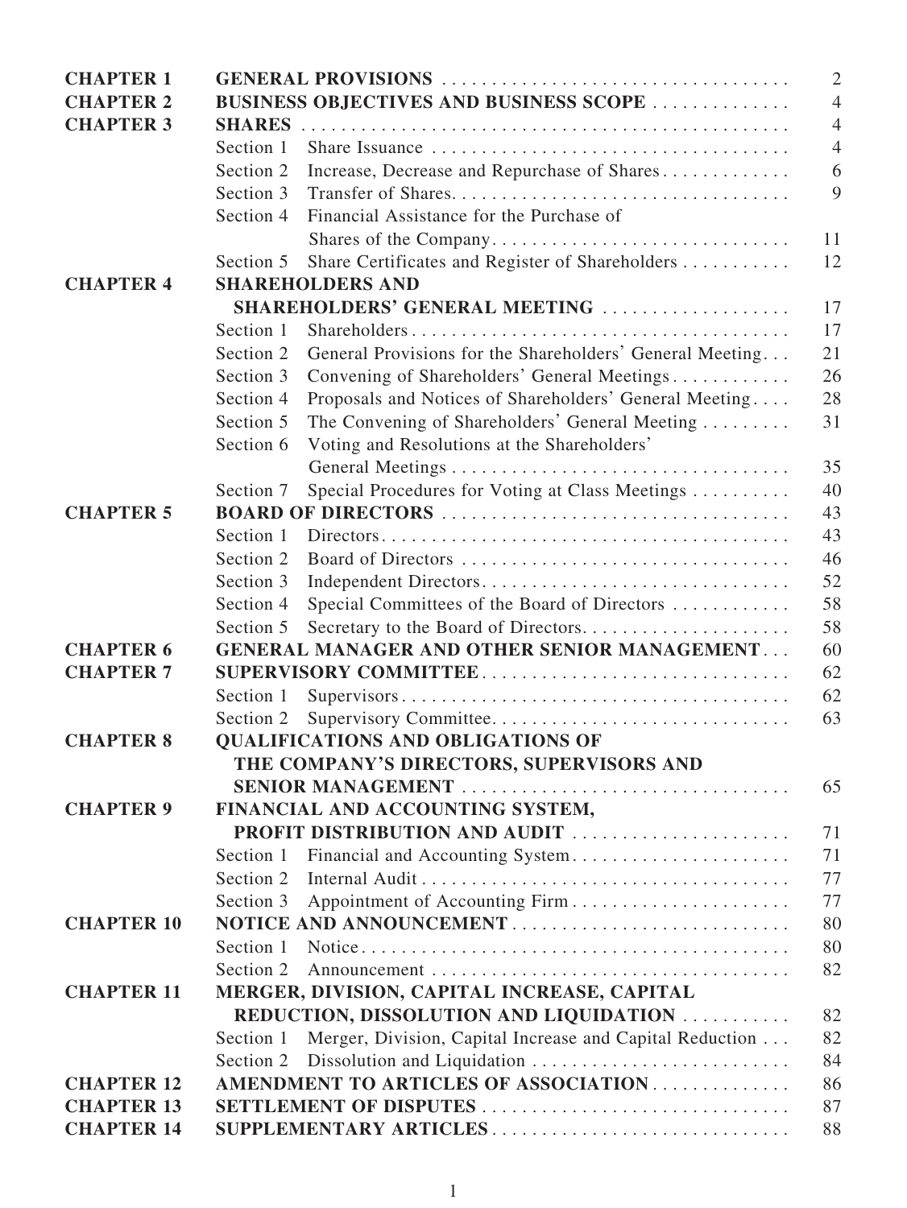| | | |
|---|---|---|
| **CHAPTER 1** | **GENERAL PROVISIONS** | 2 |
| **CHAPTER 2** | **BUSINESS OBJECTIVES AND BUSINESS SCOPE** | 4 |
| **CHAPTER 3** | **SHARES** | 4 |
| | Section 1 Share Issuance | 4 |
| | Section 2 Increase, Decrease and Repurchase of Shares | 6 |
| | Section 3 Transfer of Shares | 9 |
| | Section 4 Financial Assistance for the Purchase of Shares of the Company | 11 |
| | Section 5 Share Certificates and Register of Shareholders | 12 |
| **CHAPTER 4** | **SHAREHOLDERS AND SHAREHOLDERS' GENERAL MEETING** | 17 |
| | Section 1 Shareholders | 17 |
| | Section 2 General Provisions for the Shareholders' General Meeting | 21 |
| | Section 3 Convening of Shareholders' General Meetings | 26 |
| | Section 4 Proposals and Notices of Shareholders' General Meeting | 28 |
| | Section 5 The Convening of Shareholders' General Meeting | 31 |
| | Section 6 Voting and Resolutions at the Shareholders' General Meetings | 35 |
| | Section 7 Special Procedures for Voting at Class Meetings | 40 |
| **CHAPTER 5** | **BOARD OF DIRECTORS** | 43 |
| | Section 1 Directors | 43 |
| | Section 2 Board of Directors | 46 |
| | Section 3 Independent Directors | 52 |
| | Section 4 Special Committees of the Board of Directors | 58 |
| | Section 5 Secretary to the Board of Directors | 58 |
| **CHAPTER 6** | **GENERAL MANAGER AND OTHER SENIOR MANAGEMENT** | 60 |
| **CHAPTER 7** | **SUPERVISORY COMMITTEE** | 62 |
| | Section 1 Supervisors | 62 |
| | Section 2 Supervisory Committee | 63 |
| **CHAPTER 8** | **QUALIFICATIONS AND OBLIGATIONS OF THE COMPANY'S DIRECTORS, SUPERVISORS AND SENIOR MANAGEMENT** | 65 |
| **CHAPTER 9** | **FINANCIAL AND ACCOUNTING SYSTEM, PROFIT DISTRIBUTION AND AUDIT** | 71 |
| | Section 1 Financial and Accounting System | 71 |
| | Section 2 Internal Audit | 77 |
| | Section 3 Appointment of Accounting Firm | 77 |
| **CHAPTER 10** | **NOTICE AND ANNOUNCEMENT** | 80 |
| | Section 1 Notice | 80 |
| | Section 2 Announcement | 82 |
| **CHAPTER 11** | **MERGER, DIVISION, CAPITAL INCREASE, CAPITAL REDUCTION, DISSOLUTION AND LIQUIDATION** | 82 |
| | Section 1 Merger, Division, Capital Increase and Capital Reduction | 82 |
| | Section 2 Dissolution and Liquidation | 84 |
| **CHAPTER 12** | **AMENDMENT TO ARTICLES OF ASSOCIATION** | 86 |
| **CHAPTER 13** | **SETTLEMENT OF DISPUTES** | 87 |
| **CHAPTER 14** | **SUPPLEMENTARY ARTICLES** | 88 |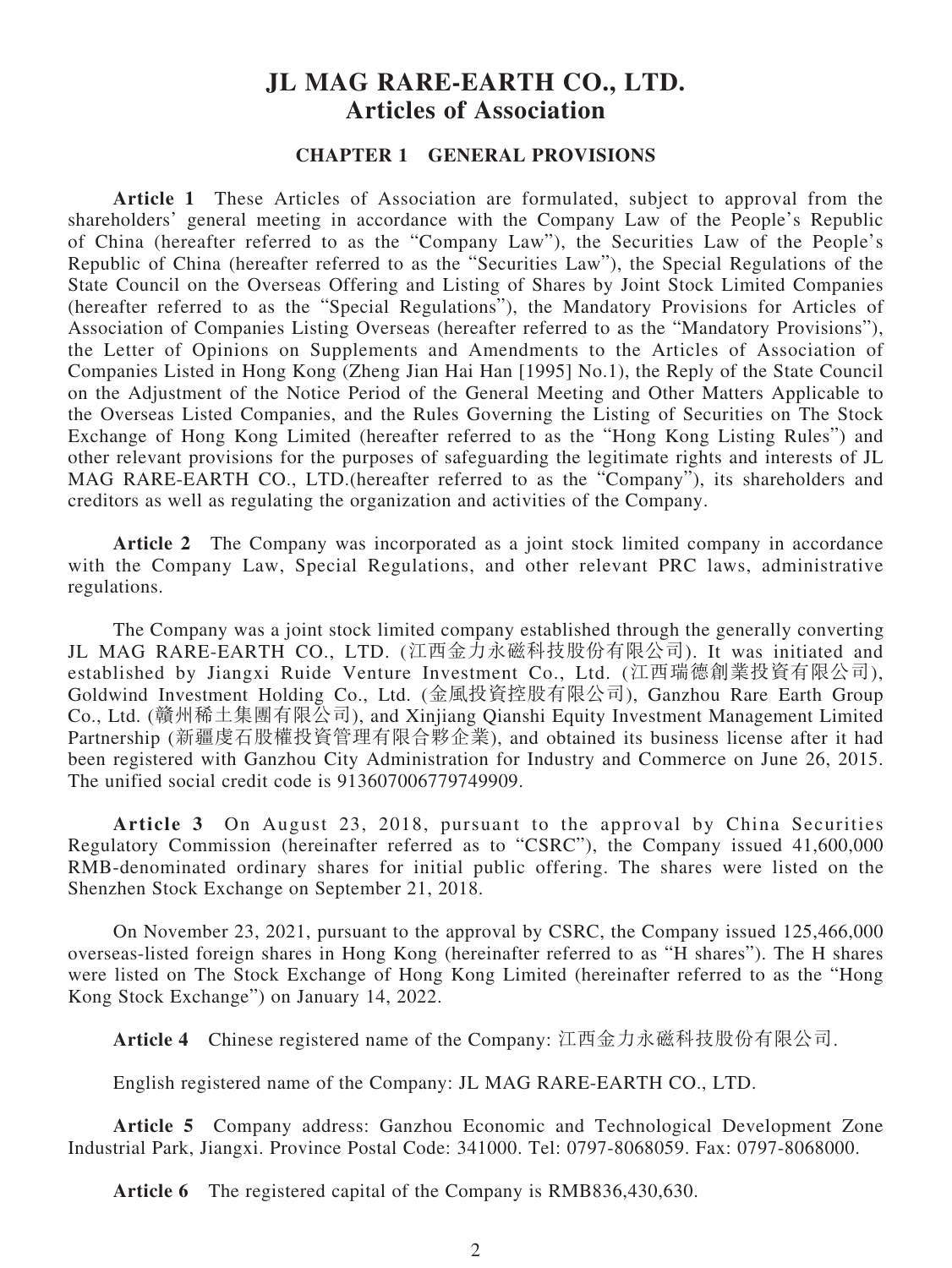# JL MAG RARE-EARTH CO., LTD.
# Articles of Association

## CHAPTER 1 GENERAL PROVISIONS

**Article 1** These Articles of Association are formulated, subject to approval from the shareholders' general meeting in accordance with the Company Law of the People's Republic of China (hereafter referred to as the "Company Law"), the Securities Law of the People's Republic of China (hereafter referred to as the "Securities Law"), the Special Regulations of the State Council on the Overseas Offering and Listing of Shares by Joint Stock Limited Companies (hereafter referred to as the "Special Regulations"), the Mandatory Provisions for Articles of Association of Companies Listing Overseas (hereafter referred to as the "Mandatory Provisions"), the Letter of Opinions on Supplements and Amendments to the Articles of Association of Companies Listed in Hong Kong (Zheng Jian Hai Han [1995] No.1), the Reply of the State Council on the Adjustment of the Notice Period of the General Meeting and Other Matters Applicable to the Overseas Listed Companies, and the Rules Governing the Listing of Securities on The Stock Exchange of Hong Kong Limited (hereafter referred to as the "Hong Kong Listing Rules") and other relevant provisions for the purposes of safeguarding the legitimate rights and interests of JL MAG RARE-EARTH CO., LTD.(hereafter referred to as the "Company"), its shareholders and creditors as well as regulating the organization and activities of the Company.

**Article 2** The Company was incorporated as a joint stock limited company in accordance with the Company Law, Special Regulations, and other relevant PRC laws, administrative regulations.

The Company was a joint stock limited company established through the generally converting JL MAG RARE-EARTH CO., LTD. (江西金力永磁科技股份有限公司). It was initiated and established by Jiangxi Ruide Venture Investment Co., Ltd. (江西瑞德創業投資有限公司), Goldwind Investment Holding Co., Ltd. (金風投資控股有限公司), Ganzhou Rare Earth Group Co., Ltd. (贛州稀土集團有限公司), and Xinjiang Qianshi Equity Investment Management Limited Partnership (新疆虔石股權投資管理有限合夥企業), and obtained its business license after it had been registered with Ganzhou City Administration for Industry and Commerce on June 26, 2015. The unified social credit code is 913607006779749909.

**Article 3** On August 23, 2018, pursuant to the approval by China Securities Regulatory Commission (hereinafter referred as to "CSRC"), the Company issued 41,600,000 RMB-denominated ordinary shares for initial public offering. The shares were listed on the Shenzhen Stock Exchange on September 21, 2018.

On November 23, 2021, pursuant to the approval by CSRC, the Company issued 125,466,000 overseas-listed foreign shares in Hong Kong (hereinafter referred to as "H shares"). The H shares were listed on The Stock Exchange of Hong Kong Limited (hereinafter referred to as the "Hong Kong Stock Exchange") on January 14, 2022.

**Article 4** Chinese registered name of the Company: 江西金力永磁科技股份有限公司.

English registered name of the Company: JL MAG RARE-EARTH CO., LTD.

**Article 5** Company address: Ganzhou Economic and Technological Development Zone Industrial Park, Jiangxi. Province Postal Code: 341000. Tel: 0797-8068059. Fax: 0797-8068000.

**Article 6** The registered capital of the Company is RMB836,430,630.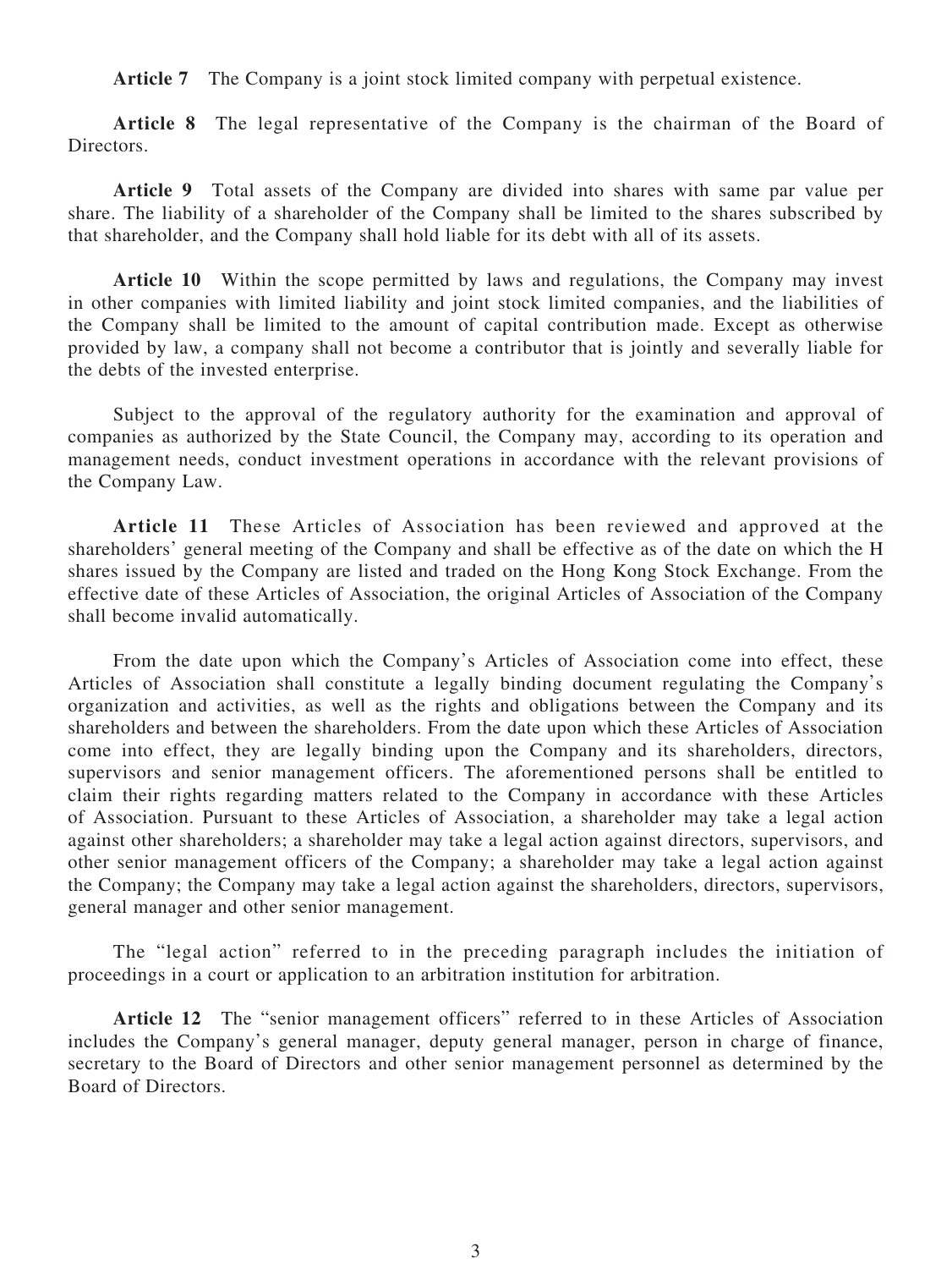**Article 7** The Company is a joint stock limited company with perpetual existence.

**Article 8** The legal representative of the Company is the chairman of the Board of Directors.

**Article 9** Total assets of the Company are divided into shares with same par value per share. The liability of a shareholder of the Company shall be limited to the shares subscribed by that shareholder, and the Company shall hold liable for its debt with all of its assets.

**Article 10** Within the scope permitted by laws and regulations, the Company may invest in other companies with limited liability and joint stock limited companies, and the liabilities of the Company shall be limited to the amount of capital contribution made. Except as otherwise provided by law, a company shall not become a contributor that is jointly and severally liable for the debts of the invested enterprise.

Subject to the approval of the regulatory authority for the examination and approval of companies as authorized by the State Council, the Company may, according to its operation and management needs, conduct investment operations in accordance with the relevant provisions of the Company Law.

**Article 11** These Articles of Association has been reviewed and approved at the shareholders' general meeting of the Company and shall be effective as of the date on which the H shares issued by the Company are listed and traded on the Hong Kong Stock Exchange. From the effective date of these Articles of Association, the original Articles of Association of the Company shall become invalid automatically.

From the date upon which the Company's Articles of Association come into effect, these Articles of Association shall constitute a legally binding document regulating the Company's organization and activities, as well as the rights and obligations between the Company and its shareholders and between the shareholders. From the date upon which these Articles of Association come into effect, they are legally binding upon the Company and its shareholders, directors, supervisors and senior management officers. The aforementioned persons shall be entitled to claim their rights regarding matters related to the Company in accordance with these Articles of Association. Pursuant to these Articles of Association, a shareholder may take a legal action against other shareholders; a shareholder may take a legal action against directors, supervisors, and other senior management officers of the Company; a shareholder may take a legal action against the Company; the Company may take a legal action against the shareholders, directors, supervisors, general manager and other senior management.

The "legal action" referred to in the preceding paragraph includes the initiation of proceedings in a court or application to an arbitration institution for arbitration.

**Article 12** The "senior management officers" referred to in these Articles of Association includes the Company's general manager, deputy general manager, person in charge of finance, secretary to the Board of Directors and other senior management personnel as determined by the Board of Directors.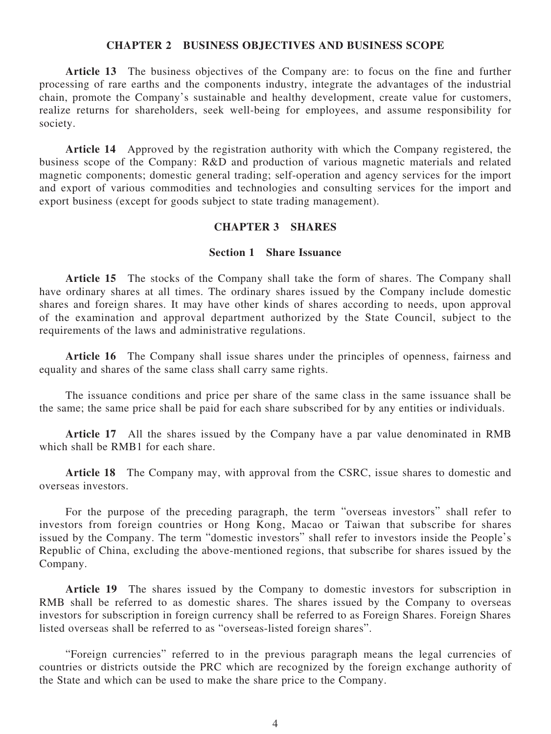## CHAPTER 2 BUSINESS OBJECTIVES AND BUSINESS SCOPE

**Article 13** The business objectives of the Company are: to focus on the fine and further processing of rare earths and the components industry, integrate the advantages of the industrial chain, promote the Company's sustainable and healthy development, create value for customers, realize returns for shareholders, seek well-being for employees, and assume responsibility for society.

**Article 14** Approved by the registration authority with which the Company registered, the business scope of the Company: R&D and production of various magnetic materials and related magnetic components; domestic general trading; self-operation and agency services for the import and export of various commodities and technologies and consulting services for the import and export business (except for goods subject to state trading management).

## CHAPTER 3 SHARES

### Section 1 Share Issuance

**Article 15** The stocks of the Company shall take the form of shares. The Company shall have ordinary shares at all times. The ordinary shares issued by the Company include domestic shares and foreign shares. It may have other kinds of shares according to needs, upon approval of the examination and approval department authorized by the State Council, subject to the requirements of the laws and administrative regulations.

**Article 16** The Company shall issue shares under the principles of openness, fairness and equality and shares of the same class shall carry same rights.

The issuance conditions and price per share of the same class in the same issuance shall be the same; the same price shall be paid for each share subscribed for by any entities or individuals.

**Article 17** All the shares issued by the Company have a par value denominated in RMB which shall be RMB1 for each share.

**Article 18** The Company may, with approval from the CSRC, issue shares to domestic and overseas investors.

For the purpose of the preceding paragraph, the term "overseas investors" shall refer to investors from foreign countries or Hong Kong, Macao or Taiwan that subscribe for shares issued by the Company. The term "domestic investors" shall refer to investors inside the People's Republic of China, excluding the above-mentioned regions, that subscribe for shares issued by the Company.

**Article 19** The shares issued by the Company to domestic investors for subscription in RMB shall be referred to as domestic shares. The shares issued by the Company to overseas investors for subscription in foreign currency shall be referred to as Foreign Shares. Foreign Shares listed overseas shall be referred to as "overseas-listed foreign shares".

"Foreign currencies" referred to in the previous paragraph means the legal currencies of countries or districts outside the PRC which are recognized by the foreign exchange authority of the State and which can be used to make the share price to the Company.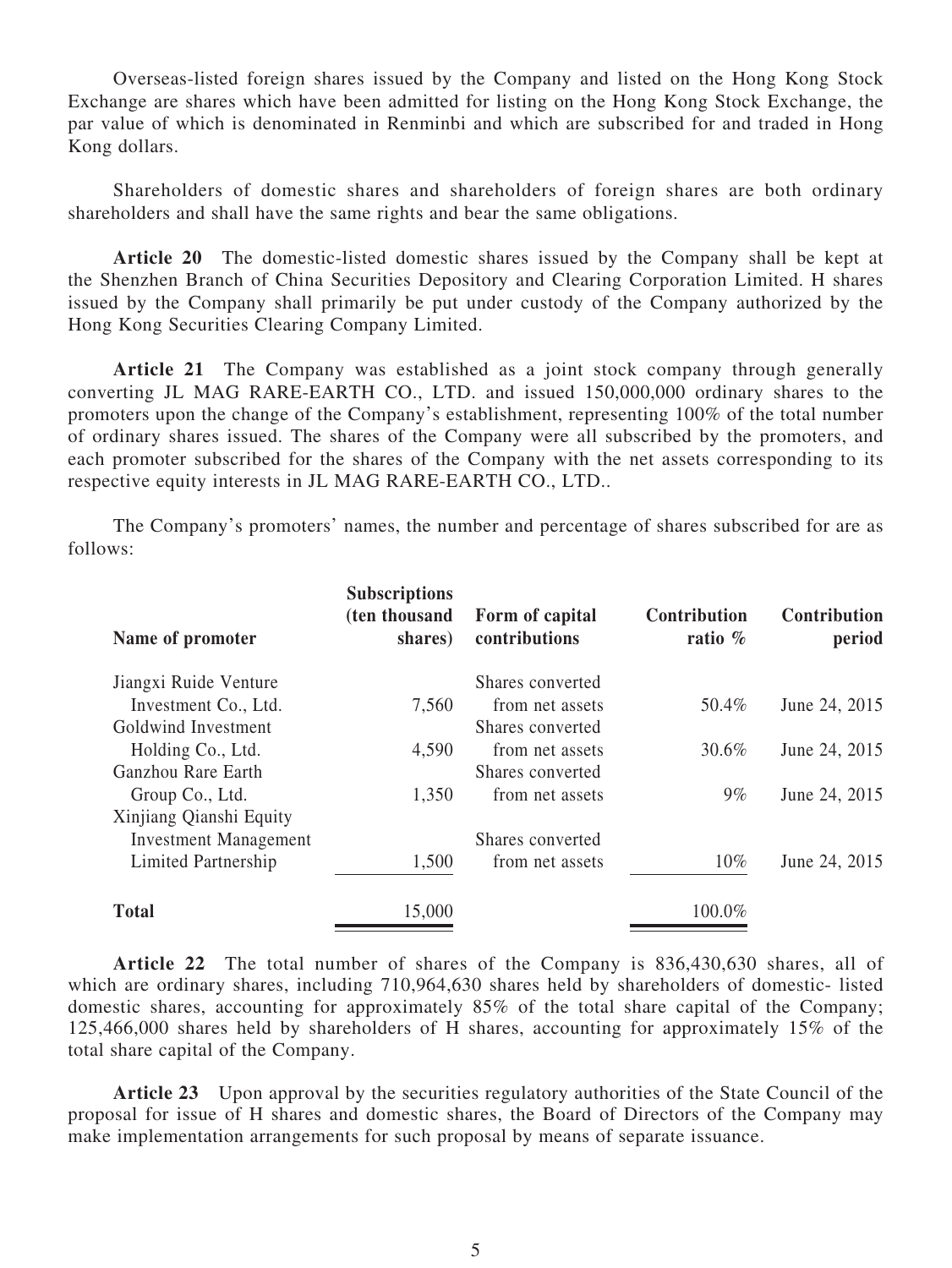Overseas-listed foreign shares issued by the Company and listed on the Hong Kong Stock Exchange are shares which have been admitted for listing on the Hong Kong Stock Exchange, the par value of which is denominated in Renminbi and which are subscribed for and traded in Hong Kong dollars.

Shareholders of domestic shares and shareholders of foreign shares are both ordinary shareholders and shall have the same rights and bear the same obligations.

**Article 20** The domestic-listed domestic shares issued by the Company shall be kept at the Shenzhen Branch of China Securities Depository and Clearing Corporation Limited. H shares issued by the Company shall primarily be put under custody of the Company authorized by the Hong Kong Securities Clearing Company Limited.

**Article 21** The Company was established as a joint stock company through generally converting JL MAG RARE-EARTH CO., LTD. and issued 150,000,000 ordinary shares to the promoters upon the change of the Company's establishment, representing 100% of the total number of ordinary shares issued. The shares of the Company were all subscribed by the promoters, and each promoter subscribed for the shares of the Company with the net assets corresponding to its respective equity interests in JL MAG RARE-EARTH CO., LTD..

The Company's promoters' names, the number and percentage of shares subscribed for are as follows:

| Name of promoter | Subscriptions (ten thousand shares) | Form of capital contributions | Contribution ratio % | Contribution period |
|---|---|---|---|---|
| Jiangxi Ruide Venture Investment Co., Ltd. | 7,560 | Shares converted from net assets | 50.4% | June 24, 2015 |
| Goldwind Investment Holding Co., Ltd. | 4,590 | Shares converted from net assets | 30.6% | June 24, 2015 |
| Ganzhou Rare Earth Group Co., Ltd. | 1,350 | Shares converted from net assets | 9% | June 24, 2015 |
| Xinjiang Qianshi Equity Investment Management Limited Partnership | 1,500 | Shares converted from net assets | 10% | June 24, 2015 |
| **Total** | 15,000 | | 100.0% | |

**Article 22** The total number of shares of the Company is 836,430,630 shares, all of which are ordinary shares, including 710,964,630 shares held by shareholders of domestic- listed domestic shares, accounting for approximately 85% of the total share capital of the Company; 125,466,000 shares held by shareholders of H shares, accounting for approximately 15% of the total share capital of the Company.

**Article 23** Upon approval by the securities regulatory authorities of the State Council of the proposal for issue of H shares and domestic shares, the Board of Directors of the Company may make implementation arrangements for such proposal by means of separate issuance.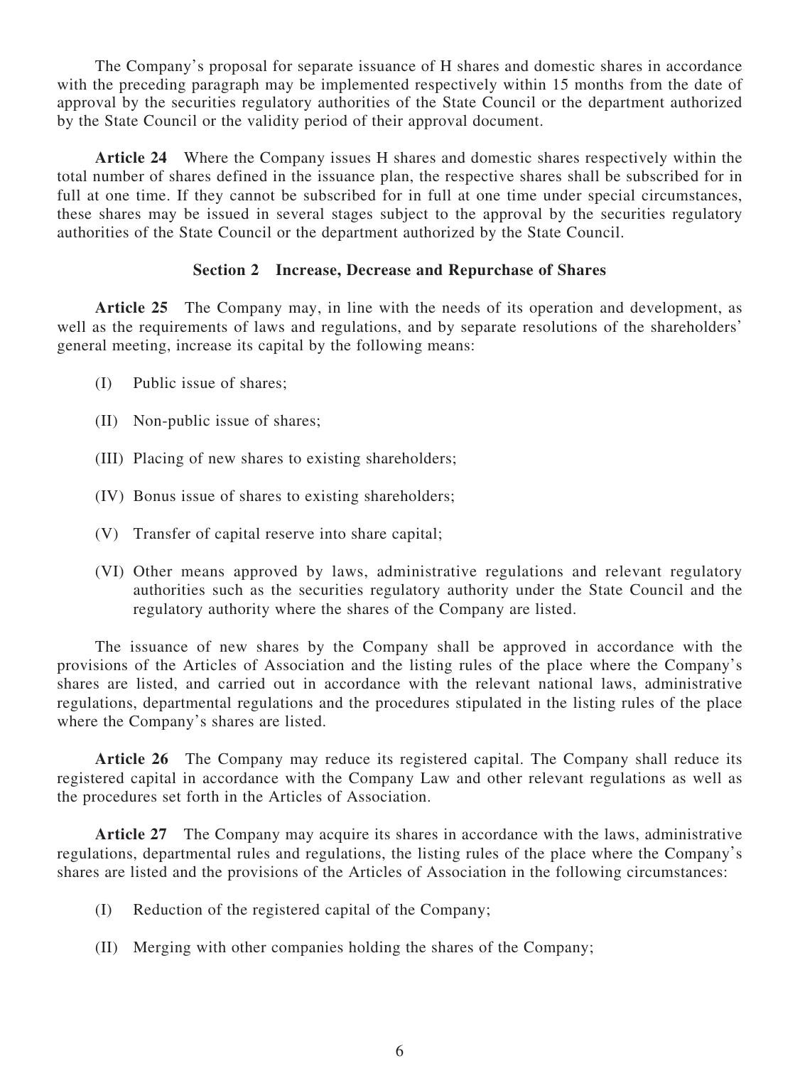The Company's proposal for separate issuance of H shares and domestic shares in accordance with the preceding paragraph may be implemented respectively within 15 months from the date of approval by the securities regulatory authorities of the State Council or the department authorized by the State Council or the validity period of their approval document.

**Article 24** Where the Company issues H shares and domestic shares respectively within the total number of shares defined in the issuance plan, the respective shares shall be subscribed for in full at one time. If they cannot be subscribed for in full at one time under special circumstances, these shares may be issued in several stages subject to the approval by the securities regulatory authorities of the State Council or the department authorized by the State Council.

### Section 2 Increase, Decrease and Repurchase of Shares

**Article 25** The Company may, in line with the needs of its operation and development, as well as the requirements of laws and regulations, and by separate resolutions of the shareholders' general meeting, increase its capital by the following means:

(I) Public issue of shares;

(II) Non-public issue of shares;

(III) Placing of new shares to existing shareholders;

(IV) Bonus issue of shares to existing shareholders;

(V) Transfer of capital reserve into share capital;

(VI) Other means approved by laws, administrative regulations and relevant regulatory authorities such as the securities regulatory authority under the State Council and the regulatory authority where the shares of the Company are listed.

The issuance of new shares by the Company shall be approved in accordance with the provisions of the Articles of Association and the listing rules of the place where the Company's shares are listed, and carried out in accordance with the relevant national laws, administrative regulations, departmental regulations and the procedures stipulated in the listing rules of the place where the Company's shares are listed.

**Article 26** The Company may reduce its registered capital. The Company shall reduce its registered capital in accordance with the Company Law and other relevant regulations as well as the procedures set forth in the Articles of Association.

**Article 27** The Company may acquire its shares in accordance with the laws, administrative regulations, departmental rules and regulations, the listing rules of the place where the Company's shares are listed and the provisions of the Articles of Association in the following circumstances:

(I) Reduction of the registered capital of the Company;

(II) Merging with other companies holding the shares of the Company;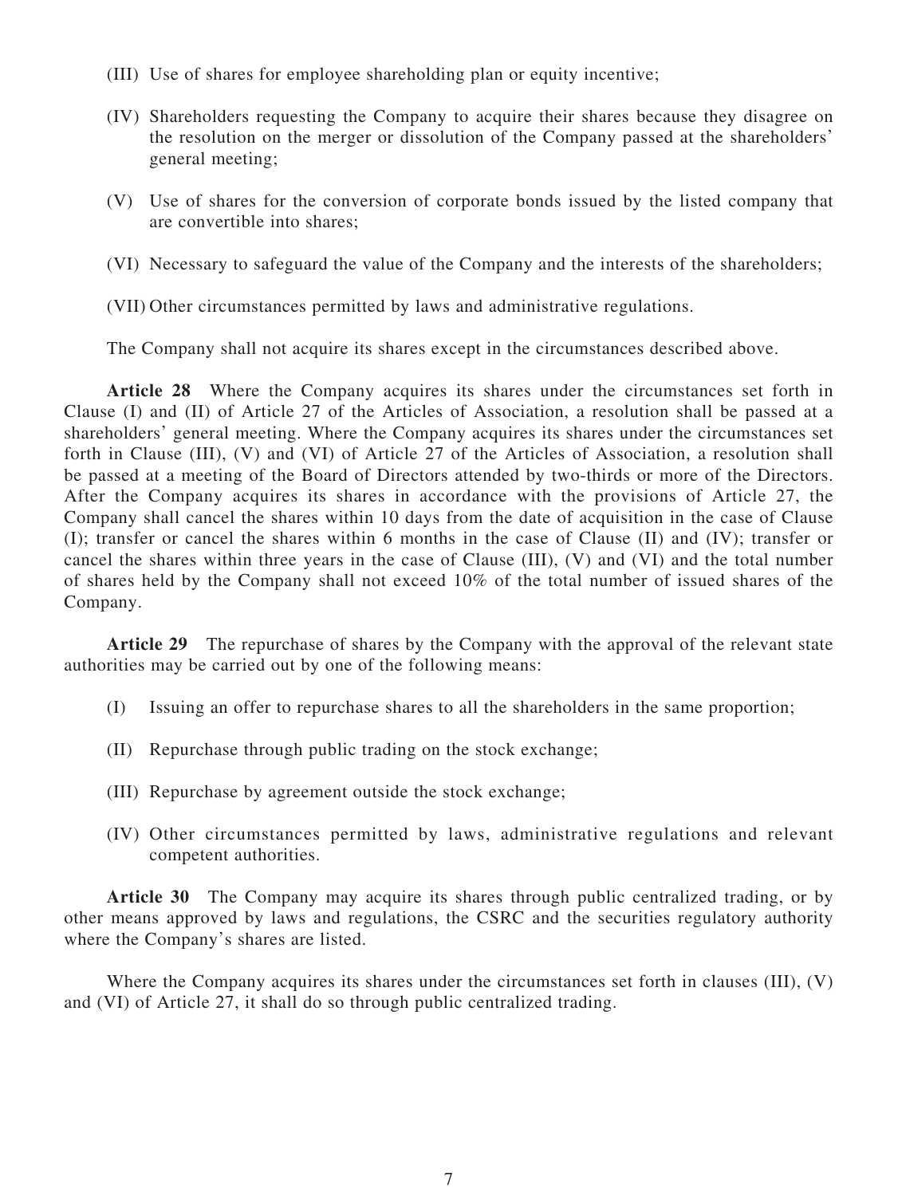(III) Use of shares for employee shareholding plan or equity incentive;

(IV) Shareholders requesting the Company to acquire their shares because they disagree on the resolution on the merger or dissolution of the Company passed at the shareholders' general meeting;

(V) Use of shares for the conversion of corporate bonds issued by the listed company that are convertible into shares;

(VI) Necessary to safeguard the value of the Company and the interests of the shareholders;

(VII) Other circumstances permitted by laws and administrative regulations.

The Company shall not acquire its shares except in the circumstances described above.

**Article 28** Where the Company acquires its shares under the circumstances set forth in Clause (I) and (II) of Article 27 of the Articles of Association, a resolution shall be passed at a shareholders' general meeting. Where the Company acquires its shares under the circumstances set forth in Clause (III), (V) and (VI) of Article 27 of the Articles of Association, a resolution shall be passed at a meeting of the Board of Directors attended by two-thirds or more of the Directors. After the Company acquires its shares in accordance with the provisions of Article 27, the Company shall cancel the shares within 10 days from the date of acquisition in the case of Clause (I); transfer or cancel the shares within 6 months in the case of Clause (II) and (IV); transfer or cancel the shares within three years in the case of Clause (III), (V) and (VI) and the total number of shares held by the Company shall not exceed 10% of the total number of issued shares of the Company.

**Article 29** The repurchase of shares by the Company with the approval of the relevant state authorities may be carried out by one of the following means:

(I) Issuing an offer to repurchase shares to all the shareholders in the same proportion;

(II) Repurchase through public trading on the stock exchange;

(III) Repurchase by agreement outside the stock exchange;

(IV) Other circumstances permitted by laws, administrative regulations and relevant competent authorities.

**Article 30** The Company may acquire its shares through public centralized trading, or by other means approved by laws and regulations, the CSRC and the securities regulatory authority where the Company's shares are listed.

Where the Company acquires its shares under the circumstances set forth in clauses (III), (V) and (VI) of Article 27, it shall do so through public centralized trading.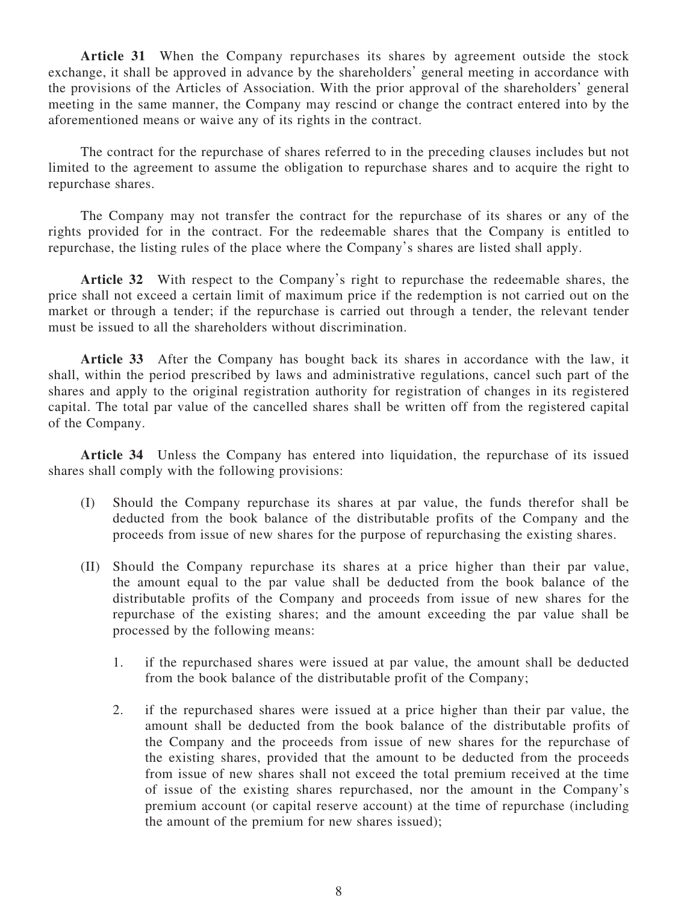**Article 31** When the Company repurchases its shares by agreement outside the stock exchange, it shall be approved in advance by the shareholders' general meeting in accordance with the provisions of the Articles of Association. With the prior approval of the shareholders' general meeting in the same manner, the Company may rescind or change the contract entered into by the aforementioned means or waive any of its rights in the contract.

The contract for the repurchase of shares referred to in the preceding clauses includes but not limited to the agreement to assume the obligation to repurchase shares and to acquire the right to repurchase shares.

The Company may not transfer the contract for the repurchase of its shares or any of the rights provided for in the contract. For the redeemable shares that the Company is entitled to repurchase, the listing rules of the place where the Company's shares are listed shall apply.

**Article 32** With respect to the Company's right to repurchase the redeemable shares, the price shall not exceed a certain limit of maximum price if the redemption is not carried out on the market or through a tender; if the repurchase is carried out through a tender, the relevant tender must be issued to all the shareholders without discrimination.

**Article 33** After the Company has bought back its shares in accordance with the law, it shall, within the period prescribed by laws and administrative regulations, cancel such part of the shares and apply to the original registration authority for registration of changes in its registered capital. The total par value of the cancelled shares shall be written off from the registered capital of the Company.

**Article 34** Unless the Company has entered into liquidation, the repurchase of its issued shares shall comply with the following provisions:

(I) Should the Company repurchase its shares at par value, the funds therefor shall be deducted from the book balance of the distributable profits of the Company and the proceeds from issue of new shares for the purpose of repurchasing the existing shares.

(II) Should the Company repurchase its shares at a price higher than their par value, the amount equal to the par value shall be deducted from the book balance of the distributable profits of the Company and proceeds from issue of new shares for the repurchase of the existing shares; and the amount exceeding the par value shall be processed by the following means:

1. if the repurchased shares were issued at par value, the amount shall be deducted from the book balance of the distributable profit of the Company;

2. if the repurchased shares were issued at a price higher than their par value, the amount shall be deducted from the book balance of the distributable profits of the Company and the proceeds from issue of new shares for the repurchase of the existing shares, provided that the amount to be deducted from the proceeds from issue of new shares shall not exceed the total premium received at the time of issue of the existing shares repurchased, nor the amount in the Company's premium account (or capital reserve account) at the time of repurchase (including the amount of the premium for new shares issued);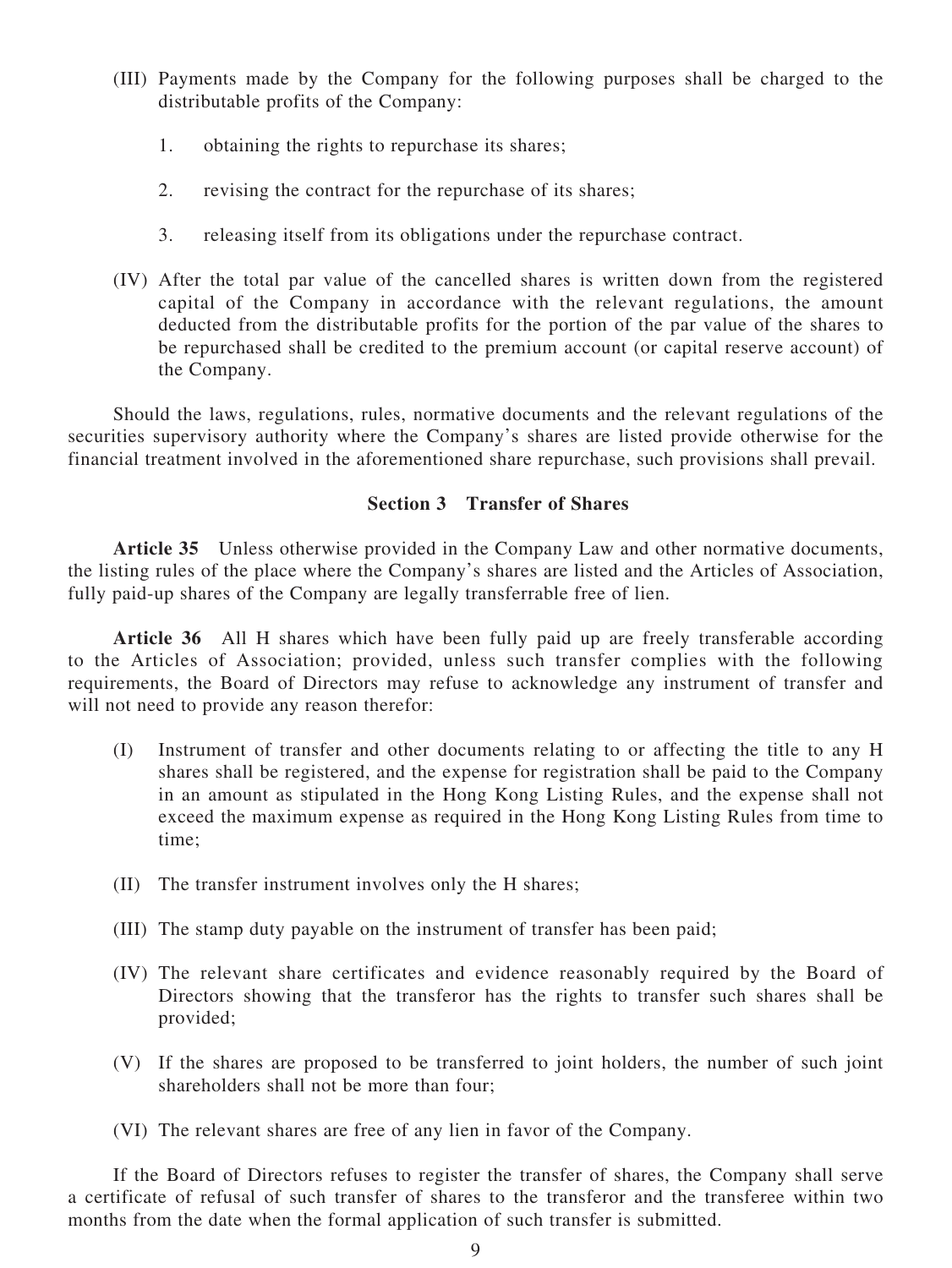(III) Payments made by the Company for the following purposes shall be charged to the distributable profits of the Company:

1. obtaining the rights to repurchase its shares;

2. revising the contract for the repurchase of its shares;

3. releasing itself from its obligations under the repurchase contract.

(IV) After the total par value of the cancelled shares is written down from the registered capital of the Company in accordance with the relevant regulations, the amount deducted from the distributable profits for the portion of the par value of the shares to be repurchased shall be credited to the premium account (or capital reserve account) of the Company.

Should the laws, regulations, rules, normative documents and the relevant regulations of the securities supervisory authority where the Company's shares are listed provide otherwise for the financial treatment involved in the aforementioned share repurchase, such provisions shall prevail.

## Section 3 Transfer of Shares

**Article 35** Unless otherwise provided in the Company Law and other normative documents, the listing rules of the place where the Company's shares are listed and the Articles of Association, fully paid-up shares of the Company are legally transferrable free of lien.

**Article 36** All H shares which have been fully paid up are freely transferable according to the Articles of Association; provided, unless such transfer complies with the following requirements, the Board of Directors may refuse to acknowledge any instrument of transfer and will not need to provide any reason therefor:

(I) Instrument of transfer and other documents relating to or affecting the title to any H shares shall be registered, and the expense for registration shall be paid to the Company in an amount as stipulated in the Hong Kong Listing Rules, and the expense shall not exceed the maximum expense as required in the Hong Kong Listing Rules from time to time;

(II) The transfer instrument involves only the H shares;

(III) The stamp duty payable on the instrument of transfer has been paid;

(IV) The relevant share certificates and evidence reasonably required by the Board of Directors showing that the transferor has the rights to transfer such shares shall be provided;

(V) If the shares are proposed to be transferred to joint holders, the number of such joint shareholders shall not be more than four;

(VI) The relevant shares are free of any lien in favor of the Company.

If the Board of Directors refuses to register the transfer of shares, the Company shall serve a certificate of refusal of such transfer of shares to the transferor and the transferee within two months from the date when the formal application of such transfer is submitted.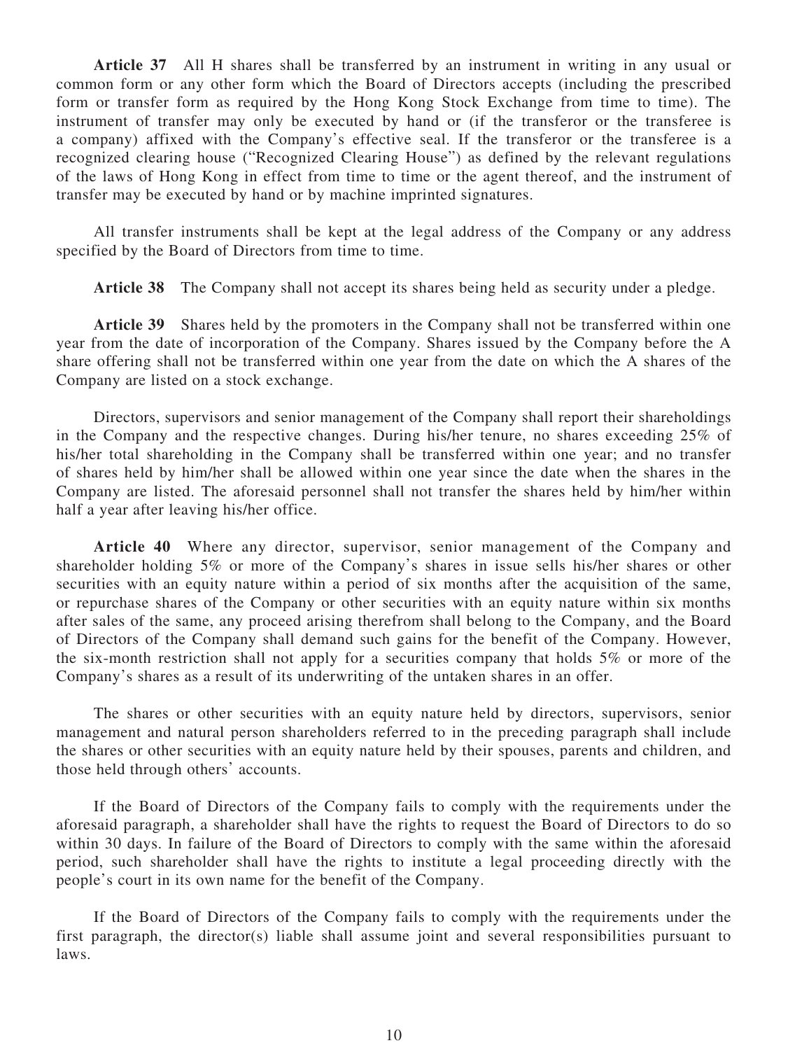**Article 37** All H shares shall be transferred by an instrument in writing in any usual or common form or any other form which the Board of Directors accepts (including the prescribed form or transfer form as required by the Hong Kong Stock Exchange from time to time). The instrument of transfer may only be executed by hand or (if the transferor or the transferee is a company) affixed with the Company's effective seal. If the transferor or the transferee is a recognized clearing house ("Recognized Clearing House") as defined by the relevant regulations of the laws of Hong Kong in effect from time to time or the agent thereof, and the instrument of transfer may be executed by hand or by machine imprinted signatures.

All transfer instruments shall be kept at the legal address of the Company or any address specified by the Board of Directors from time to time.

**Article 38** The Company shall not accept its shares being held as security under a pledge.

**Article 39** Shares held by the promoters in the Company shall not be transferred within one year from the date of incorporation of the Company. Shares issued by the Company before the A share offering shall not be transferred within one year from the date on which the A shares of the Company are listed on a stock exchange.

Directors, supervisors and senior management of the Company shall report their shareholdings in the Company and the respective changes. During his/her tenure, no shares exceeding 25% of his/her total shareholding in the Company shall be transferred within one year; and no transfer of shares held by him/her shall be allowed within one year since the date when the shares in the Company are listed. The aforesaid personnel shall not transfer the shares held by him/her within half a year after leaving his/her office.

**Article 40** Where any director, supervisor, senior management of the Company and shareholder holding 5% or more of the Company's shares in issue sells his/her shares or other securities with an equity nature within a period of six months after the acquisition of the same, or repurchase shares of the Company or other securities with an equity nature within six months after sales of the same, any proceed arising therefrom shall belong to the Company, and the Board of Directors of the Company shall demand such gains for the benefit of the Company. However, the six-month restriction shall not apply for a securities company that holds 5% or more of the Company's shares as a result of its underwriting of the untaken shares in an offer.

The shares or other securities with an equity nature held by directors, supervisors, senior management and natural person shareholders referred to in the preceding paragraph shall include the shares or other securities with an equity nature held by their spouses, parents and children, and those held through others' accounts.

If the Board of Directors of the Company fails to comply with the requirements under the aforesaid paragraph, a shareholder shall have the rights to request the Board of Directors to do so within 30 days. In failure of the Board of Directors to comply with the same within the aforesaid period, such shareholder shall have the rights to institute a legal proceeding directly with the people's court in its own name for the benefit of the Company.

If the Board of Directors of the Company fails to comply with the requirements under the first paragraph, the director(s) liable shall assume joint and several responsibilities pursuant to laws.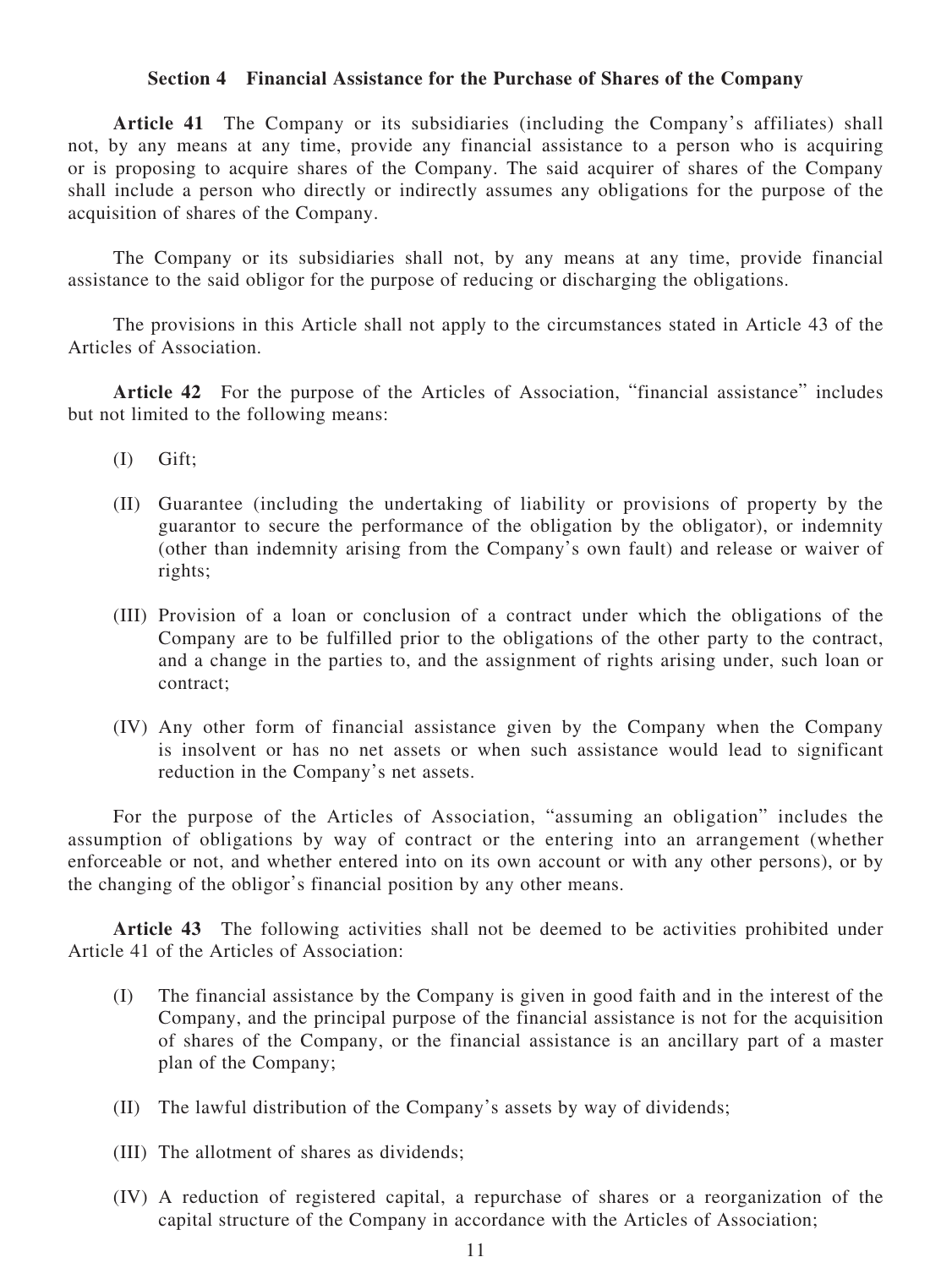### Section 4 Financial Assistance for the Purchase of Shares of the Company

**Article 41** The Company or its subsidiaries (including the Company's affiliates) shall not, by any means at any time, provide any financial assistance to a person who is acquiring or is proposing to acquire shares of the Company. The said acquirer of shares of the Company shall include a person who directly or indirectly assumes any obligations for the purpose of the acquisition of shares of the Company.

The Company or its subsidiaries shall not, by any means at any time, provide financial assistance to the said obligor for the purpose of reducing or discharging the obligations.

The provisions in this Article shall not apply to the circumstances stated in Article 43 of the Articles of Association.

**Article 42** For the purpose of the Articles of Association, "financial assistance" includes but not limited to the following means:

(I) Gift;

(II) Guarantee (including the undertaking of liability or provisions of property by the guarantor to secure the performance of the obligation by the obligator), or indemnity (other than indemnity arising from the Company's own fault) and release or waiver of rights;

(III) Provision of a loan or conclusion of a contract under which the obligations of the Company are to be fulfilled prior to the obligations of the other party to the contract, and a change in the parties to, and the assignment of rights arising under, such loan or contract;

(IV) Any other form of financial assistance given by the Company when the Company is insolvent or has no net assets or when such assistance would lead to significant reduction in the Company's net assets.

For the purpose of the Articles of Association, "assuming an obligation" includes the assumption of obligations by way of contract or the entering into an arrangement (whether enforceable or not, and whether entered into on its own account or with any other persons), or by the changing of the obligor's financial position by any other means.

**Article 43** The following activities shall not be deemed to be activities prohibited under Article 41 of the Articles of Association:

(I) The financial assistance by the Company is given in good faith and in the interest of the Company, and the principal purpose of the financial assistance is not for the acquisition of shares of the Company, or the financial assistance is an ancillary part of a master plan of the Company;

(II) The lawful distribution of the Company's assets by way of dividends;

(III) The allotment of shares as dividends;

(IV) A reduction of registered capital, a repurchase of shares or a reorganization of the capital structure of the Company in accordance with the Articles of Association;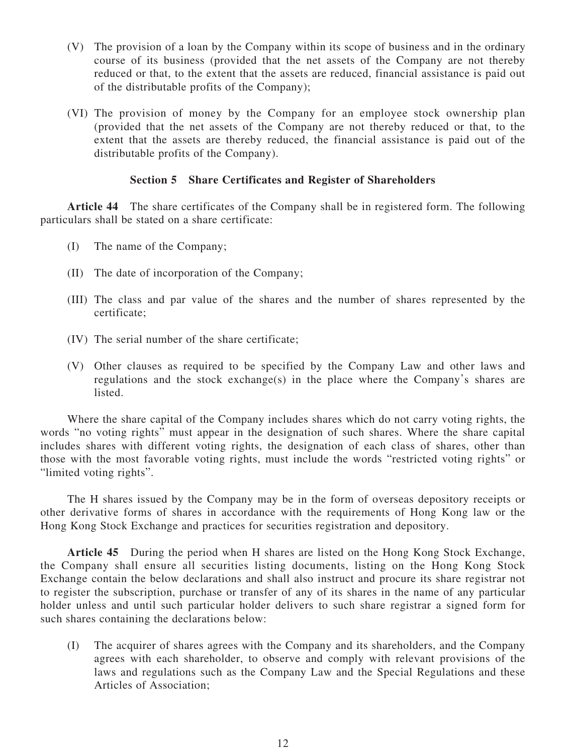(V) The provision of a loan by the Company within its scope of business and in the ordinary course of its business (provided that the net assets of the Company are not thereby reduced or that, to the extent that the assets are reduced, financial assistance is paid out of the distributable profits of the Company);

(VI) The provision of money by the Company for an employee stock ownership plan (provided that the net assets of the Company are not thereby reduced or that, to the extent that the assets are thereby reduced, the financial assistance is paid out of the distributable profits of the Company).

### Section 5 Share Certificates and Register of Shareholders

**Article 44** The share certificates of the Company shall be in registered form. The following particulars shall be stated on a share certificate:

(I) The name of the Company;

(II) The date of incorporation of the Company;

(III) The class and par value of the shares and the number of shares represented by the certificate;

(IV) The serial number of the share certificate;

(V) Other clauses as required to be specified by the Company Law and other laws and regulations and the stock exchange(s) in the place where the Company's shares are listed.

Where the share capital of the Company includes shares which do not carry voting rights, the words "no voting rights" must appear in the designation of such shares. Where the share capital includes shares with different voting rights, the designation of each class of shares, other than those with the most favorable voting rights, must include the words "restricted voting rights" or "limited voting rights".

The H shares issued by the Company may be in the form of overseas depository receipts or other derivative forms of shares in accordance with the requirements of Hong Kong law or the Hong Kong Stock Exchange and practices for securities registration and depository.

**Article 45** During the period when H shares are listed on the Hong Kong Stock Exchange, the Company shall ensure all securities listing documents, listing on the Hong Kong Stock Exchange contain the below declarations and shall also instruct and procure its share registrar not to register the subscription, purchase or transfer of any of its shares in the name of any particular holder unless and until such particular holder delivers to such share registrar a signed form for such shares containing the declarations below:

(I) The acquirer of shares agrees with the Company and its shareholders, and the Company agrees with each shareholder, to observe and comply with relevant provisions of the laws and regulations such as the Company Law and the Special Regulations and these Articles of Association;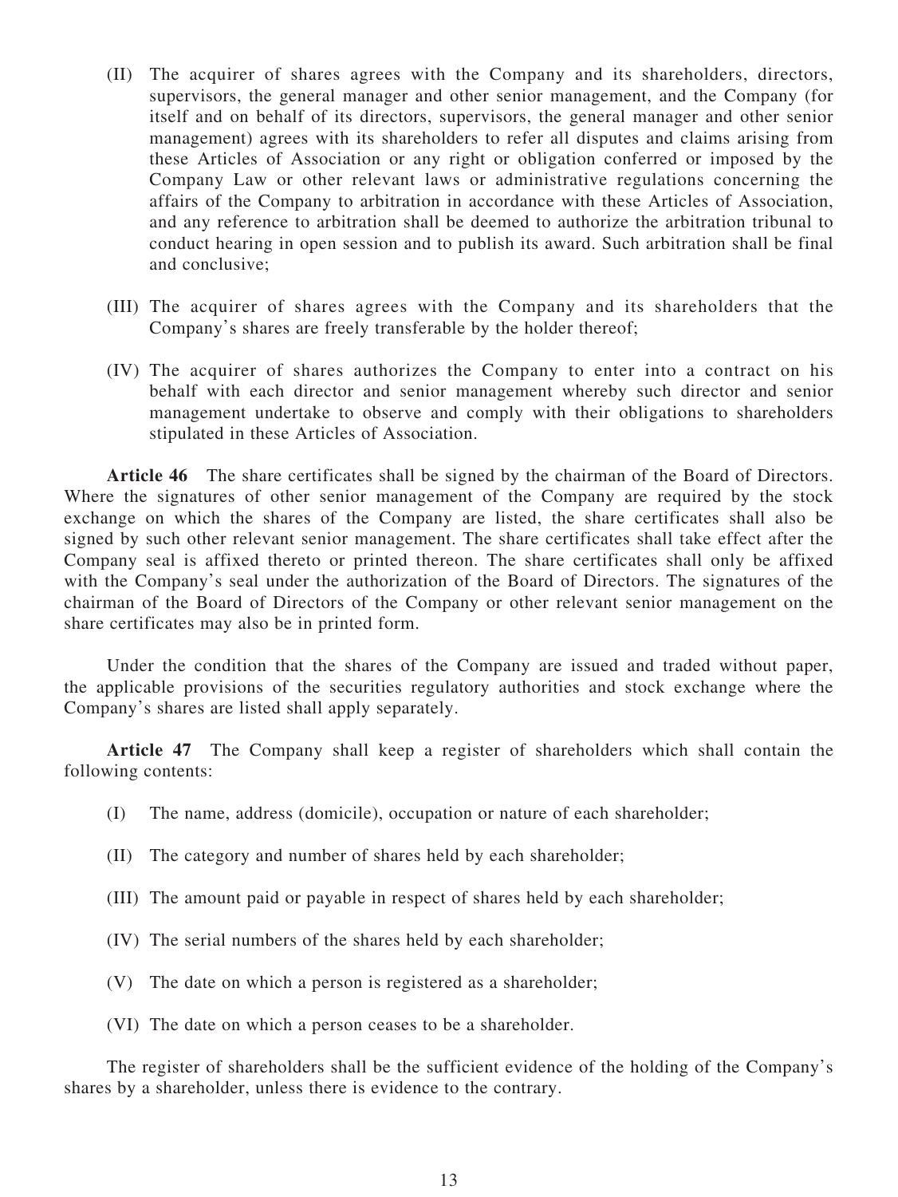(II) The acquirer of shares agrees with the Company and its shareholders, directors, supervisors, the general manager and other senior management, and the Company (for itself and on behalf of its directors, supervisors, the general manager and other senior management) agrees with its shareholders to refer all disputes and claims arising from these Articles of Association or any right or obligation conferred or imposed by the Company Law or other relevant laws or administrative regulations concerning the affairs of the Company to arbitration in accordance with these Articles of Association, and any reference to arbitration shall be deemed to authorize the arbitration tribunal to conduct hearing in open session and to publish its award. Such arbitration shall be final and conclusive;

(III) The acquirer of shares agrees with the Company and its shareholders that the Company's shares are freely transferable by the holder thereof;

(IV) The acquirer of shares authorizes the Company to enter into a contract on his behalf with each director and senior management whereby such director and senior management undertake to observe and comply with their obligations to shareholders stipulated in these Articles of Association.

**Article 46** The share certificates shall be signed by the chairman of the Board of Directors. Where the signatures of other senior management of the Company are required by the stock exchange on which the shares of the Company are listed, the share certificates shall also be signed by such other relevant senior management. The share certificates shall take effect after the Company seal is affixed thereto or printed thereon. The share certificates shall only be affixed with the Company's seal under the authorization of the Board of Directors. The signatures of the chairman of the Board of Directors of the Company or other relevant senior management on the share certificates may also be in printed form.

Under the condition that the shares of the Company are issued and traded without paper, the applicable provisions of the securities regulatory authorities and stock exchange where the Company's shares are listed shall apply separately.

**Article 47** The Company shall keep a register of shareholders which shall contain the following contents:

(I) The name, address (domicile), occupation or nature of each shareholder;

(II) The category and number of shares held by each shareholder;

(III) The amount paid or payable in respect of shares held by each shareholder;

(IV) The serial numbers of the shares held by each shareholder;

(V) The date on which a person is registered as a shareholder;

(VI) The date on which a person ceases to be a shareholder.

The register of shareholders shall be the sufficient evidence of the holding of the Company's shares by a shareholder, unless there is evidence to the contrary.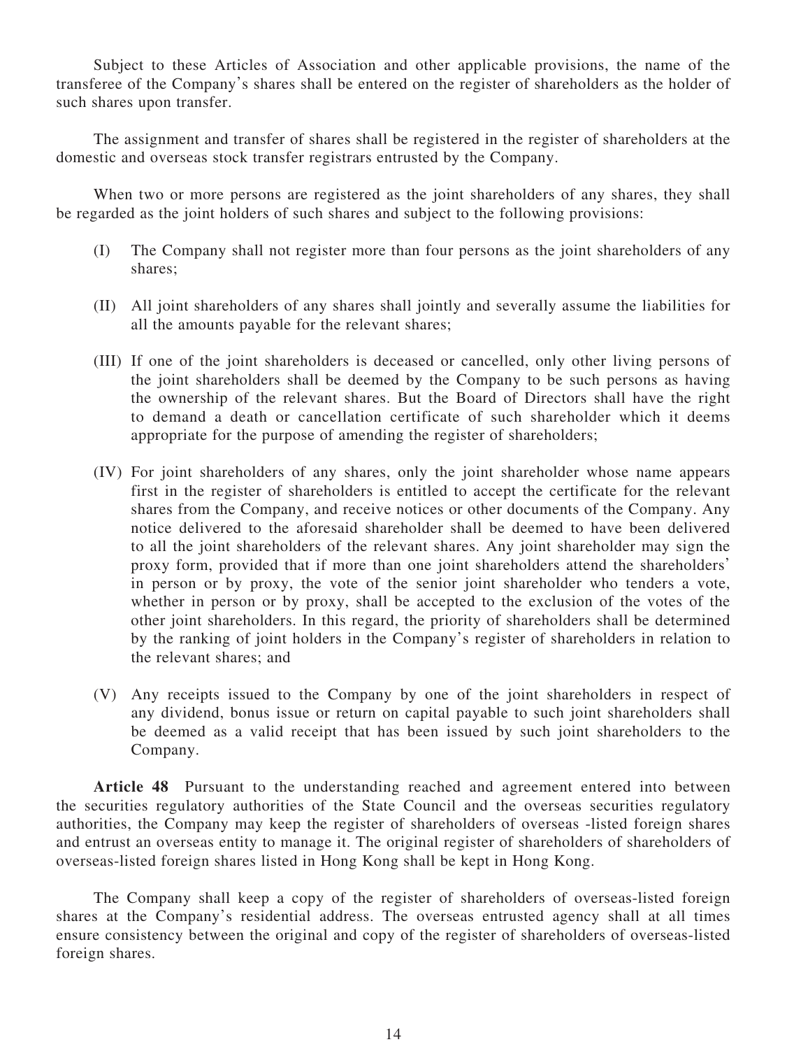Subject to these Articles of Association and other applicable provisions, the name of the transferee of the Company's shares shall be entered on the register of shareholders as the holder of such shares upon transfer.

The assignment and transfer of shares shall be registered in the register of shareholders at the domestic and overseas stock transfer registrars entrusted by the Company.

When two or more persons are registered as the joint shareholders of any shares, they shall be regarded as the joint holders of such shares and subject to the following provisions:

(I) The Company shall not register more than four persons as the joint shareholders of any shares;

(II) All joint shareholders of any shares shall jointly and severally assume the liabilities for all the amounts payable for the relevant shares;

(III) If one of the joint shareholders is deceased or cancelled, only other living persons of the joint shareholders shall be deemed by the Company to be such persons as having the ownership of the relevant shares. But the Board of Directors shall have the right to demand a death or cancellation certificate of such shareholder which it deems appropriate for the purpose of amending the register of shareholders;

(IV) For joint shareholders of any shares, only the joint shareholder whose name appears first in the register of shareholders is entitled to accept the certificate for the relevant shares from the Company, and receive notices or other documents of the Company. Any notice delivered to the aforesaid shareholder shall be deemed to have been delivered to all the joint shareholders of the relevant shares. Any joint shareholder may sign the proxy form, provided that if more than one joint shareholders attend the shareholders' in person or by proxy, the vote of the senior joint shareholder who tenders a vote, whether in person or by proxy, shall be accepted to the exclusion of the votes of the other joint shareholders. In this regard, the priority of shareholders shall be determined by the ranking of joint holders in the Company's register of shareholders in relation to the relevant shares; and

(V) Any receipts issued to the Company by one of the joint shareholders in respect of any dividend, bonus issue or return on capital payable to such joint shareholders shall be deemed as a valid receipt that has been issued by such joint shareholders to the Company.

**Article 48** Pursuant to the understanding reached and agreement entered into between the securities regulatory authorities of the State Council and the overseas securities regulatory authorities, the Company may keep the register of shareholders of overseas -listed foreign shares and entrust an overseas entity to manage it. The original register of shareholders of shareholders of overseas-listed foreign shares listed in Hong Kong shall be kept in Hong Kong.

The Company shall keep a copy of the register of shareholders of overseas-listed foreign shares at the Company's residential address. The overseas entrusted agency shall at all times ensure consistency between the original and copy of the register of shareholders of overseas-listed foreign shares.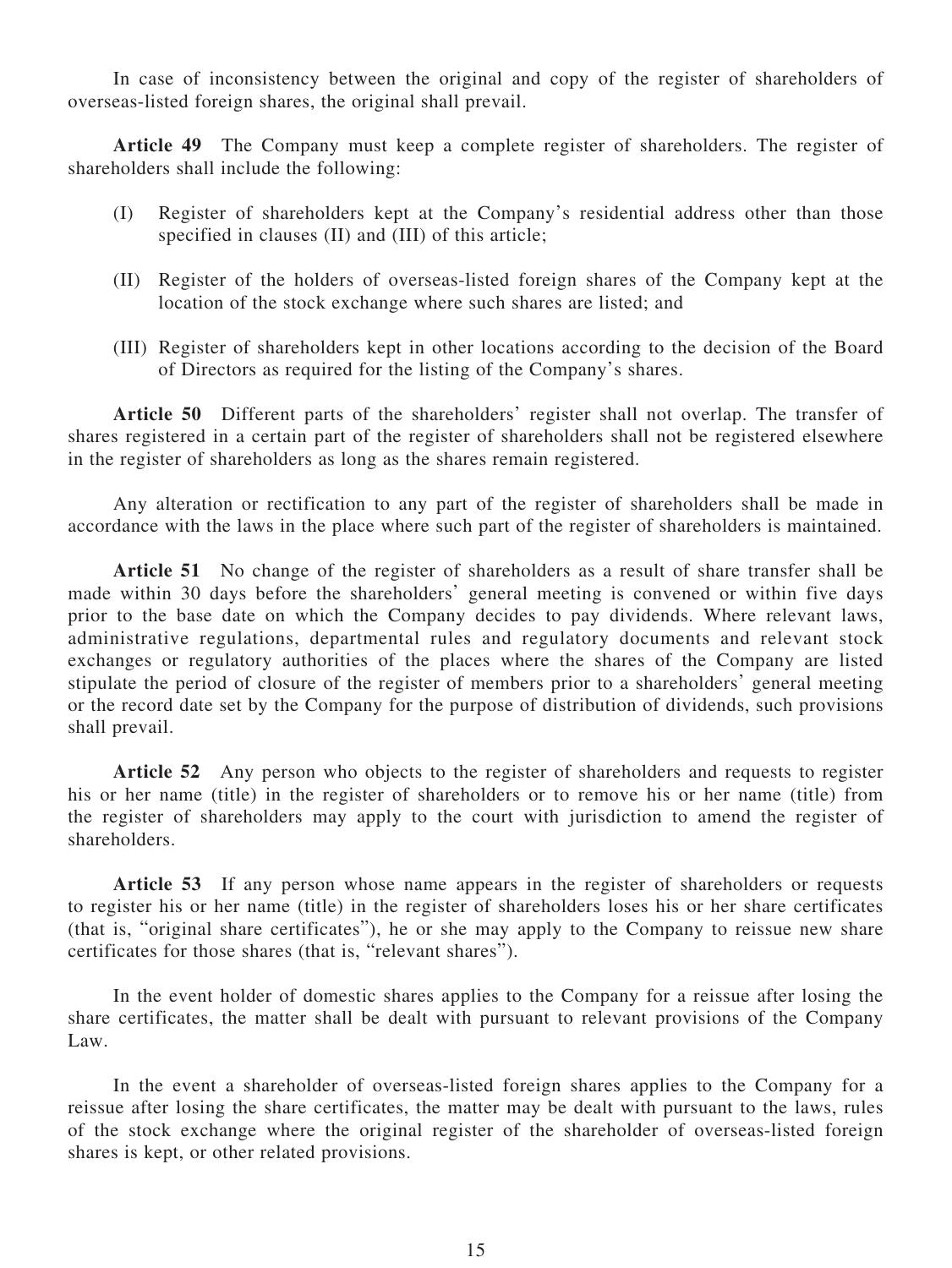In case of inconsistency between the original and copy of the register of shareholders of overseas-listed foreign shares, the original shall prevail.

**Article 49** The Company must keep a complete register of shareholders. The register of shareholders shall include the following:

(I) Register of shareholders kept at the Company's residential address other than those specified in clauses (II) and (III) of this article;

(II) Register of the holders of overseas-listed foreign shares of the Company kept at the location of the stock exchange where such shares are listed; and

(III) Register of shareholders kept in other locations according to the decision of the Board of Directors as required for the listing of the Company's shares.

**Article 50** Different parts of the shareholders' register shall not overlap. The transfer of shares registered in a certain part of the register of shareholders shall not be registered elsewhere in the register of shareholders as long as the shares remain registered.

Any alteration or rectification to any part of the register of shareholders shall be made in accordance with the laws in the place where such part of the register of shareholders is maintained.

**Article 51** No change of the register of shareholders as a result of share transfer shall be made within 30 days before the shareholders' general meeting is convened or within five days prior to the base date on which the Company decides to pay dividends. Where relevant laws, administrative regulations, departmental rules and regulatory documents and relevant stock exchanges or regulatory authorities of the places where the shares of the Company are listed stipulate the period of closure of the register of members prior to a shareholders' general meeting or the record date set by the Company for the purpose of distribution of dividends, such provisions shall prevail.

**Article 52** Any person who objects to the register of shareholders and requests to register his or her name (title) in the register of shareholders or to remove his or her name (title) from the register of shareholders may apply to the court with jurisdiction to amend the register of shareholders.

**Article 53** If any person whose name appears in the register of shareholders or requests to register his or her name (title) in the register of shareholders loses his or her share certificates (that is, "original share certificates"), he or she may apply to the Company to reissue new share certificates for those shares (that is, "relevant shares").

In the event holder of domestic shares applies to the Company for a reissue after losing the share certificates, the matter shall be dealt with pursuant to relevant provisions of the Company Law.

In the event a shareholder of overseas-listed foreign shares applies to the Company for a reissue after losing the share certificates, the matter may be dealt with pursuant to the laws, rules of the stock exchange where the original register of the shareholder of overseas-listed foreign shares is kept, or other related provisions.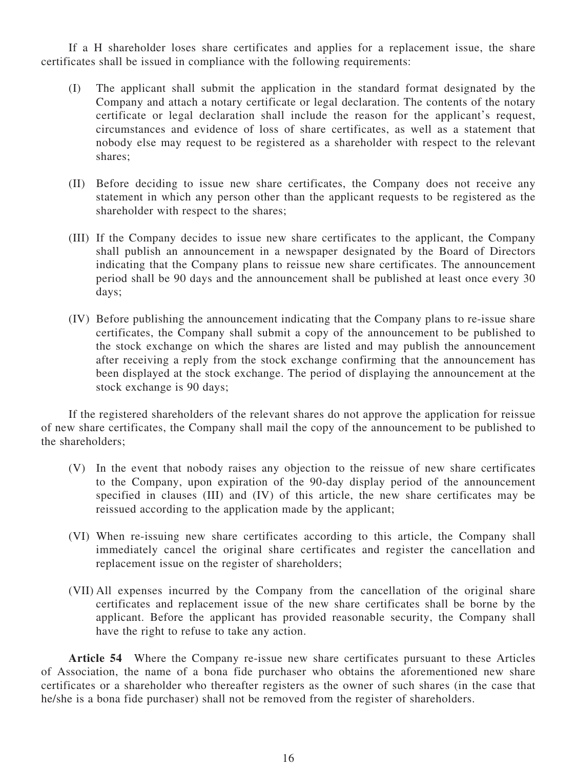If a H shareholder loses share certificates and applies for a replacement issue, the share certificates shall be issued in compliance with the following requirements:

(I) The applicant shall submit the application in the standard format designated by the Company and attach a notary certificate or legal declaration. The contents of the notary certificate or legal declaration shall include the reason for the applicant's request, circumstances and evidence of loss of share certificates, as well as a statement that nobody else may request to be registered as a shareholder with respect to the relevant shares;

(II) Before deciding to issue new share certificates, the Company does not receive any statement in which any person other than the applicant requests to be registered as the shareholder with respect to the shares;

(III) If the Company decides to issue new share certificates to the applicant, the Company shall publish an announcement in a newspaper designated by the Board of Directors indicating that the Company plans to reissue new share certificates. The announcement period shall be 90 days and the announcement shall be published at least once every 30 days;

(IV) Before publishing the announcement indicating that the Company plans to re-issue share certificates, the Company shall submit a copy of the announcement to be published to the stock exchange on which the shares are listed and may publish the announcement after receiving a reply from the stock exchange confirming that the announcement has been displayed at the stock exchange. The period of displaying the announcement at the stock exchange is 90 days;

If the registered shareholders of the relevant shares do not approve the application for reissue of new share certificates, the Company shall mail the copy of the announcement to be published to the shareholders;

(V) In the event that nobody raises any objection to the reissue of new share certificates to the Company, upon expiration of the 90-day display period of the announcement specified in clauses (III) and (IV) of this article, the new share certificates may be reissued according to the application made by the applicant;

(VI) When re-issuing new share certificates according to this article, the Company shall immediately cancel the original share certificates and register the cancellation and replacement issue on the register of shareholders;

(VII) All expenses incurred by the Company from the cancellation of the original share certificates and replacement issue of the new share certificates shall be borne by the applicant. Before the applicant has provided reasonable security, the Company shall have the right to refuse to take any action.

**Article 54** Where the Company re-issue new share certificates pursuant to these Articles of Association, the name of a bona fide purchaser who obtains the aforementioned new share certificates or a shareholder who thereafter registers as the owner of such shares (in the case that he/she is a bona fide purchaser) shall not be removed from the register of shareholders.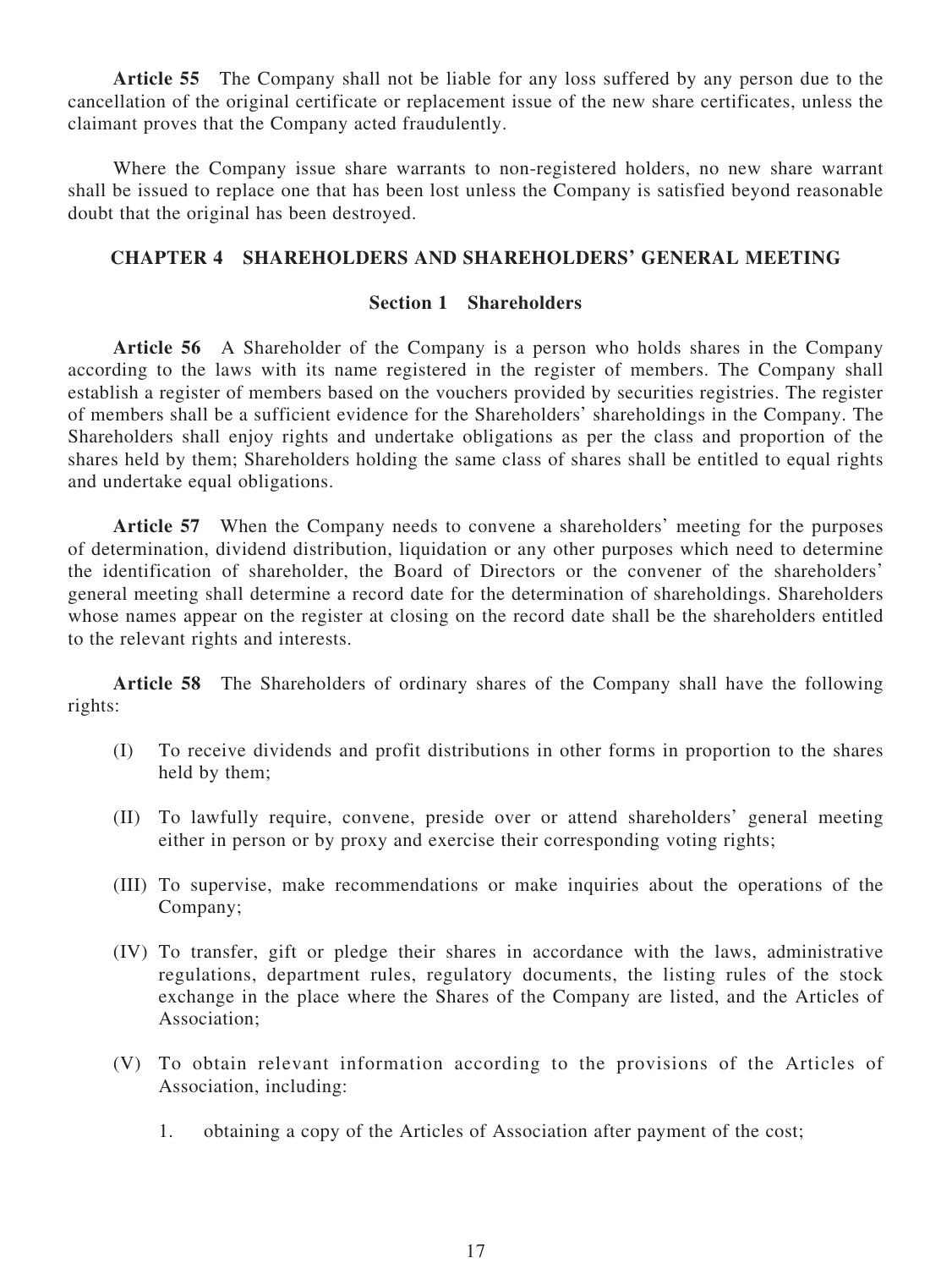**Article 55** The Company shall not be liable for any loss suffered by any person due to the cancellation of the original certificate or replacement issue of the new share certificates, unless the claimant proves that the Company acted fraudulently.

Where the Company issue share warrants to non-registered holders, no new share warrant shall be issued to replace one that has been lost unless the Company is satisfied beyond reasonable doubt that the original has been destroyed.

## CHAPTER 4 SHAREHOLDERS AND SHAREHOLDERS' GENERAL MEETING

### Section 1 Shareholders

**Article 56** A Shareholder of the Company is a person who holds shares in the Company according to the laws with its name registered in the register of members. The Company shall establish a register of members based on the vouchers provided by securities registries. The register of members shall be a sufficient evidence for the Shareholders' shareholdings in the Company. The Shareholders shall enjoy rights and undertake obligations as per the class and proportion of the shares held by them; Shareholders holding the same class of shares shall be entitled to equal rights and undertake equal obligations.

**Article 57** When the Company needs to convene a shareholders' meeting for the purposes of determination, dividend distribution, liquidation or any other purposes which need to determine the identification of shareholder, the Board of Directors or the convener of the shareholders' general meeting shall determine a record date for the determination of shareholdings. Shareholders whose names appear on the register at closing on the record date shall be the shareholders entitled to the relevant rights and interests.

**Article 58** The Shareholders of ordinary shares of the Company shall have the following rights:

(I) To receive dividends and profit distributions in other forms in proportion to the shares held by them;

(II) To lawfully require, convene, preside over or attend shareholders' general meeting either in person or by proxy and exercise their corresponding voting rights;

(III) To supervise, make recommendations or make inquiries about the operations of the Company;

(IV) To transfer, gift or pledge their shares in accordance with the laws, administrative regulations, department rules, regulatory documents, the listing rules of the stock exchange in the place where the Shares of the Company are listed, and the Articles of Association;

(V) To obtain relevant information according to the provisions of the Articles of Association, including:

1. obtaining a copy of the Articles of Association after payment of the cost;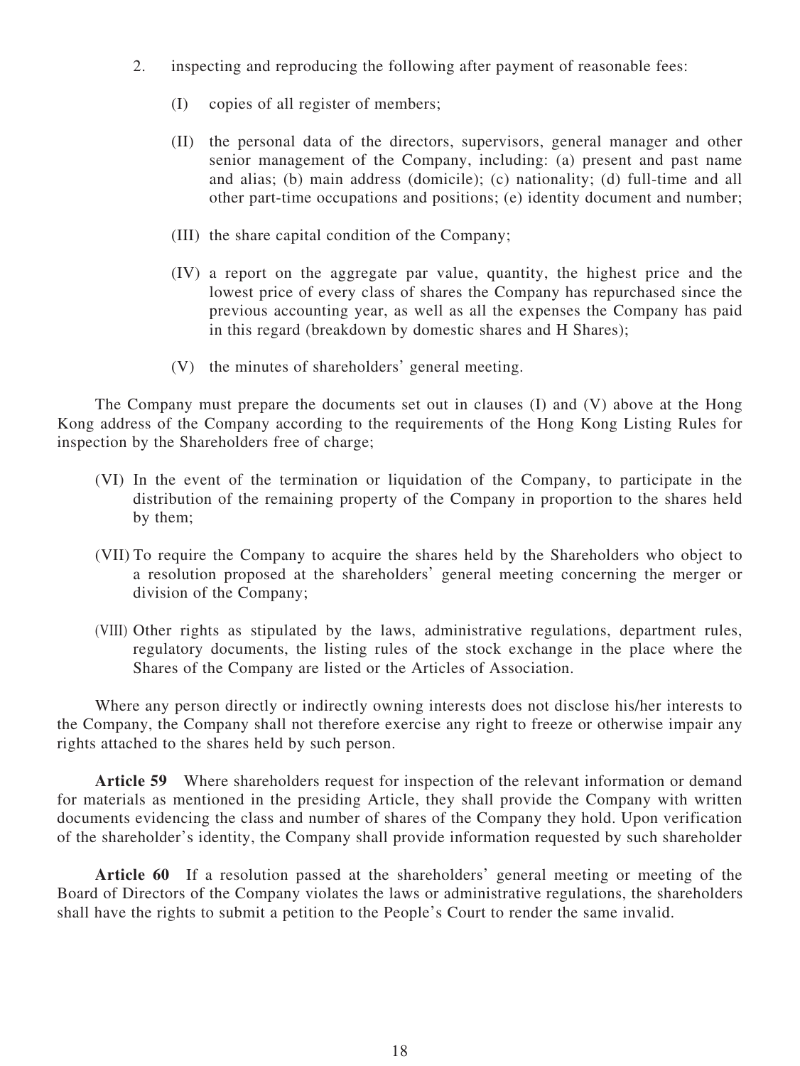2. inspecting and reproducing the following after payment of reasonable fees:

   (I) copies of all register of members;

   (II) the personal data of the directors, supervisors, general manager and other senior management of the Company, including: (a) present and past name and alias; (b) main address (domicile); (c) nationality; (d) full-time and all other part-time occupations and positions; (e) identity document and number;

   (III) the share capital condition of the Company;

   (IV) a report on the aggregate par value, quantity, the highest price and the lowest price of every class of shares the Company has repurchased since the previous accounting year, as well as all the expenses the Company has paid in this regard (breakdown by domestic shares and H Shares);

   (V) the minutes of shareholders' general meeting.

The Company must prepare the documents set out in clauses (I) and (V) above at the Hong Kong address of the Company according to the requirements of the Hong Kong Listing Rules for inspection by the Shareholders free of charge;

(VI) In the event of the termination or liquidation of the Company, to participate in the distribution of the remaining property of the Company in proportion to the shares held by them;

(VII) To require the Company to acquire the shares held by the Shareholders who object to a resolution proposed at the shareholders' general meeting concerning the merger or division of the Company;

(VIII) Other rights as stipulated by the laws, administrative regulations, department rules, regulatory documents, the listing rules of the stock exchange in the place where the Shares of the Company are listed or the Articles of Association.

Where any person directly or indirectly owning interests does not disclose his/her interests to the Company, the Company shall not therefore exercise any right to freeze or otherwise impair any rights attached to the shares held by such person.

**Article 59** Where shareholders request for inspection of the relevant information or demand for materials as mentioned in the presiding Article, they shall provide the Company with written documents evidencing the class and number of shares of the Company they hold. Upon verification of the shareholder's identity, the Company shall provide information requested by such shareholder

**Article 60** If a resolution passed at the shareholders' general meeting or meeting of the Board of Directors of the Company violates the laws or administrative regulations, the shareholders shall have the rights to submit a petition to the People's Court to render the same invalid.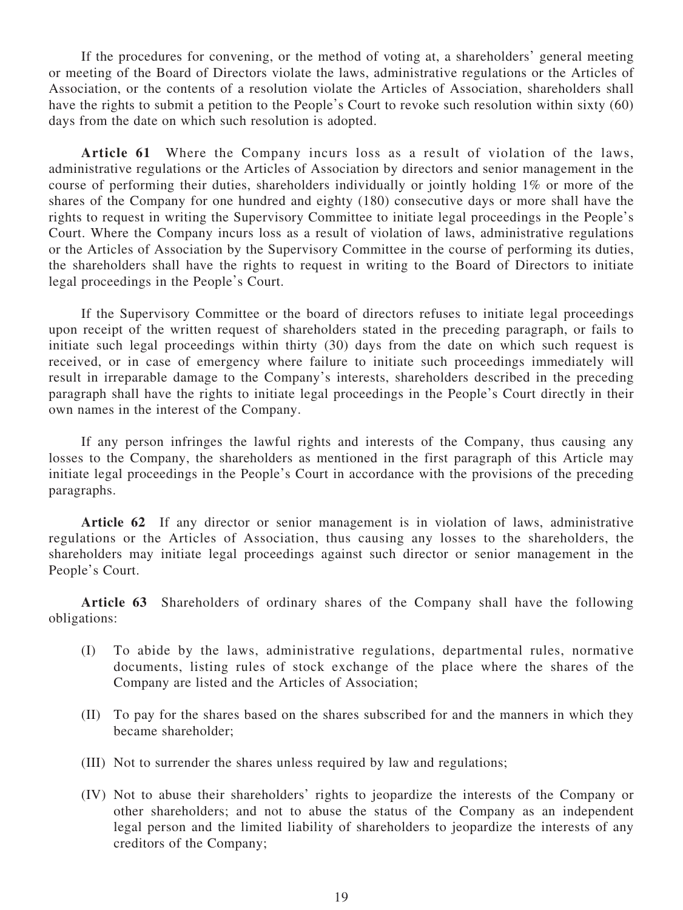If the procedures for convening, or the method of voting at, a shareholders' general meeting or meeting of the Board of Directors violate the laws, administrative regulations or the Articles of Association, or the contents of a resolution violate the Articles of Association, shareholders shall have the rights to submit a petition to the People's Court to revoke such resolution within sixty (60) days from the date on which such resolution is adopted.

**Article 61** Where the Company incurs loss as a result of violation of the laws, administrative regulations or the Articles of Association by directors and senior management in the course of performing their duties, shareholders individually or jointly holding 1% or more of the shares of the Company for one hundred and eighty (180) consecutive days or more shall have the rights to request in writing the Supervisory Committee to initiate legal proceedings in the People's Court. Where the Company incurs loss as a result of violation of laws, administrative regulations or the Articles of Association by the Supervisory Committee in the course of performing its duties, the shareholders shall have the rights to request in writing to the Board of Directors to initiate legal proceedings in the People's Court.

If the Supervisory Committee or the board of directors refuses to initiate legal proceedings upon receipt of the written request of shareholders stated in the preceding paragraph, or fails to initiate such legal proceedings within thirty (30) days from the date on which such request is received, or in case of emergency where failure to initiate such proceedings immediately will result in irreparable damage to the Company's interests, shareholders described in the preceding paragraph shall have the rights to initiate legal proceedings in the People's Court directly in their own names in the interest of the Company.

If any person infringes the lawful rights and interests of the Company, thus causing any losses to the Company, the shareholders as mentioned in the first paragraph of this Article may initiate legal proceedings in the People's Court in accordance with the provisions of the preceding paragraphs.

**Article 62** If any director or senior management is in violation of laws, administrative regulations or the Articles of Association, thus causing any losses to the shareholders, the shareholders may initiate legal proceedings against such director or senior management in the People's Court.

**Article 63** Shareholders of ordinary shares of the Company shall have the following obligations:

(I) To abide by the laws, administrative regulations, departmental rules, normative documents, listing rules of stock exchange of the place where the shares of the Company are listed and the Articles of Association;

(II) To pay for the shares based on the shares subscribed for and the manners in which they became shareholder;

(III) Not to surrender the shares unless required by law and regulations;

(IV) Not to abuse their shareholders' rights to jeopardize the interests of the Company or other shareholders; and not to abuse the status of the Company as an independent legal person and the limited liability of shareholders to jeopardize the interests of any creditors of the Company;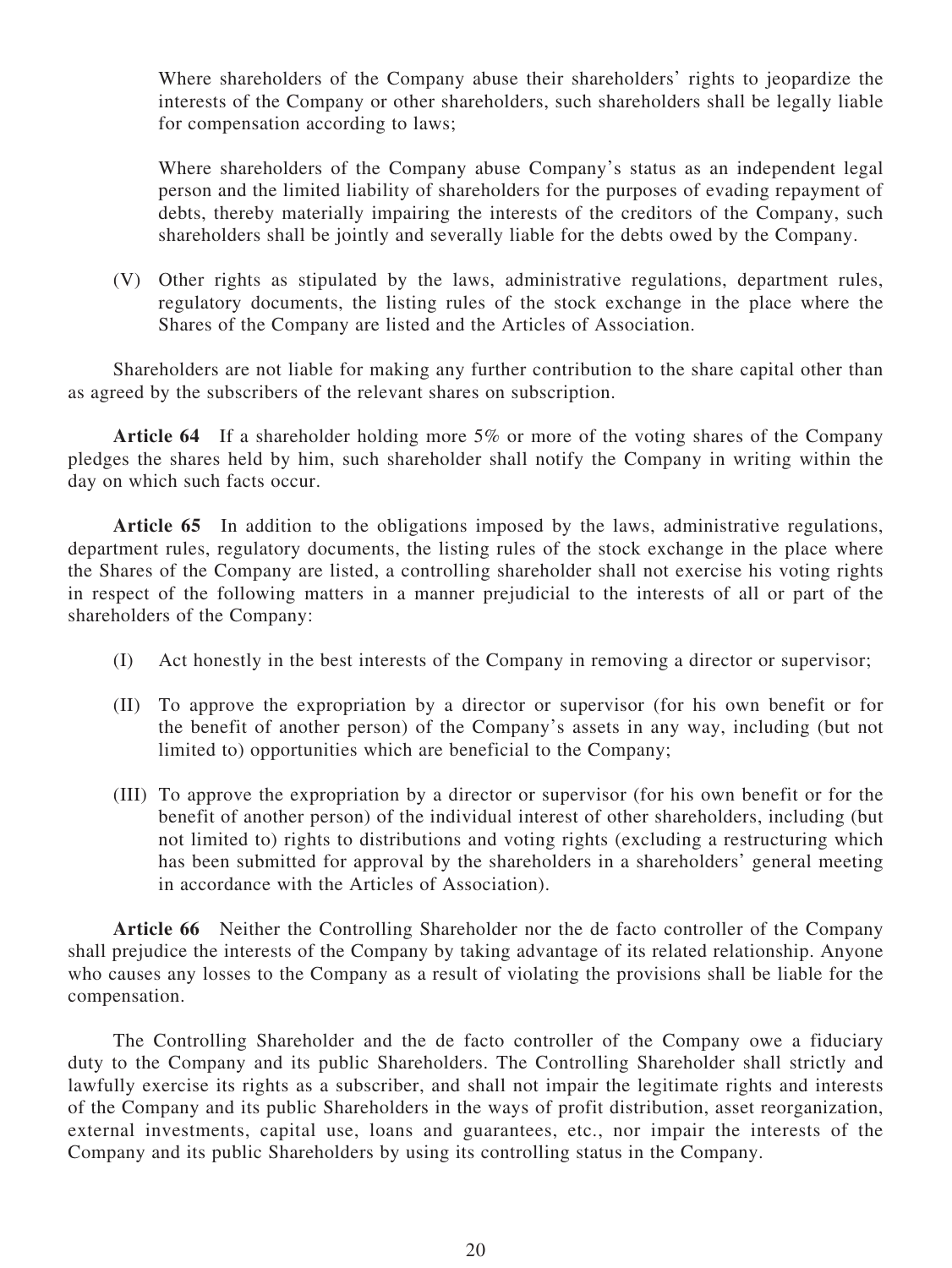Where shareholders of the Company abuse their shareholders' rights to jeopardize the interests of the Company or other shareholders, such shareholders shall be legally liable for compensation according to laws;

Where shareholders of the Company abuse Company's status as an independent legal person and the limited liability of shareholders for the purposes of evading repayment of debts, thereby materially impairing the interests of the creditors of the Company, such shareholders shall be jointly and severally liable for the debts owed by the Company.

(V) Other rights as stipulated by the laws, administrative regulations, department rules, regulatory documents, the listing rules of the stock exchange in the place where the Shares of the Company are listed and the Articles of Association.

Shareholders are not liable for making any further contribution to the share capital other than as agreed by the subscribers of the relevant shares on subscription.

**Article 64** If a shareholder holding more 5% or more of the voting shares of the Company pledges the shares held by him, such shareholder shall notify the Company in writing within the day on which such facts occur.

**Article 65** In addition to the obligations imposed by the laws, administrative regulations, department rules, regulatory documents, the listing rules of the stock exchange in the place where the Shares of the Company are listed, a controlling shareholder shall not exercise his voting rights in respect of the following matters in a manner prejudicial to the interests of all or part of the shareholders of the Company:

(I) Act honestly in the best interests of the Company in removing a director or supervisor;

(II) To approve the expropriation by a director or supervisor (for his own benefit or for the benefit of another person) of the Company's assets in any way, including (but not limited to) opportunities which are beneficial to the Company;

(III) To approve the expropriation by a director or supervisor (for his own benefit or for the benefit of another person) of the individual interest of other shareholders, including (but not limited to) rights to distributions and voting rights (excluding a restructuring which has been submitted for approval by the shareholders in a shareholders' general meeting in accordance with the Articles of Association).

**Article 66** Neither the Controlling Shareholder nor the de facto controller of the Company shall prejudice the interests of the Company by taking advantage of its related relationship. Anyone who causes any losses to the Company as a result of violating the provisions shall be liable for the compensation.

The Controlling Shareholder and the de facto controller of the Company owe a fiduciary duty to the Company and its public Shareholders. The Controlling Shareholder shall strictly and lawfully exercise its rights as a subscriber, and shall not impair the legitimate rights and interests of the Company and its public Shareholders in the ways of profit distribution, asset reorganization, external investments, capital use, loans and guarantees, etc., nor impair the interests of the Company and its public Shareholders by using its controlling status in the Company.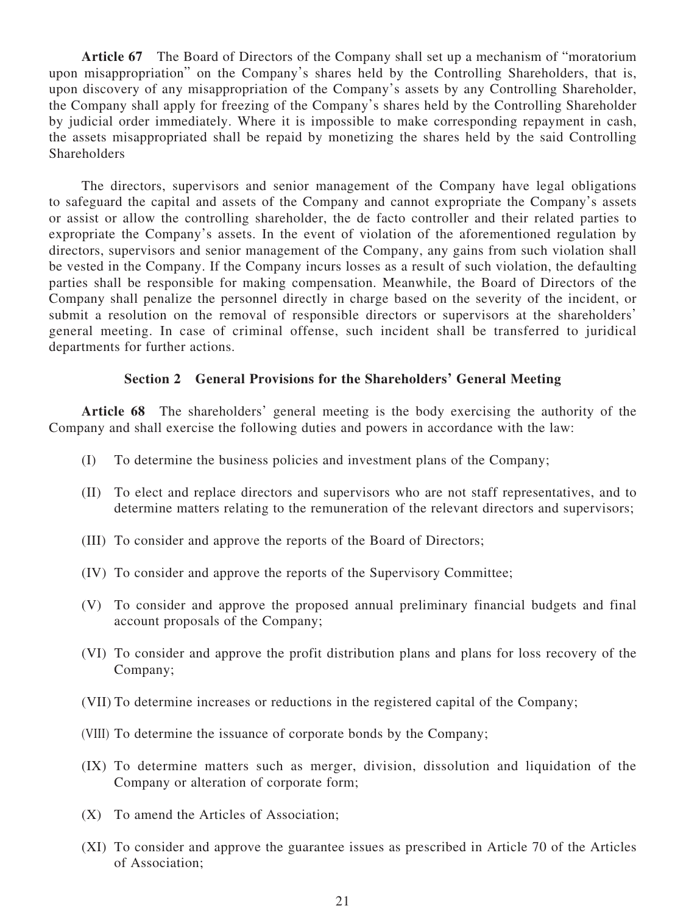**Article 67** The Board of Directors of the Company shall set up a mechanism of "moratorium upon misappropriation" on the Company's shares held by the Controlling Shareholders, that is, upon discovery of any misappropriation of the Company's assets by any Controlling Shareholder, the Company shall apply for freezing of the Company's shares held by the Controlling Shareholder by judicial order immediately. Where it is impossible to make corresponding repayment in cash, the assets misappropriated shall be repaid by monetizing the shares held by the said Controlling Shareholders

The directors, supervisors and senior management of the Company have legal obligations to safeguard the capital and assets of the Company and cannot expropriate the Company's assets or assist or allow the controlling shareholder, the de facto controller and their related parties to expropriate the Company's assets. In the event of violation of the aforementioned regulation by directors, supervisors and senior management of the Company, any gains from such violation shall be vested in the Company. If the Company incurs losses as a result of such violation, the defaulting parties shall be responsible for making compensation. Meanwhile, the Board of Directors of the Company shall penalize the personnel directly in charge based on the severity of the incident, or submit a resolution on the removal of responsible directors or supervisors at the shareholders' general meeting. In case of criminal offense, such incident shall be transferred to juridical departments for further actions.

### Section 2 General Provisions for the Shareholders' General Meeting

**Article 68** The shareholders' general meeting is the body exercising the authority of the Company and shall exercise the following duties and powers in accordance with the law:

(I) To determine the business policies and investment plans of the Company;

(II) To elect and replace directors and supervisors who are not staff representatives, and to determine matters relating to the remuneration of the relevant directors and supervisors;

(III) To consider and approve the reports of the Board of Directors;

(IV) To consider and approve the reports of the Supervisory Committee;

(V) To consider and approve the proposed annual preliminary financial budgets and final account proposals of the Company;

(VI) To consider and approve the profit distribution plans and plans for loss recovery of the Company;

(VII) To determine increases or reductions in the registered capital of the Company;

(VIII) To determine the issuance of corporate bonds by the Company;

(IX) To determine matters such as merger, division, dissolution and liquidation of the Company or alteration of corporate form;

(X) To amend the Articles of Association;

(XI) To consider and approve the guarantee issues as prescribed in Article 70 of the Articles of Association;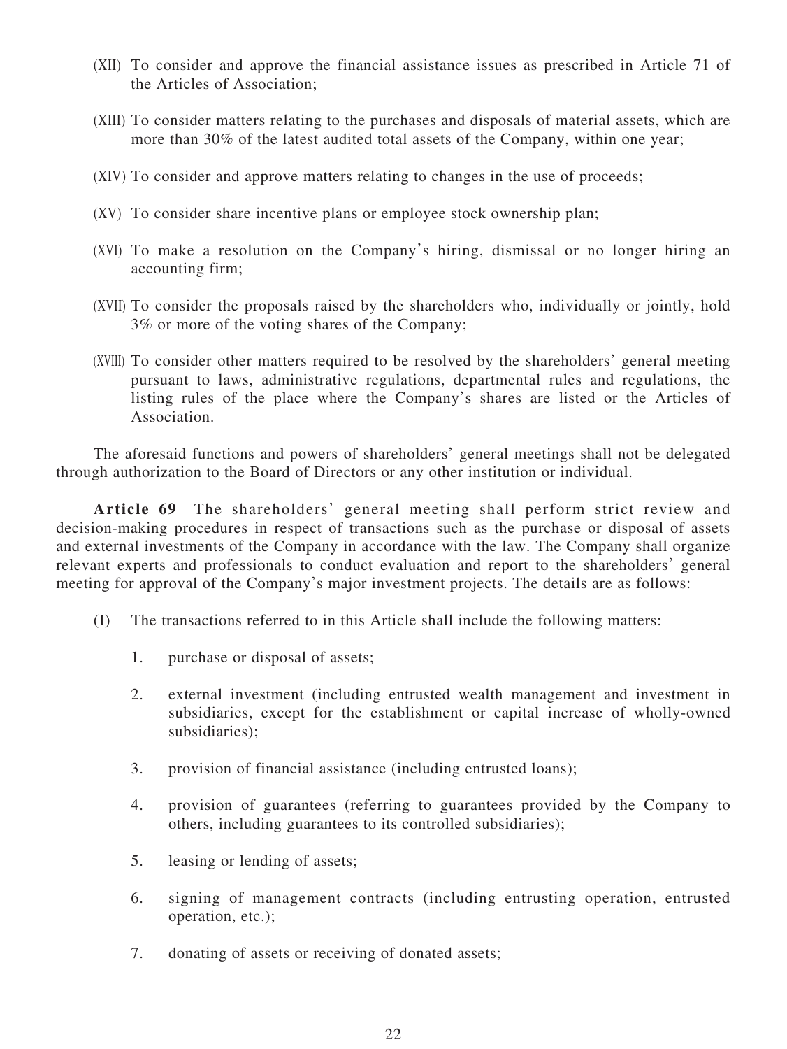(XII) To consider and approve the financial assistance issues as prescribed in Article 71 of the Articles of Association;

(XIII) To consider matters relating to the purchases and disposals of material assets, which are more than 30% of the latest audited total assets of the Company, within one year;

(XIV) To consider and approve matters relating to changes in the use of proceeds;

(XV) To consider share incentive plans or employee stock ownership plan;

(XVI) To make a resolution on the Company's hiring, dismissal or no longer hiring an accounting firm;

(XVII) To consider the proposals raised by the shareholders who, individually or jointly, hold 3% or more of the voting shares of the Company;

(XVIII) To consider other matters required to be resolved by the shareholders' general meeting pursuant to laws, administrative regulations, departmental rules and regulations, the listing rules of the place where the Company's shares are listed or the Articles of Association.

The aforesaid functions and powers of shareholders' general meetings shall not be delegated through authorization to the Board of Directors or any other institution or individual.

**Article 69** The shareholders' general meeting shall perform strict review and decision-making procedures in respect of transactions such as the purchase or disposal of assets and external investments of the Company in accordance with the law. The Company shall organize relevant experts and professionals to conduct evaluation and report to the shareholders' general meeting for approval of the Company's major investment projects. The details are as follows:

(I) The transactions referred to in this Article shall include the following matters:

1. purchase or disposal of assets;

2. external investment (including entrusted wealth management and investment in subsidiaries, except for the establishment or capital increase of wholly-owned subsidiaries);

3. provision of financial assistance (including entrusted loans);

4. provision of guarantees (referring to guarantees provided by the Company to others, including guarantees to its controlled subsidiaries);

5. leasing or lending of assets;

6. signing of management contracts (including entrusting operation, entrusted operation, etc.);

7. donating of assets or receiving of donated assets;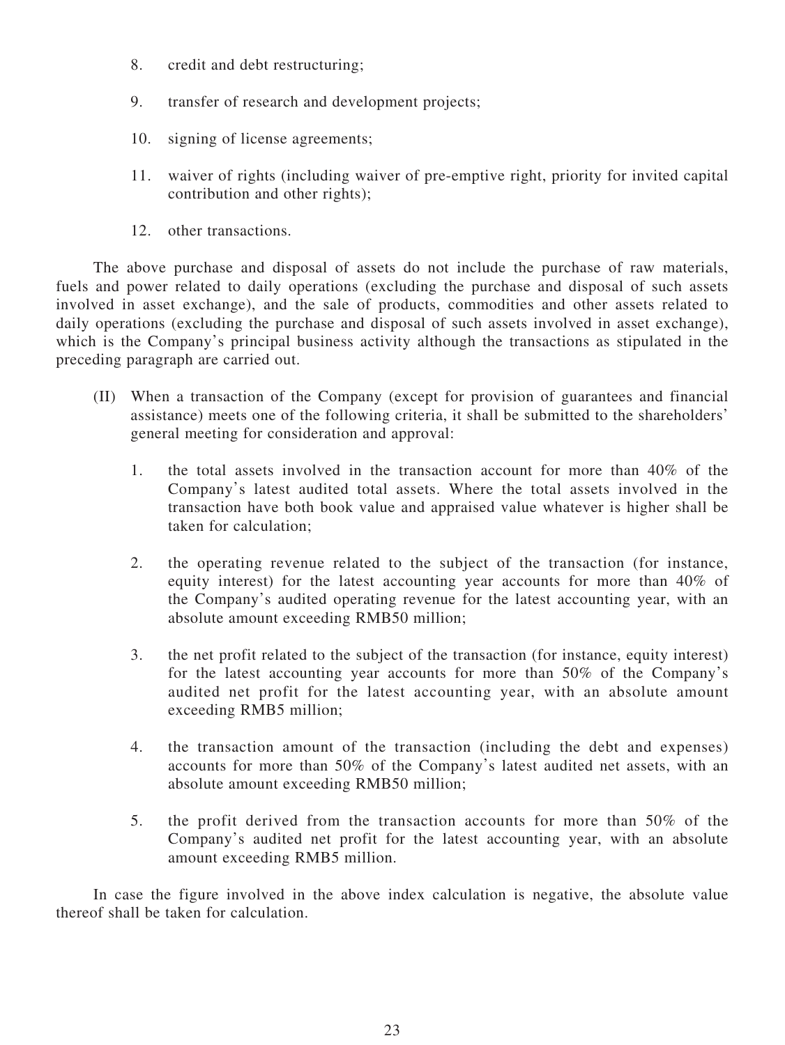8. credit and debt restructuring;

9. transfer of research and development projects;

10. signing of license agreements;

11. waiver of rights (including waiver of pre-emptive right, priority for invited capital contribution and other rights);

12. other transactions.

The above purchase and disposal of assets do not include the purchase of raw materials, fuels and power related to daily operations (excluding the purchase and disposal of such assets involved in asset exchange), and the sale of products, commodities and other assets related to daily operations (excluding the purchase and disposal of such assets involved in asset exchange), which is the Company's principal business activity although the transactions as stipulated in the preceding paragraph are carried out.

(II) When a transaction of the Company (except for provision of guarantees and financial assistance) meets one of the following criteria, it shall be submitted to the shareholders' general meeting for consideration and approval:

1. the total assets involved in the transaction account for more than 40% of the Company's latest audited total assets. Where the total assets involved in the transaction have both book value and appraised value whatever is higher shall be taken for calculation;

2. the operating revenue related to the subject of the transaction (for instance, equity interest) for the latest accounting year accounts for more than 40% of the Company's audited operating revenue for the latest accounting year, with an absolute amount exceeding RMB50 million;

3. the net profit related to the subject of the transaction (for instance, equity interest) for the latest accounting year accounts for more than 50% of the Company's audited net profit for the latest accounting year, with an absolute amount exceeding RMB5 million;

4. the transaction amount of the transaction (including the debt and expenses) accounts for more than 50% of the Company's latest audited net assets, with an absolute amount exceeding RMB50 million;

5. the profit derived from the transaction accounts for more than 50% of the Company's audited net profit for the latest accounting year, with an absolute amount exceeding RMB5 million.

In case the figure involved in the above index calculation is negative, the absolute value thereof shall be taken for calculation.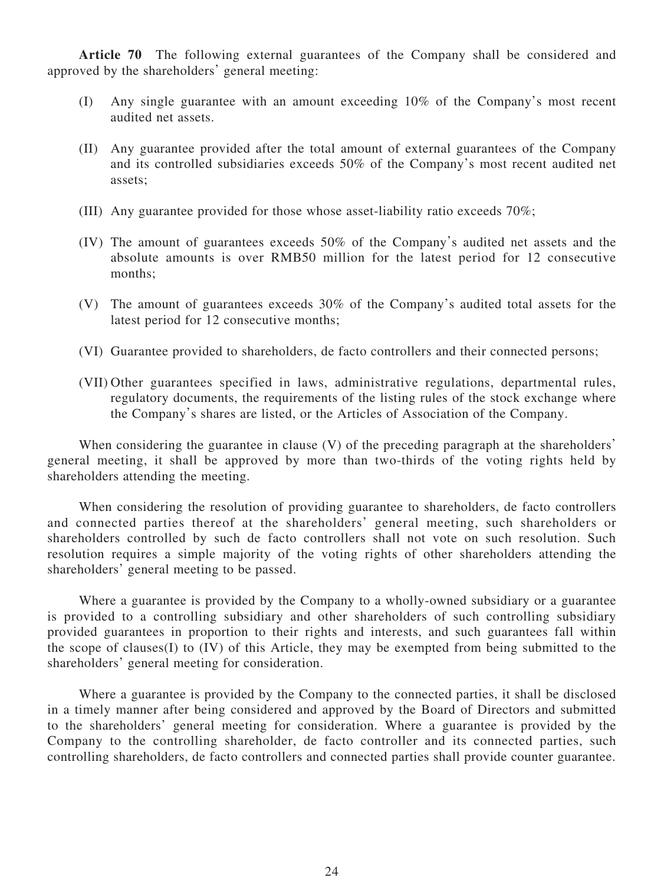**Article 70** The following external guarantees of the Company shall be considered and approved by the shareholders' general meeting:

(I) Any single guarantee with an amount exceeding 10% of the Company's most recent audited net assets.

(II) Any guarantee provided after the total amount of external guarantees of the Company and its controlled subsidiaries exceeds 50% of the Company's most recent audited net assets;

(III) Any guarantee provided for those whose asset-liability ratio exceeds 70%;

(IV) The amount of guarantees exceeds 50% of the Company's audited net assets and the absolute amounts is over RMB50 million for the latest period for 12 consecutive months;

(V) The amount of guarantees exceeds 30% of the Company's audited total assets for the latest period for 12 consecutive months;

(VI) Guarantee provided to shareholders, de facto controllers and their connected persons;

(VII) Other guarantees specified in laws, administrative regulations, departmental rules, regulatory documents, the requirements of the listing rules of the stock exchange where the Company's shares are listed, or the Articles of Association of the Company.

When considering the guarantee in clause (V) of the preceding paragraph at the shareholders' general meeting, it shall be approved by more than two-thirds of the voting rights held by shareholders attending the meeting.

When considering the resolution of providing guarantee to shareholders, de facto controllers and connected parties thereof at the shareholders' general meeting, such shareholders or shareholders controlled by such de facto controllers shall not vote on such resolution. Such resolution requires a simple majority of the voting rights of other shareholders attending the shareholders' general meeting to be passed.

Where a guarantee is provided by the Company to a wholly-owned subsidiary or a guarantee is provided to a controlling subsidiary and other shareholders of such controlling subsidiary provided guarantees in proportion to their rights and interests, and such guarantees fall within the scope of clauses(I) to (IV) of this Article, they may be exempted from being submitted to the shareholders' general meeting for consideration.

Where a guarantee is provided by the Company to the connected parties, it shall be disclosed in a timely manner after being considered and approved by the Board of Directors and submitted to the shareholders' general meeting for consideration. Where a guarantee is provided by the Company to the controlling shareholder, de facto controller and its connected parties, such controlling shareholders, de facto controllers and connected parties shall provide counter guarantee.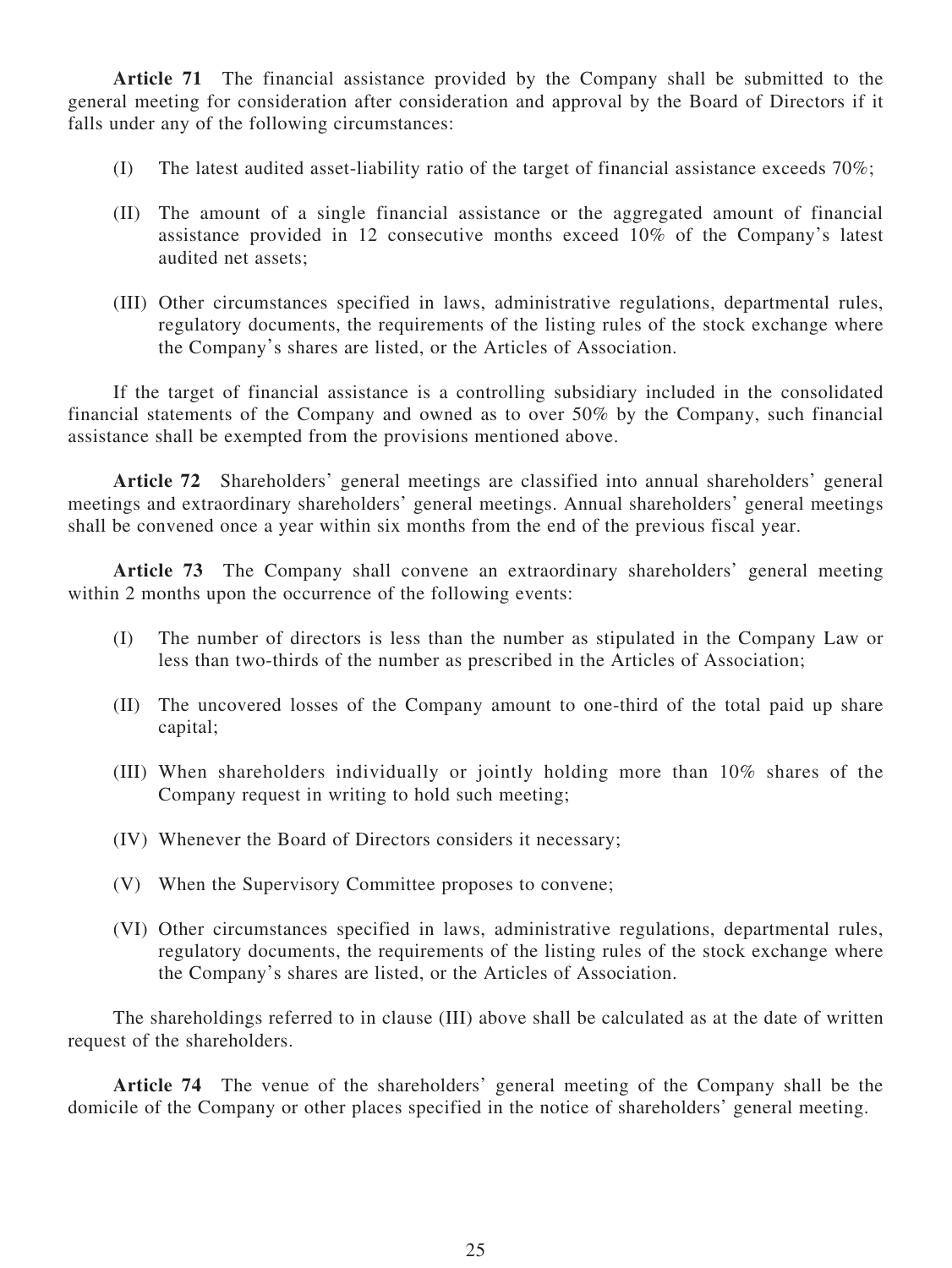**Article 71** The financial assistance provided by the Company shall be submitted to the general meeting for consideration after consideration and approval by the Board of Directors if it falls under any of the following circumstances:

(I) The latest audited asset-liability ratio of the target of financial assistance exceeds 70%;

(II) The amount of a single financial assistance or the aggregated amount of financial assistance provided in 12 consecutive months exceed 10% of the Company's latest audited net assets;

(III) Other circumstances specified in laws, administrative regulations, departmental rules, regulatory documents, the requirements of the listing rules of the stock exchange where the Company's shares are listed, or the Articles of Association.

If the target of financial assistance is a controlling subsidiary included in the consolidated financial statements of the Company and owned as to over 50% by the Company, such financial assistance shall be exempted from the provisions mentioned above.

**Article 72** Shareholders' general meetings are classified into annual shareholders' general meetings and extraordinary shareholders' general meetings. Annual shareholders' general meetings shall be convened once a year within six months from the end of the previous fiscal year.

**Article 73** The Company shall convene an extraordinary shareholders' general meeting within 2 months upon the occurrence of the following events:

(I) The number of directors is less than the number as stipulated in the Company Law or less than two-thirds of the number as prescribed in the Articles of Association;

(II) The uncovered losses of the Company amount to one-third of the total paid up share capital;

(III) When shareholders individually or jointly holding more than 10% shares of the Company request in writing to hold such meeting;

(IV) Whenever the Board of Directors considers it necessary;

(V) When the Supervisory Committee proposes to convene;

(VI) Other circumstances specified in laws, administrative regulations, departmental rules, regulatory documents, the requirements of the listing rules of the stock exchange where the Company's shares are listed, or the Articles of Association.

The shareholdings referred to in clause (III) above shall be calculated as at the date of written request of the shareholders.

**Article 74** The venue of the shareholders' general meeting of the Company shall be the domicile of the Company or other places specified in the notice of shareholders' general meeting.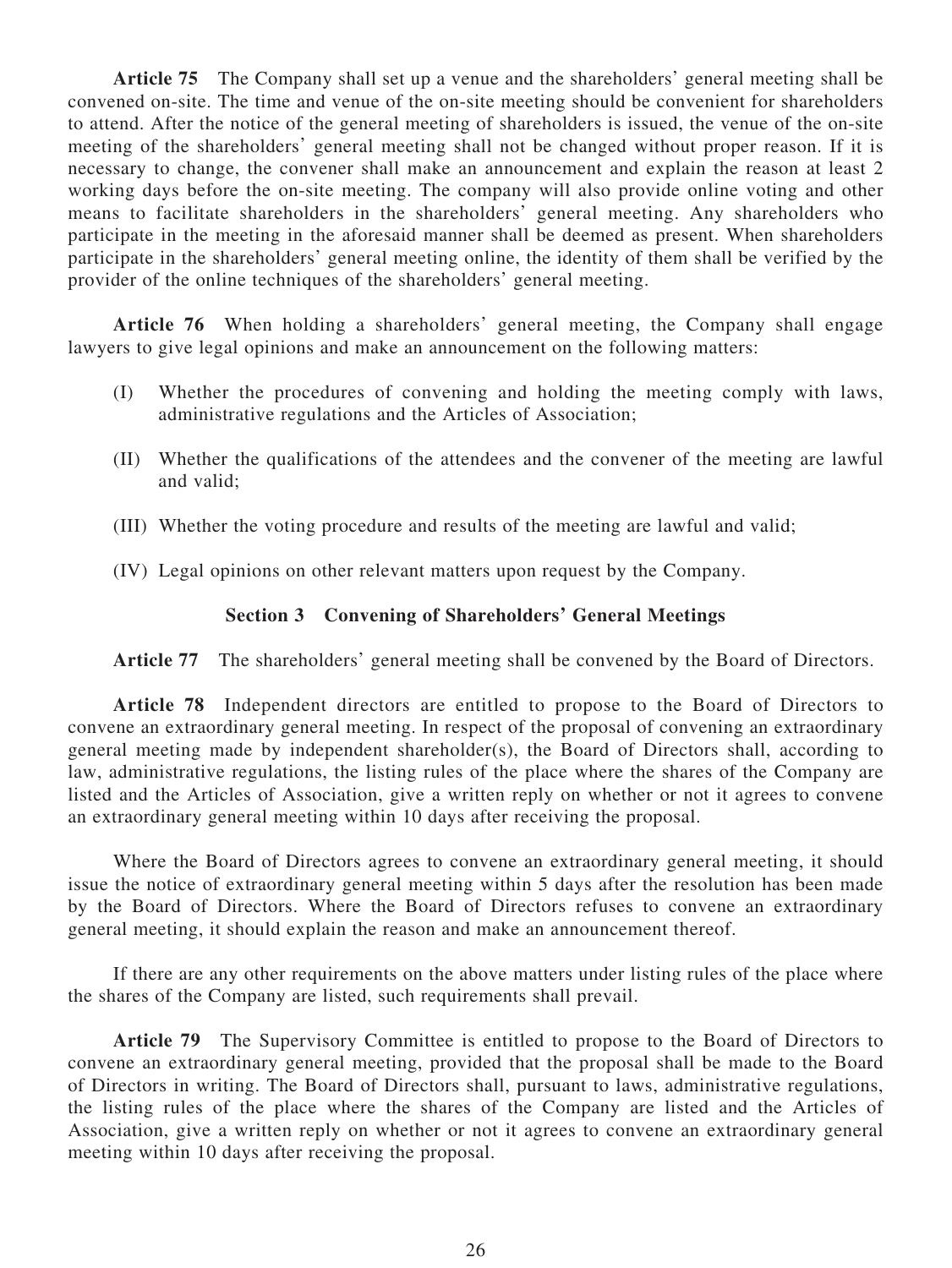**Article 75** The Company shall set up a venue and the shareholders' general meeting shall be convened on-site. The time and venue of the on-site meeting should be convenient for shareholders to attend. After the notice of the general meeting of shareholders is issued, the venue of the on-site meeting of the shareholders' general meeting shall not be changed without proper reason. If it is necessary to change, the convener shall make an announcement and explain the reason at least 2 working days before the on-site meeting. The company will also provide online voting and other means to facilitate shareholders in the shareholders' general meeting. Any shareholders who participate in the meeting in the aforesaid manner shall be deemed as present. When shareholders participate in the shareholders' general meeting online, the identity of them shall be verified by the provider of the online techniques of the shareholders' general meeting.

**Article 76** When holding a shareholders' general meeting, the Company shall engage lawyers to give legal opinions and make an announcement on the following matters:

(I) Whether the procedures of convening and holding the meeting comply with laws, administrative regulations and the Articles of Association;

(II) Whether the qualifications of the attendees and the convener of the meeting are lawful and valid;

(III) Whether the voting procedure and results of the meeting are lawful and valid;

(IV) Legal opinions on other relevant matters upon request by the Company.

### Section 3 Convening of Shareholders' General Meetings

**Article 77** The shareholders' general meeting shall be convened by the Board of Directors.

**Article 78** Independent directors are entitled to propose to the Board of Directors to convene an extraordinary general meeting. In respect of the proposal of convening an extraordinary general meeting made by independent shareholder(s), the Board of Directors shall, according to law, administrative regulations, the listing rules of the place where the shares of the Company are listed and the Articles of Association, give a written reply on whether or not it agrees to convene an extraordinary general meeting within 10 days after receiving the proposal.

Where the Board of Directors agrees to convene an extraordinary general meeting, it should issue the notice of extraordinary general meeting within 5 days after the resolution has been made by the Board of Directors. Where the Board of Directors refuses to convene an extraordinary general meeting, it should explain the reason and make an announcement thereof.

If there are any other requirements on the above matters under listing rules of the place where the shares of the Company are listed, such requirements shall prevail.

**Article 79** The Supervisory Committee is entitled to propose to the Board of Directors to convene an extraordinary general meeting, provided that the proposal shall be made to the Board of Directors in writing. The Board of Directors shall, pursuant to laws, administrative regulations, the listing rules of the place where the shares of the Company are listed and the Articles of Association, give a written reply on whether or not it agrees to convene an extraordinary general meeting within 10 days after receiving the proposal.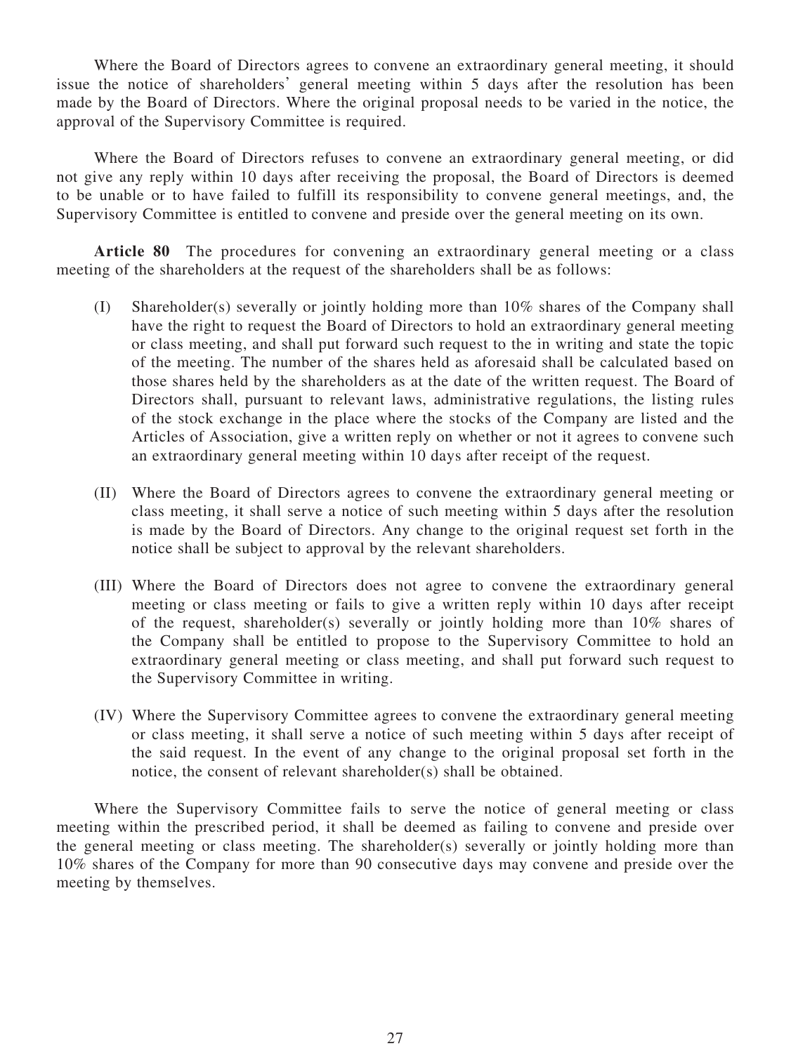Where the Board of Directors agrees to convene an extraordinary general meeting, it should issue the notice of shareholders' general meeting within 5 days after the resolution has been made by the Board of Directors. Where the original proposal needs to be varied in the notice, the approval of the Supervisory Committee is required.

Where the Board of Directors refuses to convene an extraordinary general meeting, or did not give any reply within 10 days after receiving the proposal, the Board of Directors is deemed to be unable or to have failed to fulfill its responsibility to convene general meetings, and, the Supervisory Committee is entitled to convene and preside over the general meeting on its own.

**Article 80** The procedures for convening an extraordinary general meeting or a class meeting of the shareholders at the request of the shareholders shall be as follows:

(I) Shareholder(s) severally or jointly holding more than 10% shares of the Company shall have the right to request the Board of Directors to hold an extraordinary general meeting or class meeting, and shall put forward such request to the in writing and state the topic of the meeting. The number of the shares held as aforesaid shall be calculated based on those shares held by the shareholders as at the date of the written request. The Board of Directors shall, pursuant to relevant laws, administrative regulations, the listing rules of the stock exchange in the place where the stocks of the Company are listed and the Articles of Association, give a written reply on whether or not it agrees to convene such an extraordinary general meeting within 10 days after receipt of the request.

(II) Where the Board of Directors agrees to convene the extraordinary general meeting or class meeting, it shall serve a notice of such meeting within 5 days after the resolution is made by the Board of Directors. Any change to the original request set forth in the notice shall be subject to approval by the relevant shareholders.

(III) Where the Board of Directors does not agree to convene the extraordinary general meeting or class meeting or fails to give a written reply within 10 days after receipt of the request, shareholder(s) severally or jointly holding more than 10% shares of the Company shall be entitled to propose to the Supervisory Committee to hold an extraordinary general meeting or class meeting, and shall put forward such request to the Supervisory Committee in writing.

(IV) Where the Supervisory Committee agrees to convene the extraordinary general meeting or class meeting, it shall serve a notice of such meeting within 5 days after receipt of the said request. In the event of any change to the original proposal set forth in the notice, the consent of relevant shareholder(s) shall be obtained.

Where the Supervisory Committee fails to serve the notice of general meeting or class meeting within the prescribed period, it shall be deemed as failing to convene and preside over the general meeting or class meeting. The shareholder(s) severally or jointly holding more than 10% shares of the Company for more than 90 consecutive days may convene and preside over the meeting by themselves.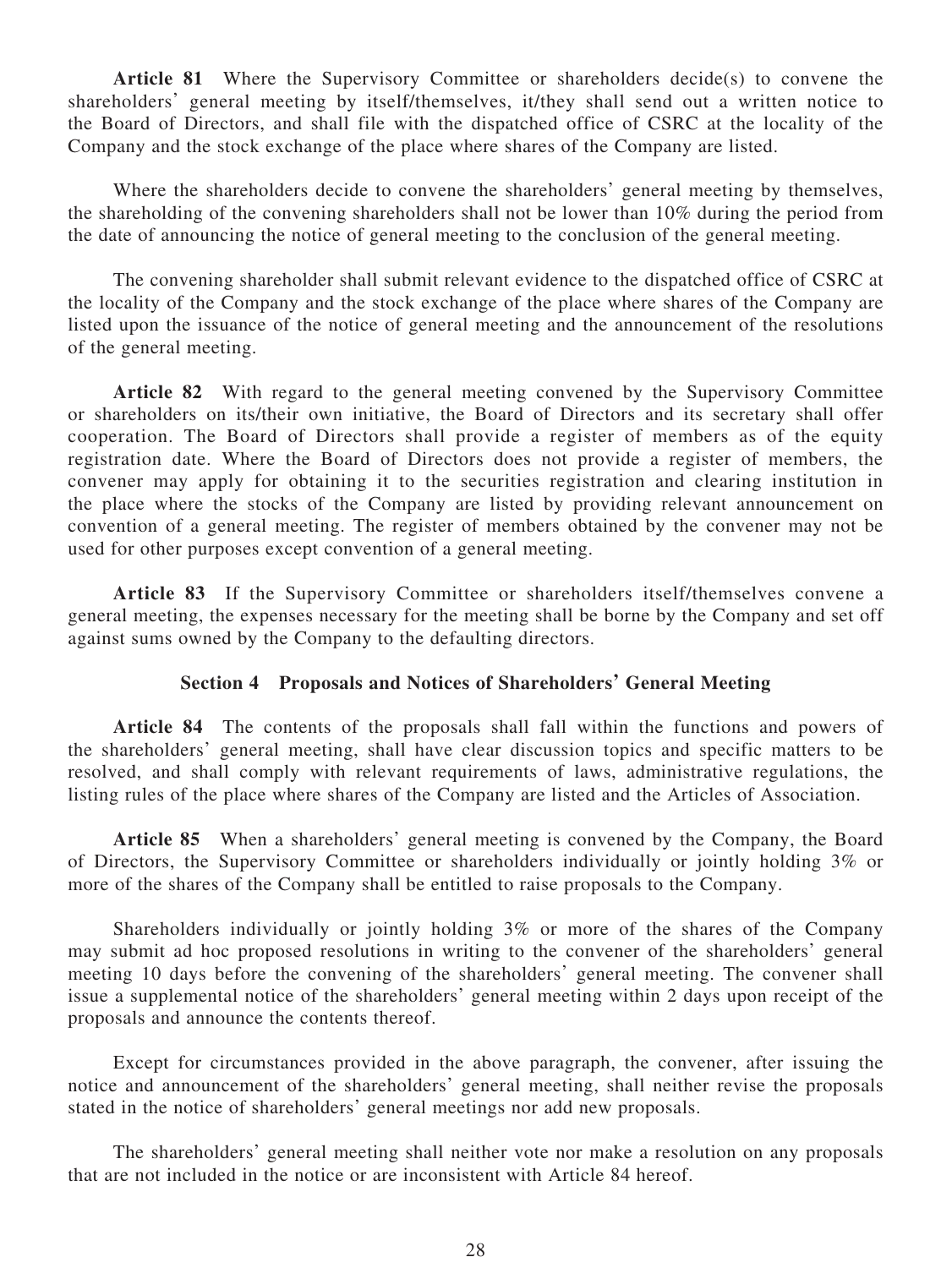**Article 81** Where the Supervisory Committee or shareholders decide(s) to convene the shareholders' general meeting by itself/themselves, it/they shall send out a written notice to the Board of Directors, and shall file with the dispatched office of CSRC at the locality of the Company and the stock exchange of the place where shares of the Company are listed.

Where the shareholders decide to convene the shareholders' general meeting by themselves, the shareholding of the convening shareholders shall not be lower than 10% during the period from the date of announcing the notice of general meeting to the conclusion of the general meeting.

The convening shareholder shall submit relevant evidence to the dispatched office of CSRC at the locality of the Company and the stock exchange of the place where shares of the Company are listed upon the issuance of the notice of general meeting and the announcement of the resolutions of the general meeting.

**Article 82** With regard to the general meeting convened by the Supervisory Committee or shareholders on its/their own initiative, the Board of Directors and its secretary shall offer cooperation. The Board of Directors shall provide a register of members as of the equity registration date. Where the Board of Directors does not provide a register of members, the convener may apply for obtaining it to the securities registration and clearing institution in the place where the stocks of the Company are listed by providing relevant announcement on convention of a general meeting. The register of members obtained by the convener may not be used for other purposes except convention of a general meeting.

**Article 83** If the Supervisory Committee or shareholders itself/themselves convene a general meeting, the expenses necessary for the meeting shall be borne by the Company and set off against sums owned by the Company to the defaulting directors.

## Section 4 Proposals and Notices of Shareholders' General Meeting

**Article 84** The contents of the proposals shall fall within the functions and powers of the shareholders' general meeting, shall have clear discussion topics and specific matters to be resolved, and shall comply with relevant requirements of laws, administrative regulations, the listing rules of the place where shares of the Company are listed and the Articles of Association.

**Article 85** When a shareholders' general meeting is convened by the Company, the Board of Directors, the Supervisory Committee or shareholders individually or jointly holding 3% or more of the shares of the Company shall be entitled to raise proposals to the Company.

Shareholders individually or jointly holding 3% or more of the shares of the Company may submit ad hoc proposed resolutions in writing to the convener of the shareholders' general meeting 10 days before the convening of the shareholders' general meeting. The convener shall issue a supplemental notice of the shareholders' general meeting within 2 days upon receipt of the proposals and announce the contents thereof.

Except for circumstances provided in the above paragraph, the convener, after issuing the notice and announcement of the shareholders' general meeting, shall neither revise the proposals stated in the notice of shareholders' general meetings nor add new proposals.

The shareholders' general meeting shall neither vote nor make a resolution on any proposals that are not included in the notice or are inconsistent with Article 84 hereof.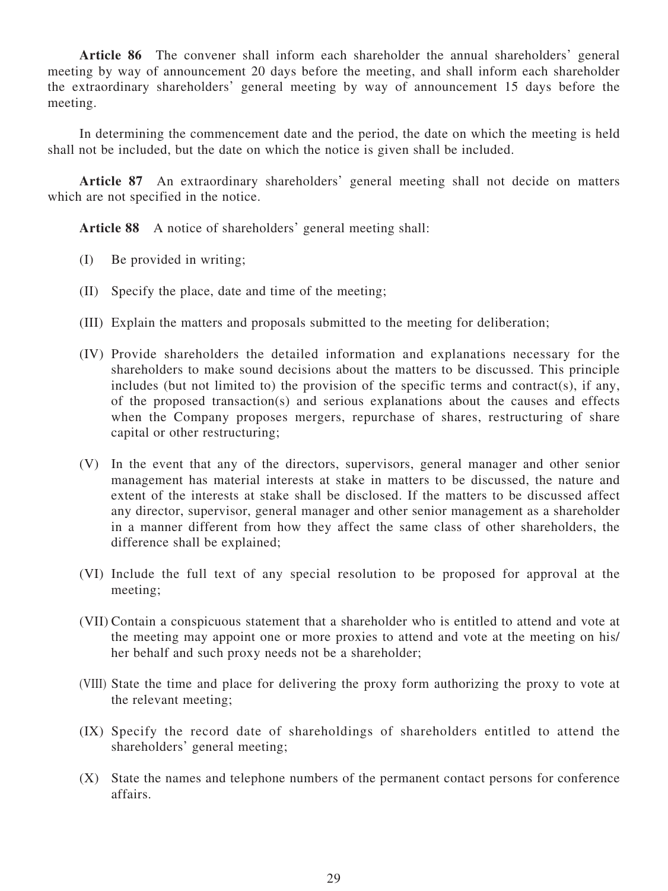**Article 86** The convener shall inform each shareholder the annual shareholders' general meeting by way of announcement 20 days before the meeting, and shall inform each shareholder the extraordinary shareholders' general meeting by way of announcement 15 days before the meeting.

In determining the commencement date and the period, the date on which the meeting is held shall not be included, but the date on which the notice is given shall be included.

**Article 87** An extraordinary shareholders' general meeting shall not decide on matters which are not specified in the notice.

**Article 88** A notice of shareholders' general meeting shall:

(I) Be provided in writing;

(II) Specify the place, date and time of the meeting;

(III) Explain the matters and proposals submitted to the meeting for deliberation;

(IV) Provide shareholders the detailed information and explanations necessary for the shareholders to make sound decisions about the matters to be discussed. This principle includes (but not limited to) the provision of the specific terms and contract(s), if any, of the proposed transaction(s) and serious explanations about the causes and effects when the Company proposes mergers, repurchase of shares, restructuring of share capital or other restructuring;

(V) In the event that any of the directors, supervisors, general manager and other senior management has material interests at stake in matters to be discussed, the nature and extent of the interests at stake shall be disclosed. If the matters to be discussed affect any director, supervisor, general manager and other senior management as a shareholder in a manner different from how they affect the same class of other shareholders, the difference shall be explained;

(VI) Include the full text of any special resolution to be proposed for approval at the meeting;

(VII) Contain a conspicuous statement that a shareholder who is entitled to attend and vote at the meeting may appoint one or more proxies to attend and vote at the meeting on his/her behalf and such proxy needs not be a shareholder;

(VIII) State the time and place for delivering the proxy form authorizing the proxy to vote at the relevant meeting;

(IX) Specify the record date of shareholdings of shareholders entitled to attend the shareholders' general meeting;

(X) State the names and telephone numbers of the permanent contact persons for conference affairs.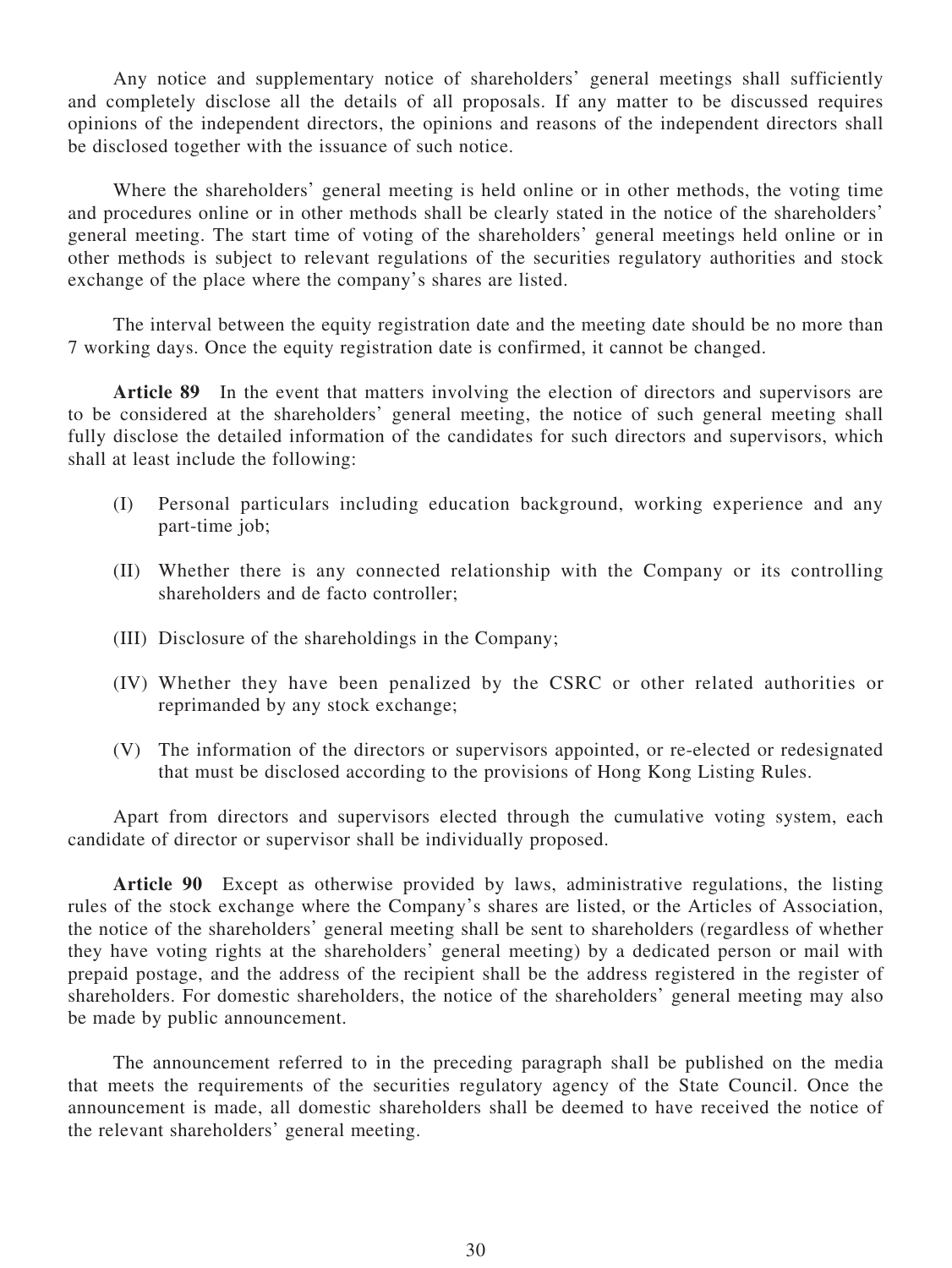Any notice and supplementary notice of shareholders' general meetings shall sufficiently and completely disclose all the details of all proposals. If any matter to be discussed requires opinions of the independent directors, the opinions and reasons of the independent directors shall be disclosed together with the issuance of such notice.

Where the shareholders' general meeting is held online or in other methods, the voting time and procedures online or in other methods shall be clearly stated in the notice of the shareholders' general meeting. The start time of voting of the shareholders' general meetings held online or in other methods is subject to relevant regulations of the securities regulatory authorities and stock exchange of the place where the company's shares are listed.

The interval between the equity registration date and the meeting date should be no more than 7 working days. Once the equity registration date is confirmed, it cannot be changed.

**Article 89** In the event that matters involving the election of directors and supervisors are to be considered at the shareholders' general meeting, the notice of such general meeting shall fully disclose the detailed information of the candidates for such directors and supervisors, which shall at least include the following:

(I) Personal particulars including education background, working experience and any part-time job;

(II) Whether there is any connected relationship with the Company or its controlling shareholders and de facto controller;

(III) Disclosure of the shareholdings in the Company;

(IV) Whether they have been penalized by the CSRC or other related authorities or reprimanded by any stock exchange;

(V) The information of the directors or supervisors appointed, or re-elected or redesignated that must be disclosed according to the provisions of Hong Kong Listing Rules.

Apart from directors and supervisors elected through the cumulative voting system, each candidate of director or supervisor shall be individually proposed.

**Article 90** Except as otherwise provided by laws, administrative regulations, the listing rules of the stock exchange where the Company's shares are listed, or the Articles of Association, the notice of the shareholders' general meeting shall be sent to shareholders (regardless of whether they have voting rights at the shareholders' general meeting) by a dedicated person or mail with prepaid postage, and the address of the recipient shall be the address registered in the register of shareholders. For domestic shareholders, the notice of the shareholders' general meeting may also be made by public announcement.

The announcement referred to in the preceding paragraph shall be published on the media that meets the requirements of the securities regulatory agency of the State Council. Once the announcement is made, all domestic shareholders shall be deemed to have received the notice of the relevant shareholders' general meeting.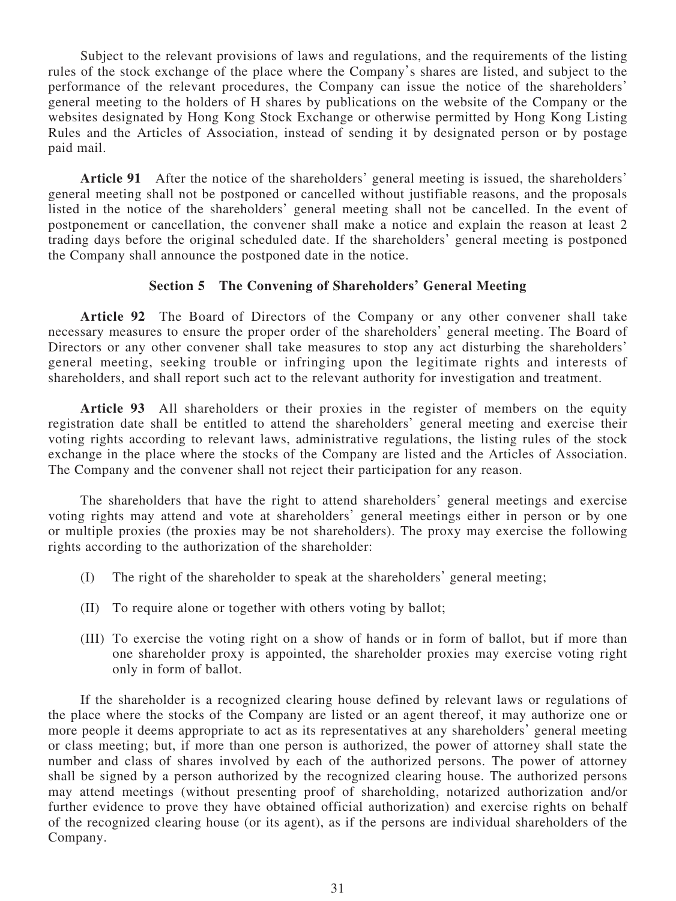Subject to the relevant provisions of laws and regulations, and the requirements of the listing rules of the stock exchange of the place where the Company's shares are listed, and subject to the performance of the relevant procedures, the Company can issue the notice of the shareholders' general meeting to the holders of H shares by publications on the website of the Company or the websites designated by Hong Kong Stock Exchange or otherwise permitted by Hong Kong Listing Rules and the Articles of Association, instead of sending it by designated person or by postage paid mail.

**Article 91** After the notice of the shareholders' general meeting is issued, the shareholders' general meeting shall not be postponed or cancelled without justifiable reasons, and the proposals listed in the notice of the shareholders' general meeting shall not be cancelled. In the event of postponement or cancellation, the convener shall make a notice and explain the reason at least 2 trading days before the original scheduled date. If the shareholders' general meeting is postponed the Company shall announce the postponed date in the notice.

### Section 5 The Convening of Shareholders' General Meeting

**Article 92** The Board of Directors of the Company or any other convener shall take necessary measures to ensure the proper order of the shareholders' general meeting. The Board of Directors or any other convener shall take measures to stop any act disturbing the shareholders' general meeting, seeking trouble or infringing upon the legitimate rights and interests of shareholders, and shall report such act to the relevant authority for investigation and treatment.

**Article 93** All shareholders or their proxies in the register of members on the equity registration date shall be entitled to attend the shareholders' general meeting and exercise their voting rights according to relevant laws, administrative regulations, the listing rules of the stock exchange in the place where the stocks of the Company are listed and the Articles of Association. The Company and the convener shall not reject their participation for any reason.

The shareholders that have the right to attend shareholders' general meetings and exercise voting rights may attend and vote at shareholders' general meetings either in person or by one or multiple proxies (the proxies may be not shareholders). The proxy may exercise the following rights according to the authorization of the shareholder:

(I) The right of the shareholder to speak at the shareholders' general meeting;

(II) To require alone or together with others voting by ballot;

(III) To exercise the voting right on a show of hands or in form of ballot, but if more than one shareholder proxy is appointed, the shareholder proxies may exercise voting right only in form of ballot.

If the shareholder is a recognized clearing house defined by relevant laws or regulations of the place where the stocks of the Company are listed or an agent thereof, it may authorize one or more people it deems appropriate to act as its representatives at any shareholders' general meeting or class meeting; but, if more than one person is authorized, the power of attorney shall state the number and class of shares involved by each of the authorized persons. The power of attorney shall be signed by a person authorized by the recognized clearing house. The authorized persons may attend meetings (without presenting proof of shareholding, notarized authorization and/or further evidence to prove they have obtained official authorization) and exercise rights on behalf of the recognized clearing house (or its agent), as if the persons are individual shareholders of the Company.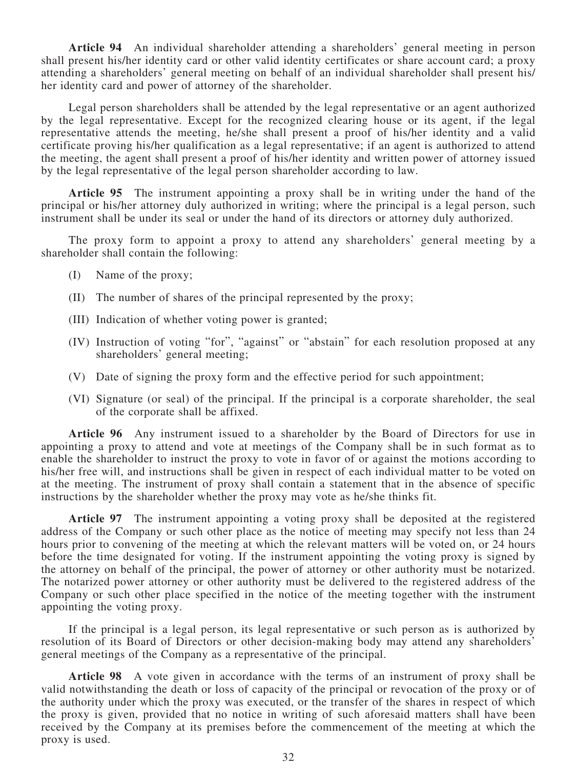**Article 94** An individual shareholder attending a shareholders' general meeting in person shall present his/her identity card or other valid identity certificates or share account card; a proxy attending a shareholders' general meeting on behalf of an individual shareholder shall present his/her identity card and power of attorney of the shareholder.

Legal person shareholders shall be attended by the legal representative or an agent authorized by the legal representative. Except for the recognized clearing house or its agent, if the legal representative attends the meeting, he/she shall present a proof of his/her identity and a valid certificate proving his/her qualification as a legal representative; if an agent is authorized to attend the meeting, the agent shall present a proof of his/her identity and written power of attorney issued by the legal representative of the legal person shareholder according to law.

**Article 95** The instrument appointing a proxy shall be in writing under the hand of the principal or his/her attorney duly authorized in writing; where the principal is a legal person, such instrument shall be under its seal or under the hand of its directors or attorney duly authorized.

The proxy form to appoint a proxy to attend any shareholders' general meeting by a shareholder shall contain the following:

(I) Name of the proxy;

(II) The number of shares of the principal represented by the proxy;

(III) Indication of whether voting power is granted;

(IV) Instruction of voting "for", "against" or "abstain" for each resolution proposed at any shareholders' general meeting;

(V) Date of signing the proxy form and the effective period for such appointment;

(VI) Signature (or seal) of the principal. If the principal is a corporate shareholder, the seal of the corporate shall be affixed.

**Article 96** Any instrument issued to a shareholder by the Board of Directors for use in appointing a proxy to attend and vote at meetings of the Company shall be in such format as to enable the shareholder to instruct the proxy to vote in favor of or against the motions according to his/her free will, and instructions shall be given in respect of each individual matter to be voted on at the meeting. The instrument of proxy shall contain a statement that in the absence of specific instructions by the shareholder whether the proxy may vote as he/she thinks fit.

**Article 97** The instrument appointing a voting proxy shall be deposited at the registered address of the Company or such other place as the notice of meeting may specify not less than 24 hours prior to convening of the meeting at which the relevant matters will be voted on, or 24 hours before the time designated for voting. If the instrument appointing the voting proxy is signed by the attorney on behalf of the principal, the power of attorney or other authority must be notarized. The notarized power attorney or other authority must be delivered to the registered address of the Company or such other place specified in the notice of the meeting together with the instrument appointing the voting proxy.

If the principal is a legal person, its legal representative or such person as is authorized by resolution of its Board of Directors or other decision-making body may attend any shareholders' general meetings of the Company as a representative of the principal.

**Article 98** A vote given in accordance with the terms of an instrument of proxy shall be valid notwithstanding the death or loss of capacity of the principal or revocation of the proxy or of the authority under which the proxy was executed, or the transfer of the shares in respect of which the proxy is given, provided that no notice in writing of such aforesaid matters shall have been received by the Company at its premises before the commencement of the meeting at which the proxy is used.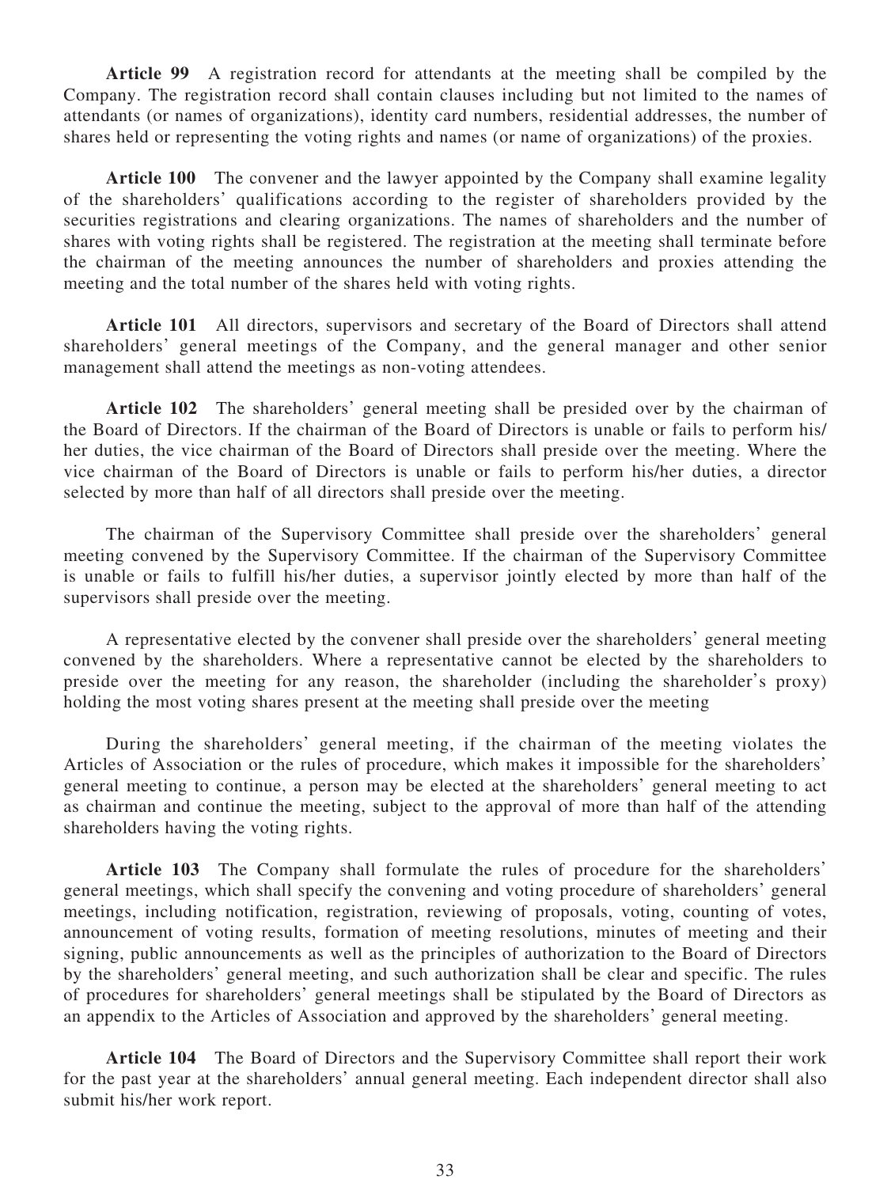**Article 99** A registration record for attendants at the meeting shall be compiled by the Company. The registration record shall contain clauses including but not limited to the names of attendants (or names of organizations), identity card numbers, residential addresses, the number of shares held or representing the voting rights and names (or name of organizations) of the proxies.

**Article 100** The convener and the lawyer appointed by the Company shall examine legality of the shareholders' qualifications according to the register of shareholders provided by the securities registrations and clearing organizations. The names of shareholders and the number of shares with voting rights shall be registered. The registration at the meeting shall terminate before the chairman of the meeting announces the number of shareholders and proxies attending the meeting and the total number of the shares held with voting rights.

**Article 101** All directors, supervisors and secretary of the Board of Directors shall attend shareholders' general meetings of the Company, and the general manager and other senior management shall attend the meetings as non-voting attendees.

**Article 102** The shareholders' general meeting shall be presided over by the chairman of the Board of Directors. If the chairman of the Board of Directors is unable or fails to perform his/her duties, the vice chairman of the Board of Directors shall preside over the meeting. Where the vice chairman of the Board of Directors is unable or fails to perform his/her duties, a director selected by more than half of all directors shall preside over the meeting.

The chairman of the Supervisory Committee shall preside over the shareholders' general meeting convened by the Supervisory Committee. If the chairman of the Supervisory Committee is unable or fails to fulfill his/her duties, a supervisor jointly elected by more than half of the supervisors shall preside over the meeting.

A representative elected by the convener shall preside over the shareholders' general meeting convened by the shareholders. Where a representative cannot be elected by the shareholders to preside over the meeting for any reason, the shareholder (including the shareholder's proxy) holding the most voting shares present at the meeting shall preside over the meeting

During the shareholders' general meeting, if the chairman of the meeting violates the Articles of Association or the rules of procedure, which makes it impossible for the shareholders' general meeting to continue, a person may be elected at the shareholders' general meeting to act as chairman and continue the meeting, subject to the approval of more than half of the attending shareholders having the voting rights.

**Article 103** The Company shall formulate the rules of procedure for the shareholders' general meetings, which shall specify the convening and voting procedure of shareholders' general meetings, including notification, registration, reviewing of proposals, voting, counting of votes, announcement of voting results, formation of meeting resolutions, minutes of meeting and their signing, public announcements as well as the principles of authorization to the Board of Directors by the shareholders' general meeting, and such authorization shall be clear and specific. The rules of procedures for shareholders' general meetings shall be stipulated by the Board of Directors as an appendix to the Articles of Association and approved by the shareholders' general meeting.

**Article 104** The Board of Directors and the Supervisory Committee shall report their work for the past year at the shareholders' annual general meeting. Each independent director shall also submit his/her work report.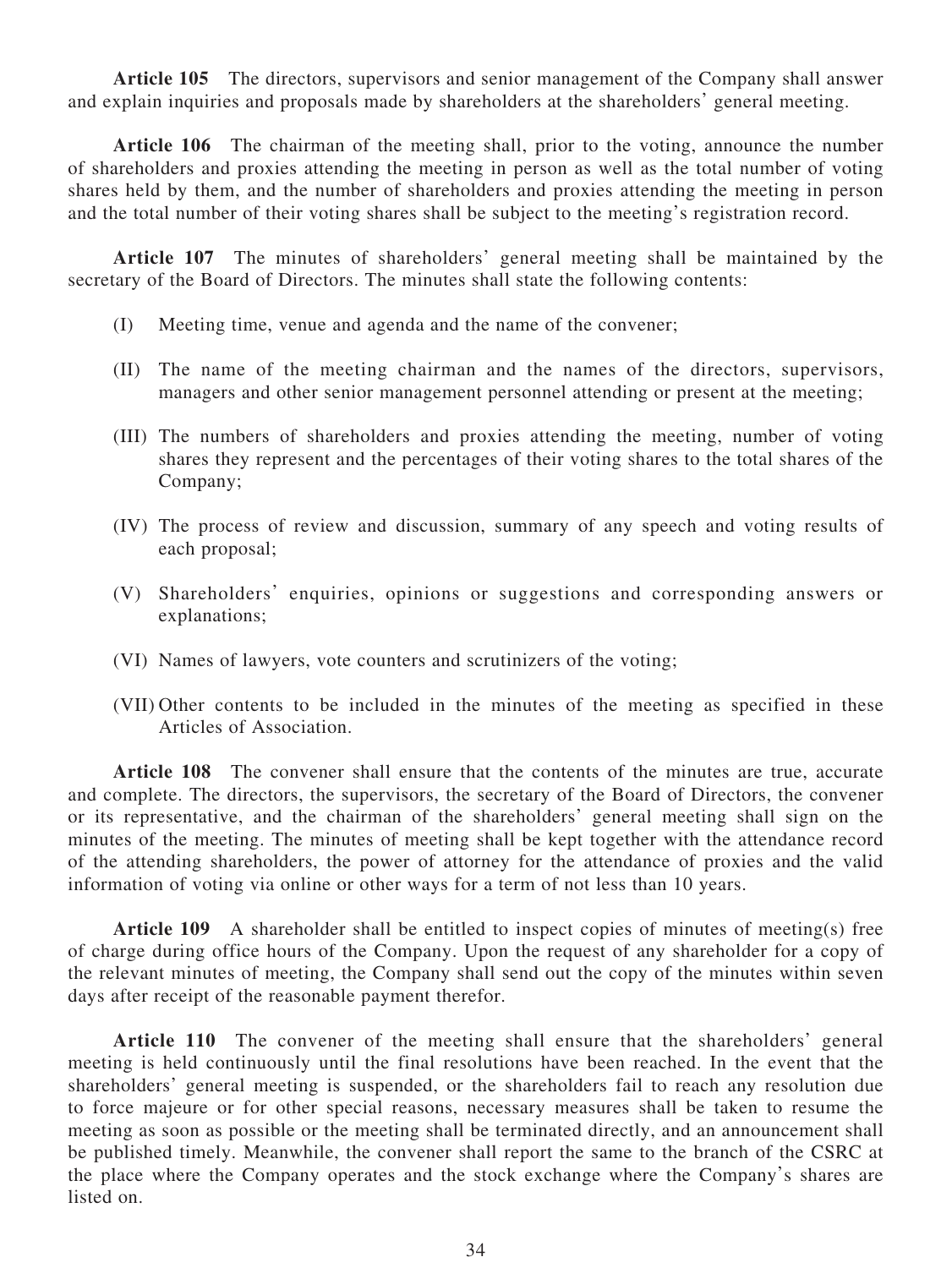**Article 105** The directors, supervisors and senior management of the Company shall answer and explain inquiries and proposals made by shareholders at the shareholders' general meeting.

**Article 106** The chairman of the meeting shall, prior to the voting, announce the number of shareholders and proxies attending the meeting in person as well as the total number of voting shares held by them, and the number of shareholders and proxies attending the meeting in person and the total number of their voting shares shall be subject to the meeting's registration record.

**Article 107** The minutes of shareholders' general meeting shall be maintained by the secretary of the Board of Directors. The minutes shall state the following contents:

(I) Meeting time, venue and agenda and the name of the convener;

(II) The name of the meeting chairman and the names of the directors, supervisors, managers and other senior management personnel attending or present at the meeting;

(III) The numbers of shareholders and proxies attending the meeting, number of voting shares they represent and the percentages of their voting shares to the total shares of the Company;

(IV) The process of review and discussion, summary of any speech and voting results of each proposal;

(V) Shareholders' enquiries, opinions or suggestions and corresponding answers or explanations;

(VI) Names of lawyers, vote counters and scrutinizers of the voting;

(VII) Other contents to be included in the minutes of the meeting as specified in these Articles of Association.

**Article 108** The convener shall ensure that the contents of the minutes are true, accurate and complete. The directors, the supervisors, the secretary of the Board of Directors, the convener or its representative, and the chairman of the shareholders' general meeting shall sign on the minutes of the meeting. The minutes of meeting shall be kept together with the attendance record of the attending shareholders, the power of attorney for the attendance of proxies and the valid information of voting via online or other ways for a term of not less than 10 years.

**Article 109** A shareholder shall be entitled to inspect copies of minutes of meeting(s) free of charge during office hours of the Company. Upon the request of any shareholder for a copy of the relevant minutes of meeting, the Company shall send out the copy of the minutes within seven days after receipt of the reasonable payment therefor.

**Article 110** The convener of the meeting shall ensure that the shareholders' general meeting is held continuously until the final resolutions have been reached. In the event that the shareholders' general meeting is suspended, or the shareholders fail to reach any resolution due to force majeure or for other special reasons, necessary measures shall be taken to resume the meeting as soon as possible or the meeting shall be terminated directly, and an announcement shall be published timely. Meanwhile, the convener shall report the same to the branch of the CSRC at the place where the Company operates and the stock exchange where the Company's shares are listed on.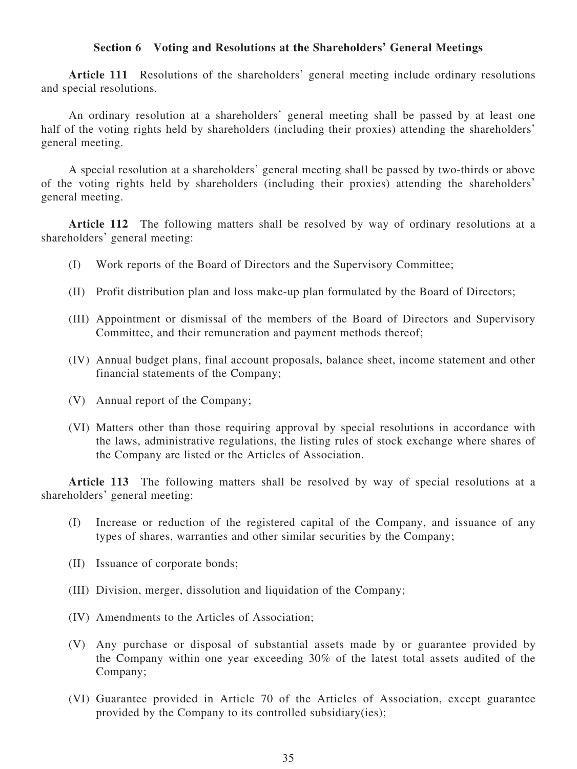### Section 6 Voting and Resolutions at the Shareholders' General Meetings

**Article 111** Resolutions of the shareholders' general meeting include ordinary resolutions and special resolutions.

An ordinary resolution at a shareholders' general meeting shall be passed by at least one half of the voting rights held by shareholders (including their proxies) attending the shareholders' general meeting.

A special resolution at a shareholders' general meeting shall be passed by two-thirds or above of the voting rights held by shareholders (including their proxies) attending the shareholders' general meeting.

**Article 112** The following matters shall be resolved by way of ordinary resolutions at a shareholders' general meeting:

(I) Work reports of the Board of Directors and the Supervisory Committee;

(II) Profit distribution plan and loss make-up plan formulated by the Board of Directors;

(III) Appointment or dismissal of the members of the Board of Directors and Supervisory Committee, and their remuneration and payment methods thereof;

(IV) Annual budget plans, final account proposals, balance sheet, income statement and other financial statements of the Company;

(V) Annual report of the Company;

(VI) Matters other than those requiring approval by special resolutions in accordance with the laws, administrative regulations, the listing rules of stock exchange where shares of the Company are listed or the Articles of Association.

**Article 113** The following matters shall be resolved by way of special resolutions at a shareholders' general meeting:

(I) Increase or reduction of the registered capital of the Company, and issuance of any types of shares, warranties and other similar securities by the Company;

(II) Issuance of corporate bonds;

(III) Division, merger, dissolution and liquidation of the Company;

(IV) Amendments to the Articles of Association;

(V) Any purchase or disposal of substantial assets made by or guarantee provided by the Company within one year exceeding 30% of the latest total assets audited of the Company;

(VI) Guarantee provided in Article 70 of the Articles of Association, except guarantee provided by the Company to its controlled subsidiary(ies);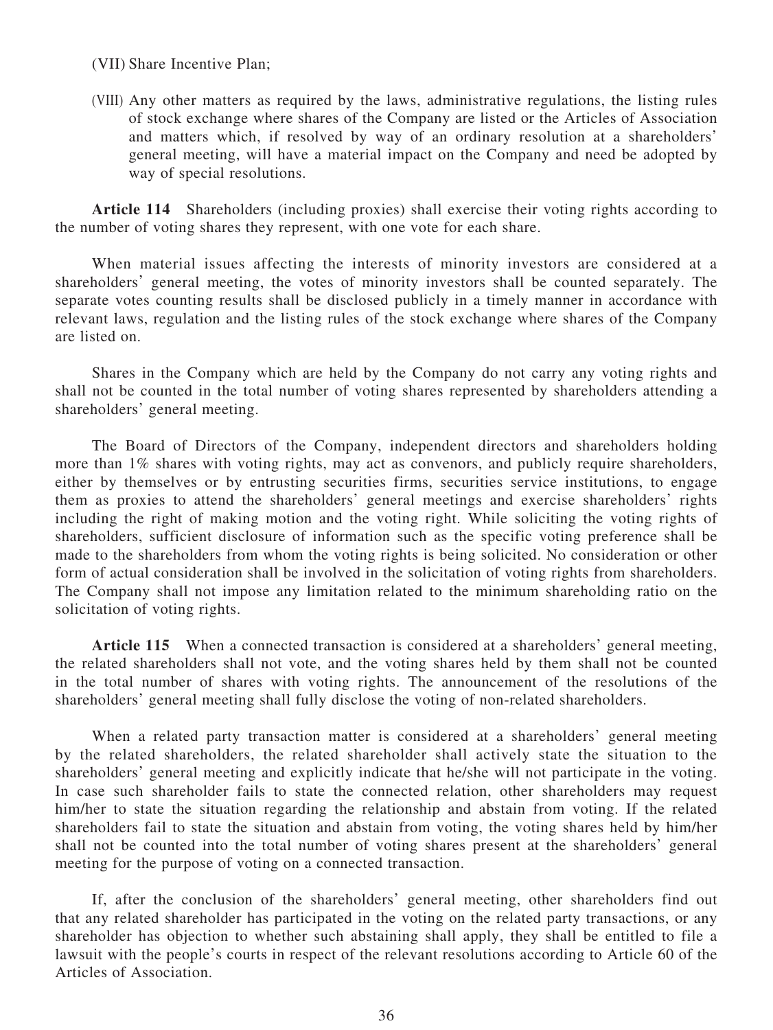(VII) Share Incentive Plan;

(VIII) Any other matters as required by the laws, administrative regulations, the listing rules of stock exchange where shares of the Company are listed or the Articles of Association and matters which, if resolved by way of an ordinary resolution at a shareholders' general meeting, will have a material impact on the Company and need be adopted by way of special resolutions.

**Article 114** Shareholders (including proxies) shall exercise their voting rights according to the number of voting shares they represent, with one vote for each share.

When material issues affecting the interests of minority investors are considered at a shareholders' general meeting, the votes of minority investors shall be counted separately. The separate votes counting results shall be disclosed publicly in a timely manner in accordance with relevant laws, regulation and the listing rules of the stock exchange where shares of the Company are listed on.

Shares in the Company which are held by the Company do not carry any voting rights and shall not be counted in the total number of voting shares represented by shareholders attending a shareholders' general meeting.

The Board of Directors of the Company, independent directors and shareholders holding more than 1% shares with voting rights, may act as convenors, and publicly require shareholders, either by themselves or by entrusting securities firms, securities service institutions, to engage them as proxies to attend the shareholders' general meetings and exercise shareholders' rights including the right of making motion and the voting right. While soliciting the voting rights of shareholders, sufficient disclosure of information such as the specific voting preference shall be made to the shareholders from whom the voting rights is being solicited. No consideration or other form of actual consideration shall be involved in the solicitation of voting rights from shareholders. The Company shall not impose any limitation related to the minimum shareholding ratio on the solicitation of voting rights.

**Article 115** When a connected transaction is considered at a shareholders' general meeting, the related shareholders shall not vote, and the voting shares held by them shall not be counted in the total number of shares with voting rights. The announcement of the resolutions of the shareholders' general meeting shall fully disclose the voting of non-related shareholders.

When a related party transaction matter is considered at a shareholders' general meeting by the related shareholders, the related shareholder shall actively state the situation to the shareholders' general meeting and explicitly indicate that he/she will not participate in the voting. In case such shareholder fails to state the connected relation, other shareholders may request him/her to state the situation regarding the relationship and abstain from voting. If the related shareholders fail to state the situation and abstain from voting, the voting shares held by him/her shall not be counted into the total number of voting shares present at the shareholders' general meeting for the purpose of voting on a connected transaction.

If, after the conclusion of the shareholders' general meeting, other shareholders find out that any related shareholder has participated in the voting on the related party transactions, or any shareholder has objection to whether such abstaining shall apply, they shall be entitled to file a lawsuit with the people's courts in respect of the relevant resolutions according to Article 60 of the Articles of Association.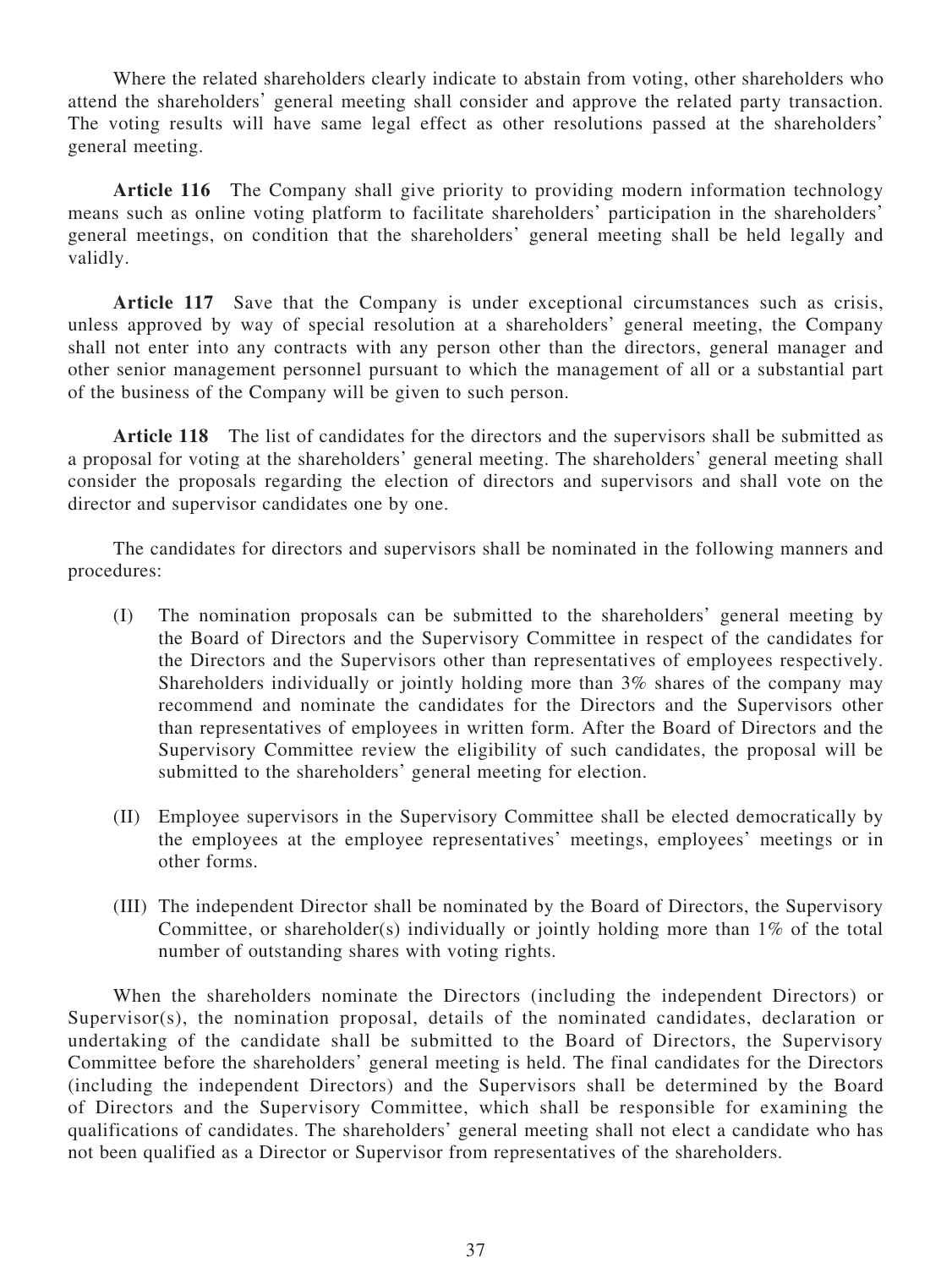Where the related shareholders clearly indicate to abstain from voting, other shareholders who attend the shareholders' general meeting shall consider and approve the related party transaction. The voting results will have same legal effect as other resolutions passed at the shareholders' general meeting.

**Article 116** The Company shall give priority to providing modern information technology means such as online voting platform to facilitate shareholders' participation in the shareholders' general meetings, on condition that the shareholders' general meeting shall be held legally and validly.

**Article 117** Save that the Company is under exceptional circumstances such as crisis, unless approved by way of special resolution at a shareholders' general meeting, the Company shall not enter into any contracts with any person other than the directors, general manager and other senior management personnel pursuant to which the management of all or a substantial part of the business of the Company will be given to such person.

**Article 118** The list of candidates for the directors and the supervisors shall be submitted as a proposal for voting at the shareholders' general meeting. The shareholders' general meeting shall consider the proposals regarding the election of directors and supervisors and shall vote on the director and supervisor candidates one by one.

The candidates for directors and supervisors shall be nominated in the following manners and procedures:

(I) The nomination proposals can be submitted to the shareholders' general meeting by the Board of Directors and the Supervisory Committee in respect of the candidates for the Directors and the Supervisors other than representatives of employees respectively. Shareholders individually or jointly holding more than 3% shares of the company may recommend and nominate the candidates for the Directors and the Supervisors other than representatives of employees in written form. After the Board of Directors and the Supervisory Committee review the eligibility of such candidates, the proposal will be submitted to the shareholders' general meeting for election.

(II) Employee supervisors in the Supervisory Committee shall be elected democratically by the employees at the employee representatives' meetings, employees' meetings or in other forms.

(III) The independent Director shall be nominated by the Board of Directors, the Supervisory Committee, or shareholder(s) individually or jointly holding more than 1% of the total number of outstanding shares with voting rights.

When the shareholders nominate the Directors (including the independent Directors) or Supervisor(s), the nomination proposal, details of the nominated candidates, declaration or undertaking of the candidate shall be submitted to the Board of Directors, the Supervisory Committee before the shareholders' general meeting is held. The final candidates for the Directors (including the independent Directors) and the Supervisors shall be determined by the Board of Directors and the Supervisory Committee, which shall be responsible for examining the qualifications of candidates. The shareholders' general meeting shall not elect a candidate who has not been qualified as a Director or Supervisor from representatives of the shareholders.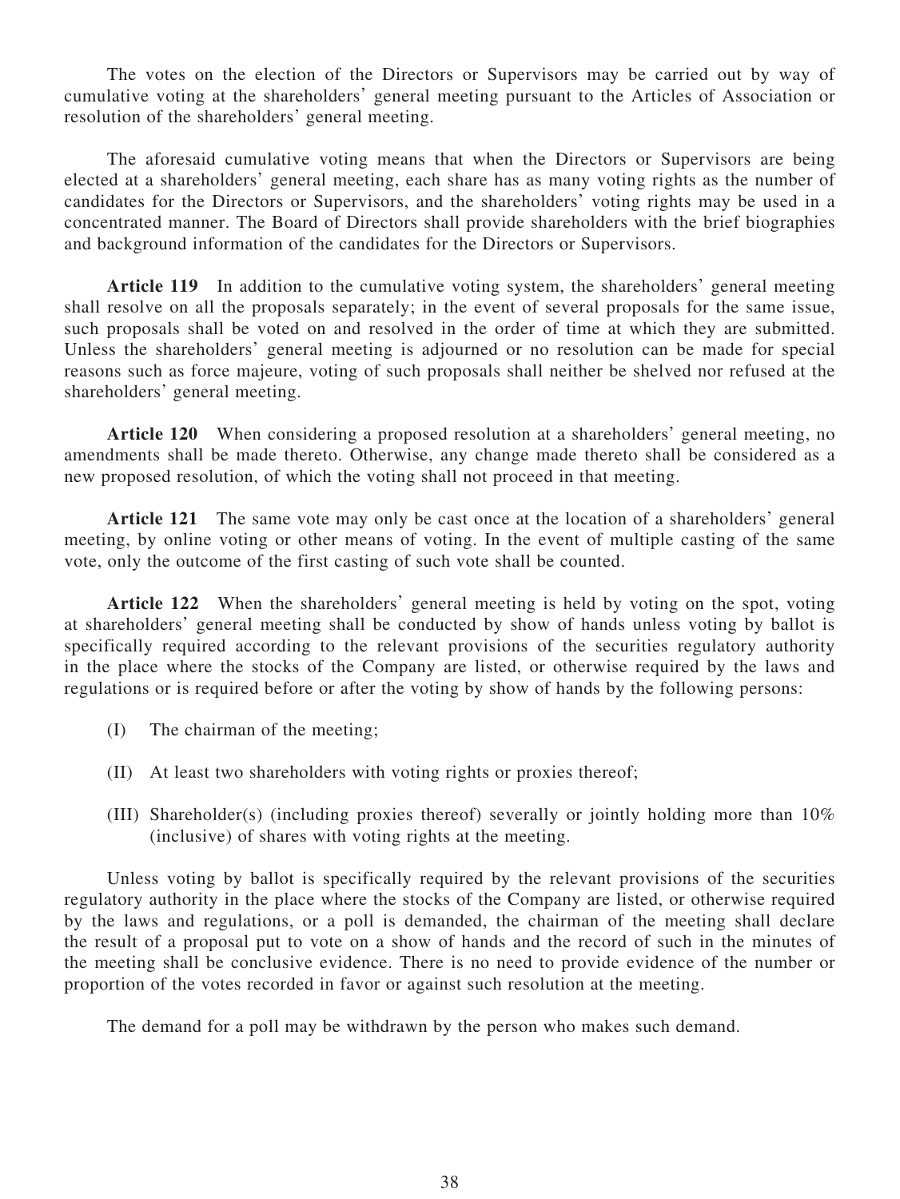The votes on the election of the Directors or Supervisors may be carried out by way of cumulative voting at the shareholders' general meeting pursuant to the Articles of Association or resolution of the shareholders' general meeting.

The aforesaid cumulative voting means that when the Directors or Supervisors are being elected at a shareholders' general meeting, each share has as many voting rights as the number of candidates for the Directors or Supervisors, and the shareholders' voting rights may be used in a concentrated manner. The Board of Directors shall provide shareholders with the brief biographies and background information of the candidates for the Directors or Supervisors.

**Article 119** In addition to the cumulative voting system, the shareholders' general meeting shall resolve on all the proposals separately; in the event of several proposals for the same issue, such proposals shall be voted on and resolved in the order of time at which they are submitted. Unless the shareholders' general meeting is adjourned or no resolution can be made for special reasons such as force majeure, voting of such proposals shall neither be shelved nor refused at the shareholders' general meeting.

**Article 120** When considering a proposed resolution at a shareholders' general meeting, no amendments shall be made thereto. Otherwise, any change made thereto shall be considered as a new proposed resolution, of which the voting shall not proceed in that meeting.

**Article 121** The same vote may only be cast once at the location of a shareholders' general meeting, by online voting or other means of voting. In the event of multiple casting of the same vote, only the outcome of the first casting of such vote shall be counted.

**Article 122** When the shareholders' general meeting is held by voting on the spot, voting at shareholders' general meeting shall be conducted by show of hands unless voting by ballot is specifically required according to the relevant provisions of the securities regulatory authority in the place where the stocks of the Company are listed, or otherwise required by the laws and regulations or is required before or after the voting by show of hands by the following persons:

(I) The chairman of the meeting;

(II) At least two shareholders with voting rights or proxies thereof;

(III) Shareholder(s) (including proxies thereof) severally or jointly holding more than 10% (inclusive) of shares with voting rights at the meeting.

Unless voting by ballot is specifically required by the relevant provisions of the securities regulatory authority in the place where the stocks of the Company are listed, or otherwise required by the laws and regulations, or a poll is demanded, the chairman of the meeting shall declare the result of a proposal put to vote on a show of hands and the record of such in the minutes of the meeting shall be conclusive evidence. There is no need to provide evidence of the number or proportion of the votes recorded in favor or against such resolution at the meeting.

The demand for a poll may be withdrawn by the person who makes such demand.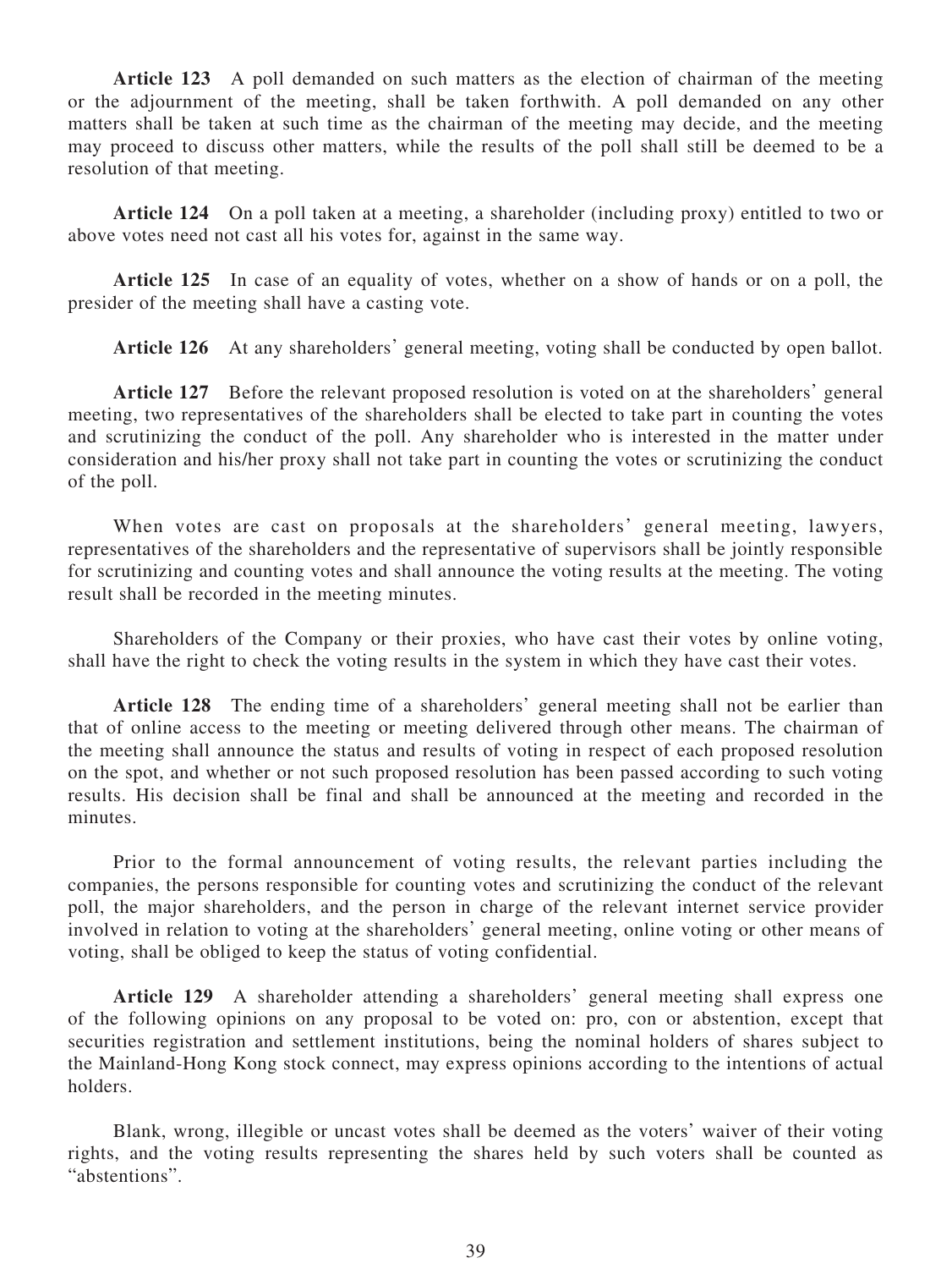**Article 123** A poll demanded on such matters as the election of chairman of the meeting or the adjournment of the meeting, shall be taken forthwith. A poll demanded on any other matters shall be taken at such time as the chairman of the meeting may decide, and the meeting may proceed to discuss other matters, while the results of the poll shall still be deemed to be a resolution of that meeting.

**Article 124** On a poll taken at a meeting, a shareholder (including proxy) entitled to two or above votes need not cast all his votes for, against in the same way.

**Article 125** In case of an equality of votes, whether on a show of hands or on a poll, the presider of the meeting shall have a casting vote.

**Article 126** At any shareholders' general meeting, voting shall be conducted by open ballot.

**Article 127** Before the relevant proposed resolution is voted on at the shareholders' general meeting, two representatives of the shareholders shall be elected to take part in counting the votes and scrutinizing the conduct of the poll. Any shareholder who is interested in the matter under consideration and his/her proxy shall not take part in counting the votes or scrutinizing the conduct of the poll.

When votes are cast on proposals at the shareholders' general meeting, lawyers, representatives of the shareholders and the representative of supervisors shall be jointly responsible for scrutinizing and counting votes and shall announce the voting results at the meeting. The voting result shall be recorded in the meeting minutes.

Shareholders of the Company or their proxies, who have cast their votes by online voting, shall have the right to check the voting results in the system in which they have cast their votes.

**Article 128** The ending time of a shareholders' general meeting shall not be earlier than that of online access to the meeting or meeting delivered through other means. The chairman of the meeting shall announce the status and results of voting in respect of each proposed resolution on the spot, and whether or not such proposed resolution has been passed according to such voting results. His decision shall be final and shall be announced at the meeting and recorded in the minutes.

Prior to the formal announcement of voting results, the relevant parties including the companies, the persons responsible for counting votes and scrutinizing the conduct of the relevant poll, the major shareholders, and the person in charge of the relevant internet service provider involved in relation to voting at the shareholders' general meeting, online voting or other means of voting, shall be obliged to keep the status of voting confidential.

**Article 129** A shareholder attending a shareholders' general meeting shall express one of the following opinions on any proposal to be voted on: pro, con or abstention, except that securities registration and settlement institutions, being the nominal holders of shares subject to the Mainland-Hong Kong stock connect, may express opinions according to the intentions of actual holders.

Blank, wrong, illegible or uncast votes shall be deemed as the voters' waiver of their voting rights, and the voting results representing the shares held by such voters shall be counted as "abstentions".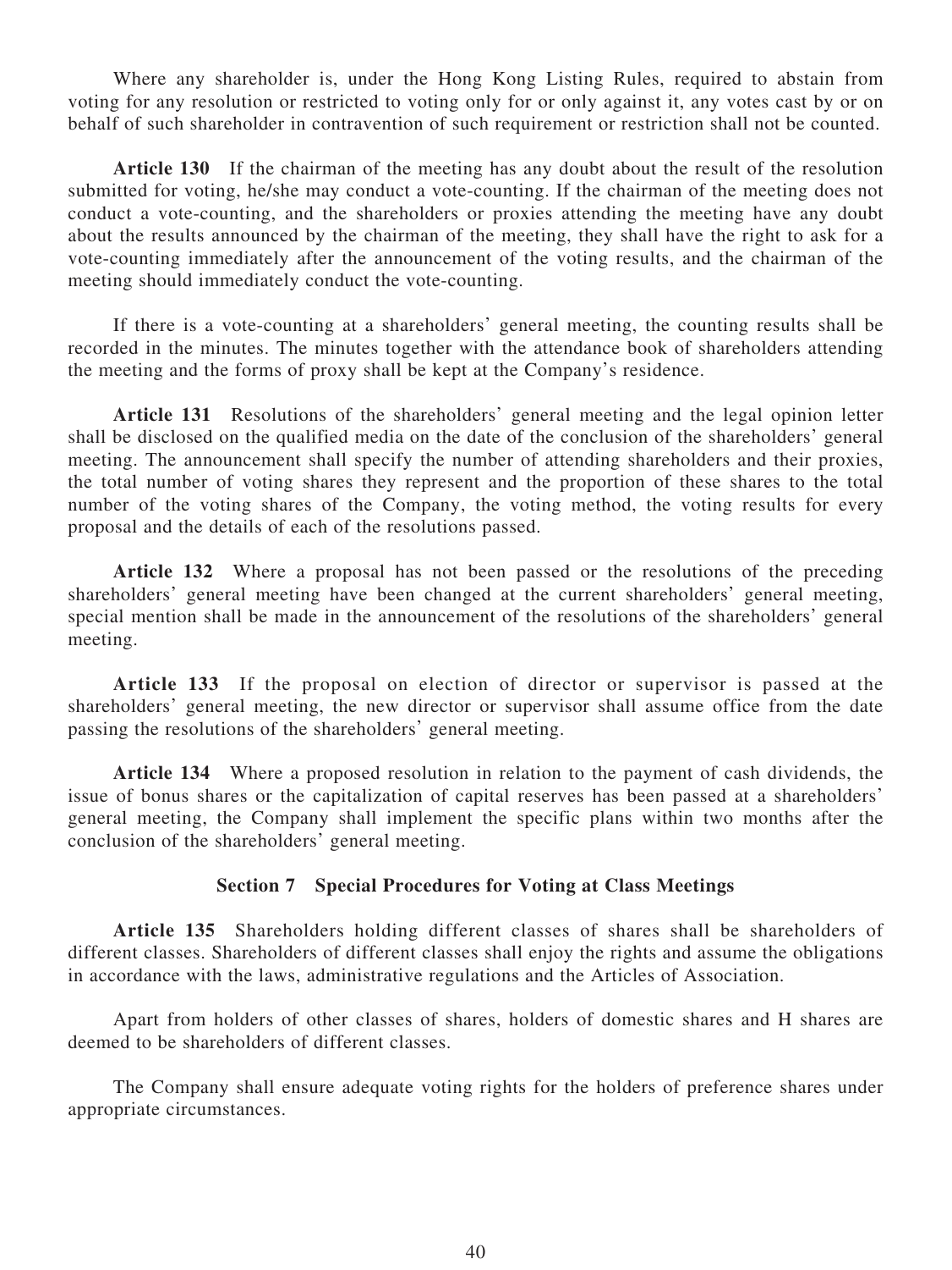Where any shareholder is, under the Hong Kong Listing Rules, required to abstain from voting for any resolution or restricted to voting only for or only against it, any votes cast by or on behalf of such shareholder in contravention of such requirement or restriction shall not be counted.

**Article 130** If the chairman of the meeting has any doubt about the result of the resolution submitted for voting, he/she may conduct a vote-counting. If the chairman of the meeting does not conduct a vote-counting, and the shareholders or proxies attending the meeting have any doubt about the results announced by the chairman of the meeting, they shall have the right to ask for a vote-counting immediately after the announcement of the voting results, and the chairman of the meeting should immediately conduct the vote-counting.

If there is a vote-counting at a shareholders' general meeting, the counting results shall be recorded in the minutes. The minutes together with the attendance book of shareholders attending the meeting and the forms of proxy shall be kept at the Company's residence.

**Article 131** Resolutions of the shareholders' general meeting and the legal opinion letter shall be disclosed on the qualified media on the date of the conclusion of the shareholders' general meeting. The announcement shall specify the number of attending shareholders and their proxies, the total number of voting shares they represent and the proportion of these shares to the total number of the voting shares of the Company, the voting method, the voting results for every proposal and the details of each of the resolutions passed.

**Article 132** Where a proposal has not been passed or the resolutions of the preceding shareholders' general meeting have been changed at the current shareholders' general meeting, special mention shall be made in the announcement of the resolutions of the shareholders' general meeting.

**Article 133** If the proposal on election of director or supervisor is passed at the shareholders' general meeting, the new director or supervisor shall assume office from the date passing the resolutions of the shareholders' general meeting.

**Article 134** Where a proposed resolution in relation to the payment of cash dividends, the issue of bonus shares or the capitalization of capital reserves has been passed at a shareholders' general meeting, the Company shall implement the specific plans within two months after the conclusion of the shareholders' general meeting.

## Section 7 Special Procedures for Voting at Class Meetings

**Article 135** Shareholders holding different classes of shares shall be shareholders of different classes. Shareholders of different classes shall enjoy the rights and assume the obligations in accordance with the laws, administrative regulations and the Articles of Association.

Apart from holders of other classes of shares, holders of domestic shares and H shares are deemed to be shareholders of different classes.

The Company shall ensure adequate voting rights for the holders of preference shares under appropriate circumstances.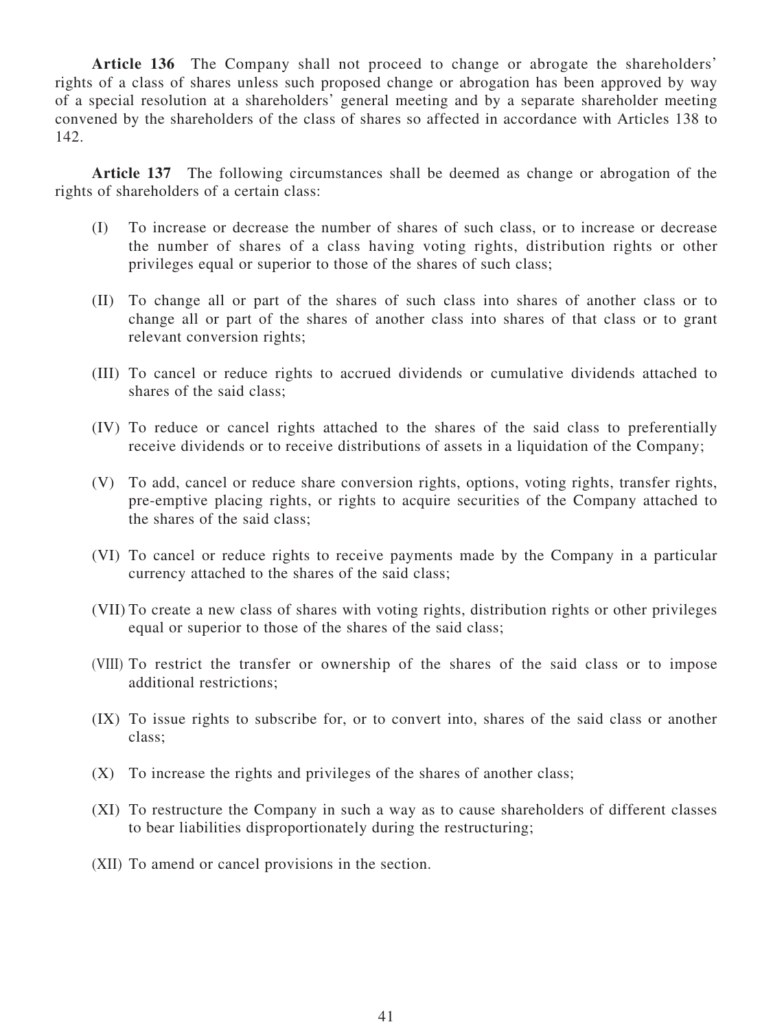**Article 136** The Company shall not proceed to change or abrogate the shareholders' rights of a class of shares unless such proposed change or abrogation has been approved by way of a special resolution at a shareholders' general meeting and by a separate shareholder meeting convened by the shareholders of the class of shares so affected in accordance with Articles 138 to 142.

**Article 137** The following circumstances shall be deemed as change or abrogation of the rights of shareholders of a certain class:

(I) To increase or decrease the number of shares of such class, or to increase or decrease the number of shares of a class having voting rights, distribution rights or other privileges equal or superior to those of the shares of such class;

(II) To change all or part of the shares of such class into shares of another class or to change all or part of the shares of another class into shares of that class or to grant relevant conversion rights;

(III) To cancel or reduce rights to accrued dividends or cumulative dividends attached to shares of the said class;

(IV) To reduce or cancel rights attached to the shares of the said class to preferentially receive dividends or to receive distributions of assets in a liquidation of the Company;

(V) To add, cancel or reduce share conversion rights, options, voting rights, transfer rights, pre-emptive placing rights, or rights to acquire securities of the Company attached to the shares of the said class;

(VI) To cancel or reduce rights to receive payments made by the Company in a particular currency attached to the shares of the said class;

(VII) To create a new class of shares with voting rights, distribution rights or other privileges equal or superior to those of the shares of the said class;

(VIII) To restrict the transfer or ownership of the shares of the said class or to impose additional restrictions;

(IX) To issue rights to subscribe for, or to convert into, shares of the said class or another class;

(X) To increase the rights and privileges of the shares of another class;

(XI) To restructure the Company in such a way as to cause shareholders of different classes to bear liabilities disproportionately during the restructuring;

(XII) To amend or cancel provisions in the section.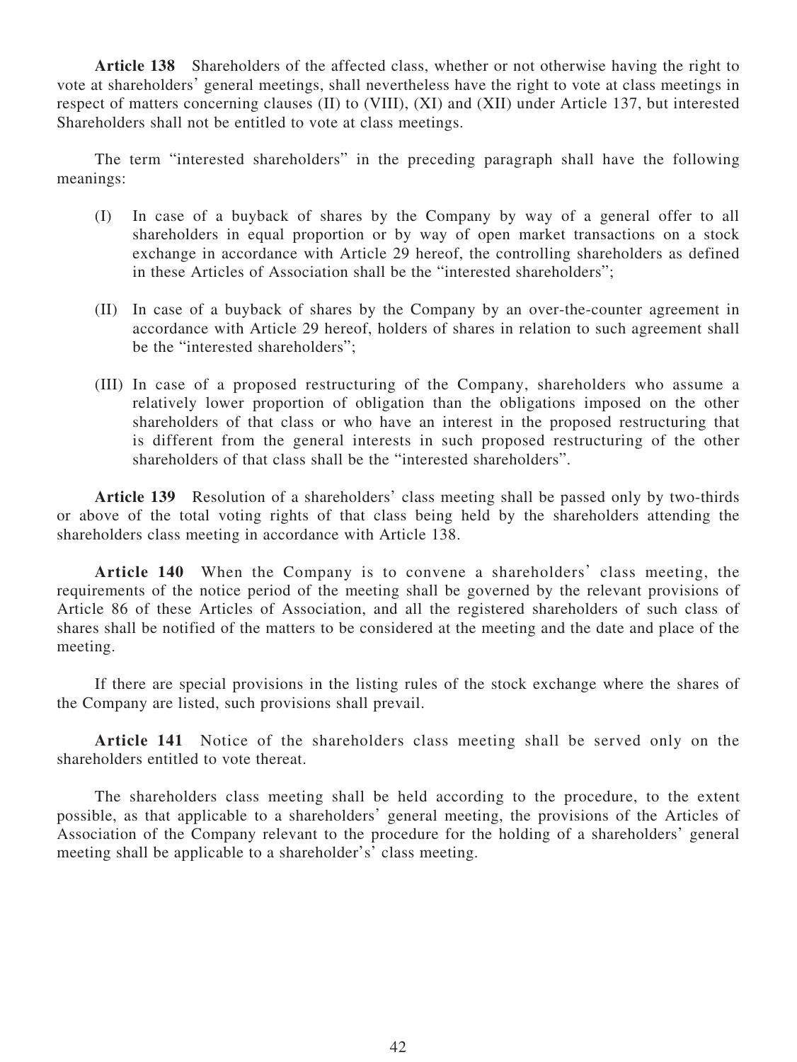**Article 138** Shareholders of the affected class, whether or not otherwise having the right to vote at shareholders' general meetings, shall nevertheless have the right to vote at class meetings in respect of matters concerning clauses (II) to (VIII), (XI) and (XII) under Article 137, but interested Shareholders shall not be entitled to vote at class meetings.

The term "interested shareholders" in the preceding paragraph shall have the following meanings:

(I) In case of a buyback of shares by the Company by way of a general offer to all shareholders in equal proportion or by way of open market transactions on a stock exchange in accordance with Article 29 hereof, the controlling shareholders as defined in these Articles of Association shall be the "interested shareholders";

(II) In case of a buyback of shares by the Company by an over-the-counter agreement in accordance with Article 29 hereof, holders of shares in relation to such agreement shall be the "interested shareholders";

(III) In case of a proposed restructuring of the Company, shareholders who assume a relatively lower proportion of obligation than the obligations imposed on the other shareholders of that class or who have an interest in the proposed restructuring that is different from the general interests in such proposed restructuring of the other shareholders of that class shall be the "interested shareholders".

**Article 139** Resolution of a shareholders' class meeting shall be passed only by two-thirds or above of the total voting rights of that class being held by the shareholders attending the shareholders class meeting in accordance with Article 138.

**Article 140** When the Company is to convene a shareholders' class meeting, the requirements of the notice period of the meeting shall be governed by the relevant provisions of Article 86 of these Articles of Association, and all the registered shareholders of such class of shares shall be notified of the matters to be considered at the meeting and the date and place of the meeting.

If there are special provisions in the listing rules of the stock exchange where the shares of the Company are listed, such provisions shall prevail.

**Article 141** Notice of the shareholders class meeting shall be served only on the shareholders entitled to vote thereat.

The shareholders class meeting shall be held according to the procedure, to the extent possible, as that applicable to a shareholders' general meeting, the provisions of the Articles of Association of the Company relevant to the procedure for the holding of a shareholders' general meeting shall be applicable to a shareholder's' class meeting.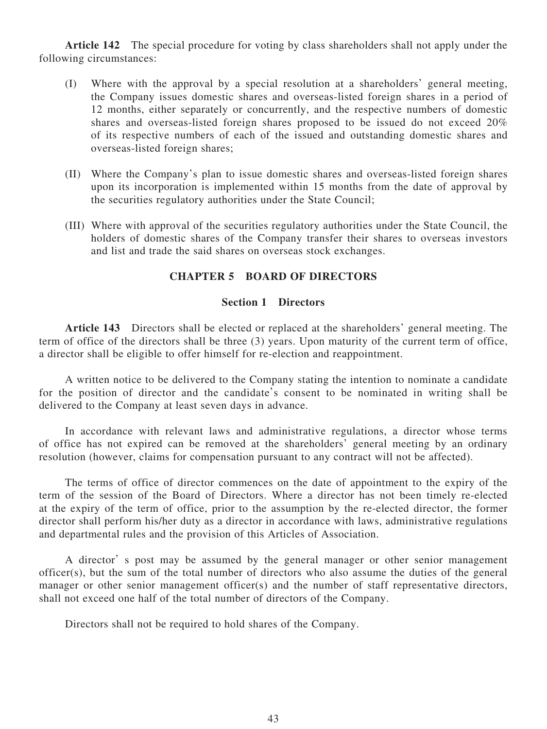**Article 142** The special procedure for voting by class shareholders shall not apply under the following circumstances:

(I) Where with the approval by a special resolution at a shareholders' general meeting, the Company issues domestic shares and overseas-listed foreign shares in a period of 12 months, either separately or concurrently, and the respective numbers of domestic shares and overseas-listed foreign shares proposed to be issued do not exceed 20% of its respective numbers of each of the issued and outstanding domestic shares and overseas-listed foreign shares;

(II) Where the Company's plan to issue domestic shares and overseas-listed foreign shares upon its incorporation is implemented within 15 months from the date of approval by the securities regulatory authorities under the State Council;

(III) Where with approval of the securities regulatory authorities under the State Council, the holders of domestic shares of the Company transfer their shares to overseas investors and list and trade the said shares on overseas stock exchanges.

## CHAPTER 5 BOARD OF DIRECTORS

### Section 1 Directors

**Article 143** Directors shall be elected or replaced at the shareholders' general meeting. The term of office of the directors shall be three (3) years. Upon maturity of the current term of office, a director shall be eligible to offer himself for re-election and reappointment.

A written notice to be delivered to the Company stating the intention to nominate a candidate for the position of director and the candidate's consent to be nominated in writing shall be delivered to the Company at least seven days in advance.

In accordance with relevant laws and administrative regulations, a director whose terms of office has not expired can be removed at the shareholders' general meeting by an ordinary resolution (however, claims for compensation pursuant to any contract will not be affected).

The terms of office of director commences on the date of appointment to the expiry of the term of the session of the Board of Directors. Where a director has not been timely re-elected at the expiry of the term of office, prior to the assumption by the re-elected director, the former director shall perform his/her duty as a director in accordance with laws, administrative regulations and departmental rules and the provision of this Articles of Association.

A director's post may be assumed by the general manager or other senior management officer(s), but the sum of the total number of directors who also assume the duties of the general manager or other senior management officer(s) and the number of staff representative directors, shall not exceed one half of the total number of directors of the Company.

Directors shall not be required to hold shares of the Company.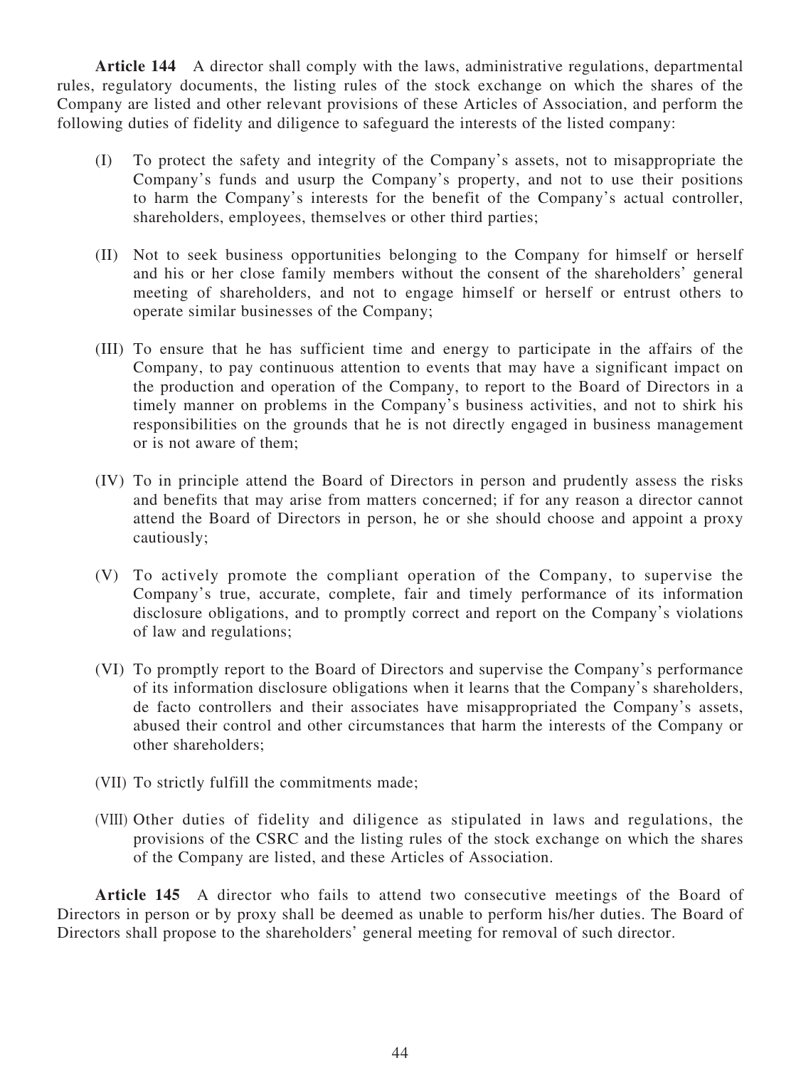**Article 144** A director shall comply with the laws, administrative regulations, departmental rules, regulatory documents, the listing rules of the stock exchange on which the shares of the Company are listed and other relevant provisions of these Articles of Association, and perform the following duties of fidelity and diligence to safeguard the interests of the listed company:

(I) To protect the safety and integrity of the Company's assets, not to misappropriate the Company's funds and usurp the Company's property, and not to use their positions to harm the Company's interests for the benefit of the Company's actual controller, shareholders, employees, themselves or other third parties;

(II) Not to seek business opportunities belonging to the Company for himself or herself and his or her close family members without the consent of the shareholders' general meeting of shareholders, and not to engage himself or herself or entrust others to operate similar businesses of the Company;

(III) To ensure that he has sufficient time and energy to participate in the affairs of the Company, to pay continuous attention to events that may have a significant impact on the production and operation of the Company, to report to the Board of Directors in a timely manner on problems in the Company's business activities, and not to shirk his responsibilities on the grounds that he is not directly engaged in business management or is not aware of them;

(IV) To in principle attend the Board of Directors in person and prudently assess the risks and benefits that may arise from matters concerned; if for any reason a director cannot attend the Board of Directors in person, he or she should choose and appoint a proxy cautiously;

(V) To actively promote the compliant operation of the Company, to supervise the Company's true, accurate, complete, fair and timely performance of its information disclosure obligations, and to promptly correct and report on the Company's violations of law and regulations;

(VI) To promptly report to the Board of Directors and supervise the Company's performance of its information disclosure obligations when it learns that the Company's shareholders, de facto controllers and their associates have misappropriated the Company's assets, abused their control and other circumstances that harm the interests of the Company or other shareholders;

(VII) To strictly fulfill the commitments made;

(VIII) Other duties of fidelity and diligence as stipulated in laws and regulations, the provisions of the CSRC and the listing rules of the stock exchange on which the shares of the Company are listed, and these Articles of Association.

**Article 145** A director who fails to attend two consecutive meetings of the Board of Directors in person or by proxy shall be deemed as unable to perform his/her duties. The Board of Directors shall propose to the shareholders' general meeting for removal of such director.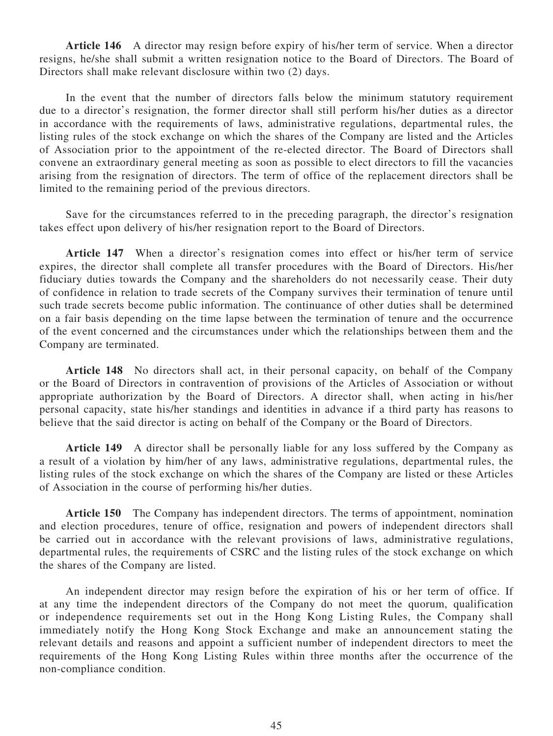**Article 146** A director may resign before expiry of his/her term of service. When a director resigns, he/she shall submit a written resignation notice to the Board of Directors. The Board of Directors shall make relevant disclosure within two (2) days.

In the event that the number of directors falls below the minimum statutory requirement due to a director's resignation, the former director shall still perform his/her duties as a director in accordance with the requirements of laws, administrative regulations, departmental rules, the listing rules of the stock exchange on which the shares of the Company are listed and the Articles of Association prior to the appointment of the re-elected director. The Board of Directors shall convene an extraordinary general meeting as soon as possible to elect directors to fill the vacancies arising from the resignation of directors. The term of office of the replacement directors shall be limited to the remaining period of the previous directors.

Save for the circumstances referred to in the preceding paragraph, the director's resignation takes effect upon delivery of his/her resignation report to the Board of Directors.

**Article 147** When a director's resignation comes into effect or his/her term of service expires, the director shall complete all transfer procedures with the Board of Directors. His/her fiduciary duties towards the Company and the shareholders do not necessarily cease. Their duty of confidence in relation to trade secrets of the Company survives their termination of tenure until such trade secrets become public information. The continuance of other duties shall be determined on a fair basis depending on the time lapse between the termination of tenure and the occurrence of the event concerned and the circumstances under which the relationships between them and the Company are terminated.

**Article 148** No directors shall act, in their personal capacity, on behalf of the Company or the Board of Directors in contravention of provisions of the Articles of Association or without appropriate authorization by the Board of Directors. A director shall, when acting in his/her personal capacity, state his/her standings and identities in advance if a third party has reasons to believe that the said director is acting on behalf of the Company or the Board of Directors.

**Article 149** A director shall be personally liable for any loss suffered by the Company as a result of a violation by him/her of any laws, administrative regulations, departmental rules, the listing rules of the stock exchange on which the shares of the Company are listed or these Articles of Association in the course of performing his/her duties.

**Article 150** The Company has independent directors. The terms of appointment, nomination and election procedures, tenure of office, resignation and powers of independent directors shall be carried out in accordance with the relevant provisions of laws, administrative regulations, departmental rules, the requirements of CSRC and the listing rules of the stock exchange on which the shares of the Company are listed.

An independent director may resign before the expiration of his or her term of office. If at any time the independent directors of the Company do not meet the quorum, qualification or independence requirements set out in the Hong Kong Listing Rules, the Company shall immediately notify the Hong Kong Stock Exchange and make an announcement stating the relevant details and reasons and appoint a sufficient number of independent directors to meet the requirements of the Hong Kong Listing Rules within three months after the occurrence of the non-compliance condition.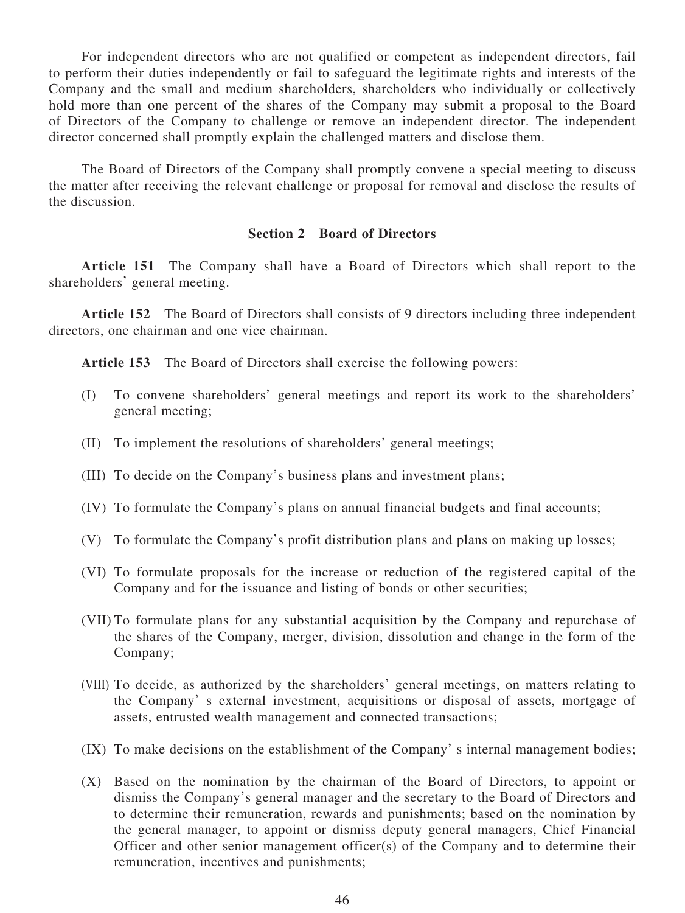For independent directors who are not qualified or competent as independent directors, fail to perform their duties independently or fail to safeguard the legitimate rights and interests of the Company and the small and medium shareholders, shareholders who individually or collectively hold more than one percent of the shares of the Company may submit a proposal to the Board of Directors of the Company to challenge or remove an independent director. The independent director concerned shall promptly explain the challenged matters and disclose them.

The Board of Directors of the Company shall promptly convene a special meeting to discuss the matter after receiving the relevant challenge or proposal for removal and disclose the results of the discussion.

### Section 2 Board of Directors

**Article 151** The Company shall have a Board of Directors which shall report to the shareholders' general meeting.

**Article 152** The Board of Directors shall consists of 9 directors including three independent directors, one chairman and one vice chairman.

**Article 153** The Board of Directors shall exercise the following powers:

(I) To convene shareholders' general meetings and report its work to the shareholders' general meeting;

(II) To implement the resolutions of shareholders' general meetings;

(III) To decide on the Company's business plans and investment plans;

(IV) To formulate the Company's plans on annual financial budgets and final accounts;

(V) To formulate the Company's profit distribution plans and plans on making up losses;

(VI) To formulate proposals for the increase or reduction of the registered capital of the Company and for the issuance and listing of bonds or other securities;

(VII) To formulate plans for any substantial acquisition by the Company and repurchase of the shares of the Company, merger, division, dissolution and change in the form of the Company;

(VIII) To decide, as authorized by the shareholders' general meetings, on matters relating to the Company' s external investment, acquisitions or disposal of assets, mortgage of assets, entrusted wealth management and connected transactions;

(IX) To make decisions on the establishment of the Company' s internal management bodies;

(X) Based on the nomination by the chairman of the Board of Directors, to appoint or dismiss the Company's general manager and the secretary to the Board of Directors and to determine their remuneration, rewards and punishments; based on the nomination by the general manager, to appoint or dismiss deputy general managers, Chief Financial Officer and other senior management officer(s) of the Company and to determine their remuneration, incentives and punishments;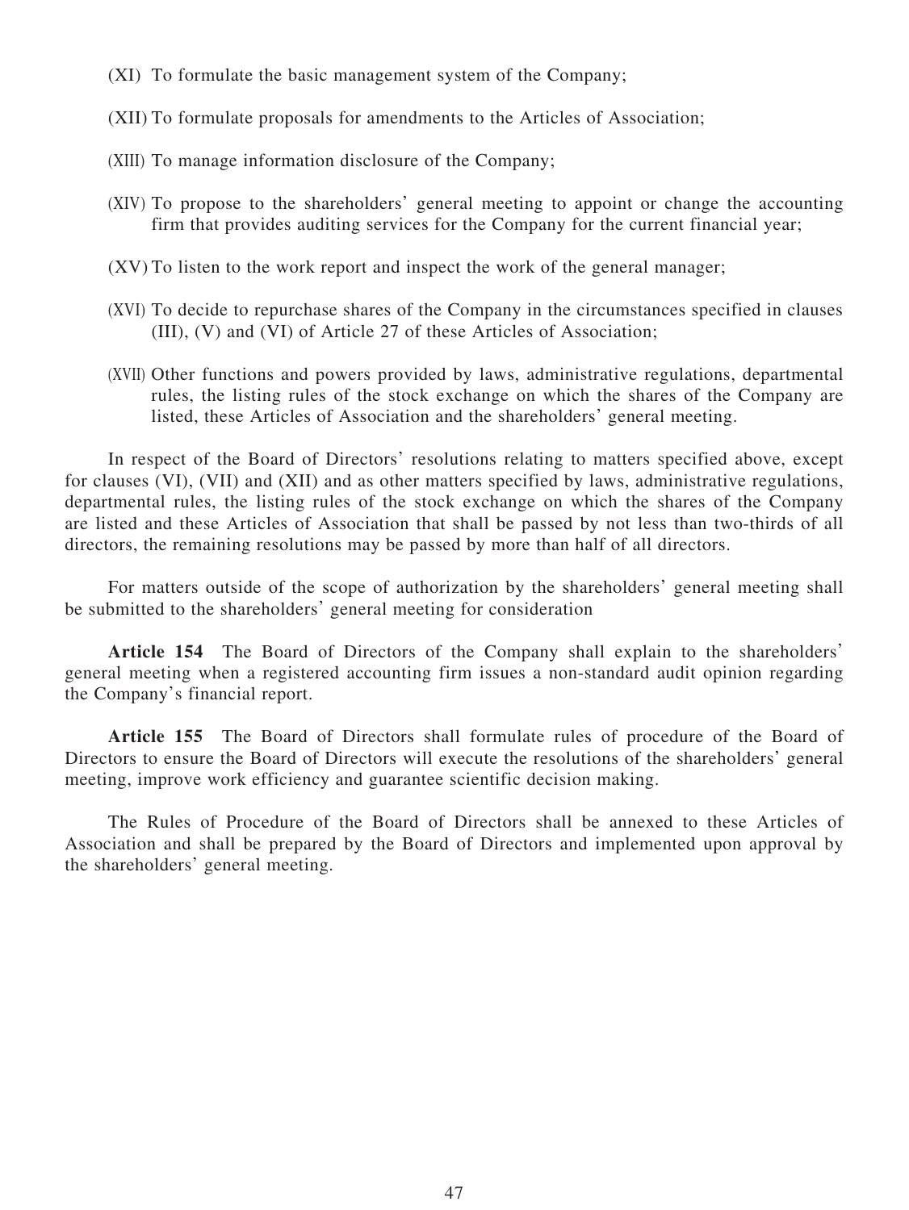(XI) To formulate the basic management system of the Company;

(XII) To formulate proposals for amendments to the Articles of Association;

(XIII) To manage information disclosure of the Company;

(XIV) To propose to the shareholders' general meeting to appoint or change the accounting firm that provides auditing services for the Company for the current financial year;

(XV) To listen to the work report and inspect the work of the general manager;

(XVI) To decide to repurchase shares of the Company in the circumstances specified in clauses (III), (V) and (VI) of Article 27 of these Articles of Association;

(XVII) Other functions and powers provided by laws, administrative regulations, departmental rules, the listing rules of the stock exchange on which the shares of the Company are listed, these Articles of Association and the shareholders' general meeting.

In respect of the Board of Directors' resolutions relating to matters specified above, except for clauses (VI), (VII) and (XII) and as other matters specified by laws, administrative regulations, departmental rules, the listing rules of the stock exchange on which the shares of the Company are listed and these Articles of Association that shall be passed by not less than two-thirds of all directors, the remaining resolutions may be passed by more than half of all directors.

For matters outside of the scope of authorization by the shareholders' general meeting shall be submitted to the shareholders' general meeting for consideration

**Article 154** The Board of Directors of the Company shall explain to the shareholders' general meeting when a registered accounting firm issues a non-standard audit opinion regarding the Company's financial report.

**Article 155** The Board of Directors shall formulate rules of procedure of the Board of Directors to ensure the Board of Directors will execute the resolutions of the shareholders' general meeting, improve work efficiency and guarantee scientific decision making.

The Rules of Procedure of the Board of Directors shall be annexed to these Articles of Association and shall be prepared by the Board of Directors and implemented upon approval by the shareholders' general meeting.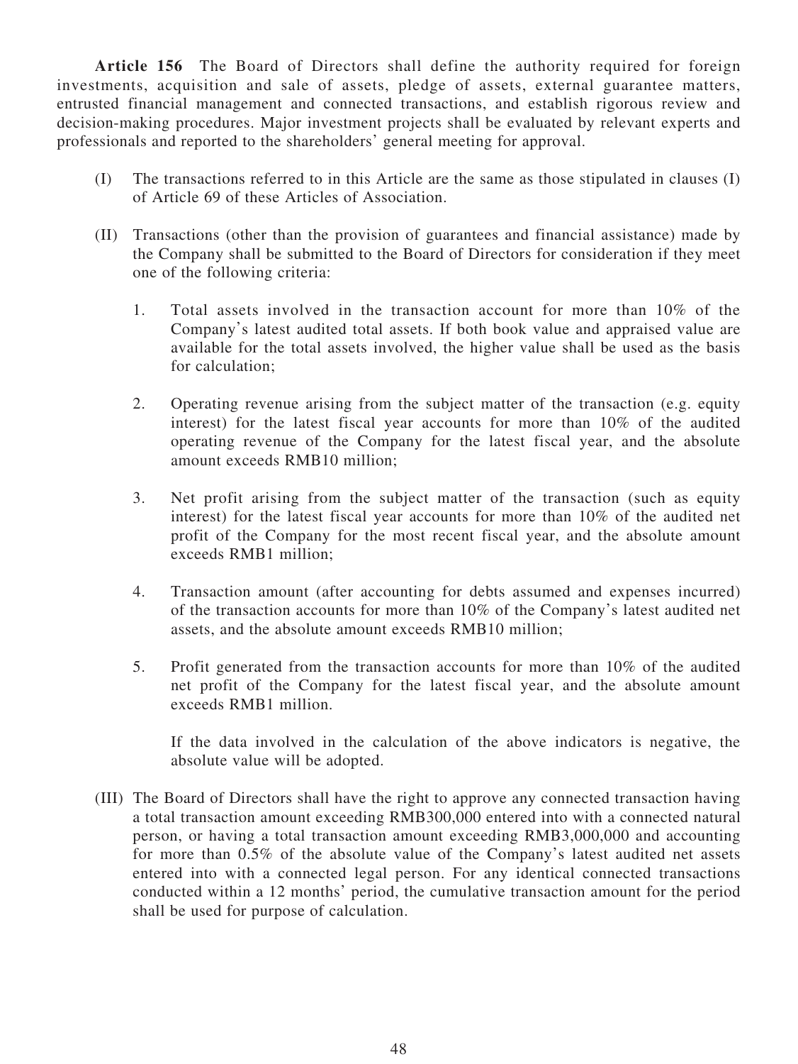**Article 156** The Board of Directors shall define the authority required for foreign investments, acquisition and sale of assets, pledge of assets, external guarantee matters, entrusted financial management and connected transactions, and establish rigorous review and decision-making procedures. Major investment projects shall be evaluated by relevant experts and professionals and reported to the shareholders' general meeting for approval.

(I) The transactions referred to in this Article are the same as those stipulated in clauses (I) of Article 69 of these Articles of Association.

(II) Transactions (other than the provision of guarantees and financial assistance) made by the Company shall be submitted to the Board of Directors for consideration if they meet one of the following criteria:

1. Total assets involved in the transaction account for more than 10% of the Company's latest audited total assets. If both book value and appraised value are available for the total assets involved, the higher value shall be used as the basis for calculation;

2. Operating revenue arising from the subject matter of the transaction (e.g. equity interest) for the latest fiscal year accounts for more than 10% of the audited operating revenue of the Company for the latest fiscal year, and the absolute amount exceeds RMB10 million;

3. Net profit arising from the subject matter of the transaction (such as equity interest) for the latest fiscal year accounts for more than 10% of the audited net profit of the Company for the most recent fiscal year, and the absolute amount exceeds RMB1 million;

4. Transaction amount (after accounting for debts assumed and expenses incurred) of the transaction accounts for more than 10% of the Company's latest audited net assets, and the absolute amount exceeds RMB10 million;

5. Profit generated from the transaction accounts for more than 10% of the audited net profit of the Company for the latest fiscal year, and the absolute amount exceeds RMB1 million.

   If the data involved in the calculation of the above indicators is negative, the absolute value will be adopted.

(III) The Board of Directors shall have the right to approve any connected transaction having a total transaction amount exceeding RMB300,000 entered into with a connected natural person, or having a total transaction amount exceeding RMB3,000,000 and accounting for more than 0.5% of the absolute value of the Company's latest audited net assets entered into with a connected legal person. For any identical connected transactions conducted within a 12 months' period, the cumulative transaction amount for the period shall be used for purpose of calculation.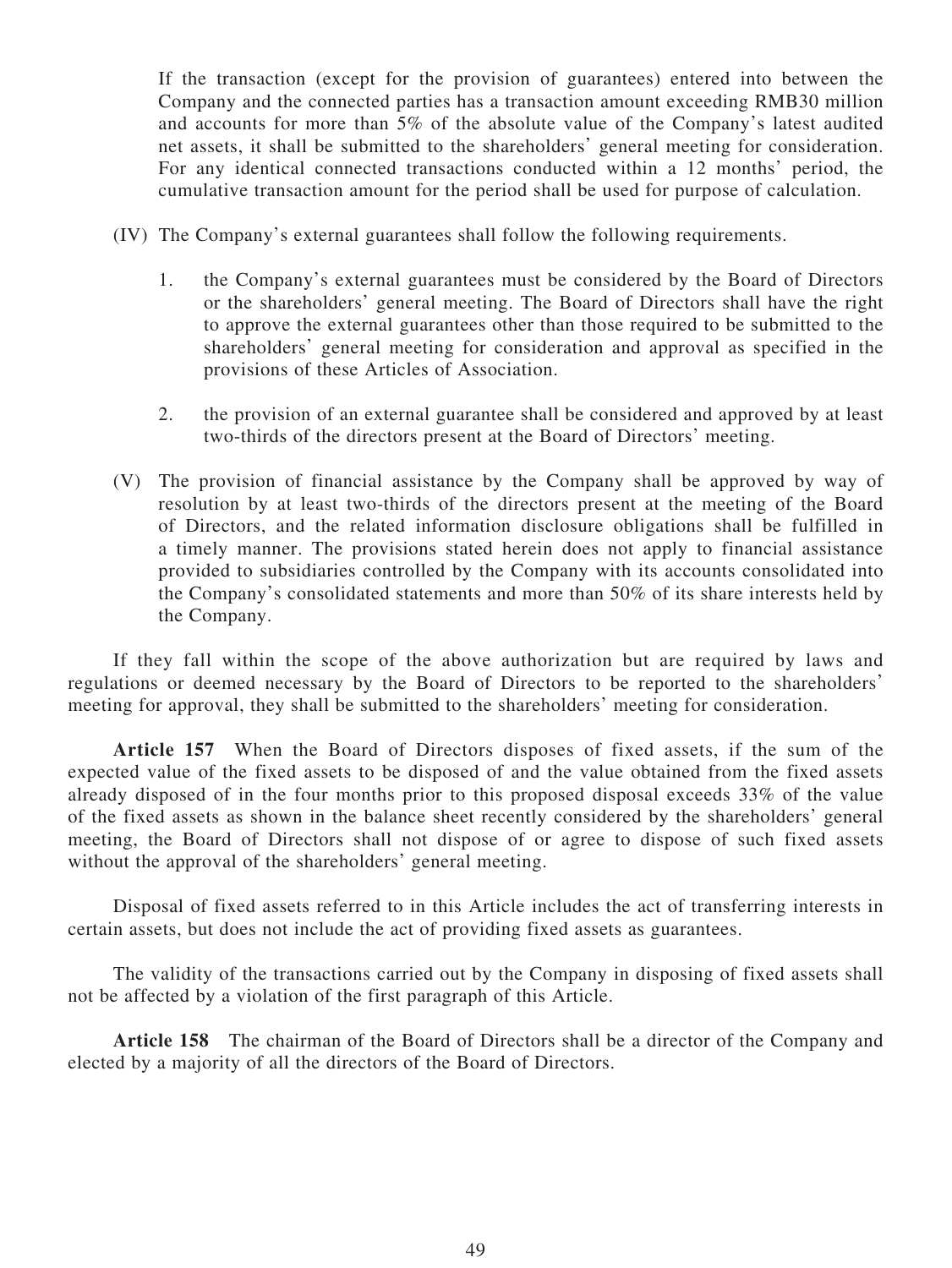If the transaction (except for the provision of guarantees) entered into between the Company and the connected parties has a transaction amount exceeding RMB30 million and accounts for more than 5% of the absolute value of the Company's latest audited net assets, it shall be submitted to the shareholders' general meeting for consideration. For any identical connected transactions conducted within a 12 months' period, the cumulative transaction amount for the period shall be used for purpose of calculation.

(IV) The Company's external guarantees shall follow the following requirements.

1. the Company's external guarantees must be considered by the Board of Directors or the shareholders' general meeting. The Board of Directors shall have the right to approve the external guarantees other than those required to be submitted to the shareholders' general meeting for consideration and approval as specified in the provisions of these Articles of Association.

2. the provision of an external guarantee shall be considered and approved by at least two-thirds of the directors present at the Board of Directors' meeting.

(V) The provision of financial assistance by the Company shall be approved by way of resolution by at least two-thirds of the directors present at the meeting of the Board of Directors, and the related information disclosure obligations shall be fulfilled in a timely manner. The provisions stated herein does not apply to financial assistance provided to subsidiaries controlled by the Company with its accounts consolidated into the Company's consolidated statements and more than 50% of its share interests held by the Company.

If they fall within the scope of the above authorization but are required by laws and regulations or deemed necessary by the Board of Directors to be reported to the shareholders' meeting for approval, they shall be submitted to the shareholders' meeting for consideration.

**Article 157** When the Board of Directors disposes of fixed assets, if the sum of the expected value of the fixed assets to be disposed of and the value obtained from the fixed assets already disposed of in the four months prior to this proposed disposal exceeds 33% of the value of the fixed assets as shown in the balance sheet recently considered by the shareholders' general meeting, the Board of Directors shall not dispose of or agree to dispose of such fixed assets without the approval of the shareholders' general meeting.

Disposal of fixed assets referred to in this Article includes the act of transferring interests in certain assets, but does not include the act of providing fixed assets as guarantees.

The validity of the transactions carried out by the Company in disposing of fixed assets shall not be affected by a violation of the first paragraph of this Article.

**Article 158** The chairman of the Board of Directors shall be a director of the Company and elected by a majority of all the directors of the Board of Directors.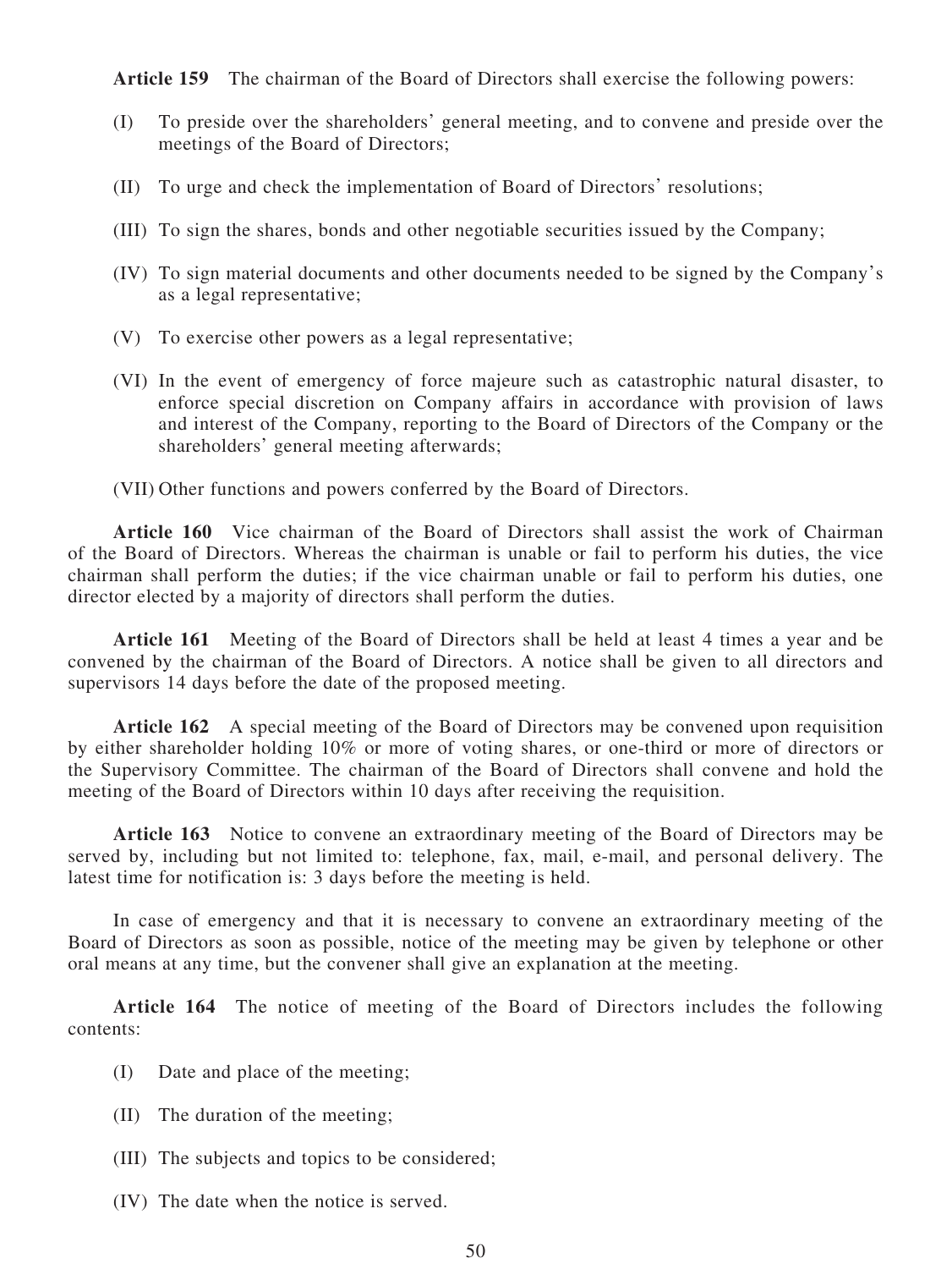**Article 159** The chairman of the Board of Directors shall exercise the following powers:

(I) To preside over the shareholders' general meeting, and to convene and preside over the meetings of the Board of Directors;

(II) To urge and check the implementation of Board of Directors' resolutions;

(III) To sign the shares, bonds and other negotiable securities issued by the Company;

(IV) To sign material documents and other documents needed to be signed by the Company's as a legal representative;

(V) To exercise other powers as a legal representative;

(VI) In the event of emergency of force majeure such as catastrophic natural disaster, to enforce special discretion on Company affairs in accordance with provision of laws and interest of the Company, reporting to the Board of Directors of the Company or the shareholders' general meeting afterwards;

(VII) Other functions and powers conferred by the Board of Directors.

**Article 160** Vice chairman of the Board of Directors shall assist the work of Chairman of the Board of Directors. Whereas the chairman is unable or fail to perform his duties, the vice chairman shall perform the duties; if the vice chairman unable or fail to perform his duties, one director elected by a majority of directors shall perform the duties.

**Article 161** Meeting of the Board of Directors shall be held at least 4 times a year and be convened by the chairman of the Board of Directors. A notice shall be given to all directors and supervisors 14 days before the date of the proposed meeting.

**Article 162** A special meeting of the Board of Directors may be convened upon requisition by either shareholder holding 10% or more of voting shares, or one-third or more of directors or the Supervisory Committee. The chairman of the Board of Directors shall convene and hold the meeting of the Board of Directors within 10 days after receiving the requisition.

**Article 163** Notice to convene an extraordinary meeting of the Board of Directors may be served by, including but not limited to: telephone, fax, mail, e-mail, and personal delivery. The latest time for notification is: 3 days before the meeting is held.

In case of emergency and that it is necessary to convene an extraordinary meeting of the Board of Directors as soon as possible, notice of the meeting may be given by telephone or other oral means at any time, but the convener shall give an explanation at the meeting.

**Article 164** The notice of meeting of the Board of Directors includes the following contents:

(I) Date and place of the meeting;

(II) The duration of the meeting;

(III) The subjects and topics to be considered;

(IV) The date when the notice is served.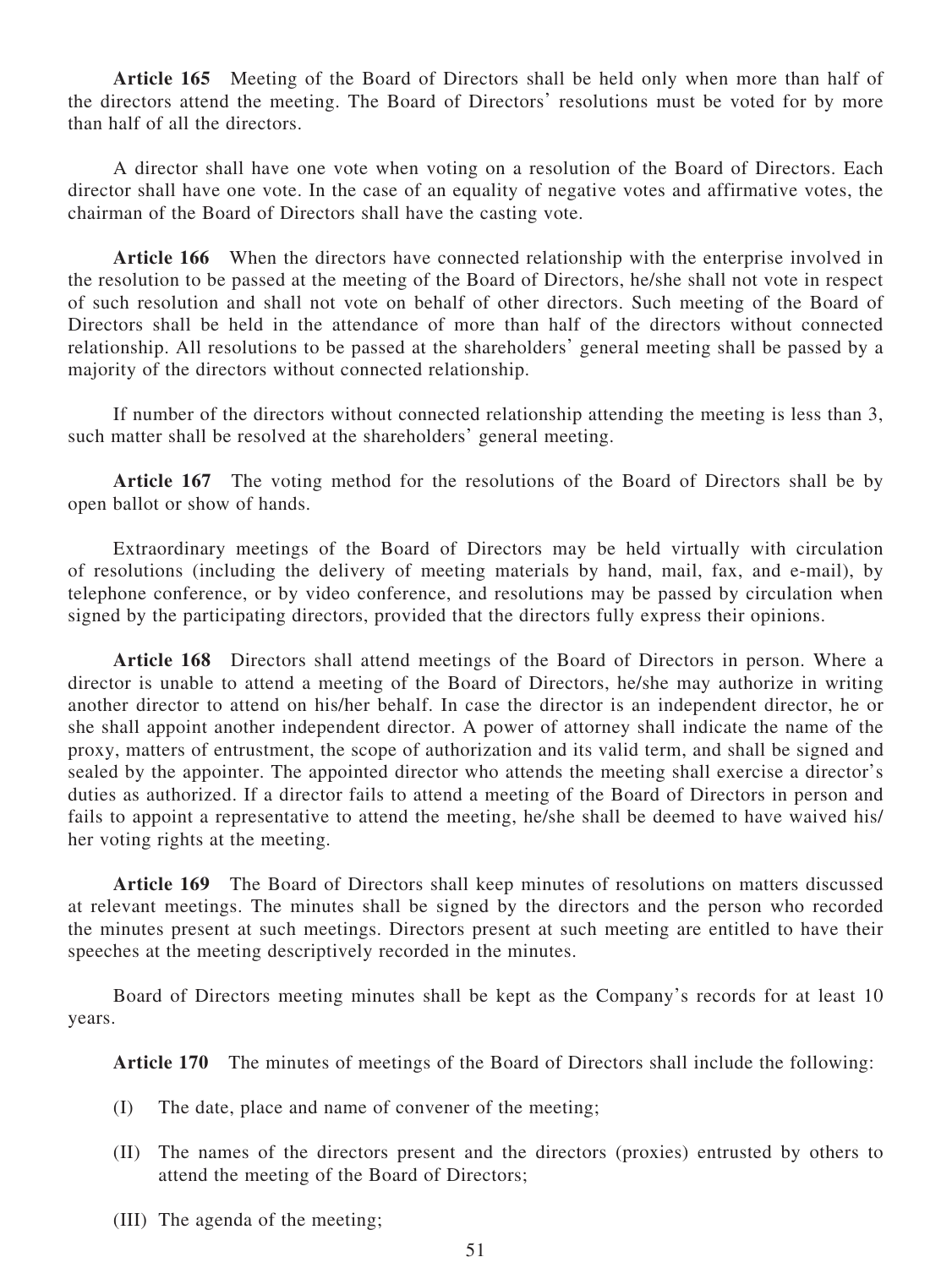**Article 165** Meeting of the Board of Directors shall be held only when more than half of the directors attend the meeting. The Board of Directors' resolutions must be voted for by more than half of all the directors.

A director shall have one vote when voting on a resolution of the Board of Directors. Each director shall have one vote. In the case of an equality of negative votes and affirmative votes, the chairman of the Board of Directors shall have the casting vote.

**Article 166** When the directors have connected relationship with the enterprise involved in the resolution to be passed at the meeting of the Board of Directors, he/she shall not vote in respect of such resolution and shall not vote on behalf of other directors. Such meeting of the Board of Directors shall be held in the attendance of more than half of the directors without connected relationship. All resolutions to be passed at the shareholders' general meeting shall be passed by a majority of the directors without connected relationship.

If number of the directors without connected relationship attending the meeting is less than 3, such matter shall be resolved at the shareholders' general meeting.

**Article 167** The voting method for the resolutions of the Board of Directors shall be by open ballot or show of hands.

Extraordinary meetings of the Board of Directors may be held virtually with circulation of resolutions (including the delivery of meeting materials by hand, mail, fax, and e-mail), by telephone conference, or by video conference, and resolutions may be passed by circulation when signed by the participating directors, provided that the directors fully express their opinions.

**Article 168** Directors shall attend meetings of the Board of Directors in person. Where a director is unable to attend a meeting of the Board of Directors, he/she may authorize in writing another director to attend on his/her behalf. In case the director is an independent director, he or she shall appoint another independent director. A power of attorney shall indicate the name of the proxy, matters of entrustment, the scope of authorization and its valid term, and shall be signed and sealed by the appointer. The appointed director who attends the meeting shall exercise a director's duties as authorized. If a director fails to attend a meeting of the Board of Directors in person and fails to appoint a representative to attend the meeting, he/she shall be deemed to have waived his/her voting rights at the meeting.

**Article 169** The Board of Directors shall keep minutes of resolutions on matters discussed at relevant meetings. The minutes shall be signed by the directors and the person who recorded the minutes present at such meetings. Directors present at such meeting are entitled to have their speeches at the meeting descriptively recorded in the minutes.

Board of Directors meeting minutes shall be kept as the Company's records for at least 10 years.

**Article 170** The minutes of meetings of the Board of Directors shall include the following:

(I) The date, place and name of convener of the meeting;

(II) The names of the directors present and the directors (proxies) entrusted by others to attend the meeting of the Board of Directors;

(III) The agenda of the meeting;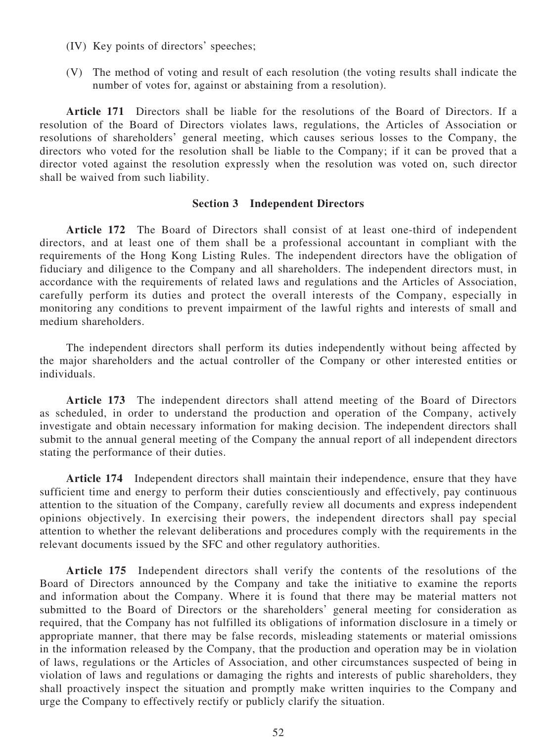(IV) Key points of directors' speeches;

(V) The method of voting and result of each resolution (the voting results shall indicate the number of votes for, against or abstaining from a resolution).

**Article 171** Directors shall be liable for the resolutions of the Board of Directors. If a resolution of the Board of Directors violates laws, regulations, the Articles of Association or resolutions of shareholders' general meeting, which causes serious losses to the Company, the directors who voted for the resolution shall be liable to the Company; if it can be proved that a director voted against the resolution expressly when the resolution was voted on, such director shall be waived from such liability.

### Section 3 Independent Directors

**Article 172** The Board of Directors shall consist of at least one-third of independent directors, and at least one of them shall be a professional accountant in compliant with the requirements of the Hong Kong Listing Rules. The independent directors have the obligation of fiduciary and diligence to the Company and all shareholders. The independent directors must, in accordance with the requirements of related laws and regulations and the Articles of Association, carefully perform its duties and protect the overall interests of the Company, especially in monitoring any conditions to prevent impairment of the lawful rights and interests of small and medium shareholders.

The independent directors shall perform its duties independently without being affected by the major shareholders and the actual controller of the Company or other interested entities or individuals.

**Article 173** The independent directors shall attend meeting of the Board of Directors as scheduled, in order to understand the production and operation of the Company, actively investigate and obtain necessary information for making decision. The independent directors shall submit to the annual general meeting of the Company the annual report of all independent directors stating the performance of their duties.

**Article 174** Independent directors shall maintain their independence, ensure that they have sufficient time and energy to perform their duties conscientiously and effectively, pay continuous attention to the situation of the Company, carefully review all documents and express independent opinions objectively. In exercising their powers, the independent directors shall pay special attention to whether the relevant deliberations and procedures comply with the requirements in the relevant documents issued by the SFC and other regulatory authorities.

**Article 175** Independent directors shall verify the contents of the resolutions of the Board of Directors announced by the Company and take the initiative to examine the reports and information about the Company. Where it is found that there may be material matters not submitted to the Board of Directors or the shareholders' general meeting for consideration as required, that the Company has not fulfilled its obligations of information disclosure in a timely or appropriate manner, that there may be false records, misleading statements or material omissions in the information released by the Company, that the production and operation may be in violation of laws, regulations or the Articles of Association, and other circumstances suspected of being in violation of laws and regulations or damaging the rights and interests of public shareholders, they shall proactively inspect the situation and promptly make written inquiries to the Company and urge the Company to effectively rectify or publicly clarify the situation.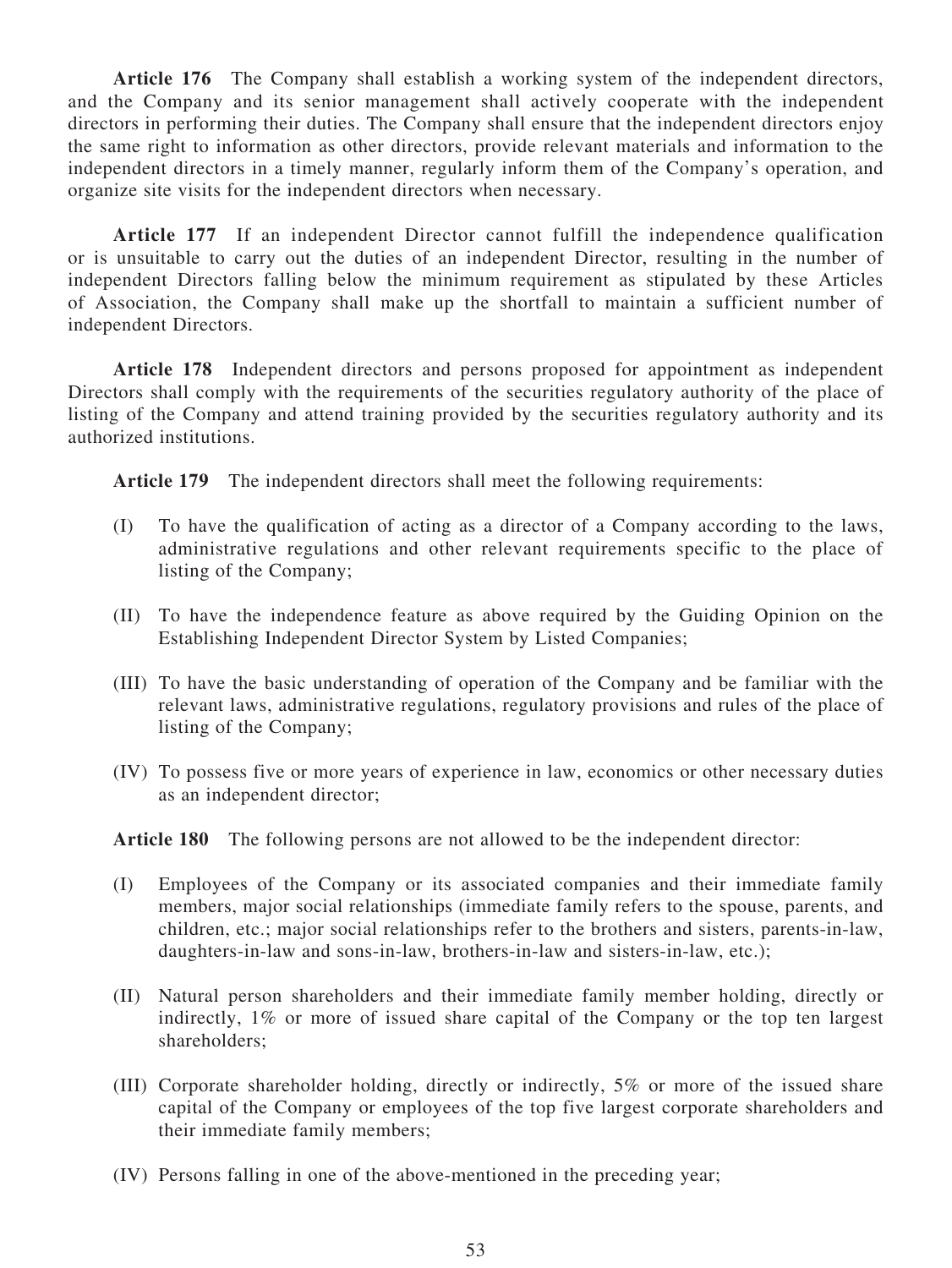**Article 176** The Company shall establish a working system of the independent directors, and the Company and its senior management shall actively cooperate with the independent directors in performing their duties. The Company shall ensure that the independent directors enjoy the same right to information as other directors, provide relevant materials and information to the independent directors in a timely manner, regularly inform them of the Company's operation, and organize site visits for the independent directors when necessary.

**Article 177** If an independent Director cannot fulfill the independence qualification or is unsuitable to carry out the duties of an independent Director, resulting in the number of independent Directors falling below the minimum requirement as stipulated by these Articles of Association, the Company shall make up the shortfall to maintain a sufficient number of independent Directors.

**Article 178** Independent directors and persons proposed for appointment as independent Directors shall comply with the requirements of the securities regulatory authority of the place of listing of the Company and attend training provided by the securities regulatory authority and its authorized institutions.

**Article 179** The independent directors shall meet the following requirements:

(I) To have the qualification of acting as a director of a Company according to the laws, administrative regulations and other relevant requirements specific to the place of listing of the Company;

(II) To have the independence feature as above required by the Guiding Opinion on the Establishing Independent Director System by Listed Companies;

(III) To have the basic understanding of operation of the Company and be familiar with the relevant laws, administrative regulations, regulatory provisions and rules of the place of listing of the Company;

(IV) To possess five or more years of experience in law, economics or other necessary duties as an independent director;

**Article 180** The following persons are not allowed to be the independent director:

(I) Employees of the Company or its associated companies and their immediate family members, major social relationships (immediate family refers to the spouse, parents, and children, etc.; major social relationships refer to the brothers and sisters, parents-in-law, daughters-in-law and sons-in-law, brothers-in-law and sisters-in-law, etc.);

(II) Natural person shareholders and their immediate family member holding, directly or indirectly, 1% or more of issued share capital of the Company or the top ten largest shareholders;

(III) Corporate shareholder holding, directly or indirectly, 5% or more of the issued share capital of the Company or employees of the top five largest corporate shareholders and their immediate family members;

(IV) Persons falling in one of the above-mentioned in the preceding year;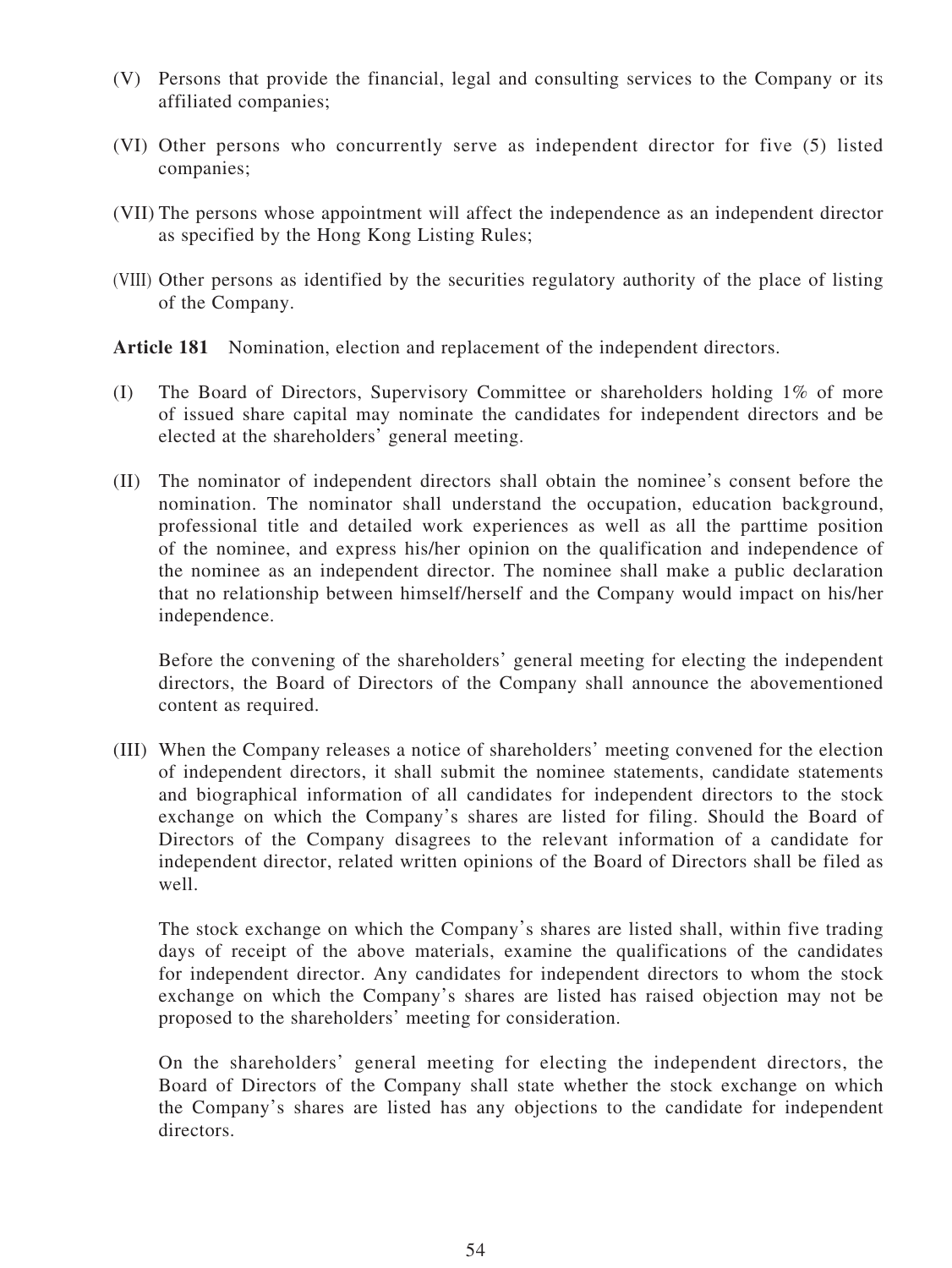(V) Persons that provide the financial, legal and consulting services to the Company or its affiliated companies;

(VI) Other persons who concurrently serve as independent director for five (5) listed companies;

(VII) The persons whose appointment will affect the independence as an independent director as specified by the Hong Kong Listing Rules;

(VIII) Other persons as identified by the securities regulatory authority of the place of listing of the Company.

**Article 181** Nomination, election and replacement of the independent directors.

(I) The Board of Directors, Supervisory Committee or shareholders holding 1% of more of issued share capital may nominate the candidates for independent directors and be elected at the shareholders' general meeting.

(II) The nominator of independent directors shall obtain the nominee's consent before the nomination. The nominator shall understand the occupation, education background, professional title and detailed work experiences as well as all the parttime position of the nominee, and express his/her opinion on the qualification and independence of the nominee as an independent director. The nominee shall make a public declaration that no relationship between himself/herself and the Company would impact on his/her independence.

Before the convening of the shareholders' general meeting for electing the independent directors, the Board of Directors of the Company shall announce the abovementioned content as required.

(III) When the Company releases a notice of shareholders' meeting convened for the election of independent directors, it shall submit the nominee statements, candidate statements and biographical information of all candidates for independent directors to the stock exchange on which the Company's shares are listed for filing. Should the Board of Directors of the Company disagrees to the relevant information of a candidate for independent director, related written opinions of the Board of Directors shall be filed as well.

The stock exchange on which the Company's shares are listed shall, within five trading days of receipt of the above materials, examine the qualifications of the candidates for independent director. Any candidates for independent directors to whom the stock exchange on which the Company's shares are listed has raised objection may not be proposed to the shareholders' meeting for consideration.

On the shareholders' general meeting for electing the independent directors, the Board of Directors of the Company shall state whether the stock exchange on which the Company's shares are listed has any objections to the candidate for independent directors.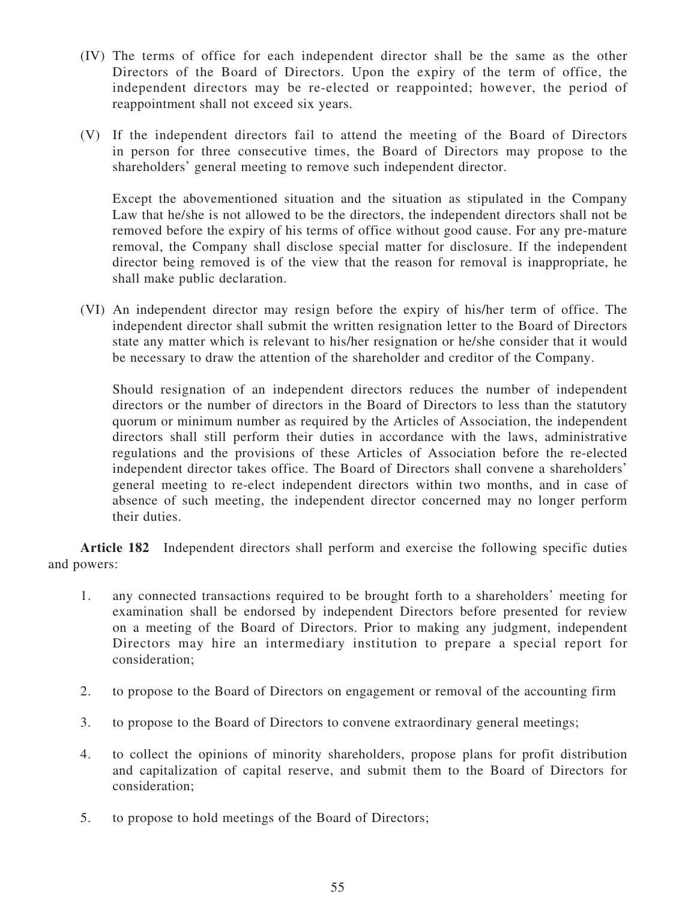(IV) The terms of office for each independent director shall be the same as the other Directors of the Board of Directors. Upon the expiry of the term of office, the independent directors may be re-elected or reappointed; however, the period of reappointment shall not exceed six years.

(V) If the independent directors fail to attend the meeting of the Board of Directors in person for three consecutive times, the Board of Directors may propose to the shareholders' general meeting to remove such independent director.

Except the abovementioned situation and the situation as stipulated in the Company Law that he/she is not allowed to be the directors, the independent directors shall not be removed before the expiry of his terms of office without good cause. For any pre-mature removal, the Company shall disclose special matter for disclosure. If the independent director being removed is of the view that the reason for removal is inappropriate, he shall make public declaration.

(VI) An independent director may resign before the expiry of his/her term of office. The independent director shall submit the written resignation letter to the Board of Directors state any matter which is relevant to his/her resignation or he/she consider that it would be necessary to draw the attention of the shareholder and creditor of the Company.

Should resignation of an independent directors reduces the number of independent directors or the number of directors in the Board of Directors to less than the statutory quorum or minimum number as required by the Articles of Association, the independent directors shall still perform their duties in accordance with the laws, administrative regulations and the provisions of these Articles of Association before the re-elected independent director takes office. The Board of Directors shall convene a shareholders' general meeting to re-elect independent directors within two months, and in case of absence of such meeting, the independent director concerned may no longer perform their duties.

**Article 182** Independent directors shall perform and exercise the following specific duties and powers:

1. any connected transactions required to be brought forth to a shareholders' meeting for examination shall be endorsed by independent Directors before presented for review on a meeting of the Board of Directors. Prior to making any judgment, independent Directors may hire an intermediary institution to prepare a special report for consideration;

2. to propose to the Board of Directors on engagement or removal of the accounting firm

3. to propose to the Board of Directors to convene extraordinary general meetings;

4. to collect the opinions of minority shareholders, propose plans for profit distribution and capitalization of capital reserve, and submit them to the Board of Directors for consideration;

5. to propose to hold meetings of the Board of Directors;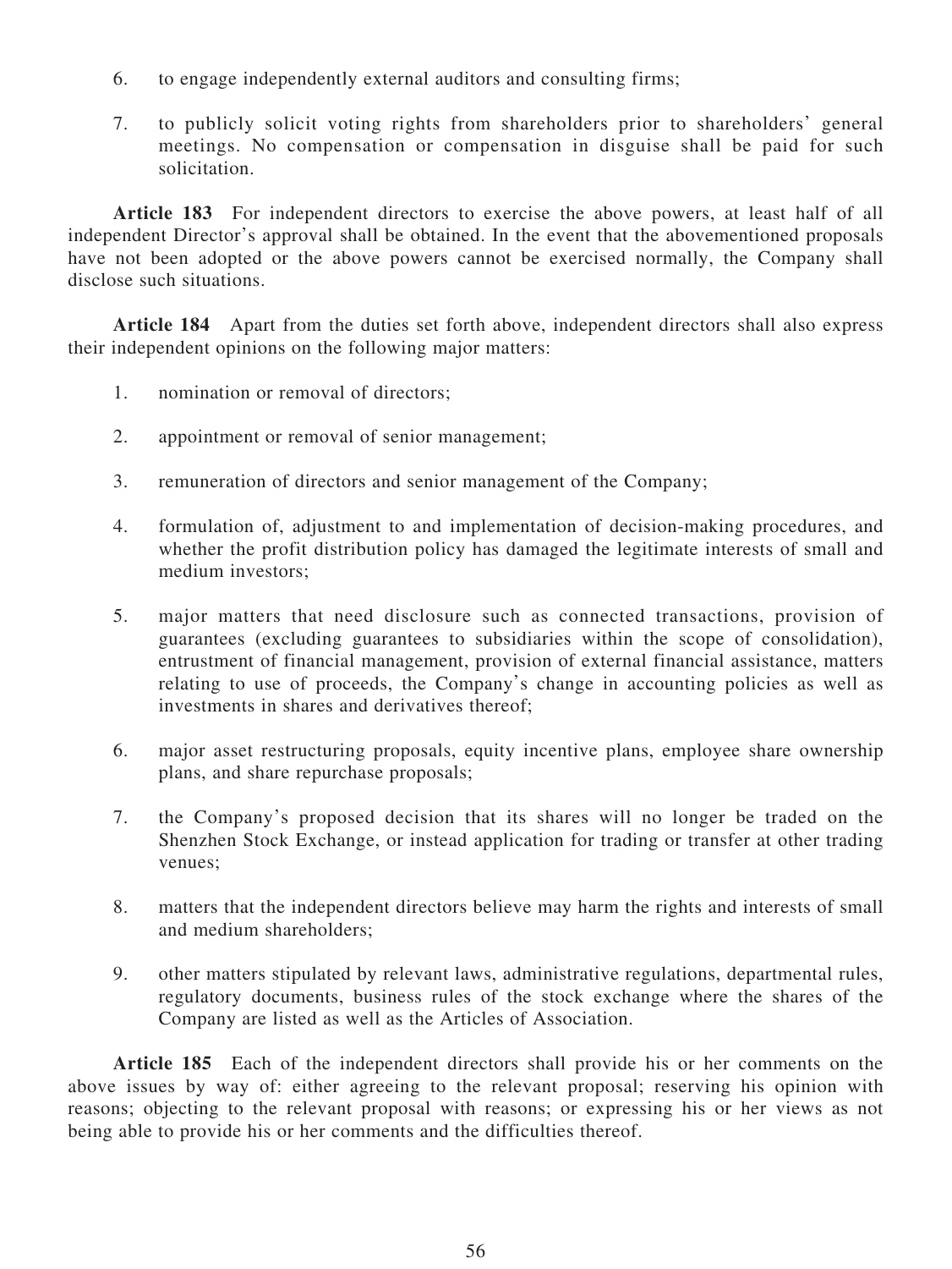6. to engage independently external auditors and consulting firms;

7. to publicly solicit voting rights from shareholders prior to shareholders' general meetings. No compensation or compensation in disguise shall be paid for such solicitation.

**Article 183** For independent directors to exercise the above powers, at least half of all independent Director's approval shall be obtained. In the event that the abovementioned proposals have not been adopted or the above powers cannot be exercised normally, the Company shall disclose such situations.

**Article 184** Apart from the duties set forth above, independent directors shall also express their independent opinions on the following major matters:

1. nomination or removal of directors;

2. appointment or removal of senior management;

3. remuneration of directors and senior management of the Company;

4. formulation of, adjustment to and implementation of decision-making procedures, and whether the profit distribution policy has damaged the legitimate interests of small and medium investors;

5. major matters that need disclosure such as connected transactions, provision of guarantees (excluding guarantees to subsidiaries within the scope of consolidation), entrustment of financial management, provision of external financial assistance, matters relating to use of proceeds, the Company's change in accounting policies as well as investments in shares and derivatives thereof;

6. major asset restructuring proposals, equity incentive plans, employee share ownership plans, and share repurchase proposals;

7. the Company's proposed decision that its shares will no longer be traded on the Shenzhen Stock Exchange, or instead application for trading or transfer at other trading venues;

8. matters that the independent directors believe may harm the rights and interests of small and medium shareholders;

9. other matters stipulated by relevant laws, administrative regulations, departmental rules, regulatory documents, business rules of the stock exchange where the shares of the Company are listed as well as the Articles of Association.

**Article 185** Each of the independent directors shall provide his or her comments on the above issues by way of: either agreeing to the relevant proposal; reserving his opinion with reasons; objecting to the relevant proposal with reasons; or expressing his or her views as not being able to provide his or her comments and the difficulties thereof.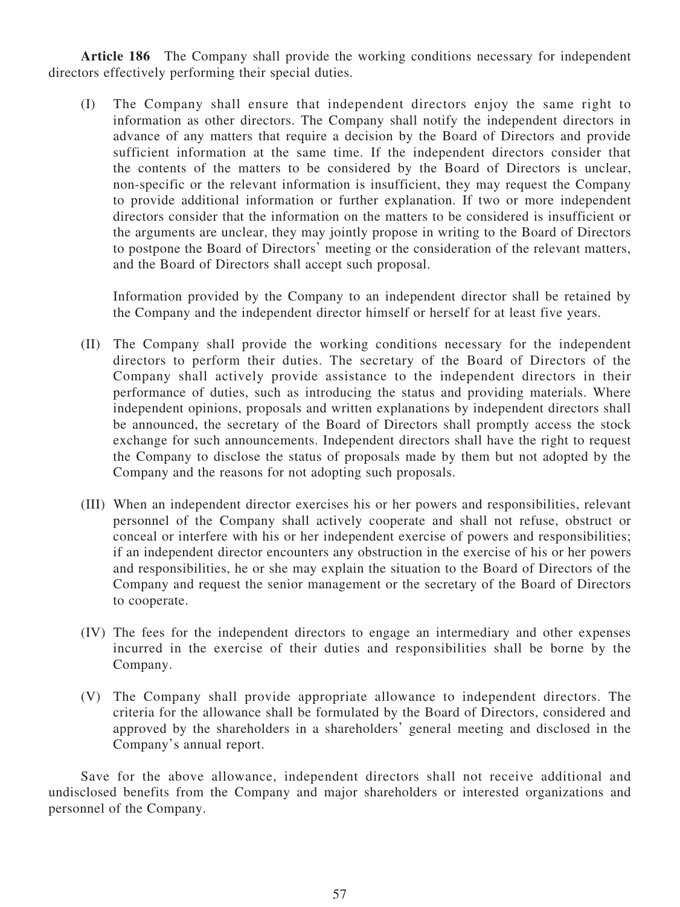**Article 186** The Company shall provide the working conditions necessary for independent directors effectively performing their special duties.

(I) The Company shall ensure that independent directors enjoy the same right to information as other directors. The Company shall notify the independent directors in advance of any matters that require a decision by the Board of Directors and provide sufficient information at the same time. If the independent directors consider that the contents of the matters to be considered by the Board of Directors is unclear, non-specific or the relevant information is insufficient, they may request the Company to provide additional information or further explanation. If two or more independent directors consider that the information on the matters to be considered is insufficient or the arguments are unclear, they may jointly propose in writing to the Board of Directors to postpone the Board of Directors' meeting or the consideration of the relevant matters, and the Board of Directors shall accept such proposal.

Information provided by the Company to an independent director shall be retained by the Company and the independent director himself or herself for at least five years.

(II) The Company shall provide the working conditions necessary for the independent directors to perform their duties. The secretary of the Board of Directors of the Company shall actively provide assistance to the independent directors in their performance of duties, such as introducing the status and providing materials. Where independent opinions, proposals and written explanations by independent directors shall be announced, the secretary of the Board of Directors shall promptly access the stock exchange for such announcements. Independent directors shall have the right to request the Company to disclose the status of proposals made by them but not adopted by the Company and the reasons for not adopting such proposals.

(III) When an independent director exercises his or her powers and responsibilities, relevant personnel of the Company shall actively cooperate and shall not refuse, obstruct or conceal or interfere with his or her independent exercise of powers and responsibilities; if an independent director encounters any obstruction in the exercise of his or her powers and responsibilities, he or she may explain the situation to the Board of Directors of the Company and request the senior management or the secretary of the Board of Directors to cooperate.

(IV) The fees for the independent directors to engage an intermediary and other expenses incurred in the exercise of their duties and responsibilities shall be borne by the Company.

(V) The Company shall provide appropriate allowance to independent directors. The criteria for the allowance shall be formulated by the Board of Directors, considered and approved by the shareholders in a shareholders' general meeting and disclosed in the Company's annual report.

Save for the above allowance, independent directors shall not receive additional and undisclosed benefits from the Company and major shareholders or interested organizations and personnel of the Company.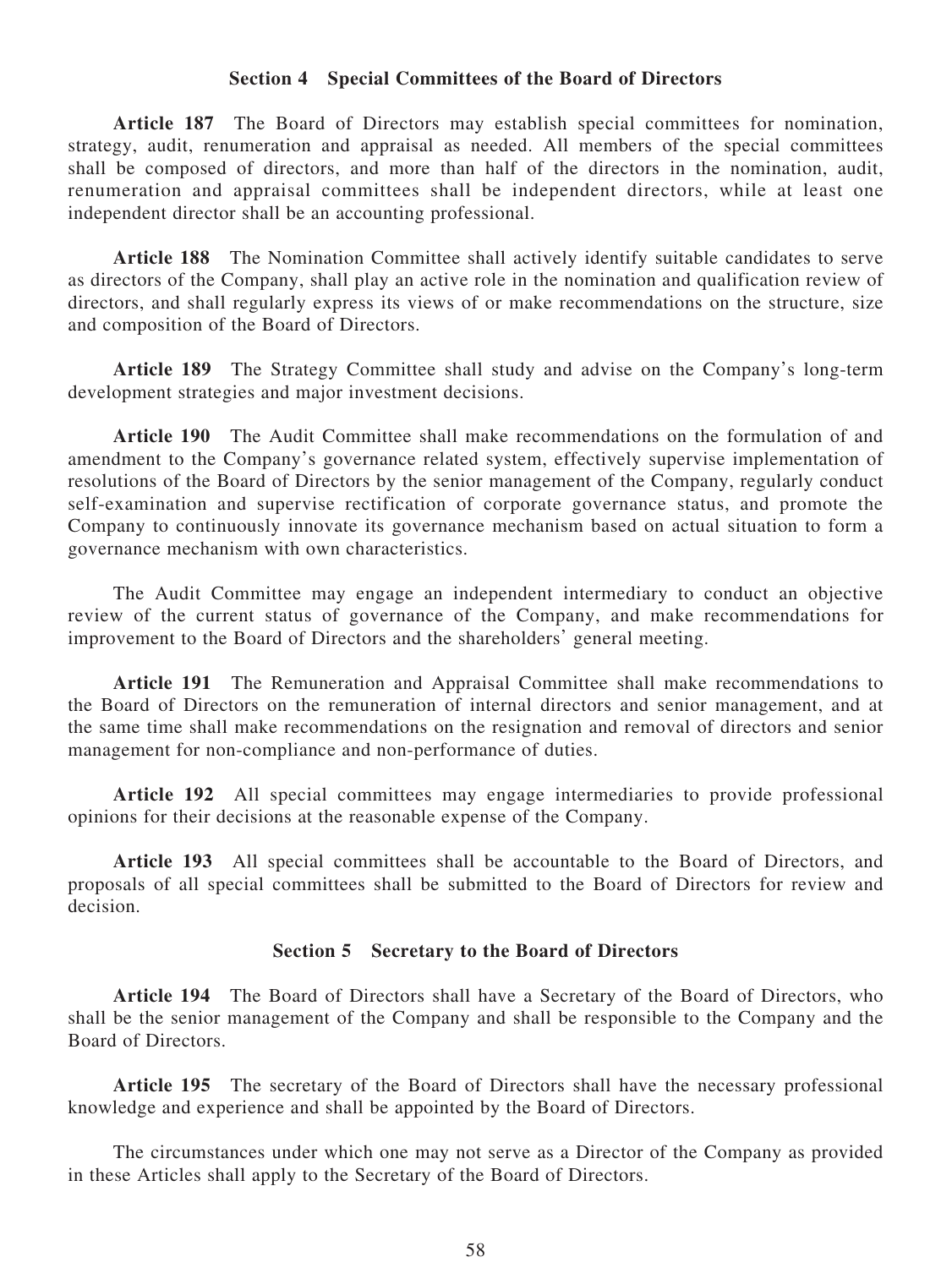### Section 4 Special Committees of the Board of Directors

**Article 187** The Board of Directors may establish special committees for nomination, strategy, audit, renumeration and appraisal as needed. All members of the special committees shall be composed of directors, and more than half of the directors in the nomination, audit, renumeration and appraisal committees shall be independent directors, while at least one independent director shall be an accounting professional.

**Article 188** The Nomination Committee shall actively identify suitable candidates to serve as directors of the Company, shall play an active role in the nomination and qualification review of directors, and shall regularly express its views of or make recommendations on the structure, size and composition of the Board of Directors.

**Article 189** The Strategy Committee shall study and advise on the Company's long-term development strategies and major investment decisions.

**Article 190** The Audit Committee shall make recommendations on the formulation of and amendment to the Company's governance related system, effectively supervise implementation of resolutions of the Board of Directors by the senior management of the Company, regularly conduct self-examination and supervise rectification of corporate governance status, and promote the Company to continuously innovate its governance mechanism based on actual situation to form a governance mechanism with own characteristics.

The Audit Committee may engage an independent intermediary to conduct an objective review of the current status of governance of the Company, and make recommendations for improvement to the Board of Directors and the shareholders' general meeting.

**Article 191** The Remuneration and Appraisal Committee shall make recommendations to the Board of Directors on the remuneration of internal directors and senior management, and at the same time shall make recommendations on the resignation and removal of directors and senior management for non-compliance and non-performance of duties.

**Article 192** All special committees may engage intermediaries to provide professional opinions for their decisions at the reasonable expense of the Company.

**Article 193** All special committees shall be accountable to the Board of Directors, and proposals of all special committees shall be submitted to the Board of Directors for review and decision.

### Section 5 Secretary to the Board of Directors

**Article 194** The Board of Directors shall have a Secretary of the Board of Directors, who shall be the senior management of the Company and shall be responsible to the Company and the Board of Directors.

**Article 195** The secretary of the Board of Directors shall have the necessary professional knowledge and experience and shall be appointed by the Board of Directors.

The circumstances under which one may not serve as a Director of the Company as provided in these Articles shall apply to the Secretary of the Board of Directors.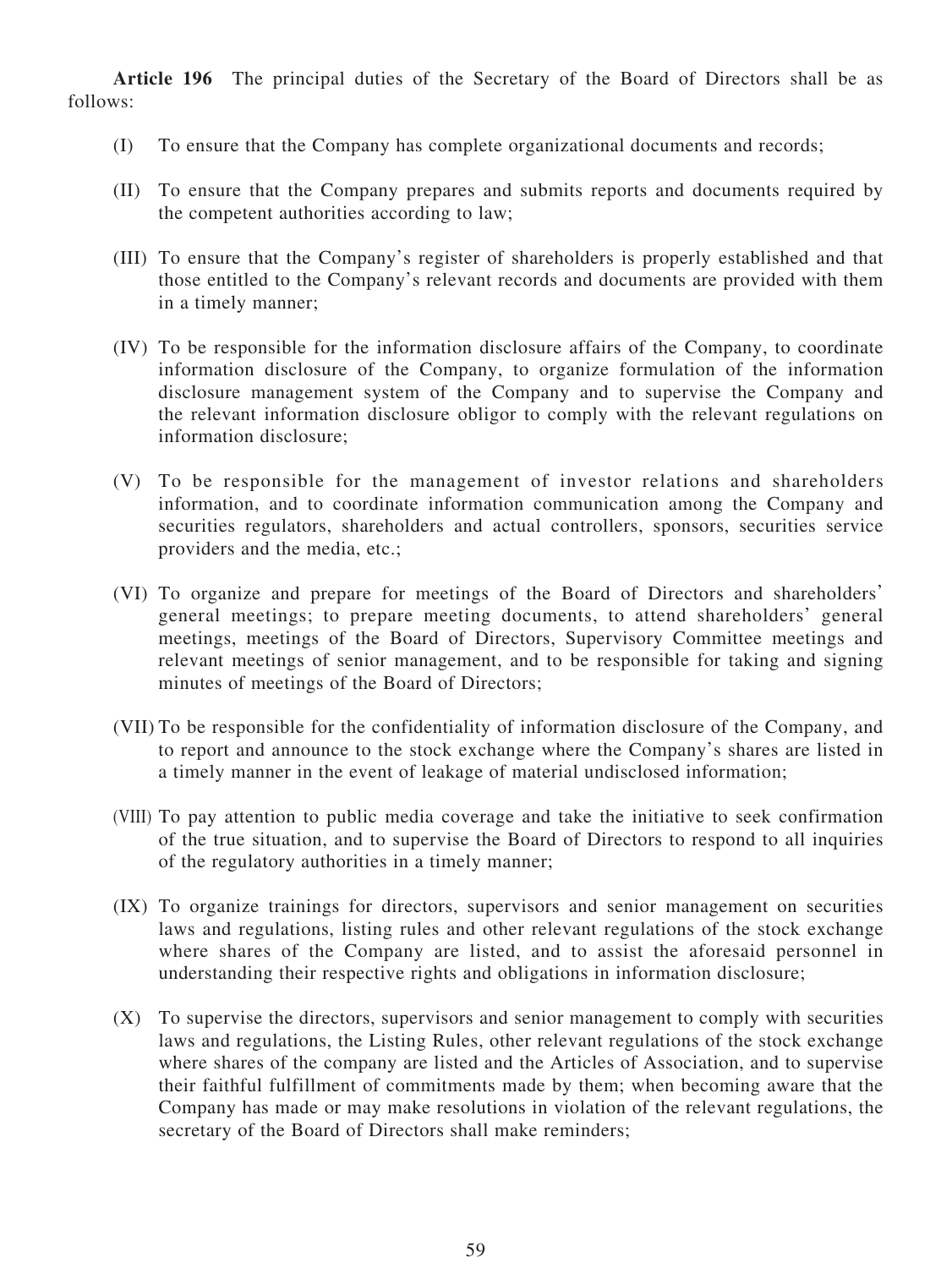**Article 196** The principal duties of the Secretary of the Board of Directors shall be as follows:

(I) To ensure that the Company has complete organizational documents and records;

(II) To ensure that the Company prepares and submits reports and documents required by the competent authorities according to law;

(III) To ensure that the Company's register of shareholders is properly established and that those entitled to the Company's relevant records and documents are provided with them in a timely manner;

(IV) To be responsible for the information disclosure affairs of the Company, to coordinate information disclosure of the Company, to organize formulation of the information disclosure management system of the Company and to supervise the Company and the relevant information disclosure obligor to comply with the relevant regulations on information disclosure;

(V) To be responsible for the management of investor relations and shareholders information, and to coordinate information communication among the Company and securities regulators, shareholders and actual controllers, sponsors, securities service providers and the media, etc.;

(VI) To organize and prepare for meetings of the Board of Directors and shareholders' general meetings; to prepare meeting documents, to attend shareholders' general meetings, meetings of the Board of Directors, Supervisory Committee meetings and relevant meetings of senior management, and to be responsible for taking and signing minutes of meetings of the Board of Directors;

(VII) To be responsible for the confidentiality of information disclosure of the Company, and to report and announce to the stock exchange where the Company's shares are listed in a timely manner in the event of leakage of material undisclosed information;

(VIII) To pay attention to public media coverage and take the initiative to seek confirmation of the true situation, and to supervise the Board of Directors to respond to all inquiries of the regulatory authorities in a timely manner;

(IX) To organize trainings for directors, supervisors and senior management on securities laws and regulations, listing rules and other relevant regulations of the stock exchange where shares of the Company are listed, and to assist the aforesaid personnel in understanding their respective rights and obligations in information disclosure;

(X) To supervise the directors, supervisors and senior management to comply with securities laws and regulations, the Listing Rules, other relevant regulations of the stock exchange where shares of the company are listed and the Articles of Association, and to supervise their faithful fulfillment of commitments made by them; when becoming aware that the Company has made or may make resolutions in violation of the relevant regulations, the secretary of the Board of Directors shall make reminders;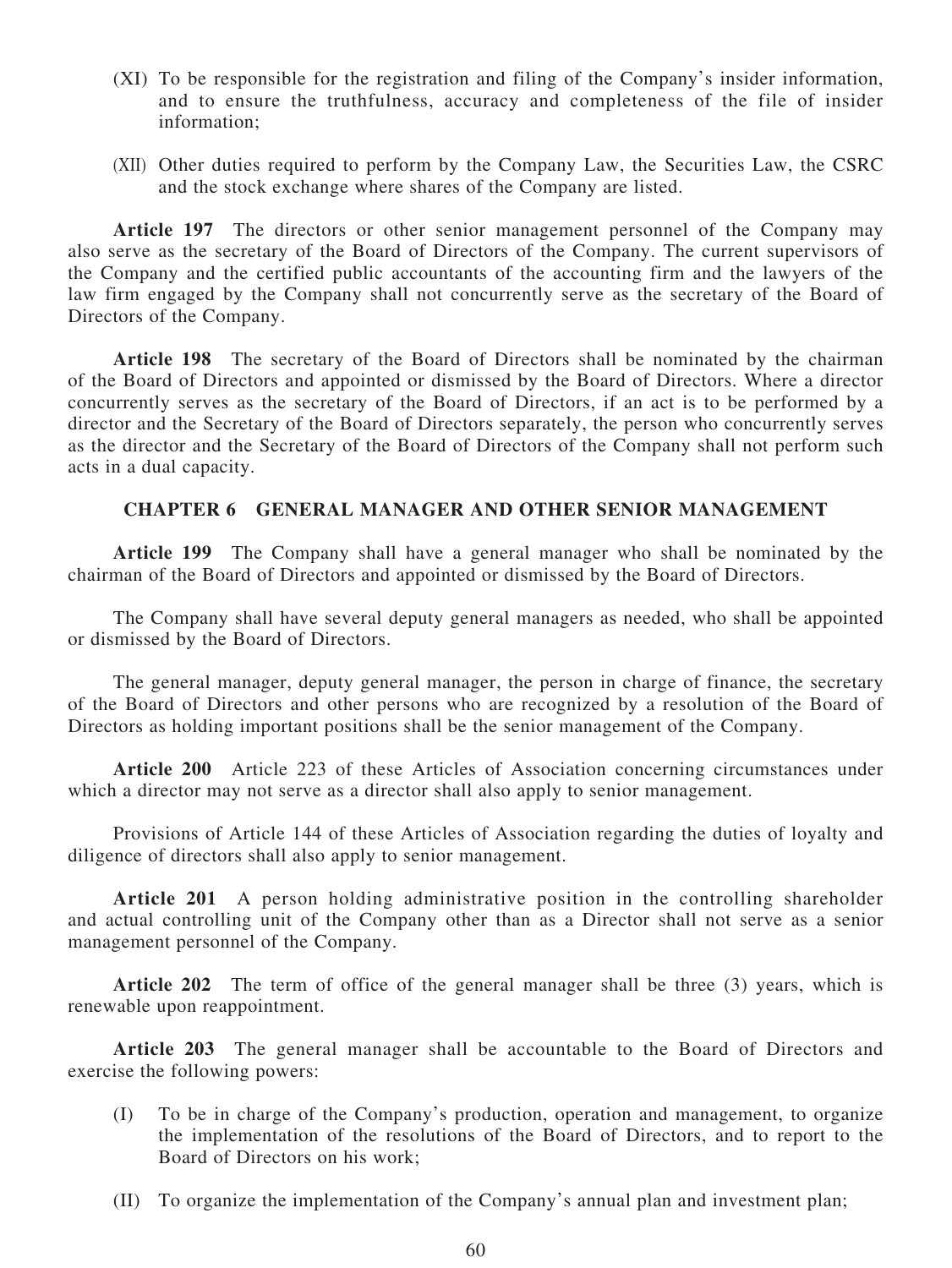(XI) To be responsible for the registration and filing of the Company's insider information, and to ensure the truthfulness, accuracy and completeness of the file of insider information;

(XII) Other duties required to perform by the Company Law, the Securities Law, the CSRC and the stock exchange where shares of the Company are listed.

**Article 197** The directors or other senior management personnel of the Company may also serve as the secretary of the Board of Directors of the Company. The current supervisors of the Company and the certified public accountants of the accounting firm and the lawyers of the law firm engaged by the Company shall not concurrently serve as the secretary of the Board of Directors of the Company.

**Article 198** The secretary of the Board of Directors shall be nominated by the chairman of the Board of Directors and appointed or dismissed by the Board of Directors. Where a director concurrently serves as the secretary of the Board of Directors, if an act is to be performed by a director and the Secretary of the Board of Directors separately, the person who concurrently serves as the director and the Secretary of the Board of Directors of the Company shall not perform such acts in a dual capacity.

## CHAPTER 6 GENERAL MANAGER AND OTHER SENIOR MANAGEMENT

**Article 199** The Company shall have a general manager who shall be nominated by the chairman of the Board of Directors and appointed or dismissed by the Board of Directors.

The Company shall have several deputy general managers as needed, who shall be appointed or dismissed by the Board of Directors.

The general manager, deputy general manager, the person in charge of finance, the secretary of the Board of Directors and other persons who are recognized by a resolution of the Board of Directors as holding important positions shall be the senior management of the Company.

**Article 200** Article 223 of these Articles of Association concerning circumstances under which a director may not serve as a director shall also apply to senior management.

Provisions of Article 144 of these Articles of Association regarding the duties of loyalty and diligence of directors shall also apply to senior management.

**Article 201** A person holding administrative position in the controlling shareholder and actual controlling unit of the Company other than as a Director shall not serve as a senior management personnel of the Company.

**Article 202** The term of office of the general manager shall be three (3) years, which is renewable upon reappointment.

**Article 203** The general manager shall be accountable to the Board of Directors and exercise the following powers:

(I) To be in charge of the Company's production, operation and management, to organize the implementation of the resolutions of the Board of Directors, and to report to the Board of Directors on his work;

(II) To organize the implementation of the Company's annual plan and investment plan;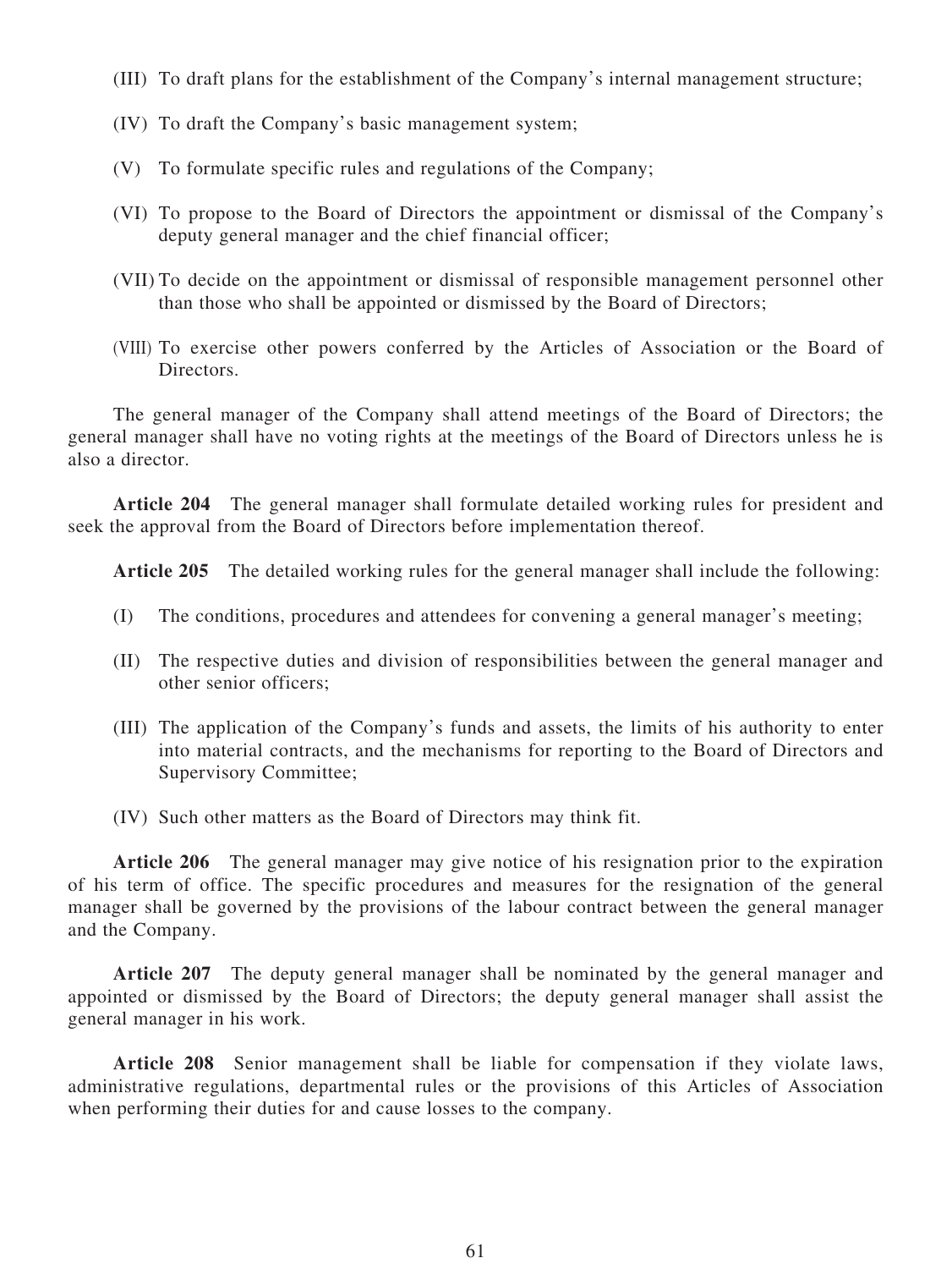(III) To draft plans for the establishment of the Company's internal management structure;

(IV) To draft the Company's basic management system;

(V) To formulate specific rules and regulations of the Company;

(VI) To propose to the Board of Directors the appointment or dismissal of the Company's deputy general manager and the chief financial officer;

(VII) To decide on the appointment or dismissal of responsible management personnel other than those who shall be appointed or dismissed by the Board of Directors;

(VIII) To exercise other powers conferred by the Articles of Association or the Board of Directors.

The general manager of the Company shall attend meetings of the Board of Directors; the general manager shall have no voting rights at the meetings of the Board of Directors unless he is also a director.

**Article 204** The general manager shall formulate detailed working rules for president and seek the approval from the Board of Directors before implementation thereof.

**Article 205** The detailed working rules for the general manager shall include the following:

(I) The conditions, procedures and attendees for convening a general manager's meeting;

(II) The respective duties and division of responsibilities between the general manager and other senior officers;

(III) The application of the Company's funds and assets, the limits of his authority to enter into material contracts, and the mechanisms for reporting to the Board of Directors and Supervisory Committee;

(IV) Such other matters as the Board of Directors may think fit.

**Article 206** The general manager may give notice of his resignation prior to the expiration of his term of office. The specific procedures and measures for the resignation of the general manager shall be governed by the provisions of the labour contract between the general manager and the Company.

**Article 207** The deputy general manager shall be nominated by the general manager and appointed or dismissed by the Board of Directors; the deputy general manager shall assist the general manager in his work.

**Article 208** Senior management shall be liable for compensation if they violate laws, administrative regulations, departmental rules or the provisions of this Articles of Association when performing their duties for and cause losses to the company.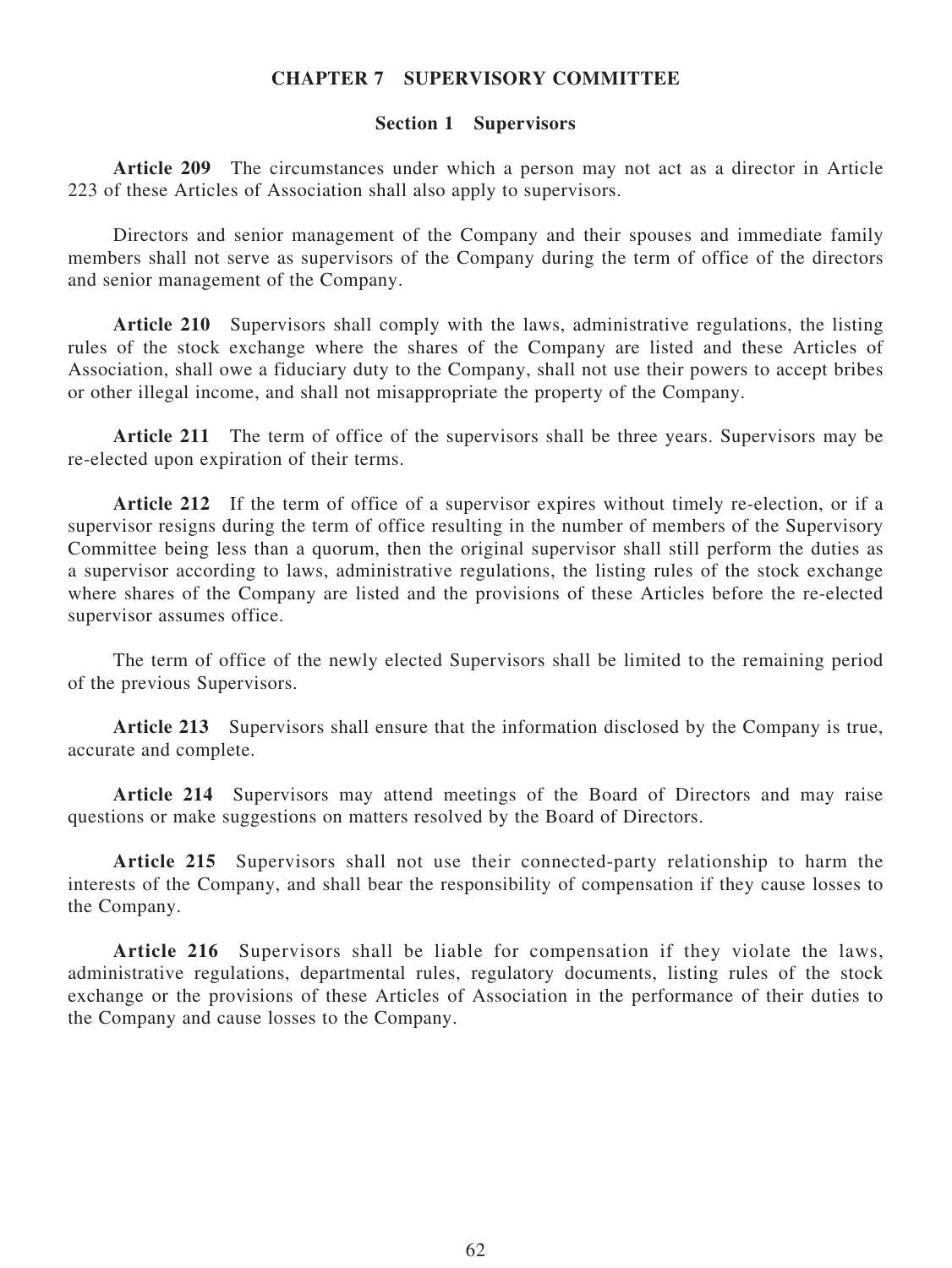# CHAPTER 7 SUPERVISORY COMMITTEE

## Section 1 Supervisors

**Article 209** The circumstances under which a person may not act as a director in Article 223 of these Articles of Association shall also apply to supervisors.

Directors and senior management of the Company and their spouses and immediate family members shall not serve as supervisors of the Company during the term of office of the directors and senior management of the Company.

**Article 210** Supervisors shall comply with the laws, administrative regulations, the listing rules of the stock exchange where the shares of the Company are listed and these Articles of Association, shall owe a fiduciary duty to the Company, shall not use their powers to accept bribes or other illegal income, and shall not misappropriate the property of the Company.

**Article 211** The term of office of the supervisors shall be three years. Supervisors may be re-elected upon expiration of their terms.

**Article 212** If the term of office of a supervisor expires without timely re-election, or if a supervisor resigns during the term of office resulting in the number of members of the Supervisory Committee being less than a quorum, then the original supervisor shall still perform the duties as a supervisor according to laws, administrative regulations, the listing rules of the stock exchange where shares of the Company are listed and the provisions of these Articles before the re-elected supervisor assumes office.

The term of office of the newly elected Supervisors shall be limited to the remaining period of the previous Supervisors.

**Article 213** Supervisors shall ensure that the information disclosed by the Company is true, accurate and complete.

**Article 214** Supervisors may attend meetings of the Board of Directors and may raise questions or make suggestions on matters resolved by the Board of Directors.

**Article 215** Supervisors shall not use their connected-party relationship to harm the interests of the Company, and shall bear the responsibility of compensation if they cause losses to the Company.

**Article 216** Supervisors shall be liable for compensation if they violate the laws, administrative regulations, departmental rules, regulatory documents, listing rules of the stock exchange or the provisions of these Articles of Association in the performance of their duties to the Company and cause losses to the Company.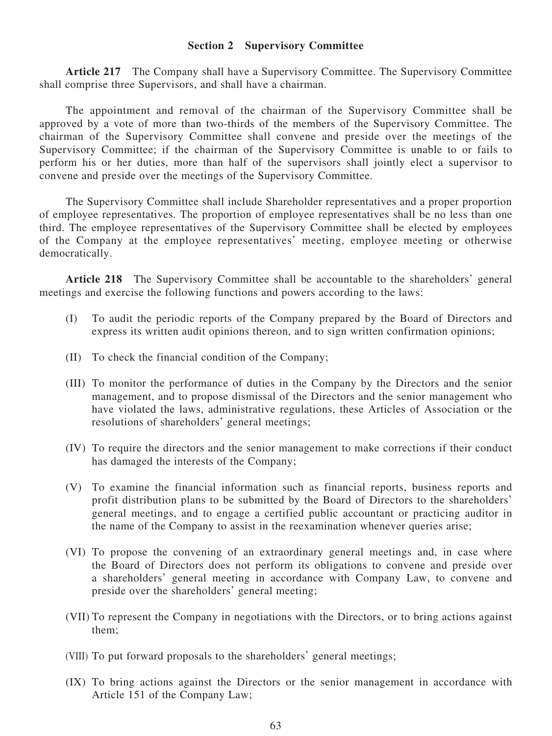### Section 2 Supervisory Committee

**Article 217** The Company shall have a Supervisory Committee. The Supervisory Committee shall comprise three Supervisors, and shall have a chairman.

The appointment and removal of the chairman of the Supervisory Committee shall be approved by a vote of more than two-thirds of the members of the Supervisory Committee. The chairman of the Supervisory Committee shall convene and preside over the meetings of the Supervisory Committee; if the chairman of the Supervisory Committee is unable to or fails to perform his or her duties, more than half of the supervisors shall jointly elect a supervisor to convene and preside over the meetings of the Supervisory Committee.

The Supervisory Committee shall include Shareholder representatives and a proper proportion of employee representatives. The proportion of employee representatives shall be no less than one third. The employee representatives of the Supervisory Committee shall be elected by employees of the Company at the employee representatives' meeting, employee meeting or otherwise democratically.

**Article 218** The Supervisory Committee shall be accountable to the shareholders' general meetings and exercise the following functions and powers according to the laws:

(I) To audit the periodic reports of the Company prepared by the Board of Directors and express its written audit opinions thereon, and to sign written confirmation opinions;

(II) To check the financial condition of the Company;

(III) To monitor the performance of duties in the Company by the Directors and the senior management, and to propose dismissal of the Directors and the senior management who have violated the laws, administrative regulations, these Articles of Association or the resolutions of shareholders' general meetings;

(IV) To require the directors and the senior management to make corrections if their conduct has damaged the interests of the Company;

(V) To examine the financial information such as financial reports, business reports and profit distribution plans to be submitted by the Board of Directors to the shareholders' general meetings, and to engage a certified public accountant or practicing auditor in the name of the Company to assist in the reexamination whenever queries arise;

(VI) To propose the convening of an extraordinary general meetings and, in case where the Board of Directors does not perform its obligations to convene and preside over a shareholders' general meeting in accordance with Company Law, to convene and preside over the shareholders' general meeting;

(VII) To represent the Company in negotiations with the Directors, or to bring actions against them;

(VIII) To put forward proposals to the shareholders' general meetings;

(IX) To bring actions against the Directors or the senior management in accordance with Article 151 of the Company Law;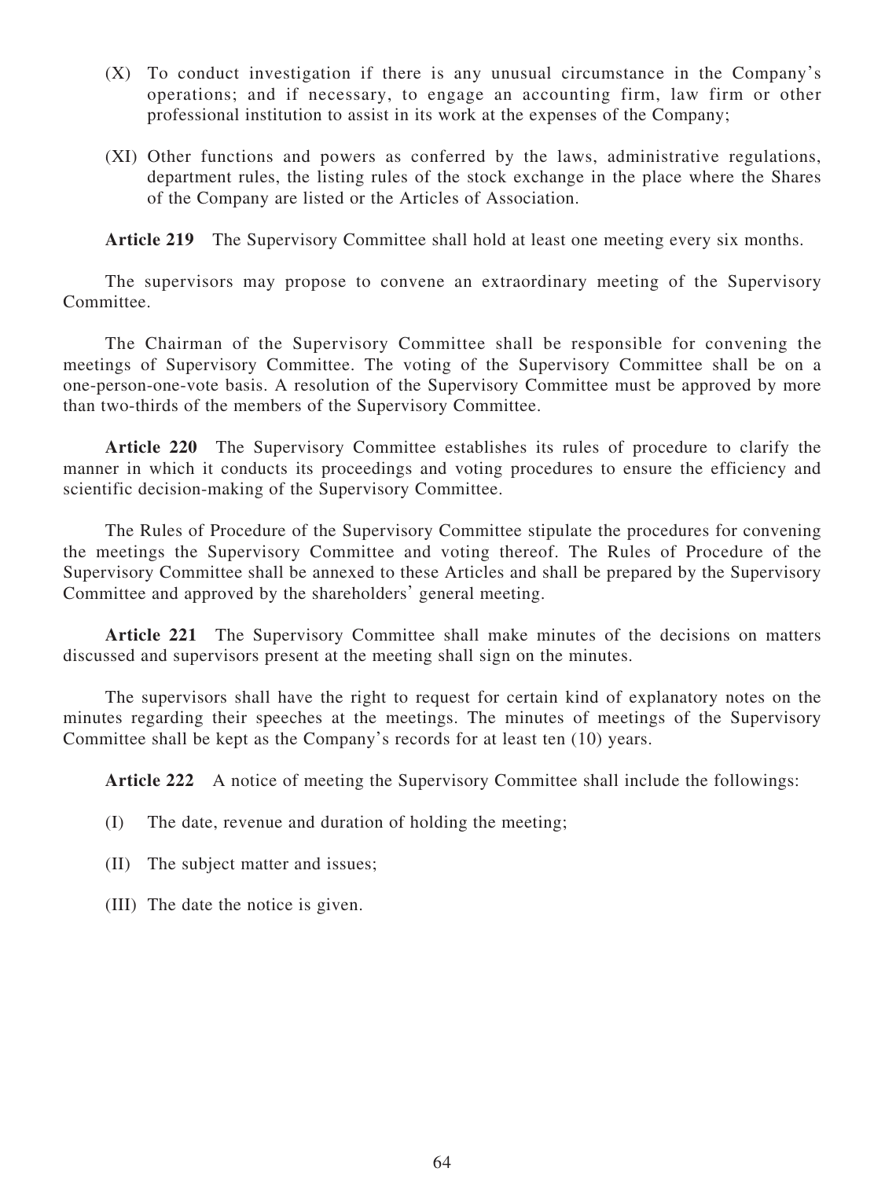(X) To conduct investigation if there is any unusual circumstance in the Company's operations; and if necessary, to engage an accounting firm, law firm or other professional institution to assist in its work at the expenses of the Company;

(XI) Other functions and powers as conferred by the laws, administrative regulations, department rules, the listing rules of the stock exchange in the place where the Shares of the Company are listed or the Articles of Association.

**Article 219** The Supervisory Committee shall hold at least one meeting every six months.

The supervisors may propose to convene an extraordinary meeting of the Supervisory Committee.

The Chairman of the Supervisory Committee shall be responsible for convening the meetings of Supervisory Committee. The voting of the Supervisory Committee shall be on a one-person-one-vote basis. A resolution of the Supervisory Committee must be approved by more than two-thirds of the members of the Supervisory Committee.

**Article 220** The Supervisory Committee establishes its rules of procedure to clarify the manner in which it conducts its proceedings and voting procedures to ensure the efficiency and scientific decision-making of the Supervisory Committee.

The Rules of Procedure of the Supervisory Committee stipulate the procedures for convening the meetings the Supervisory Committee and voting thereof. The Rules of Procedure of the Supervisory Committee shall be annexed to these Articles and shall be prepared by the Supervisory Committee and approved by the shareholders' general meeting.

**Article 221** The Supervisory Committee shall make minutes of the decisions on matters discussed and supervisors present at the meeting shall sign on the minutes.

The supervisors shall have the right to request for certain kind of explanatory notes on the minutes regarding their speeches at the meetings. The minutes of meetings of the Supervisory Committee shall be kept as the Company's records for at least ten (10) years.

**Article 222** A notice of meeting the Supervisory Committee shall include the followings:

(I) The date, revenue and duration of holding the meeting;

(II) The subject matter and issues;

(III) The date the notice is given.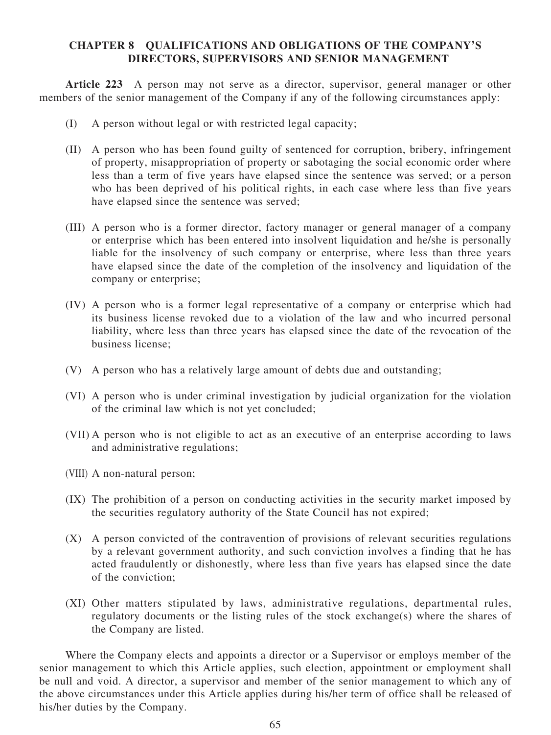## CHAPTER 8 QUALIFICATIONS AND OBLIGATIONS OF THE COMPANY'S DIRECTORS, SUPERVISORS AND SENIOR MANAGEMENT

**Article 223** A person may not serve as a director, supervisor, general manager or other members of the senior management of the Company if any of the following circumstances apply:

(I) A person without legal or with restricted legal capacity;

(II) A person who has been found guilty of sentenced for corruption, bribery, infringement of property, misappropriation of property or sabotaging the social economic order where less than a term of five years have elapsed since the sentence was served; or a person who has been deprived of his political rights, in each case where less than five years have elapsed since the sentence was served;

(III) A person who is a former director, factory manager or general manager of a company or enterprise which has been entered into insolvent liquidation and he/she is personally liable for the insolvency of such company or enterprise, where less than three years have elapsed since the date of the completion of the insolvency and liquidation of the company or enterprise;

(IV) A person who is a former legal representative of a company or enterprise which had its business license revoked due to a violation of the law and who incurred personal liability, where less than three years has elapsed since the date of the revocation of the business license;

(V) A person who has a relatively large amount of debts due and outstanding;

(VI) A person who is under criminal investigation by judicial organization for the violation of the criminal law which is not yet concluded;

(VII) A person who is not eligible to act as an executive of an enterprise according to laws and administrative regulations;

(VIII) A non-natural person;

(IX) The prohibition of a person on conducting activities in the security market imposed by the securities regulatory authority of the State Council has not expired;

(X) A person convicted of the contravention of provisions of relevant securities regulations by a relevant government authority, and such conviction involves a finding that he has acted fraudulently or dishonestly, where less than five years has elapsed since the date of the conviction;

(XI) Other matters stipulated by laws, administrative regulations, departmental rules, regulatory documents or the listing rules of the stock exchange(s) where the shares of the Company are listed.

Where the Company elects and appoints a director or a Supervisor or employs member of the senior management to which this Article applies, such election, appointment or employment shall be null and void. A director, a supervisor and member of the senior management to which any of the above circumstances under this Article applies during his/her term of office shall be released of his/her duties by the Company.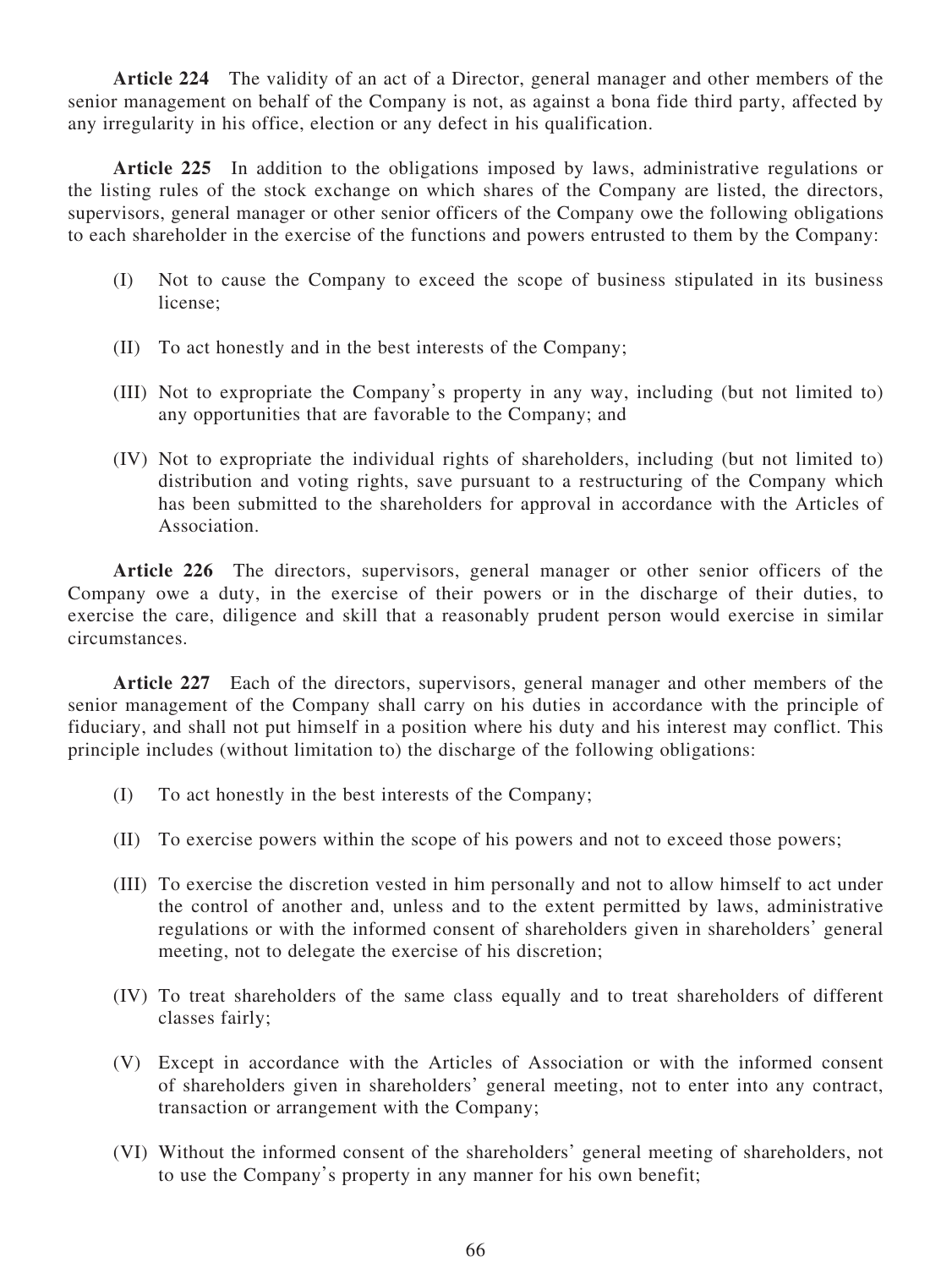**Article 224** The validity of an act of a Director, general manager and other members of the senior management on behalf of the Company is not, as against a bona fide third party, affected by any irregularity in his office, election or any defect in his qualification.

**Article 225** In addition to the obligations imposed by laws, administrative regulations or the listing rules of the stock exchange on which shares of the Company are listed, the directors, supervisors, general manager or other senior officers of the Company owe the following obligations to each shareholder in the exercise of the functions and powers entrusted to them by the Company:

(I) Not to cause the Company to exceed the scope of business stipulated in its business license;

(II) To act honestly and in the best interests of the Company;

(III) Not to expropriate the Company's property in any way, including (but not limited to) any opportunities that are favorable to the Company; and

(IV) Not to expropriate the individual rights of shareholders, including (but not limited to) distribution and voting rights, save pursuant to a restructuring of the Company which has been submitted to the shareholders for approval in accordance with the Articles of Association.

**Article 226** The directors, supervisors, general manager or other senior officers of the Company owe a duty, in the exercise of their powers or in the discharge of their duties, to exercise the care, diligence and skill that a reasonably prudent person would exercise in similar circumstances.

**Article 227** Each of the directors, supervisors, general manager and other members of the senior management of the Company shall carry on his duties in accordance with the principle of fiduciary, and shall not put himself in a position where his duty and his interest may conflict. This principle includes (without limitation to) the discharge of the following obligations:

(I) To act honestly in the best interests of the Company;

(II) To exercise powers within the scope of his powers and not to exceed those powers;

(III) To exercise the discretion vested in him personally and not to allow himself to act under the control of another and, unless and to the extent permitted by laws, administrative regulations or with the informed consent of shareholders given in shareholders' general meeting, not to delegate the exercise of his discretion;

(IV) To treat shareholders of the same class equally and to treat shareholders of different classes fairly;

(V) Except in accordance with the Articles of Association or with the informed consent of shareholders given in shareholders' general meeting, not to enter into any contract, transaction or arrangement with the Company;

(VI) Without the informed consent of the shareholders' general meeting of shareholders, not to use the Company's property in any manner for his own benefit;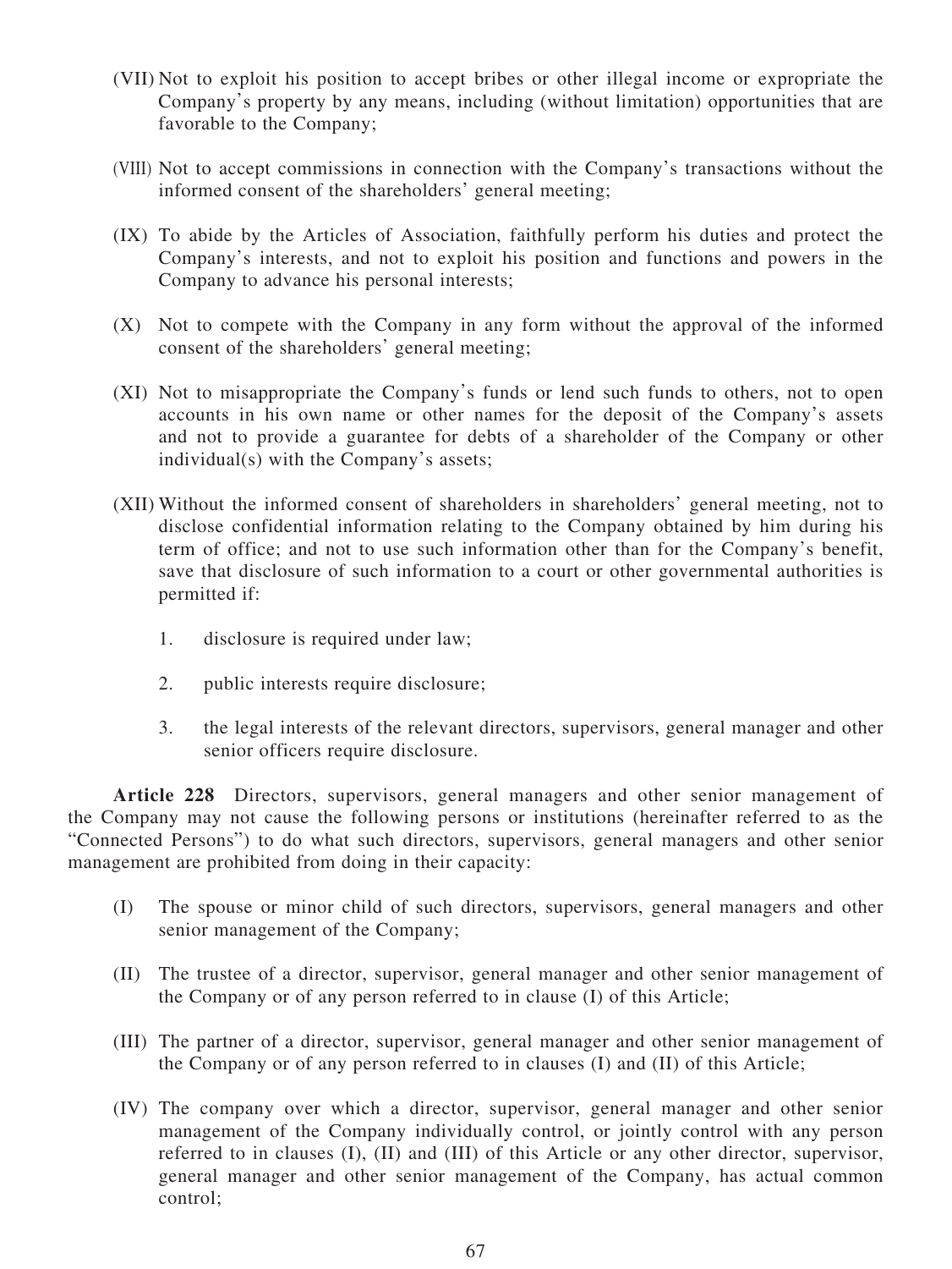(VII) Not to exploit his position to accept bribes or other illegal income or expropriate the Company's property by any means, including (without limitation) opportunities that are favorable to the Company;

(VIII) Not to accept commissions in connection with the Company's transactions without the informed consent of the shareholders' general meeting;

(IX) To abide by the Articles of Association, faithfully perform his duties and protect the Company's interests, and not to exploit his position and functions and powers in the Company to advance his personal interests;

(X) Not to compete with the Company in any form without the approval of the informed consent of the shareholders' general meeting;

(XI) Not to misappropriate the Company's funds or lend such funds to others, not to open accounts in his own name or other names for the deposit of the Company's assets and not to provide a guarantee for debts of a shareholder of the Company or other individual(s) with the Company's assets;

(XII) Without the informed consent of shareholders in shareholders' general meeting, not to disclose confidential information relating to the Company obtained by him during his term of office; and not to use such information other than for the Company's benefit, save that disclosure of such information to a court or other governmental authorities is permitted if:

1. disclosure is required under law;

2. public interests require disclosure;

3. the legal interests of the relevant directors, supervisors, general manager and other senior officers require disclosure.

**Article 228** Directors, supervisors, general managers and other senior management of the Company may not cause the following persons or institutions (hereinafter referred to as the "Connected Persons") to do what such directors, supervisors, general managers and other senior management are prohibited from doing in their capacity:

(I) The spouse or minor child of such directors, supervisors, general managers and other senior management of the Company;

(II) The trustee of a director, supervisor, general manager and other senior management of the Company or of any person referred to in clause (I) of this Article;

(III) The partner of a director, supervisor, general manager and other senior management of the Company or of any person referred to in clauses (I) and (II) of this Article;

(IV) The company over which a director, supervisor, general manager and other senior management of the Company individually control, or jointly control with any person referred to in clauses (I), (II) and (III) of this Article or any other director, supervisor, general manager and other senior management of the Company, has actual common control;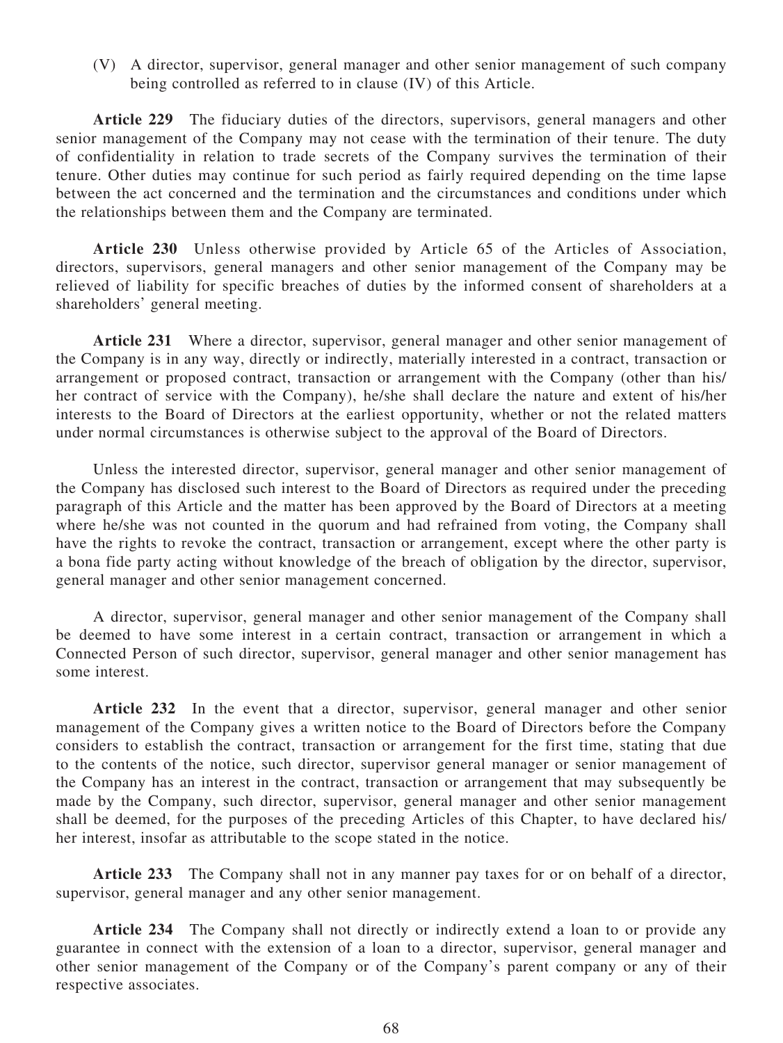(V) A director, supervisor, general manager and other senior management of such company being controlled as referred to in clause (IV) of this Article.

**Article 229** The fiduciary duties of the directors, supervisors, general managers and other senior management of the Company may not cease with the termination of their tenure. The duty of confidentiality in relation to trade secrets of the Company survives the termination of their tenure. Other duties may continue for such period as fairly required depending on the time lapse between the act concerned and the termination and the circumstances and conditions under which the relationships between them and the Company are terminated.

**Article 230** Unless otherwise provided by Article 65 of the Articles of Association, directors, supervisors, general managers and other senior management of the Company may be relieved of liability for specific breaches of duties by the informed consent of shareholders at a shareholders' general meeting.

**Article 231** Where a director, supervisor, general manager and other senior management of the Company is in any way, directly or indirectly, materially interested in a contract, transaction or arrangement or proposed contract, transaction or arrangement with the Company (other than his/her contract of service with the Company), he/she shall declare the nature and extent of his/her interests to the Board of Directors at the earliest opportunity, whether or not the related matters under normal circumstances is otherwise subject to the approval of the Board of Directors.

Unless the interested director, supervisor, general manager and other senior management of the Company has disclosed such interest to the Board of Directors as required under the preceding paragraph of this Article and the matter has been approved by the Board of Directors at a meeting where he/she was not counted in the quorum and had refrained from voting, the Company shall have the rights to revoke the contract, transaction or arrangement, except where the other party is a bona fide party acting without knowledge of the breach of obligation by the director, supervisor, general manager and other senior management concerned.

A director, supervisor, general manager and other senior management of the Company shall be deemed to have some interest in a certain contract, transaction or arrangement in which a Connected Person of such director, supervisor, general manager and other senior management has some interest.

**Article 232** In the event that a director, supervisor, general manager and other senior management of the Company gives a written notice to the Board of Directors before the Company considers to establish the contract, transaction or arrangement for the first time, stating that due to the contents of the notice, such director, supervisor general manager or senior management of the Company has an interest in the contract, transaction or arrangement that may subsequently be made by the Company, such director, supervisor, general manager and other senior management shall be deemed, for the purposes of the preceding Articles of this Chapter, to have declared his/her interest, insofar as attributable to the scope stated in the notice.

**Article 233** The Company shall not in any manner pay taxes for or on behalf of a director, supervisor, general manager and any other senior management.

**Article 234** The Company shall not directly or indirectly extend a loan to or provide any guarantee in connect with the extension of a loan to a director, supervisor, general manager and other senior management of the Company or of the Company's parent company or any of their respective associates.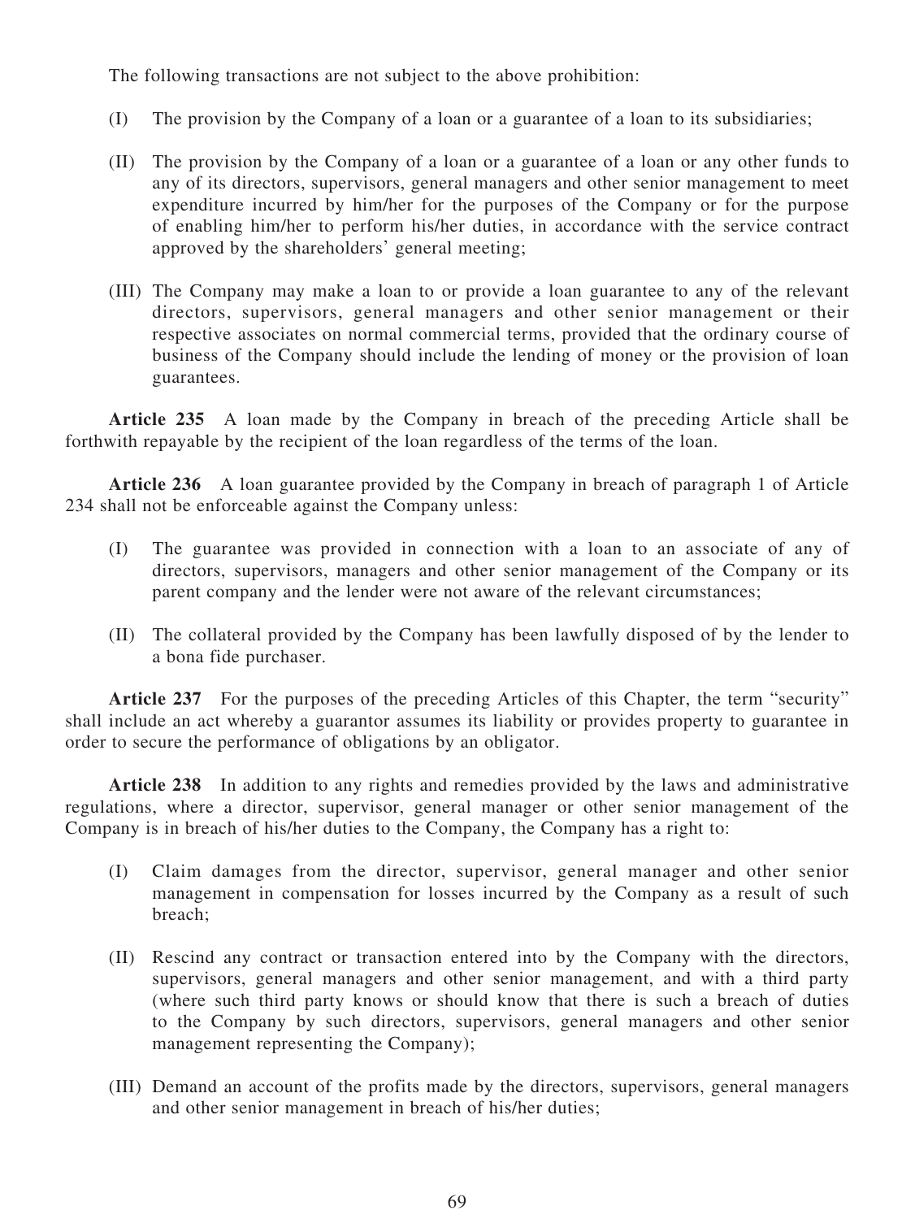The following transactions are not subject to the above prohibition:

(I) The provision by the Company of a loan or a guarantee of a loan to its subsidiaries;

(II) The provision by the Company of a loan or a guarantee of a loan or any other funds to any of its directors, supervisors, general managers and other senior management to meet expenditure incurred by him/her for the purposes of the Company or for the purpose of enabling him/her to perform his/her duties, in accordance with the service contract approved by the shareholders' general meeting;

(III) The Company may make a loan to or provide a loan guarantee to any of the relevant directors, supervisors, general managers and other senior management or their respective associates on normal commercial terms, provided that the ordinary course of business of the Company should include the lending of money or the provision of loan guarantees.

**Article 235** A loan made by the Company in breach of the preceding Article shall be forthwith repayable by the recipient of the loan regardless of the terms of the loan.

**Article 236** A loan guarantee provided by the Company in breach of paragraph 1 of Article 234 shall not be enforceable against the Company unless:

(I) The guarantee was provided in connection with a loan to an associate of any of directors, supervisors, managers and other senior management of the Company or its parent company and the lender were not aware of the relevant circumstances;

(II) The collateral provided by the Company has been lawfully disposed of by the lender to a bona fide purchaser.

**Article 237** For the purposes of the preceding Articles of this Chapter, the term "security" shall include an act whereby a guarantor assumes its liability or provides property to guarantee in order to secure the performance of obligations by an obligator.

**Article 238** In addition to any rights and remedies provided by the laws and administrative regulations, where a director, supervisor, general manager or other senior management of the Company is in breach of his/her duties to the Company, the Company has a right to:

(I) Claim damages from the director, supervisor, general manager and other senior management in compensation for losses incurred by the Company as a result of such breach;

(II) Rescind any contract or transaction entered into by the Company with the directors, supervisors, general managers and other senior management, and with a third party (where such third party knows or should know that there is such a breach of duties to the Company by such directors, supervisors, general managers and other senior management representing the Company);

(III) Demand an account of the profits made by the directors, supervisors, general managers and other senior management in breach of his/her duties;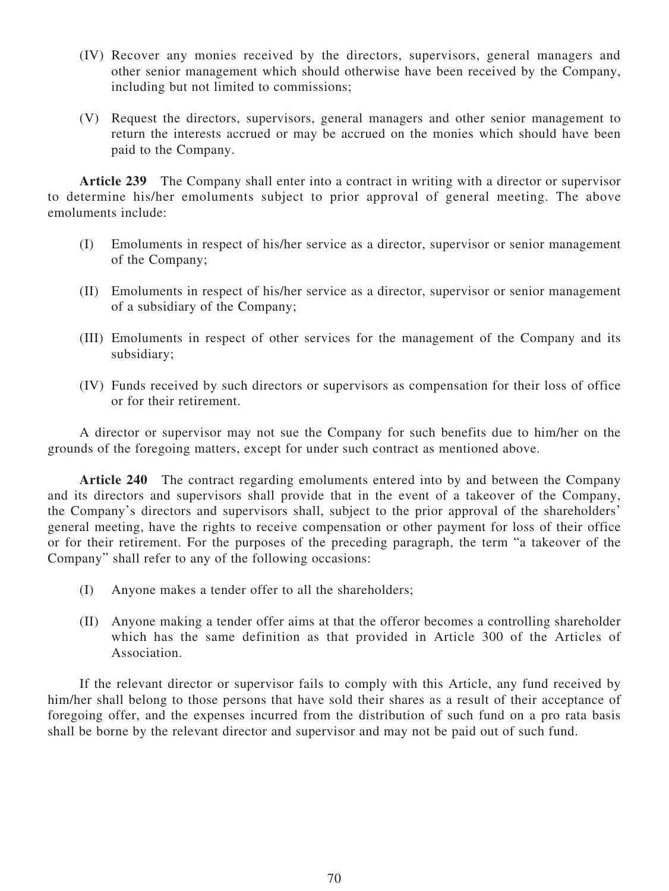(IV) Recover any monies received by the directors, supervisors, general managers and other senior management which should otherwise have been received by the Company, including but not limited to commissions;

(V) Request the directors, supervisors, general managers and other senior management to return the interests accrued or may be accrued on the monies which should have been paid to the Company.

**Article 239** The Company shall enter into a contract in writing with a director or supervisor to determine his/her emoluments subject to prior approval of general meeting. The above emoluments include:

(I) Emoluments in respect of his/her service as a director, supervisor or senior management of the Company;

(II) Emoluments in respect of his/her service as a director, supervisor or senior management of a subsidiary of the Company;

(III) Emoluments in respect of other services for the management of the Company and its subsidiary;

(IV) Funds received by such directors or supervisors as compensation for their loss of office or for their retirement.

A director or supervisor may not sue the Company for such benefits due to him/her on the grounds of the foregoing matters, except for under such contract as mentioned above.

**Article 240** The contract regarding emoluments entered into by and between the Company and its directors and supervisors shall provide that in the event of a takeover of the Company, the Company's directors and supervisors shall, subject to the prior approval of the shareholders' general meeting, have the rights to receive compensation or other payment for loss of their office or for their retirement. For the purposes of the preceding paragraph, the term "a takeover of the Company" shall refer to any of the following occasions:

(I) Anyone makes a tender offer to all the shareholders;

(II) Anyone making a tender offer aims at that the offeror becomes a controlling shareholder which has the same definition as that provided in Article 300 of the Articles of Association.

If the relevant director or supervisor fails to comply with this Article, any fund received by him/her shall belong to those persons that have sold their shares as a result of their acceptance of foregoing offer, and the expenses incurred from the distribution of such fund on a pro rata basis shall be borne by the relevant director and supervisor and may not be paid out of such fund.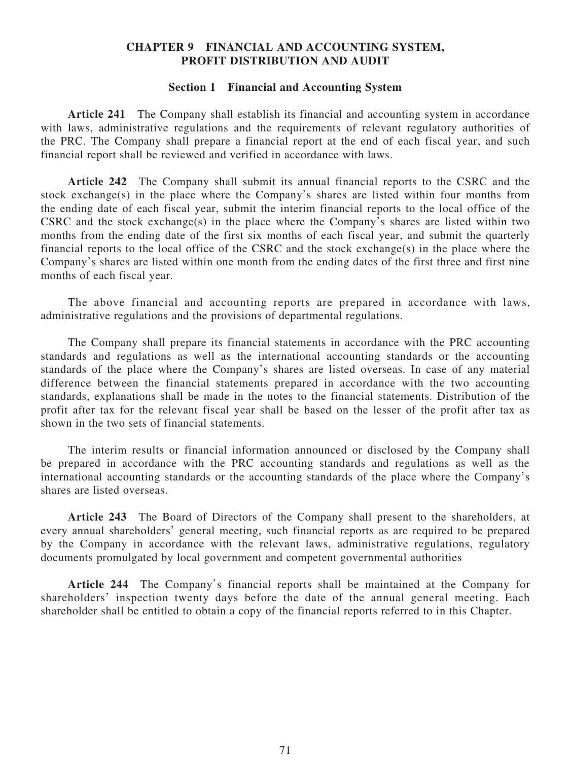## CHAPTER 9 FINANCIAL AND ACCOUNTING SYSTEM, PROFIT DISTRIBUTION AND AUDIT

### Section 1 Financial and Accounting System

**Article 241** The Company shall establish its financial and accounting system in accordance with laws, administrative regulations and the requirements of relevant regulatory authorities of the PRC. The Company shall prepare a financial report at the end of each fiscal year, and such financial report shall be reviewed and verified in accordance with laws.

**Article 242** The Company shall submit its annual financial reports to the CSRC and the stock exchange(s) in the place where the Company's shares are listed within four months from the ending date of each fiscal year, submit the interim financial reports to the local office of the CSRC and the stock exchange(s) in the place where the Company's shares are listed within two months from the ending date of the first six months of each fiscal year, and submit the quarterly financial reports to the local office of the CSRC and the stock exchange(s) in the place where the Company's shares are listed within one month from the ending dates of the first three and first nine months of each fiscal year.

The above financial and accounting reports are prepared in accordance with laws, administrative regulations and the provisions of departmental regulations.

The Company shall prepare its financial statements in accordance with the PRC accounting standards and regulations as well as the international accounting standards or the accounting standards of the place where the Company's shares are listed overseas. In case of any material difference between the financial statements prepared in accordance with the two accounting standards, explanations shall be made in the notes to the financial statements. Distribution of the profit after tax for the relevant fiscal year shall be based on the lesser of the profit after tax as shown in the two sets of financial statements.

The interim results or financial information announced or disclosed by the Company shall be prepared in accordance with the PRC accounting standards and regulations as well as the international accounting standards or the accounting standards of the place where the Company's shares are listed overseas.

**Article 243** The Board of Directors of the Company shall present to the shareholders, at every annual shareholders' general meeting, such financial reports as are required to be prepared by the Company in accordance with the relevant laws, administrative regulations, regulatory documents promulgated by local government and competent governmental authorities

**Article 244** The Company's financial reports shall be maintained at the Company for shareholders' inspection twenty days before the date of the annual general meeting. Each shareholder shall be entitled to obtain a copy of the financial reports referred to in this Chapter.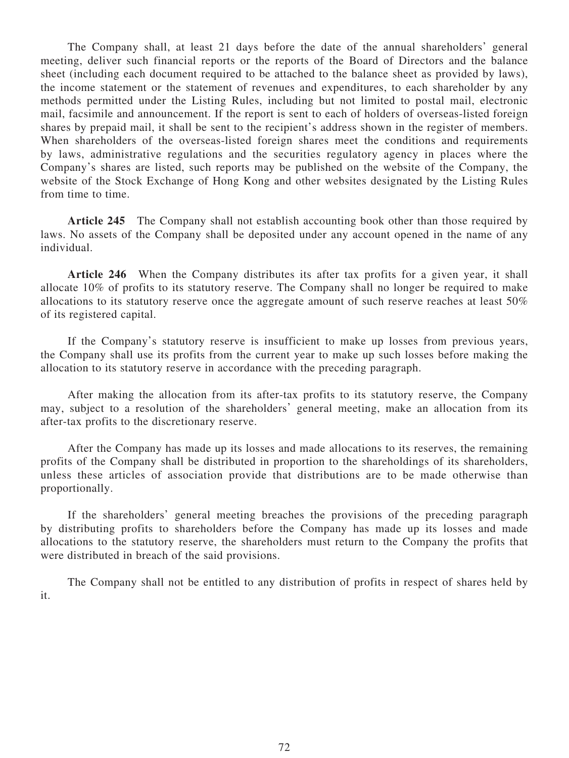The Company shall, at least 21 days before the date of the annual shareholders' general meeting, deliver such financial reports or the reports of the Board of Directors and the balance sheet (including each document required to be attached to the balance sheet as provided by laws), the income statement or the statement of revenues and expenditures, to each shareholder by any methods permitted under the Listing Rules, including but not limited to postal mail, electronic mail, facsimile and announcement. If the report is sent to each of holders of overseas-listed foreign shares by prepaid mail, it shall be sent to the recipient's address shown in the register of members. When shareholders of the overseas-listed foreign shares meet the conditions and requirements by laws, administrative regulations and the securities regulatory agency in places where the Company's shares are listed, such reports may be published on the website of the Company, the website of the Stock Exchange of Hong Kong and other websites designated by the Listing Rules from time to time.

**Article 245** The Company shall not establish accounting book other than those required by laws. No assets of the Company shall be deposited under any account opened in the name of any individual.

**Article 246** When the Company distributes its after tax profits for a given year, it shall allocate 10% of profits to its statutory reserve. The Company shall no longer be required to make allocations to its statutory reserve once the aggregate amount of such reserve reaches at least 50% of its registered capital.

If the Company's statutory reserve is insufficient to make up losses from previous years, the Company shall use its profits from the current year to make up such losses before making the allocation to its statutory reserve in accordance with the preceding paragraph.

After making the allocation from its after-tax profits to its statutory reserve, the Company may, subject to a resolution of the shareholders' general meeting, make an allocation from its after-tax profits to the discretionary reserve.

After the Company has made up its losses and made allocations to its reserves, the remaining profits of the Company shall be distributed in proportion to the shareholdings of its shareholders, unless these articles of association provide that distributions are to be made otherwise than proportionally.

If the shareholders' general meeting breaches the provisions of the preceding paragraph by distributing profits to shareholders before the Company has made up its losses and made allocations to the statutory reserve, the shareholders must return to the Company the profits that were distributed in breach of the said provisions.

The Company shall not be entitled to any distribution of profits in respect of shares held by it.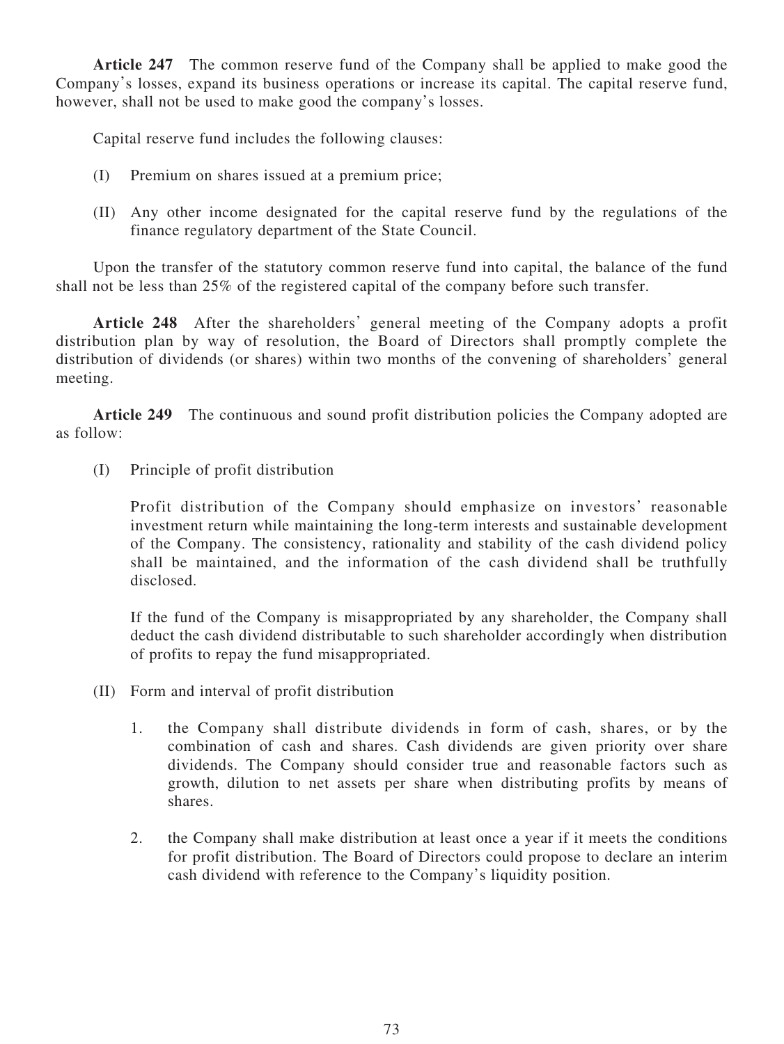**Article 247** The common reserve fund of the Company shall be applied to make good the Company's losses, expand its business operations or increase its capital. The capital reserve fund, however, shall not be used to make good the company's losses.

Capital reserve fund includes the following clauses:

(I) Premium on shares issued at a premium price;

(II) Any other income designated for the capital reserve fund by the regulations of the finance regulatory department of the State Council.

Upon the transfer of the statutory common reserve fund into capital, the balance of the fund shall not be less than 25% of the registered capital of the company before such transfer.

**Article 248** After the shareholders' general meeting of the Company adopts a profit distribution plan by way of resolution, the Board of Directors shall promptly complete the distribution of dividends (or shares) within two months of the convening of shareholders' general meeting.

**Article 249** The continuous and sound profit distribution policies the Company adopted are as follow:

(I) Principle of profit distribution

Profit distribution of the Company should emphasize on investors' reasonable investment return while maintaining the long-term interests and sustainable development of the Company. The consistency, rationality and stability of the cash dividend policy shall be maintained, and the information of the cash dividend shall be truthfully disclosed.

If the fund of the Company is misappropriated by any shareholder, the Company shall deduct the cash dividend distributable to such shareholder accordingly when distribution of profits to repay the fund misappropriated.

(II) Form and interval of profit distribution

1. the Company shall distribute dividends in form of cash, shares, or by the combination of cash and shares. Cash dividends are given priority over share dividends. The Company should consider true and reasonable factors such as growth, dilution to net assets per share when distributing profits by means of shares.

2. the Company shall make distribution at least once a year if it meets the conditions for profit distribution. The Board of Directors could propose to declare an interim cash dividend with reference to the Company's liquidity position.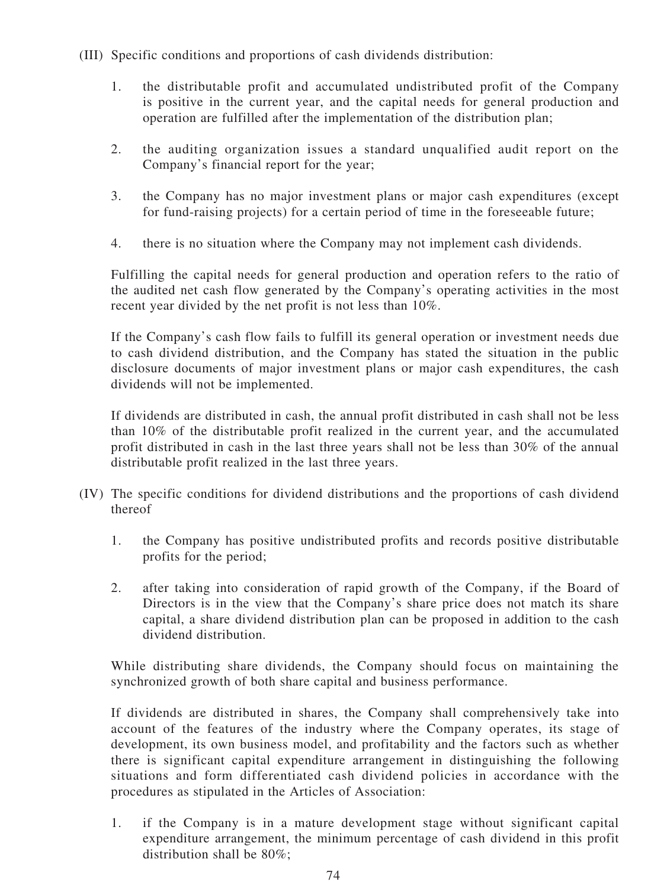(III) Specific conditions and proportions of cash dividends distribution:

1. the distributable profit and accumulated undistributed profit of the Company is positive in the current year, and the capital needs for general production and operation are fulfilled after the implementation of the distribution plan;

2. the auditing organization issues a standard unqualified audit report on the Company's financial report for the year;

3. the Company has no major investment plans or major cash expenditures (except for fund-raising projects) for a certain period of time in the foreseeable future;

4. there is no situation where the Company may not implement cash dividends.

Fulfilling the capital needs for general production and operation refers to the ratio of the audited net cash flow generated by the Company's operating activities in the most recent year divided by the net profit is not less than 10%.

If the Company's cash flow fails to fulfill its general operation or investment needs due to cash dividend distribution, and the Company has stated the situation in the public disclosure documents of major investment plans or major cash expenditures, the cash dividends will not be implemented.

If dividends are distributed in cash, the annual profit distributed in cash shall not be less than 10% of the distributable profit realized in the current year, and the accumulated profit distributed in cash in the last three years shall not be less than 30% of the annual distributable profit realized in the last three years.

(IV) The specific conditions for dividend distributions and the proportions of cash dividend thereof

1. the Company has positive undistributed profits and records positive distributable profits for the period;

2. after taking into consideration of rapid growth of the Company, if the Board of Directors is in the view that the Company's share price does not match its share capital, a share dividend distribution plan can be proposed in addition to the cash dividend distribution.

While distributing share dividends, the Company should focus on maintaining the synchronized growth of both share capital and business performance.

If dividends are distributed in shares, the Company shall comprehensively take into account of the features of the industry where the Company operates, its stage of development, its own business model, and profitability and the factors such as whether there is significant capital expenditure arrangement in distinguishing the following situations and form differentiated cash dividend policies in accordance with the procedures as stipulated in the Articles of Association:

1. if the Company is in a mature development stage without significant capital expenditure arrangement, the minimum percentage of cash dividend in this profit distribution shall be 80%;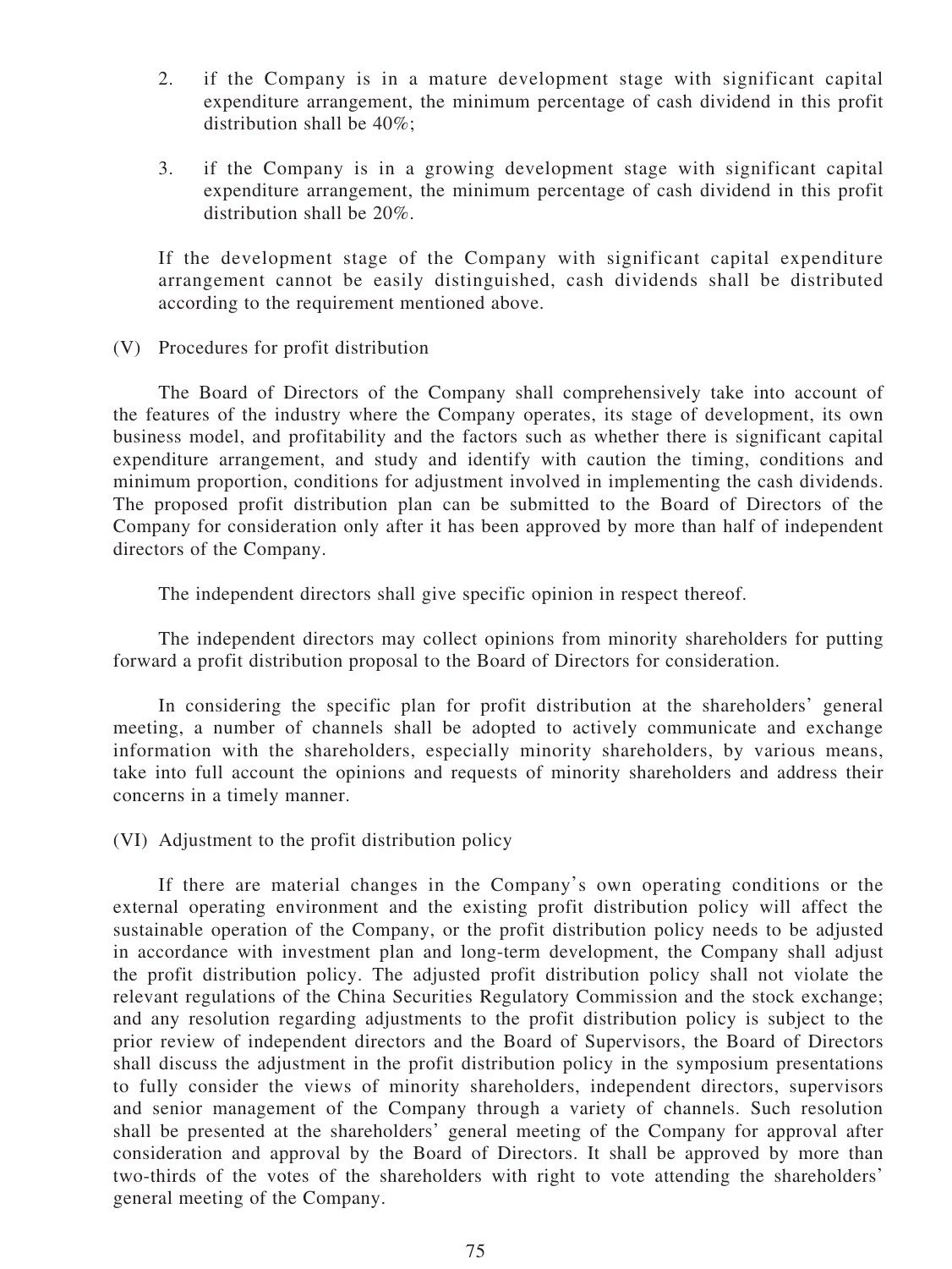2. if the Company is in a mature development stage with significant capital expenditure arrangement, the minimum percentage of cash dividend in this profit distribution shall be 40%;

3. if the Company is in a growing development stage with significant capital expenditure arrangement, the minimum percentage of cash dividend in this profit distribution shall be 20%.

If the development stage of the Company with significant capital expenditure arrangement cannot be easily distinguished, cash dividends shall be distributed according to the requirement mentioned above.

(V) Procedures for profit distribution

The Board of Directors of the Company shall comprehensively take into account of the features of the industry where the Company operates, its stage of development, its own business model, and profitability and the factors such as whether there is significant capital expenditure arrangement, and study and identify with caution the timing, conditions and minimum proportion, conditions for adjustment involved in implementing the cash dividends. The proposed profit distribution plan can be submitted to the Board of Directors of the Company for consideration only after it has been approved by more than half of independent directors of the Company.

The independent directors shall give specific opinion in respect thereof.

The independent directors may collect opinions from minority shareholders for putting forward a profit distribution proposal to the Board of Directors for consideration.

In considering the specific plan for profit distribution at the shareholders' general meeting, a number of channels shall be adopted to actively communicate and exchange information with the shareholders, especially minority shareholders, by various means, take into full account the opinions and requests of minority shareholders and address their concerns in a timely manner.

(VI) Adjustment to the profit distribution policy

If there are material changes in the Company's own operating conditions or the external operating environment and the existing profit distribution policy will affect the sustainable operation of the Company, or the profit distribution policy needs to be adjusted in accordance with investment plan and long-term development, the Company shall adjust the profit distribution policy. The adjusted profit distribution policy shall not violate the relevant regulations of the China Securities Regulatory Commission and the stock exchange; and any resolution regarding adjustments to the profit distribution policy is subject to the prior review of independent directors and the Board of Supervisors, the Board of Directors shall discuss the adjustment in the profit distribution policy in the symposium presentations to fully consider the views of minority shareholders, independent directors, supervisors and senior management of the Company through a variety of channels. Such resolution shall be presented at the shareholders' general meeting of the Company for approval after consideration and approval by the Board of Directors. It shall be approved by more than two-thirds of the votes of the shareholders with right to vote attending the shareholders' general meeting of the Company.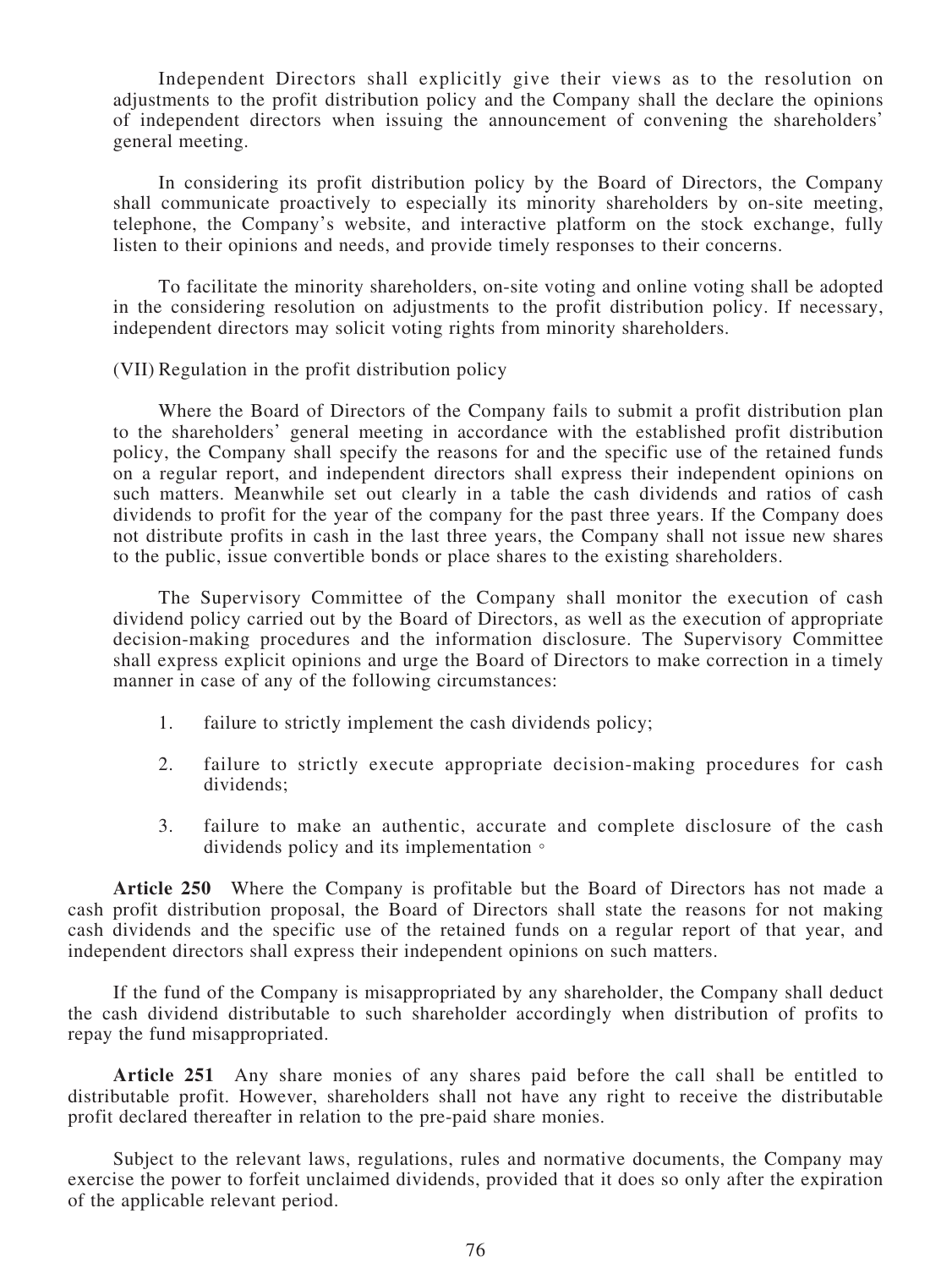Independent Directors shall explicitly give their views as to the resolution on adjustments to the profit distribution policy and the Company shall the declare the opinions of independent directors when issuing the announcement of convening the shareholders' general meeting.

In considering its profit distribution policy by the Board of Directors, the Company shall communicate proactively to especially its minority shareholders by on-site meeting, telephone, the Company's website, and interactive platform on the stock exchange, fully listen to their opinions and needs, and provide timely responses to their concerns.

To facilitate the minority shareholders, on-site voting and online voting shall be adopted in the considering resolution on adjustments to the profit distribution policy. If necessary, independent directors may solicit voting rights from minority shareholders.

(VII) Regulation in the profit distribution policy

Where the Board of Directors of the Company fails to submit a profit distribution plan to the shareholders' general meeting in accordance with the established profit distribution policy, the Company shall specify the reasons for and the specific use of the retained funds on a regular report, and independent directors shall express their independent opinions on such matters. Meanwhile set out clearly in a table the cash dividends and ratios of cash dividends to profit for the year of the company for the past three years. If the Company does not distribute profits in cash in the last three years, the Company shall not issue new shares to the public, issue convertible bonds or place shares to the existing shareholders.

The Supervisory Committee of the Company shall monitor the execution of cash dividend policy carried out by the Board of Directors, as well as the execution of appropriate decision-making procedures and the information disclosure. The Supervisory Committee shall express explicit opinions and urge the Board of Directors to make correction in a timely manner in case of any of the following circumstances:

1. failure to strictly implement the cash dividends policy;

2. failure to strictly execute appropriate decision-making procedures for cash dividends;

3. failure to make an authentic, accurate and complete disclosure of the cash dividends policy and its implementation。

**Article 250** Where the Company is profitable but the Board of Directors has not made a cash profit distribution proposal, the Board of Directors shall state the reasons for not making cash dividends and the specific use of the retained funds on a regular report of that year, and independent directors shall express their independent opinions on such matters.

If the fund of the Company is misappropriated by any shareholder, the Company shall deduct the cash dividend distributable to such shareholder accordingly when distribution of profits to repay the fund misappropriated.

**Article 251** Any share monies of any shares paid before the call shall be entitled to distributable profit. However, shareholders shall not have any right to receive the distributable profit declared thereafter in relation to the pre-paid share monies.

Subject to the relevant laws, regulations, rules and normative documents, the Company may exercise the power to forfeit unclaimed dividends, provided that it does so only after the expiration of the applicable relevant period.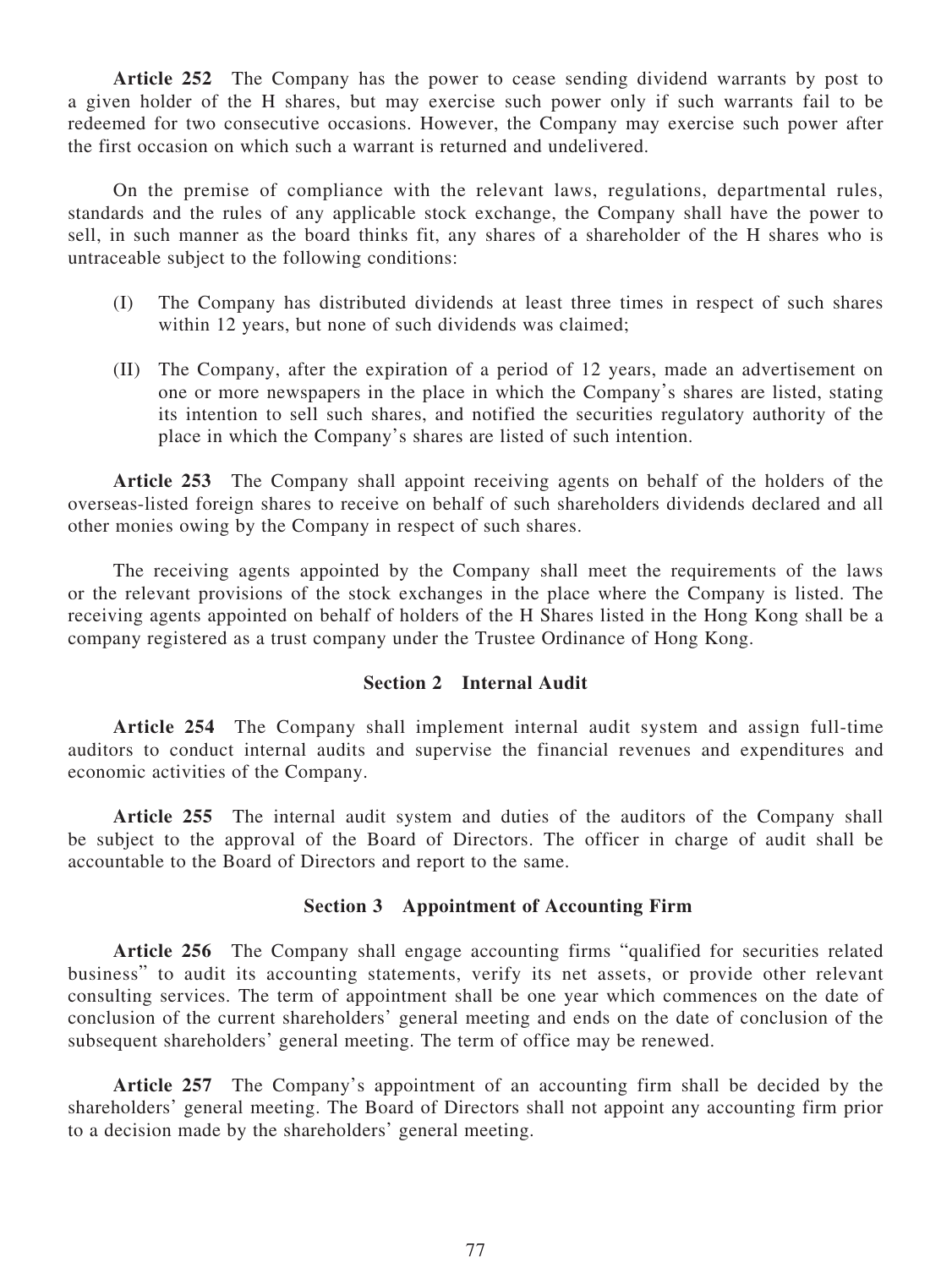**Article 252** The Company has the power to cease sending dividend warrants by post to a given holder of the H shares, but may exercise such power only if such warrants fail to be redeemed for two consecutive occasions. However, the Company may exercise such power after the first occasion on which such a warrant is returned and undelivered.

On the premise of compliance with the relevant laws, regulations, departmental rules, standards and the rules of any applicable stock exchange, the Company shall have the power to sell, in such manner as the board thinks fit, any shares of a shareholder of the H shares who is untraceable subject to the following conditions:

(I) The Company has distributed dividends at least three times in respect of such shares within 12 years, but none of such dividends was claimed;

(II) The Company, after the expiration of a period of 12 years, made an advertisement on one or more newspapers in the place in which the Company's shares are listed, stating its intention to sell such shares, and notified the securities regulatory authority of the place in which the Company's shares are listed of such intention.

**Article 253** The Company shall appoint receiving agents on behalf of the holders of the overseas-listed foreign shares to receive on behalf of such shareholders dividends declared and all other monies owing by the Company in respect of such shares.

The receiving agents appointed by the Company shall meet the requirements of the laws or the relevant provisions of the stock exchanges in the place where the Company is listed. The receiving agents appointed on behalf of holders of the H Shares listed in the Hong Kong shall be a company registered as a trust company under the Trustee Ordinance of Hong Kong.

### Section 2 Internal Audit

**Article 254** The Company shall implement internal audit system and assign full-time auditors to conduct internal audits and supervise the financial revenues and expenditures and economic activities of the Company.

**Article 255** The internal audit system and duties of the auditors of the Company shall be subject to the approval of the Board of Directors. The officer in charge of audit shall be accountable to the Board of Directors and report to the same.

### Section 3 Appointment of Accounting Firm

**Article 256** The Company shall engage accounting firms "qualified for securities related business" to audit its accounting statements, verify its net assets, or provide other relevant consulting services. The term of appointment shall be one year which commences on the date of conclusion of the current shareholders' general meeting and ends on the date of conclusion of the subsequent shareholders' general meeting. The term of office may be renewed.

**Article 257** The Company's appointment of an accounting firm shall be decided by the shareholders' general meeting. The Board of Directors shall not appoint any accounting firm prior to a decision made by the shareholders' general meeting.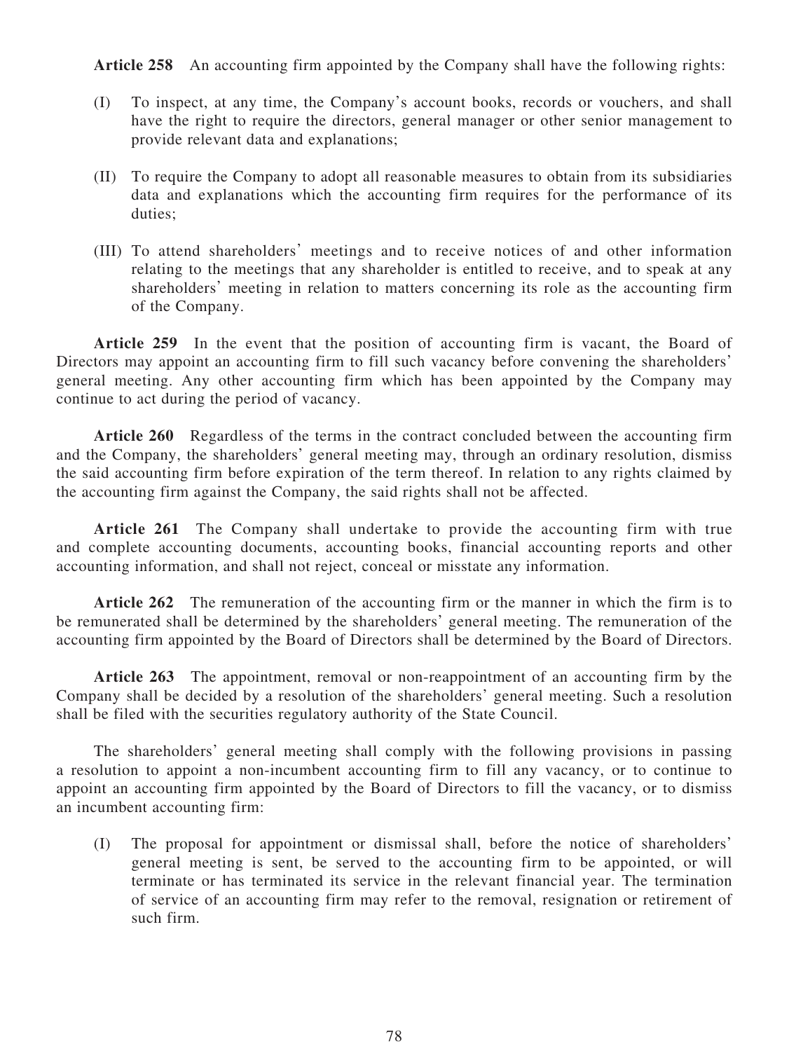**Article 258** An accounting firm appointed by the Company shall have the following rights:

(I) To inspect, at any time, the Company's account books, records or vouchers, and shall have the right to require the directors, general manager or other senior management to provide relevant data and explanations;

(II) To require the Company to adopt all reasonable measures to obtain from its subsidiaries data and explanations which the accounting firm requires for the performance of its duties;

(III) To attend shareholders' meetings and to receive notices of and other information relating to the meetings that any shareholder is entitled to receive, and to speak at any shareholders' meeting in relation to matters concerning its role as the accounting firm of the Company.

**Article 259** In the event that the position of accounting firm is vacant, the Board of Directors may appoint an accounting firm to fill such vacancy before convening the shareholders' general meeting. Any other accounting firm which has been appointed by the Company may continue to act during the period of vacancy.

**Article 260** Regardless of the terms in the contract concluded between the accounting firm and the Company, the shareholders' general meeting may, through an ordinary resolution, dismiss the said accounting firm before expiration of the term thereof. In relation to any rights claimed by the accounting firm against the Company, the said rights shall not be affected.

**Article 261** The Company shall undertake to provide the accounting firm with true and complete accounting documents, accounting books, financial accounting reports and other accounting information, and shall not reject, conceal or misstate any information.

**Article 262** The remuneration of the accounting firm or the manner in which the firm is to be remunerated shall be determined by the shareholders' general meeting. The remuneration of the accounting firm appointed by the Board of Directors shall be determined by the Board of Directors.

**Article 263** The appointment, removal or non-reappointment of an accounting firm by the Company shall be decided by a resolution of the shareholders' general meeting. Such a resolution shall be filed with the securities regulatory authority of the State Council.

The shareholders' general meeting shall comply with the following provisions in passing a resolution to appoint a non-incumbent accounting firm to fill any vacancy, or to continue to appoint an accounting firm appointed by the Board of Directors to fill the vacancy, or to dismiss an incumbent accounting firm:

(I) The proposal for appointment or dismissal shall, before the notice of shareholders' general meeting is sent, be served to the accounting firm to be appointed, or will terminate or has terminated its service in the relevant financial year. The termination of service of an accounting firm may refer to the removal, resignation or retirement of such firm.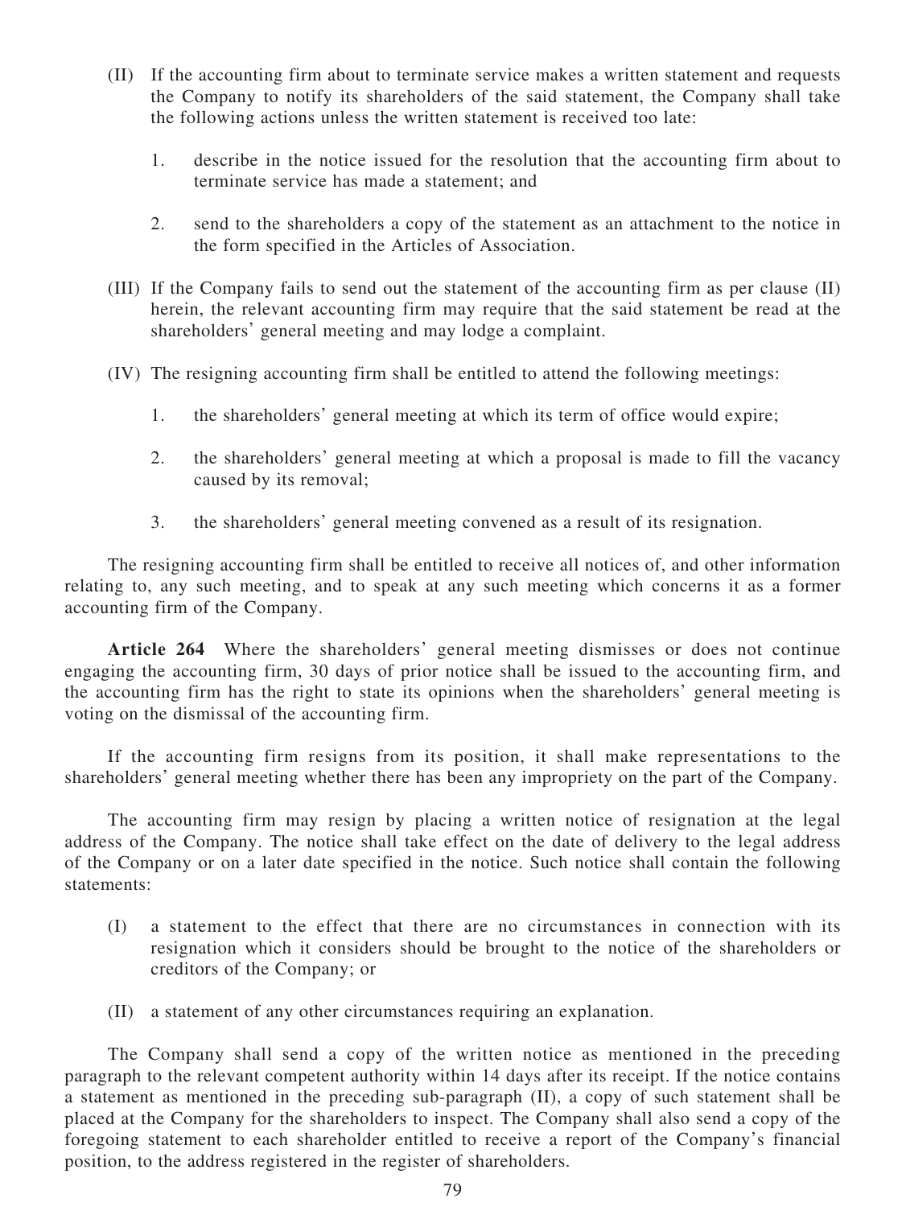(II) If the accounting firm about to terminate service makes a written statement and requests the Company to notify its shareholders of the said statement, the Company shall take the following actions unless the written statement is received too late:

1. describe in the notice issued for the resolution that the accounting firm about to terminate service has made a statement; and

2. send to the shareholders a copy of the statement as an attachment to the notice in the form specified in the Articles of Association.

(III) If the Company fails to send out the statement of the accounting firm as per clause (II) herein, the relevant accounting firm may require that the said statement be read at the shareholders' general meeting and may lodge a complaint.

(IV) The resigning accounting firm shall be entitled to attend the following meetings:

1. the shareholders' general meeting at which its term of office would expire;

2. the shareholders' general meeting at which a proposal is made to fill the vacancy caused by its removal;

3. the shareholders' general meeting convened as a result of its resignation.

The resigning accounting firm shall be entitled to receive all notices of, and other information relating to, any such meeting, and to speak at any such meeting which concerns it as a former accounting firm of the Company.

**Article 264** Where the shareholders' general meeting dismisses or does not continue engaging the accounting firm, 30 days of prior notice shall be issued to the accounting firm, and the accounting firm has the right to state its opinions when the shareholders' general meeting is voting on the dismissal of the accounting firm.

If the accounting firm resigns from its position, it shall make representations to the shareholders' general meeting whether there has been any impropriety on the part of the Company.

The accounting firm may resign by placing a written notice of resignation at the legal address of the Company. The notice shall take effect on the date of delivery to the legal address of the Company or on a later date specified in the notice. Such notice shall contain the following statements:

(I) a statement to the effect that there are no circumstances in connection with its resignation which it considers should be brought to the notice of the shareholders or creditors of the Company; or

(II) a statement of any other circumstances requiring an explanation.

The Company shall send a copy of the written notice as mentioned in the preceding paragraph to the relevant competent authority within 14 days after its receipt. If the notice contains a statement as mentioned in the preceding sub-paragraph (II), a copy of such statement shall be placed at the Company for the shareholders to inspect. The Company shall also send a copy of the foregoing statement to each shareholder entitled to receive a report of the Company's financial position, to the address registered in the register of shareholders.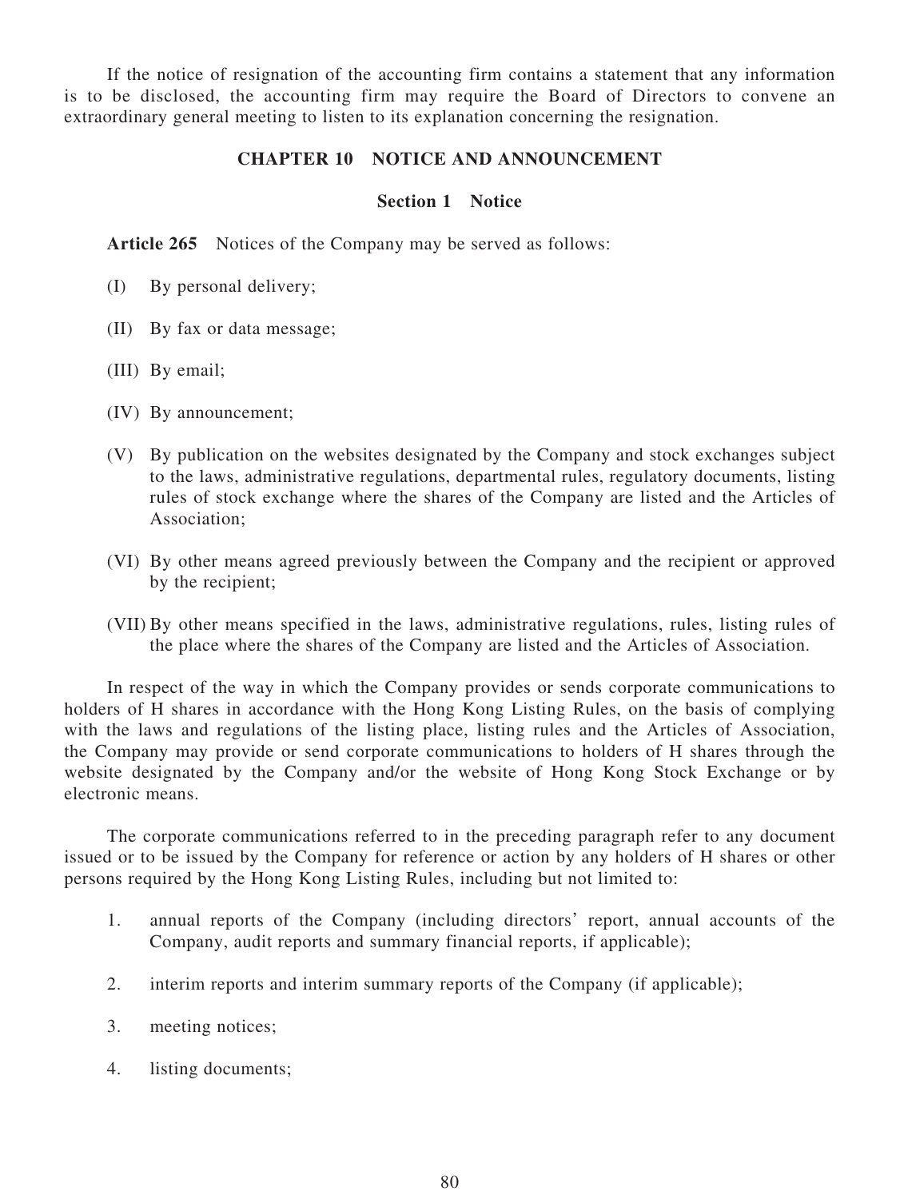If the notice of resignation of the accounting firm contains a statement that any information is to be disclosed, the accounting firm may require the Board of Directors to convene an extraordinary general meeting to listen to its explanation concerning the resignation.

## CHAPTER 10 NOTICE AND ANNOUNCEMENT

### Section 1 Notice

**Article 265** Notices of the Company may be served as follows:

(I) By personal delivery;

(II) By fax or data message;

(III) By email;

(IV) By announcement;

(V) By publication on the websites designated by the Company and stock exchanges subject to the laws, administrative regulations, departmental rules, regulatory documents, listing rules of stock exchange where the shares of the Company are listed and the Articles of Association;

(VI) By other means agreed previously between the Company and the recipient or approved by the recipient;

(VII) By other means specified in the laws, administrative regulations, rules, listing rules of the place where the shares of the Company are listed and the Articles of Association.

In respect of the way in which the Company provides or sends corporate communications to holders of H shares in accordance with the Hong Kong Listing Rules, on the basis of complying with the laws and regulations of the listing place, listing rules and the Articles of Association, the Company may provide or send corporate communications to holders of H shares through the website designated by the Company and/or the website of Hong Kong Stock Exchange or by electronic means.

The corporate communications referred to in the preceding paragraph refer to any document issued or to be issued by the Company for reference or action by any holders of H shares or other persons required by the Hong Kong Listing Rules, including but not limited to:

1. annual reports of the Company (including directors' report, annual accounts of the Company, audit reports and summary financial reports, if applicable);
2. interim reports and interim summary reports of the Company (if applicable);
3. meeting notices;
4. listing documents;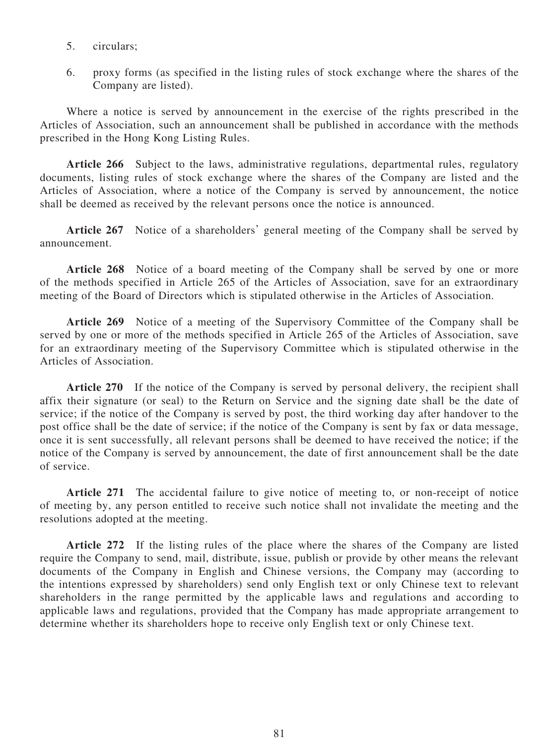5. circulars;

6. proxy forms (as specified in the listing rules of stock exchange where the shares of the Company are listed).

Where a notice is served by announcement in the exercise of the rights prescribed in the Articles of Association, such an announcement shall be published in accordance with the methods prescribed in the Hong Kong Listing Rules.

**Article 266** Subject to the laws, administrative regulations, departmental rules, regulatory documents, listing rules of stock exchange where the shares of the Company are listed and the Articles of Association, where a notice of the Company is served by announcement, the notice shall be deemed as received by the relevant persons once the notice is announced.

**Article 267** Notice of a shareholders' general meeting of the Company shall be served by announcement.

**Article 268** Notice of a board meeting of the Company shall be served by one or more of the methods specified in Article 265 of the Articles of Association, save for an extraordinary meeting of the Board of Directors which is stipulated otherwise in the Articles of Association.

**Article 269** Notice of a meeting of the Supervisory Committee of the Company shall be served by one or more of the methods specified in Article 265 of the Articles of Association, save for an extraordinary meeting of the Supervisory Committee which is stipulated otherwise in the Articles of Association.

**Article 270** If the notice of the Company is served by personal delivery, the recipient shall affix their signature (or seal) to the Return on Service and the signing date shall be the date of service; if the notice of the Company is served by post, the third working day after handover to the post office shall be the date of service; if the notice of the Company is sent by fax or data message, once it is sent successfully, all relevant persons shall be deemed to have received the notice; if the notice of the Company is served by announcement, the date of first announcement shall be the date of service.

**Article 271** The accidental failure to give notice of meeting to, or non-receipt of notice of meeting by, any person entitled to receive such notice shall not invalidate the meeting and the resolutions adopted at the meeting.

**Article 272** If the listing rules of the place where the shares of the Company are listed require the Company to send, mail, distribute, issue, publish or provide by other means the relevant documents of the Company in English and Chinese versions, the Company may (according to the intentions expressed by shareholders) send only English text or only Chinese text to relevant shareholders in the range permitted by the applicable laws and regulations and according to applicable laws and regulations, provided that the Company has made appropriate arrangement to determine whether its shareholders hope to receive only English text or only Chinese text.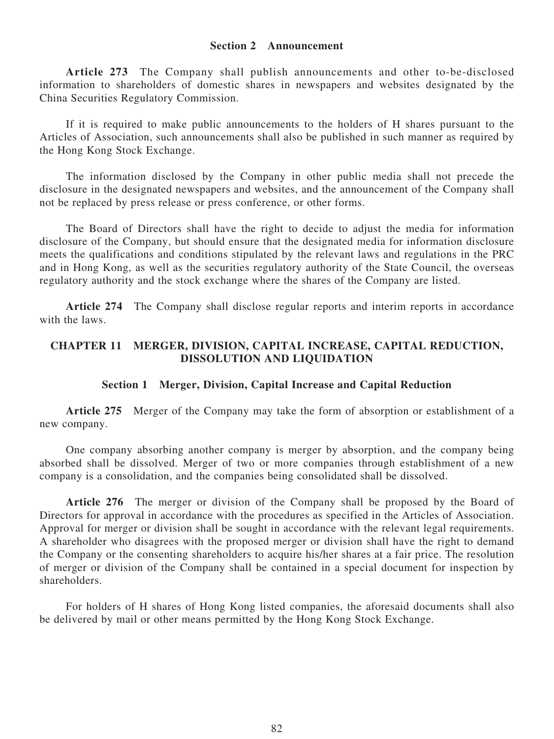### Section 2 Announcement

**Article 273** The Company shall publish announcements and other to-be-disclosed information to shareholders of domestic shares in newspapers and websites designated by the China Securities Regulatory Commission.

If it is required to make public announcements to the holders of H shares pursuant to the Articles of Association, such announcements shall also be published in such manner as required by the Hong Kong Stock Exchange.

The information disclosed by the Company in other public media shall not precede the disclosure in the designated newspapers and websites, and the announcement of the Company shall not be replaced by press release or press conference, or other forms.

The Board of Directors shall have the right to decide to adjust the media for information disclosure of the Company, but should ensure that the designated media for information disclosure meets the qualifications and conditions stipulated by the relevant laws and regulations in the PRC and in Hong Kong, as well as the securities regulatory authority of the State Council, the overseas regulatory authority and the stock exchange where the shares of the Company are listed.

**Article 274** The Company shall disclose regular reports and interim reports in accordance with the laws.

## CHAPTER 11 MERGER, DIVISION, CAPITAL INCREASE, CAPITAL REDUCTION, DISSOLUTION AND LIQUIDATION

### Section 1 Merger, Division, Capital Increase and Capital Reduction

**Article 275** Merger of the Company may take the form of absorption or establishment of a new company.

One company absorbing another company is merger by absorption, and the company being absorbed shall be dissolved. Merger of two or more companies through establishment of a new company is a consolidation, and the companies being consolidated shall be dissolved.

**Article 276** The merger or division of the Company shall be proposed by the Board of Directors for approval in accordance with the procedures as specified in the Articles of Association. Approval for merger or division shall be sought in accordance with the relevant legal requirements. A shareholder who disagrees with the proposed merger or division shall have the right to demand the Company or the consenting shareholders to acquire his/her shares at a fair price. The resolution of merger or division of the Company shall be contained in a special document for inspection by shareholders.

For holders of H shares of Hong Kong listed companies, the aforesaid documents shall also be delivered by mail or other means permitted by the Hong Kong Stock Exchange.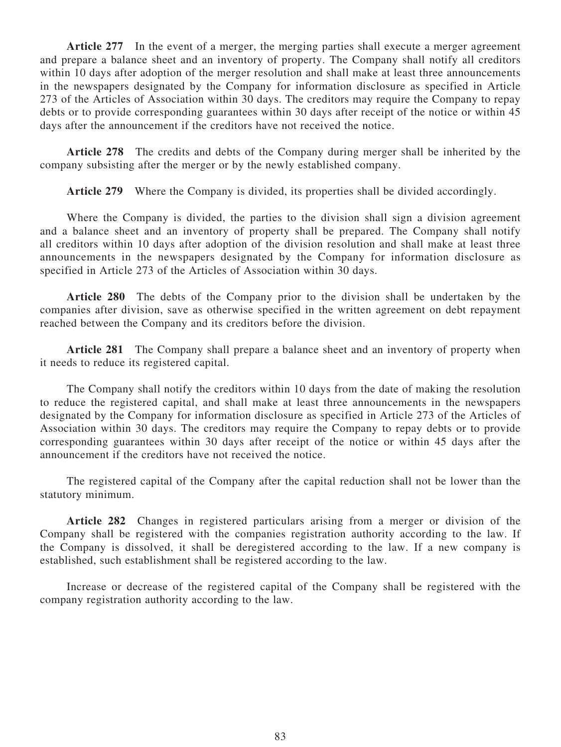**Article 277** In the event of a merger, the merging parties shall execute a merger agreement and prepare a balance sheet and an inventory of property. The Company shall notify all creditors within 10 days after adoption of the merger resolution and shall make at least three announcements in the newspapers designated by the Company for information disclosure as specified in Article 273 of the Articles of Association within 30 days. The creditors may require the Company to repay debts or to provide corresponding guarantees within 30 days after receipt of the notice or within 45 days after the announcement if the creditors have not received the notice.

**Article 278** The credits and debts of the Company during merger shall be inherited by the company subsisting after the merger or by the newly established company.

**Article 279** Where the Company is divided, its properties shall be divided accordingly.

Where the Company is divided, the parties to the division shall sign a division agreement and a balance sheet and an inventory of property shall be prepared. The Company shall notify all creditors within 10 days after adoption of the division resolution and shall make at least three announcements in the newspapers designated by the Company for information disclosure as specified in Article 273 of the Articles of Association within 30 days.

**Article 280** The debts of the Company prior to the division shall be undertaken by the companies after division, save as otherwise specified in the written agreement on debt repayment reached between the Company and its creditors before the division.

**Article 281** The Company shall prepare a balance sheet and an inventory of property when it needs to reduce its registered capital.

The Company shall notify the creditors within 10 days from the date of making the resolution to reduce the registered capital, and shall make at least three announcements in the newspapers designated by the Company for information disclosure as specified in Article 273 of the Articles of Association within 30 days. The creditors may require the Company to repay debts or to provide corresponding guarantees within 30 days after receipt of the notice or within 45 days after the announcement if the creditors have not received the notice.

The registered capital of the Company after the capital reduction shall not be lower than the statutory minimum.

**Article 282** Changes in registered particulars arising from a merger or division of the Company shall be registered with the companies registration authority according to the law. If the Company is dissolved, it shall be deregistered according to the law. If a new company is established, such establishment shall be registered according to the law.

Increase or decrease of the registered capital of the Company shall be registered with the company registration authority according to the law.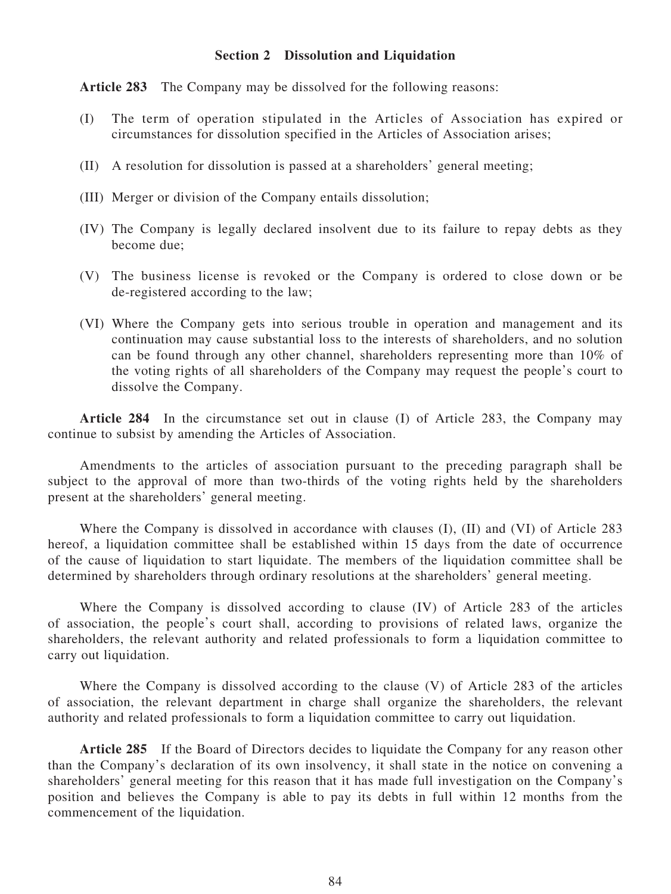## Section 2 Dissolution and Liquidation

**Article 283** The Company may be dissolved for the following reasons:

(I) The term of operation stipulated in the Articles of Association has expired or circumstances for dissolution specified in the Articles of Association arises;

(II) A resolution for dissolution is passed at a shareholders' general meeting;

(III) Merger or division of the Company entails dissolution;

(IV) The Company is legally declared insolvent due to its failure to repay debts as they become due;

(V) The business license is revoked or the Company is ordered to close down or be de-registered according to the law;

(VI) Where the Company gets into serious trouble in operation and management and its continuation may cause substantial loss to the interests of shareholders, and no solution can be found through any other channel, shareholders representing more than 10% of the voting rights of all shareholders of the Company may request the people's court to dissolve the Company.

**Article 284** In the circumstance set out in clause (I) of Article 283, the Company may continue to subsist by amending the Articles of Association.

Amendments to the articles of association pursuant to the preceding paragraph shall be subject to the approval of more than two-thirds of the voting rights held by the shareholders present at the shareholders' general meeting.

Where the Company is dissolved in accordance with clauses (I), (II) and (VI) of Article 283 hereof, a liquidation committee shall be established within 15 days from the date of occurrence of the cause of liquidation to start liquidate. The members of the liquidation committee shall be determined by shareholders through ordinary resolutions at the shareholders' general meeting.

Where the Company is dissolved according to clause (IV) of Article 283 of the articles of association, the people's court shall, according to provisions of related laws, organize the shareholders, the relevant authority and related professionals to form a liquidation committee to carry out liquidation.

Where the Company is dissolved according to the clause (V) of Article 283 of the articles of association, the relevant department in charge shall organize the shareholders, the relevant authority and related professionals to form a liquidation committee to carry out liquidation.

**Article 285** If the Board of Directors decides to liquidate the Company for any reason other than the Company's declaration of its own insolvency, it shall state in the notice on convening a shareholders' general meeting for this reason that it has made full investigation on the Company's position and believes the Company is able to pay its debts in full within 12 months from the commencement of the liquidation.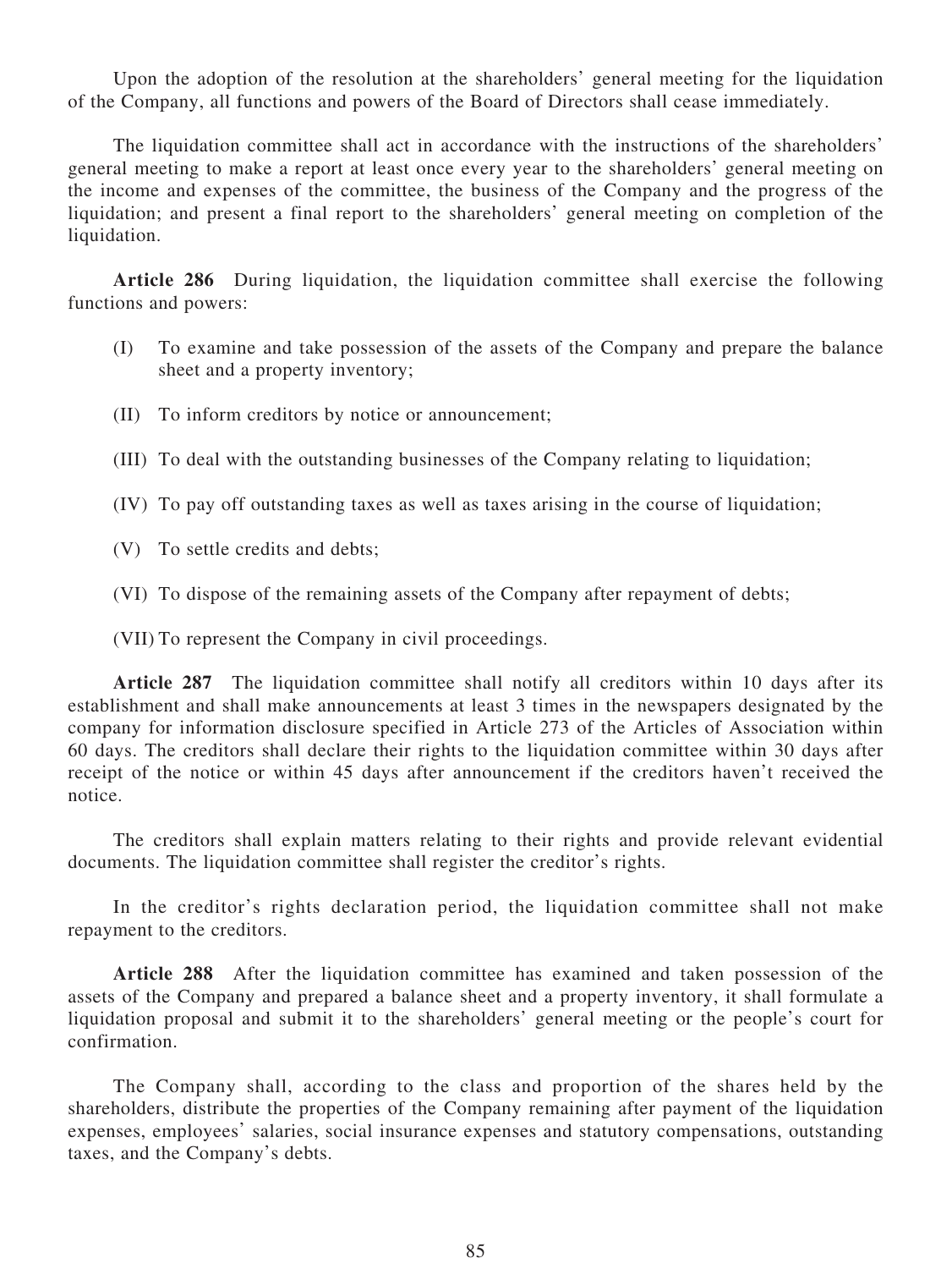Upon the adoption of the resolution at the shareholders' general meeting for the liquidation of the Company, all functions and powers of the Board of Directors shall cease immediately.

The liquidation committee shall act in accordance with the instructions of the shareholders' general meeting to make a report at least once every year to the shareholders' general meeting on the income and expenses of the committee, the business of the Company and the progress of the liquidation; and present a final report to the shareholders' general meeting on completion of the liquidation.

**Article 286** During liquidation, the liquidation committee shall exercise the following functions and powers:

(I) To examine and take possession of the assets of the Company and prepare the balance sheet and a property inventory;

(II) To inform creditors by notice or announcement;

(III) To deal with the outstanding businesses of the Company relating to liquidation;

(IV) To pay off outstanding taxes as well as taxes arising in the course of liquidation;

(V) To settle credits and debts;

(VI) To dispose of the remaining assets of the Company after repayment of debts;

(VII) To represent the Company in civil proceedings.

**Article 287** The liquidation committee shall notify all creditors within 10 days after its establishment and shall make announcements at least 3 times in the newspapers designated by the company for information disclosure specified in Article 273 of the Articles of Association within 60 days. The creditors shall declare their rights to the liquidation committee within 30 days after receipt of the notice or within 45 days after announcement if the creditors haven't received the notice.

The creditors shall explain matters relating to their rights and provide relevant evidential documents. The liquidation committee shall register the creditor's rights.

In the creditor's rights declaration period, the liquidation committee shall not make repayment to the creditors.

**Article 288** After the liquidation committee has examined and taken possession of the assets of the Company and prepared a balance sheet and a property inventory, it shall formulate a liquidation proposal and submit it to the shareholders' general meeting or the people's court for confirmation.

The Company shall, according to the class and proportion of the shares held by the shareholders, distribute the properties of the Company remaining after payment of the liquidation expenses, employees' salaries, social insurance expenses and statutory compensations, outstanding taxes, and the Company's debts.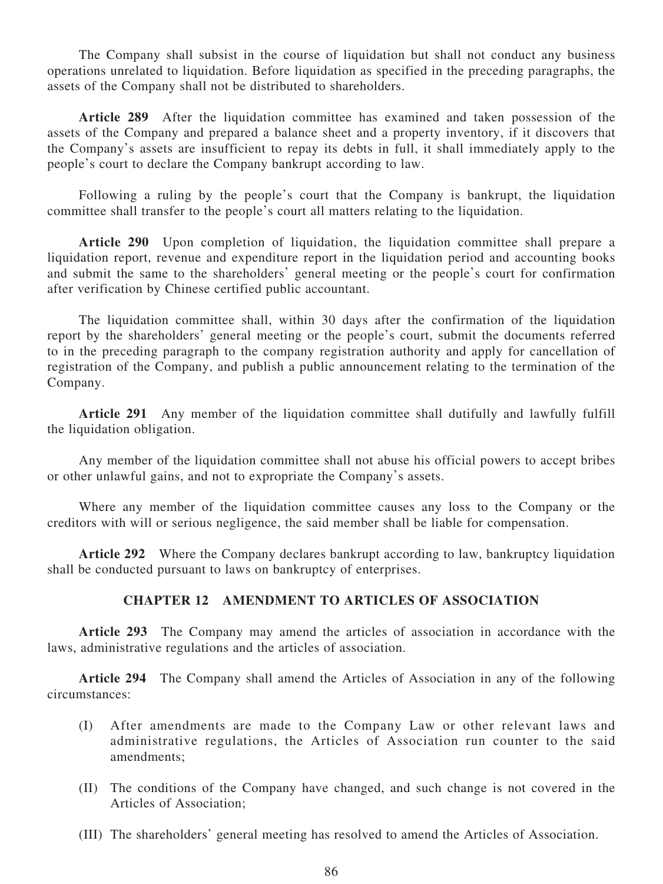The Company shall subsist in the course of liquidation but shall not conduct any business operations unrelated to liquidation. Before liquidation as specified in the preceding paragraphs, the assets of the Company shall not be distributed to shareholders.

**Article 289** After the liquidation committee has examined and taken possession of the assets of the Company and prepared a balance sheet and a property inventory, if it discovers that the Company's assets are insufficient to repay its debts in full, it shall immediately apply to the people's court to declare the Company bankrupt according to law.

Following a ruling by the people's court that the Company is bankrupt, the liquidation committee shall transfer to the people's court all matters relating to the liquidation.

**Article 290** Upon completion of liquidation, the liquidation committee shall prepare a liquidation report, revenue and expenditure report in the liquidation period and accounting books and submit the same to the shareholders' general meeting or the people's court for confirmation after verification by Chinese certified public accountant.

The liquidation committee shall, within 30 days after the confirmation of the liquidation report by the shareholders' general meeting or the people's court, submit the documents referred to in the preceding paragraph to the company registration authority and apply for cancellation of registration of the Company, and publish a public announcement relating to the termination of the Company.

**Article 291** Any member of the liquidation committee shall dutifully and lawfully fulfill the liquidation obligation.

Any member of the liquidation committee shall not abuse his official powers to accept bribes or other unlawful gains, and not to expropriate the Company's assets.

Where any member of the liquidation committee causes any loss to the Company or the creditors with will or serious negligence, the said member shall be liable for compensation.

**Article 292** Where the Company declares bankrupt according to law, bankruptcy liquidation shall be conducted pursuant to laws on bankruptcy of enterprises.

## CHAPTER 12 AMENDMENT TO ARTICLES OF ASSOCIATION

**Article 293** The Company may amend the articles of association in accordance with the laws, administrative regulations and the articles of association.

**Article 294** The Company shall amend the Articles of Association in any of the following circumstances:

(I) After amendments are made to the Company Law or other relevant laws and administrative regulations, the Articles of Association run counter to the said amendments;

(II) The conditions of the Company have changed, and such change is not covered in the Articles of Association;

(III) The shareholders' general meeting has resolved to amend the Articles of Association.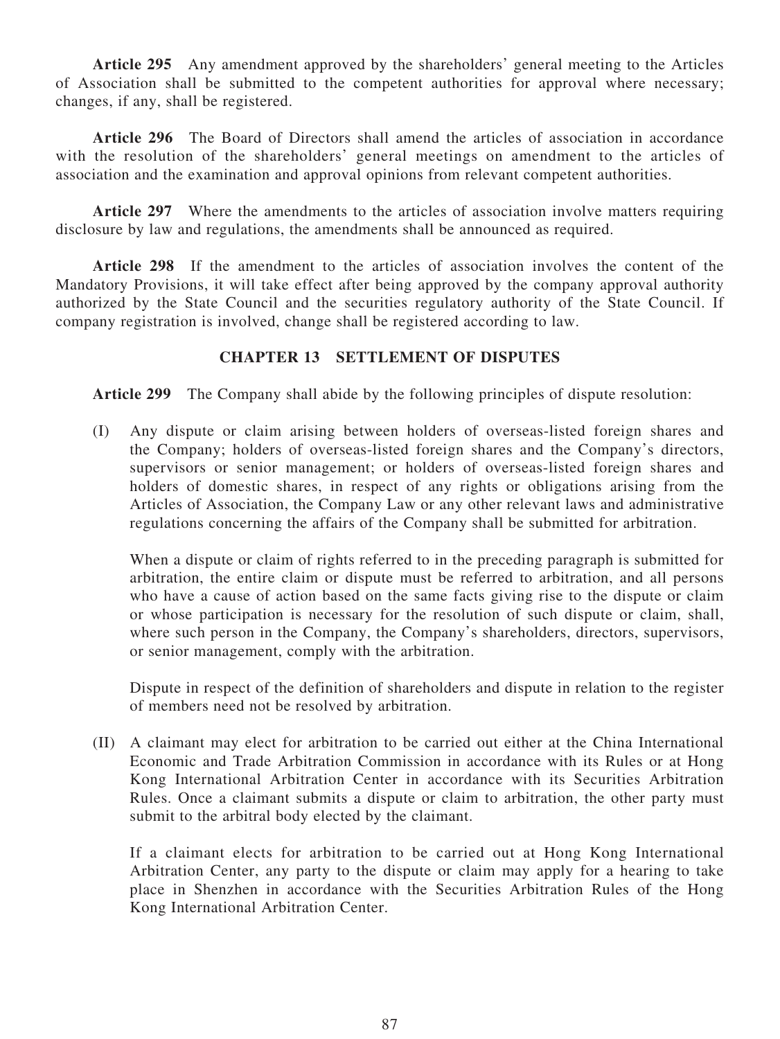**Article 295** Any amendment approved by the shareholders' general meeting to the Articles of Association shall be submitted to the competent authorities for approval where necessary; changes, if any, shall be registered.

**Article 296** The Board of Directors shall amend the articles of association in accordance with the resolution of the shareholders' general meetings on amendment to the articles of association and the examination and approval opinions from relevant competent authorities.

**Article 297** Where the amendments to the articles of association involve matters requiring disclosure by law and regulations, the amendments shall be announced as required.

**Article 298** If the amendment to the articles of association involves the content of the Mandatory Provisions, it will take effect after being approved by the company approval authority authorized by the State Council and the securities regulatory authority of the State Council. If company registration is involved, change shall be registered according to law.

## CHAPTER 13 SETTLEMENT OF DISPUTES

**Article 299** The Company shall abide by the following principles of dispute resolution:

(I) Any dispute or claim arising between holders of overseas-listed foreign shares and the Company; holders of overseas-listed foreign shares and the Company's directors, supervisors or senior management; or holders of overseas-listed foreign shares and holders of domestic shares, in respect of any rights or obligations arising from the Articles of Association, the Company Law or any other relevant laws and administrative regulations concerning the affairs of the Company shall be submitted for arbitration.

When a dispute or claim of rights referred to in the preceding paragraph is submitted for arbitration, the entire claim or dispute must be referred to arbitration, and all persons who have a cause of action based on the same facts giving rise to the dispute or claim or whose participation is necessary for the resolution of such dispute or claim, shall, where such person in the Company, the Company's shareholders, directors, supervisors, or senior management, comply with the arbitration.

Dispute in respect of the definition of shareholders and dispute in relation to the register of members need not be resolved by arbitration.

(II) A claimant may elect for arbitration to be carried out either at the China International Economic and Trade Arbitration Commission in accordance with its Rules or at Hong Kong International Arbitration Center in accordance with its Securities Arbitration Rules. Once a claimant submits a dispute or claim to arbitration, the other party must submit to the arbitral body elected by the claimant.

If a claimant elects for arbitration to be carried out at Hong Kong International Arbitration Center, any party to the dispute or claim may apply for a hearing to take place in Shenzhen in accordance with the Securities Arbitration Rules of the Hong Kong International Arbitration Center.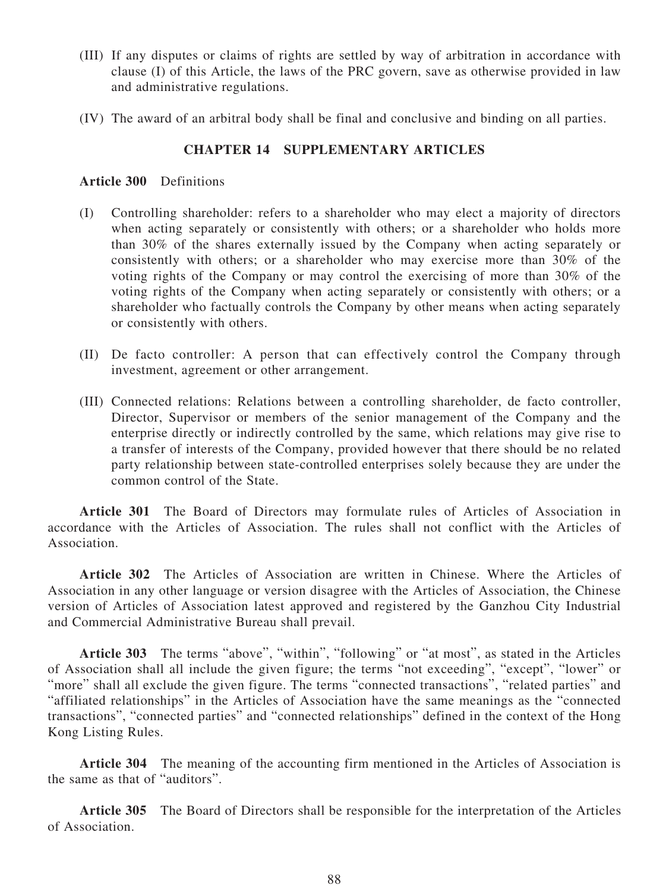(III) If any disputes or claims of rights are settled by way of arbitration in accordance with clause (I) of this Article, the laws of the PRC govern, save as otherwise provided in law and administrative regulations.

(IV) The award of an arbitral body shall be final and conclusive and binding on all parties.

## CHAPTER 14 SUPPLEMENTARY ARTICLES

**Article 300** Definitions

(I) Controlling shareholder: refers to a shareholder who may elect a majority of directors when acting separately or consistently with others; or a shareholder who holds more than 30% of the shares externally issued by the Company when acting separately or consistently with others; or a shareholder who may exercise more than 30% of the voting rights of the Company or may control the exercising of more than 30% of the voting rights of the Company when acting separately or consistently with others; or a shareholder who factually controls the Company by other means when acting separately or consistently with others.

(II) De facto controller: A person that can effectively control the Company through investment, agreement or other arrangement.

(III) Connected relations: Relations between a controlling shareholder, de facto controller, Director, Supervisor or members of the senior management of the Company and the enterprise directly or indirectly controlled by the same, which relations may give rise to a transfer of interests of the Company, provided however that there should be no related party relationship between state-controlled enterprises solely because they are under the common control of the State.

**Article 301** The Board of Directors may formulate rules of Articles of Association in accordance with the Articles of Association. The rules shall not conflict with the Articles of Association.

**Article 302** The Articles of Association are written in Chinese. Where the Articles of Association in any other language or version disagree with the Articles of Association, the Chinese version of Articles of Association latest approved and registered by the Ganzhou City Industrial and Commercial Administrative Bureau shall prevail.

**Article 303** The terms "above", "within", "following" or "at most", as stated in the Articles of Association shall all include the given figure; the terms "not exceeding", "except", "lower" or "more" shall all exclude the given figure. The terms "connected transactions", "related parties" and "affiliated relationships" in the Articles of Association have the same meanings as the "connected transactions", "connected parties" and "connected relationships" defined in the context of the Hong Kong Listing Rules.

**Article 304** The meaning of the accounting firm mentioned in the Articles of Association is the same as that of "auditors".

**Article 305** The Board of Directors shall be responsible for the interpretation of the Articles of Association.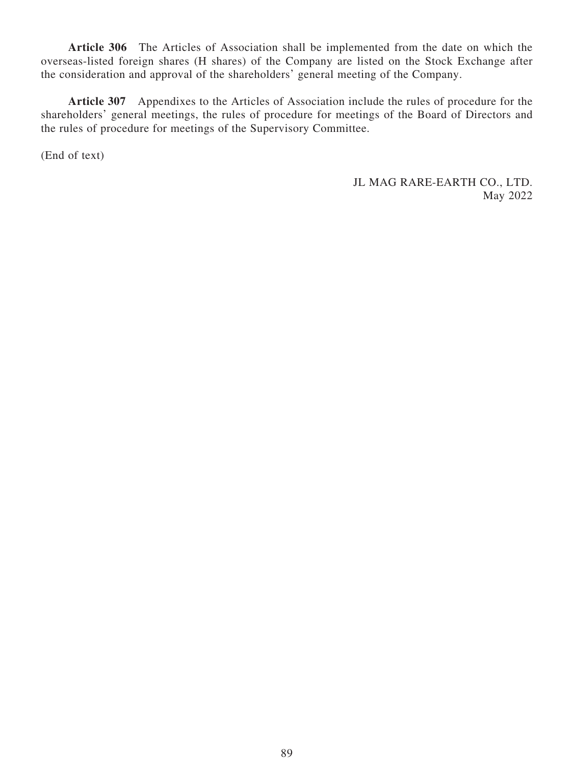**Article 306** The Articles of Association shall be implemented from the date on which the overseas-listed foreign shares (H shares) of the Company are listed on the Stock Exchange after the consideration and approval of the shareholders' general meeting of the Company.

**Article 307** Appendixes to the Articles of Association include the rules of procedure for the shareholders' general meetings, the rules of procedure for meetings of the Board of Directors and the rules of procedure for meetings of the Supervisory Committee.

(End of text)

JL MAG RARE-EARTH CO., LTD.
May 2022